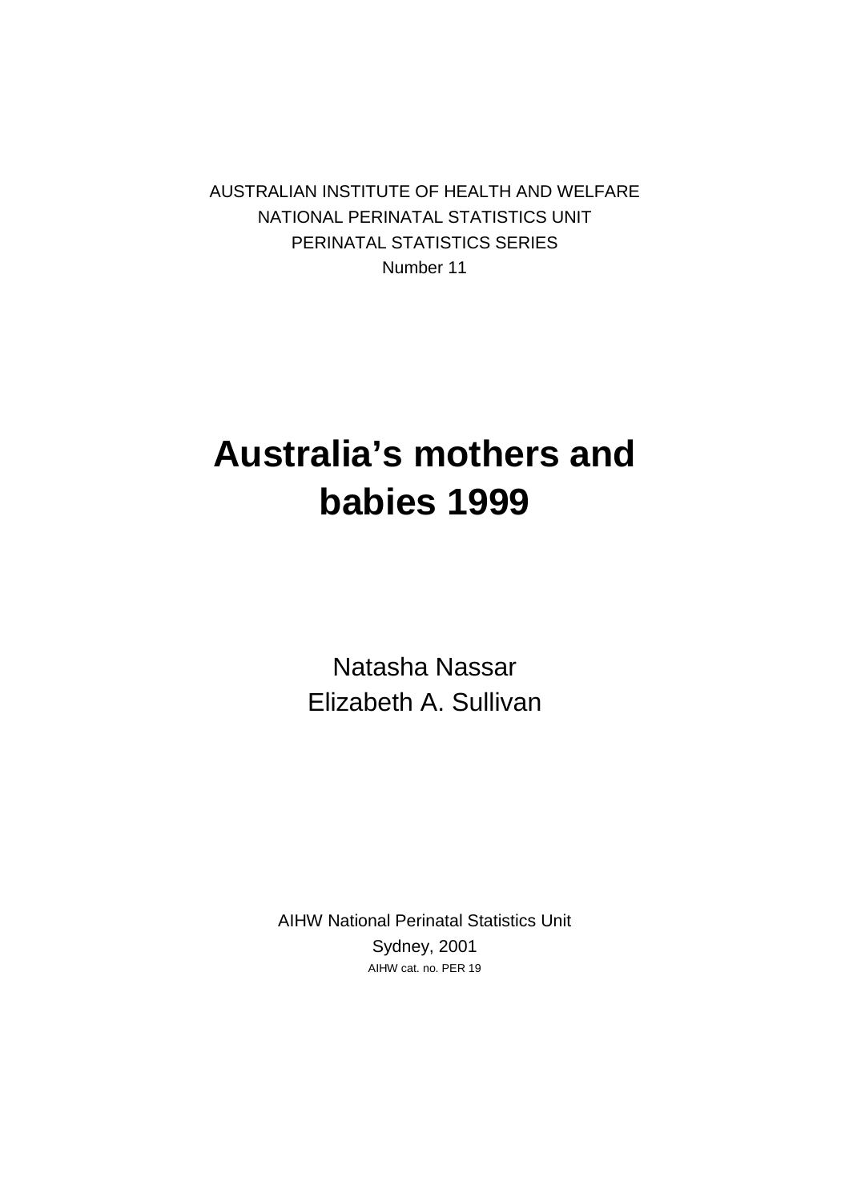AUSTRALIAN INSTITUTE OF HEALTH AND WELFARE
NATIONAL PERINATAL STATISTICS UNIT
PERINATAL STATISTICS SERIES
Number 11

# Australia's mothers and babies 1999

Natasha Nassar
Elizabeth A. Sullivan

AIHW National Perinatal Statistics Unit
Sydney, 2001
AIHW cat. no. PER 19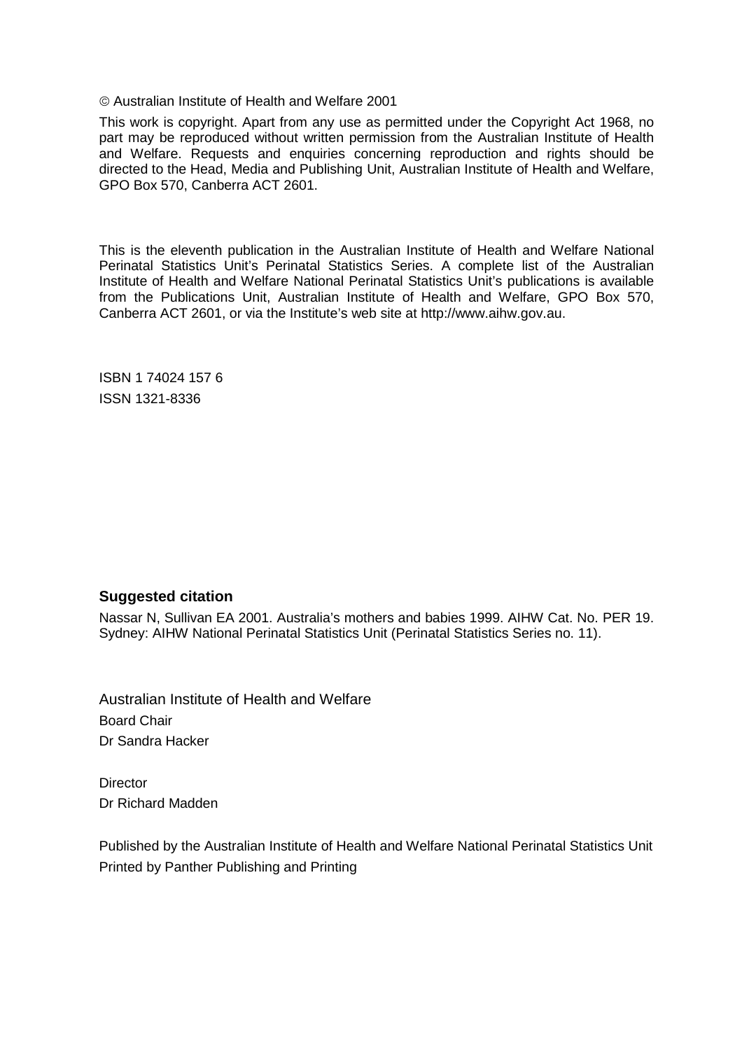© Australian Institute of Health and Welfare 2001

This work is copyright. Apart from any use as permitted under the Copyright Act 1968, no part may be reproduced without written permission from the Australian Institute of Health and Welfare. Requests and enquiries concerning reproduction and rights should be directed to the Head, Media and Publishing Unit, Australian Institute of Health and Welfare, GPO Box 570, Canberra ACT 2601.

This is the eleventh publication in the Australian Institute of Health and Welfare National Perinatal Statistics Unit's Perinatal Statistics Series. A complete list of the Australian Institute of Health and Welfare National Perinatal Statistics Unit's publications is available from the Publications Unit, Australian Institute of Health and Welfare, GPO Box 570, Canberra ACT 2601, or via the Institute's web site at http://www.aihw.gov.au.

ISBN 1 74024 157 6

ISSN 1321-8336

### Suggested citation

Nassar N, Sullivan EA 2001. Australia's mothers and babies 1999. AIHW Cat. No. PER 19. Sydney: AIHW National Perinatal Statistics Unit (Perinatal Statistics Series no. 11).

Australian Institute of Health and Welfare

Board Chair

Dr Sandra Hacker

Director

Dr Richard Madden

Published by the Australian Institute of Health and Welfare National Perinatal Statistics Unit

Printed by Panther Publishing and Printing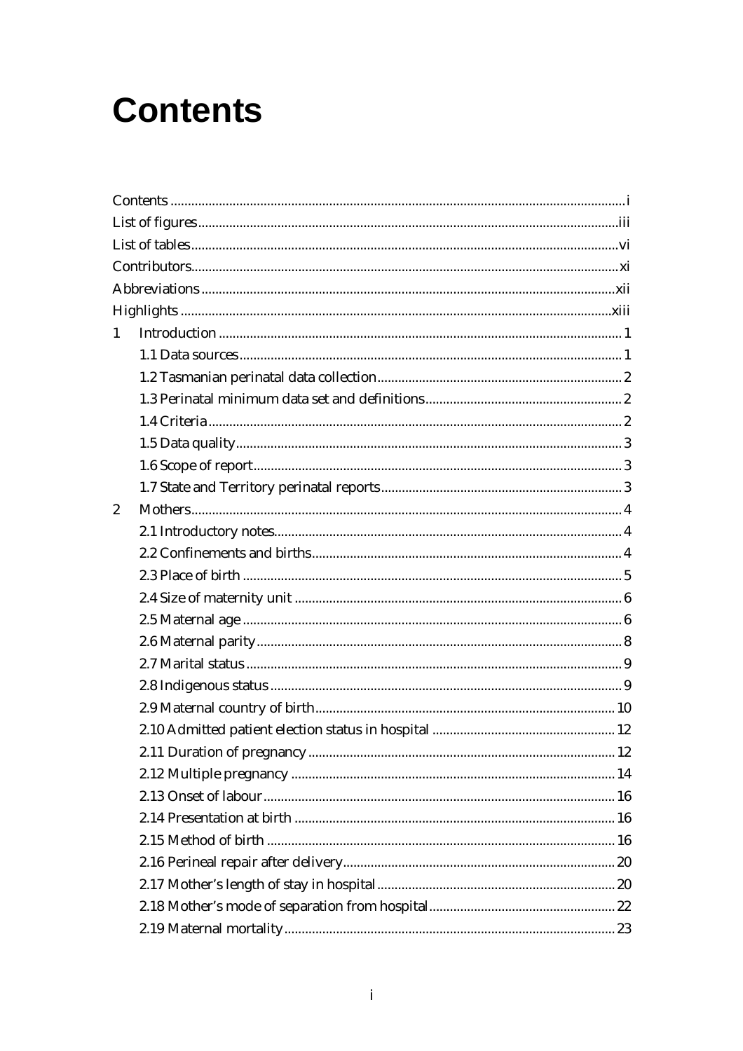# Contents

Contents ........ i
List of figures ........ iii
List of tables ........ vi
Contributors ........ xi
Abbreviations ........ xii
Highlights ........ xiii

1 Introduction ........ 1
- 1.1 Data sources ........ 1
- 1.2 Tasmanian perinatal data collection ........ 2
- 1.3 Perinatal minimum data set and definitions ........ 2
- 1.4 Criteria ........ 2
- 1.5 Data quality ........ 3
- 1.6 Scope of report ........ 3
- 1.7 State and Territory perinatal reports ........ 3

2 Mothers ........ 4
- 2.1 Introductory notes ........ 4
- 2.2 Confinements and births ........ 4
- 2.3 Place of birth ........ 5
- 2.4 Size of maternity unit ........ 6
- 2.5 Maternal age ........ 6
- 2.6 Maternal parity ........ 8
- 2.7 Marital status ........ 9
- 2.8 Indigenous status ........ 9
- 2.9 Maternal country of birth ........ 10
- 2.10 Admitted patient election status in hospital ........ 12
- 2.11 Duration of pregnancy ........ 12
- 2.12 Multiple pregnancy ........ 14
- 2.13 Onset of labour ........ 16
- 2.14 Presentation at birth ........ 16
- 2.15 Method of birth ........ 16
- 2.16 Perineal repair after delivery ........ 20
- 2.17 Mother's length of stay in hospital ........ 20
- 2.18 Mother's mode of separation from hospital ........ 22
- 2.19 Maternal mortality ........ 23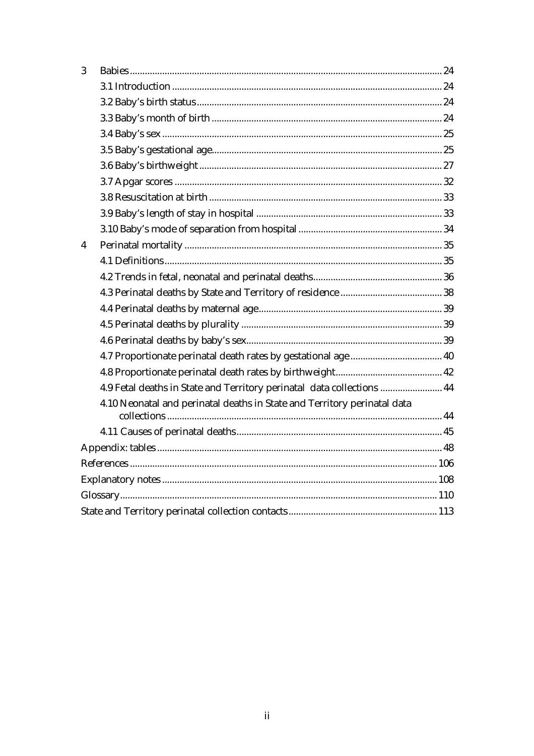3 Babies ........................................................................................................................ 24

3.1 Introduction ........................................................................................................ 24

3.2 Baby's birth status ............................................................................................... 24

3.3 Baby's month of birth .......................................................................................... 24

3.4 Baby's sex ............................................................................................................. 25

3.5 Baby's gestational age.......................................................................................... 25

3.6 Baby's birthweight ............................................................................................... 27

3.7 Apgar scores ......................................................................................................... 32

3.8 Resuscitation at birth .......................................................................................... 33

3.9 Baby's length of stay in hospital ........................................................................ 33

3.10 Baby's mode of separation from hospital ........................................................ 34

4 Perinatal mortality ..................................................................................................... 35

4.1 Definitions ............................................................................................................ 35

4.2 Trends in fetal, neonatal and perinatal deaths .................................................. 36

4.3 Perinatal deaths by State and Territory of residence ....................................... 38

4.4 Perinatal deaths by maternal age ....................................................................... 39

4.5 Perinatal deaths by plurality .............................................................................. 39

4.6 Perinatal deaths by baby's sex ............................................................................ 39

4.7 Proportionate perinatal death rates by gestational age ................................... 40

4.8 Proportionate perinatal death rates by birthweight ......................................... 42

4.9 Fetal deaths in State and Territory perinatal data collections ........................ 44

4.10 Neonatal and perinatal deaths in State and Territory perinatal data collections ........................................................................................................... 44

4.11 Causes of perinatal deaths ................................................................................ 45

Appendix: tables ............................................................................................................. 48

References ...................................................................................................................... 106

Explanatory notes .......................................................................................................... 108

Glossary .......................................................................................................................... 110

State and Territory perinatal collection contacts ........................................................ 113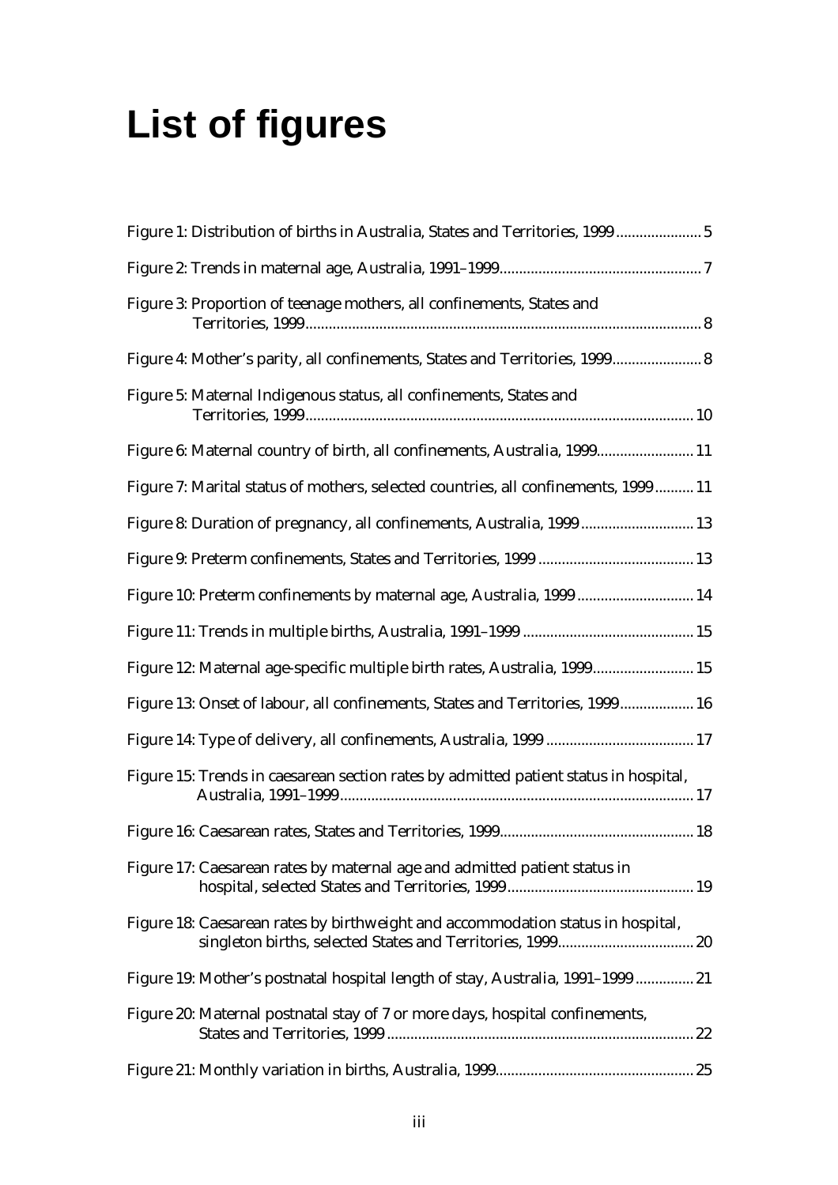# List of figures

Figure 1: Distribution of births in Australia, States and Territories, 1999 ...................... 5

Figure 2: Trends in maternal age, Australia, 1991–1999 ..................................................... 7

Figure 3: Proportion of teenage mothers, all confinements, States and Territories, 1999 ..................................................................................................... 8

Figure 4: Mother's parity, all confinements, States and Territories, 1999 ....................... 8

Figure 5: Maternal Indigenous status, all confinements, States and Territories, 1999 ................................................................................................... 10

Figure 6: Maternal country of birth, all confinements, Australia, 1999 ......................... 11

Figure 7: Marital status of mothers, selected countries, all confinements, 1999 .......... 11

Figure 8: Duration of pregnancy, all confinements, Australia, 1999 ............................. 13

Figure 9: Preterm confinements, States and Territories, 1999 ........................................ 13

Figure 10: Preterm confinements by maternal age, Australia, 1999 .............................. 14

Figure 11: Trends in multiple births, Australia, 1991–1999 ............................................ 15

Figure 12: Maternal age-specific multiple birth rates, Australia, 1999.......................... 15

Figure 13: Onset of labour, all confinements, States and Territories, 1999 ................... 16

Figure 14: Type of delivery, all confinements, Australia, 1999 ...................................... 17

Figure 15: Trends in caesarean section rates by admitted patient status in hospital, Australia, 1991–1999 ........................................................................................... 17

Figure 16: Caesarean rates, States and Territories, 1999 .................................................. 18

Figure 17: Caesarean rates by maternal age and admitted patient status in hospital, selected States and Territories, 1999 ................................................ 19

Figure 18: Caesarean rates by birthweight and accommodation status in hospital, singleton births, selected States and Territories, 1999 ................................... 20

Figure 19: Mother's postnatal hospital length of stay, Australia, 1991–1999 ............... 21

Figure 20: Maternal postnatal stay of 7 or more days, hospital confinements, States and Territories, 1999 ............................................................................... 22

Figure 21: Monthly variation in births, Australia, 1999 ................................................... 25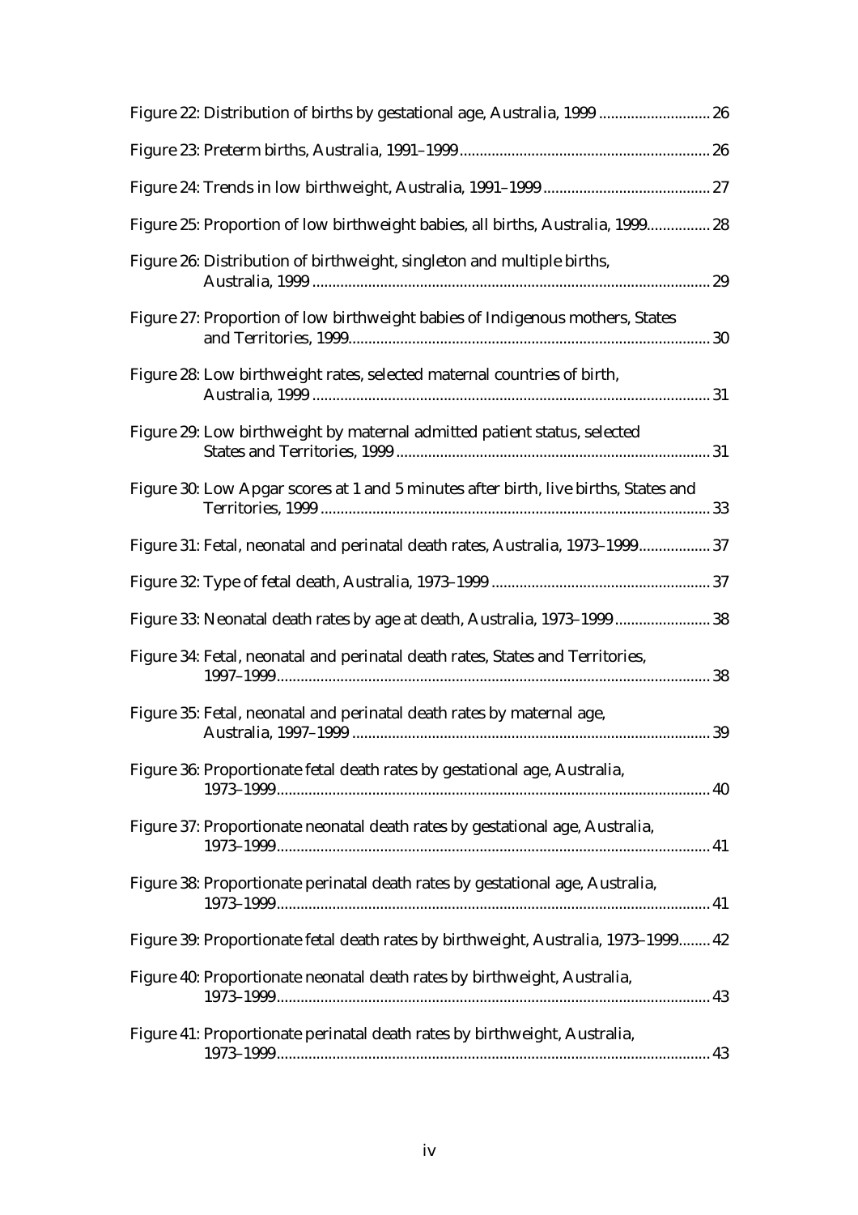Figure 22: Distribution of births by gestational age, Australia, 1999 ............................ 26

Figure 23: Preterm births, Australia, 1991–1999 ............................................................... 26

Figure 24: Trends in low birthweight, Australia, 1991–1999 .......................................... 27

Figure 25: Proportion of low birthweight babies, all births, Australia, 1999................ 28

Figure 26: Distribution of birthweight, singleton and multiple births, Australia, 1999 .................................................................................................... 29

Figure 27: Proportion of low birthweight babies of Indigenous mothers, States and Territories, 1999........................................................................................... 30

Figure 28: Low birthweight rates, selected maternal countries of birth, Australia, 1999 .................................................................................................... 31

Figure 29: Low birthweight by maternal admitted patient status, selected States and Territories, 1999 ............................................................................... 31

Figure 30: Low Apgar scores at 1 and 5 minutes after birth, live births, States and Territories, 1999 ................................................................................................. 33

Figure 31: Fetal, neonatal and perinatal death rates, Australia, 1973–1999.................. 37

Figure 32: Type of fetal death, Australia, 1973–1999 ....................................................... 37

Figure 33: Neonatal death rates by age at death, Australia, 1973–1999 ........................ 38

Figure 34: Fetal, neonatal and perinatal death rates, States and Territories, 1997–1999............................................................................................................. 38

Figure 35: Fetal, neonatal and perinatal death rates by maternal age, Australia, 1997–1999 .......................................................................................... 39

Figure 36: Proportionate fetal death rates by gestational age, Australia, 1973–1999............................................................................................................. 40

Figure 37: Proportionate neonatal death rates by gestational age, Australia, 1973–1999............................................................................................................. 41

Figure 38: Proportionate perinatal death rates by gestational age, Australia, 1973–1999............................................................................................................. 41

Figure 39: Proportionate fetal death rates by birthweight, Australia, 1973–1999........ 42

Figure 40: Proportionate neonatal death rates by birthweight, Australia, 1973–1999............................................................................................................. 43

Figure 41: Proportionate perinatal death rates by birthweight, Australia, 1973–1999............................................................................................................. 43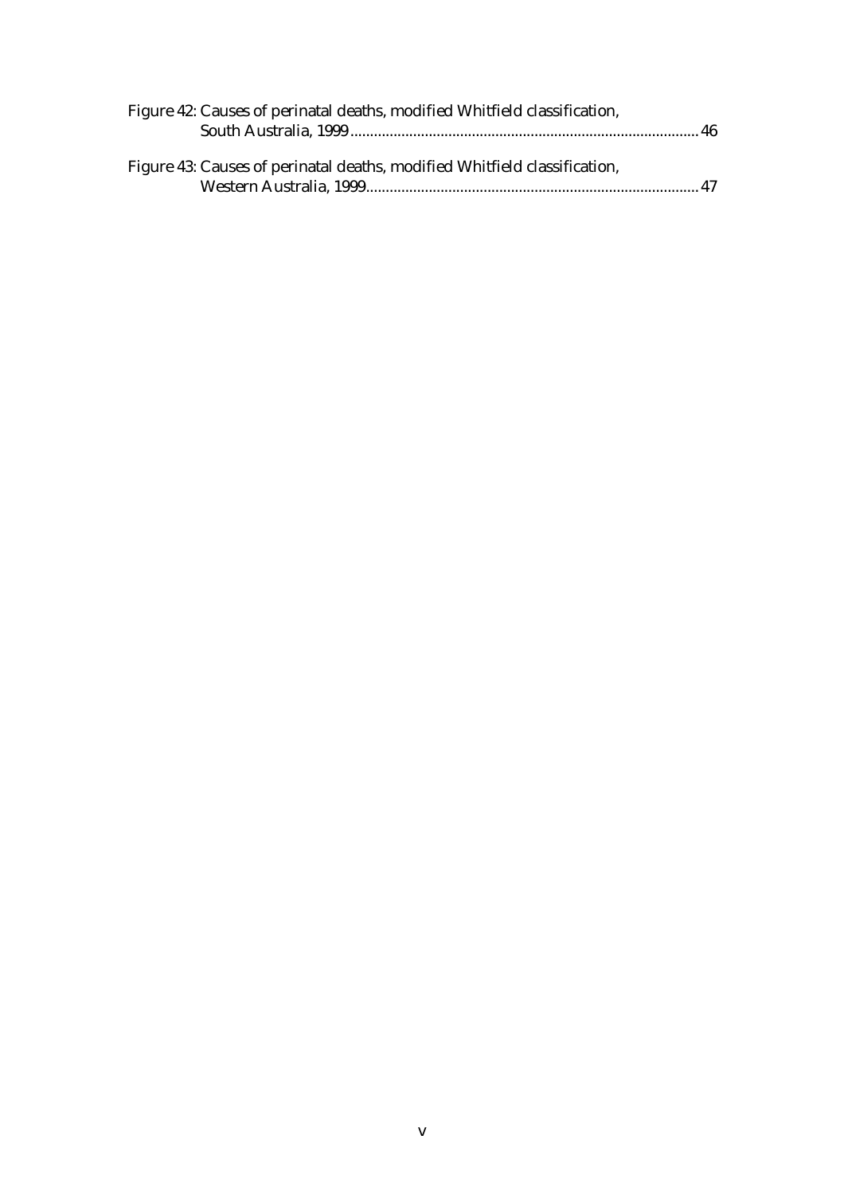Figure 42: Causes of perinatal deaths, modified Whitfield classification, South Australia, 1999 ........................................................................................ 46

Figure 43: Causes of perinatal deaths, modified Whitfield classification, Western Australia, 1999.................................................................................... 47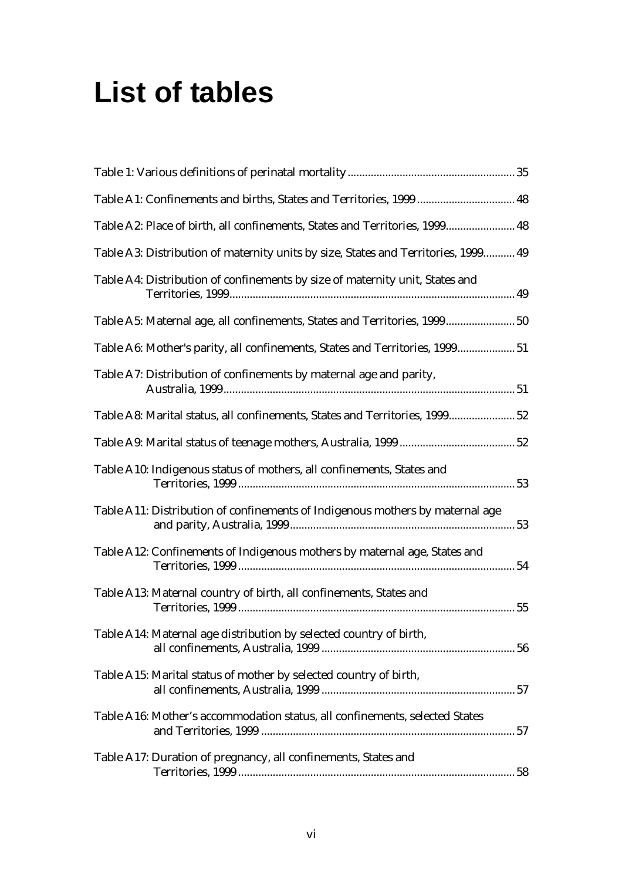# List of tables

Table 1: Various definitions of perinatal mortality .......................................................... 35

Table A1: Confinements and births, States and Territories, 1999 .................................. 48

Table A2: Place of birth, all confinements, States and Territories, 1999........................ 48

Table A3: Distribution of maternity units by size, States and Territories, 1999........... 49

Table A4: Distribution of confinements by size of maternity unit, States and Territories, 1999.................................................................................................. 49

Table A5: Maternal age, all confinements, States and Territories, 1999........................ 50

Table A6: Mother's parity, all confinements, States and Territories, 1999.................... 51

Table A7: Distribution of confinements by maternal age and parity, Australia, 1999.................................................................................................... 51

Table A8: Marital status, all confinements, States and Territories, 1999....................... 52

Table A9: Marital status of teenage mothers, Australia, 1999 ........................................ 52

Table A10: Indigenous status of mothers, all confinements, States and Territories, 1999 .............................................................................................. 53

Table A11: Distribution of confinements of Indigenous mothers by maternal age and parity, Australia, 1999............................................................................ 53

Table A12: Confinements of Indigenous mothers by maternal age, States and Territories, 1999 .............................................................................................. 54

Table A13: Maternal country of birth, all confinements, States and Territories, 1999 .............................................................................................. 55

Table A14: Maternal age distribution by selected country of birth, all confinements, Australia, 1999 .................................................................. 56

Table A15: Marital status of mother by selected country of birth, all confinements, Australia, 1999 .................................................................. 57

Table A16: Mother's accommodation status, all confinements, selected States and Territories, 1999 ....................................................................................... 57

Table A17: Duration of pregnancy, all confinements, States and Territories, 1999 .............................................................................................. 58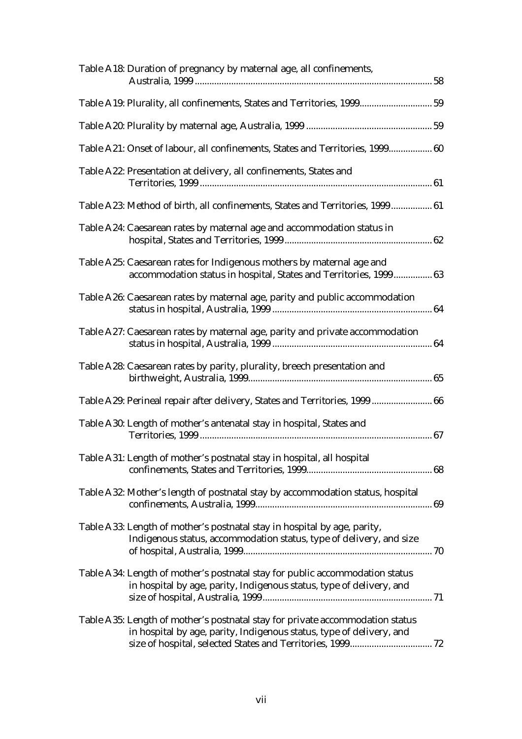Table A18: Duration of pregnancy by maternal age, all confinements, Australia, 1999 ................................................................ 58

Table A19: Plurality, all confinements, States and Territories, 1999 ................................ 59

Table A20: Plurality by maternal age, Australia, 1999 ................................................ 59

Table A21: Onset of labour, all confinements, States and Territories, 1999 ................... 60

Table A22: Presentation at delivery, all confinements, States and Territories, 1999 ................................................................ 61

Table A23: Method of birth, all confinements, States and Territories, 1999 ................... 61

Table A24: Caesarean rates by maternal age and accommodation status in hospital, States and Territories, 1999 ................................................ 62

Table A25: Caesarean rates for Indigenous mothers by maternal age and accommodation status in hospital, States and Territories, 1999 ................ 63

Table A26: Caesarean rates by maternal age, parity and public accommodation status in hospital, Australia, 1999 ................................................ 64

Table A27: Caesarean rates by maternal age, parity and private accommodation status in hospital, Australia, 1999 ................................................ 64

Table A28: Caesarean rates by parity, plurality, breech presentation and birthweight, Australia, 1999 ................................................ 65

Table A29: Perineal repair after delivery, States and Territories, 1999 ........................ 66

Table A30: Length of mother's antenatal stay in hospital, States and Territories, 1999 ................................................................ 67

Table A31: Length of mother's postnatal stay in hospital, all hospital confinements, States and Territories, 1999 ................................................ 68

Table A32: Mother's length of postnatal stay by accommodation status, hospital confinements, Australia, 1999 ................................................ 69

Table A33: Length of mother's postnatal stay in hospital by age, parity, Indigenous status, accommodation status, type of delivery, and size of hospital, Australia, 1999 ................................................ 70

Table A34: Length of mother's postnatal stay for public accommodation status in hospital by age, parity, Indigenous status, type of delivery, and size of hospital, Australia, 1999 ................................................ 71

Table A35: Length of mother's postnatal stay for private accommodation status in hospital by age, parity, Indigenous status, type of delivery, and size of hospital, selected States and Territories, 1999 ................................ 72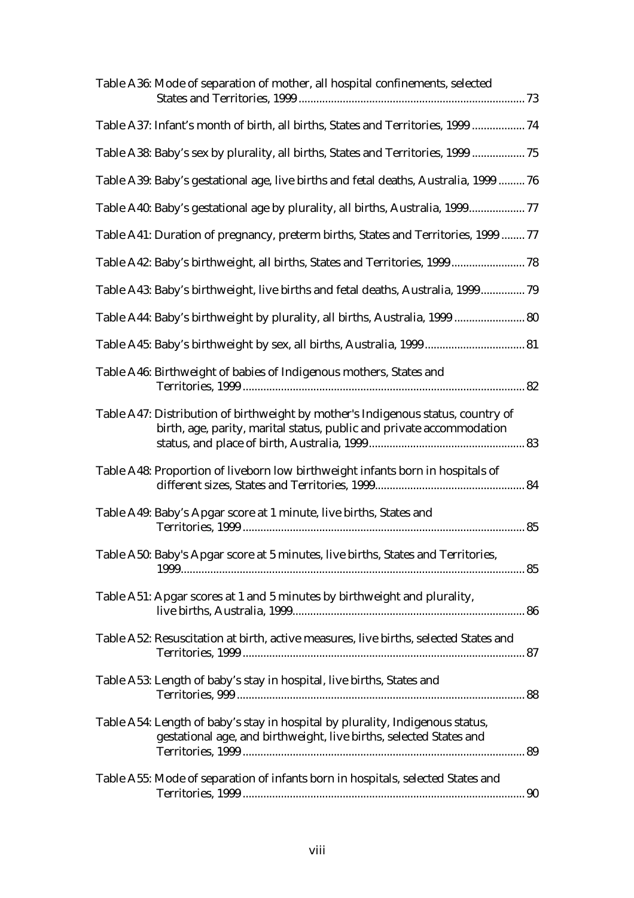Table A36: Mode of separation of mother, all hospital confinements, selected States and Territories, 1999 ........ 73

Table A37: Infant's month of birth, all births, States and Territories, 1999 ........ 74

Table A38: Baby's sex by plurality, all births, States and Territories, 1999 ........ 75

Table A39: Baby's gestational age, live births and fetal deaths, Australia, 1999 ........ 76

Table A40: Baby's gestational age by plurality, all births, Australia, 1999 ........ 77

Table A41: Duration of pregnancy, preterm births, States and Territories, 1999 ........ 77

Table A42: Baby's birthweight, all births, States and Territories, 1999 ........ 78

Table A43: Baby's birthweight, live births and fetal deaths, Australia, 1999 ........ 79

Table A44: Baby's birthweight by plurality, all births, Australia, 1999 ........ 80

Table A45: Baby's birthweight by sex, all births, Australia, 1999 ........ 81

Table A46: Birthweight of babies of Indigenous mothers, States and Territories, 1999 ........ 82

Table A47: Distribution of birthweight by mother's Indigenous status, country of birth, age, parity, marital status, public and private accommodation status, and place of birth, Australia, 1999 ........ 83

Table A48: Proportion of liveborn low birthweight infants born in hospitals of different sizes, States and Territories, 1999 ........ 84

Table A49: Baby's Apgar score at 1 minute, live births, States and Territories, 1999 ........ 85

Table A50: Baby's Apgar score at 5 minutes, live births, States and Territories, 1999 ........ 85

Table A51: Apgar scores at 1 and 5 minutes by birthweight and plurality, live births, Australia, 1999 ........ 86

Table A52: Resuscitation at birth, active measures, live births, selected States and Territories, 1999 ........ 87

Table A53: Length of baby's stay in hospital, live births, States and Territories, 999 ........ 88

Table A54: Length of baby's stay in hospital by plurality, Indigenous status, gestational age, and birthweight, live births, selected States and Territories, 1999 ........ 89

Table A55: Mode of separation of infants born in hospitals, selected States and Territories, 1999 ........ 90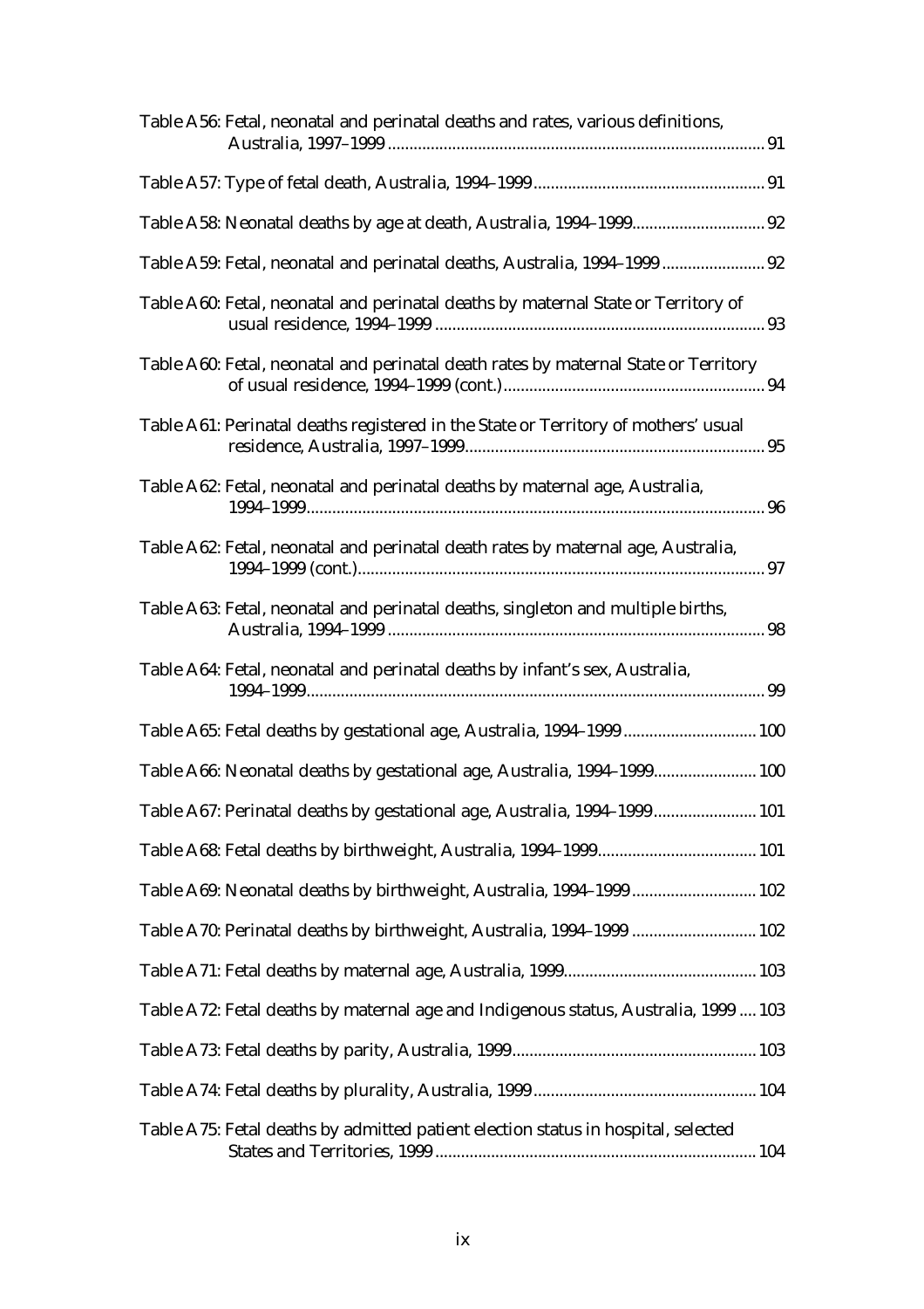Table A56: Fetal, neonatal and perinatal deaths and rates, various definitions, Australia, 1997–1999 ........ 91

Table A57: Type of fetal death, Australia, 1994–1999 ........ 91

Table A58: Neonatal deaths by age at death, Australia, 1994–1999 ........ 92

Table A59: Fetal, neonatal and perinatal deaths, Australia, 1994–1999 ........ 92

Table A60: Fetal, neonatal and perinatal deaths by maternal State or Territory of usual residence, 1994–1999 ........ 93

Table A60: Fetal, neonatal and perinatal death rates by maternal State or Territory of usual residence, 1994–1999 (cont.) ........ 94

Table A61: Perinatal deaths registered in the State or Territory of mothers' usual residence, Australia, 1997–1999 ........ 95

Table A62: Fetal, neonatal and perinatal deaths by maternal age, Australia, 1994–1999 ........ 96

Table A62: Fetal, neonatal and perinatal death rates by maternal age, Australia, 1994–1999 (cont.) ........ 97

Table A63: Fetal, neonatal and perinatal deaths, singleton and multiple births, Australia, 1994–1999 ........ 98

Table A64: Fetal, neonatal and perinatal deaths by infant's sex, Australia, 1994–1999 ........ 99

Table A65: Fetal deaths by gestational age, Australia, 1994–1999 ........ 100

Table A66: Neonatal deaths by gestational age, Australia, 1994–1999 ........ 100

Table A67: Perinatal deaths by gestational age, Australia, 1994–1999 ........ 101

Table A68: Fetal deaths by birthweight, Australia, 1994–1999 ........ 101

Table A69: Neonatal deaths by birthweight, Australia, 1994–1999 ........ 102

Table A70: Perinatal deaths by birthweight, Australia, 1994–1999 ........ 102

Table A71: Fetal deaths by maternal age, Australia, 1999 ........ 103

Table A72: Fetal deaths by maternal age and Indigenous status, Australia, 1999 ........ 103

Table A73: Fetal deaths by parity, Australia, 1999 ........ 103

Table A74: Fetal deaths by plurality, Australia, 1999 ........ 104

Table A75: Fetal deaths by admitted patient election status in hospital, selected States and Territories, 1999 ........ 104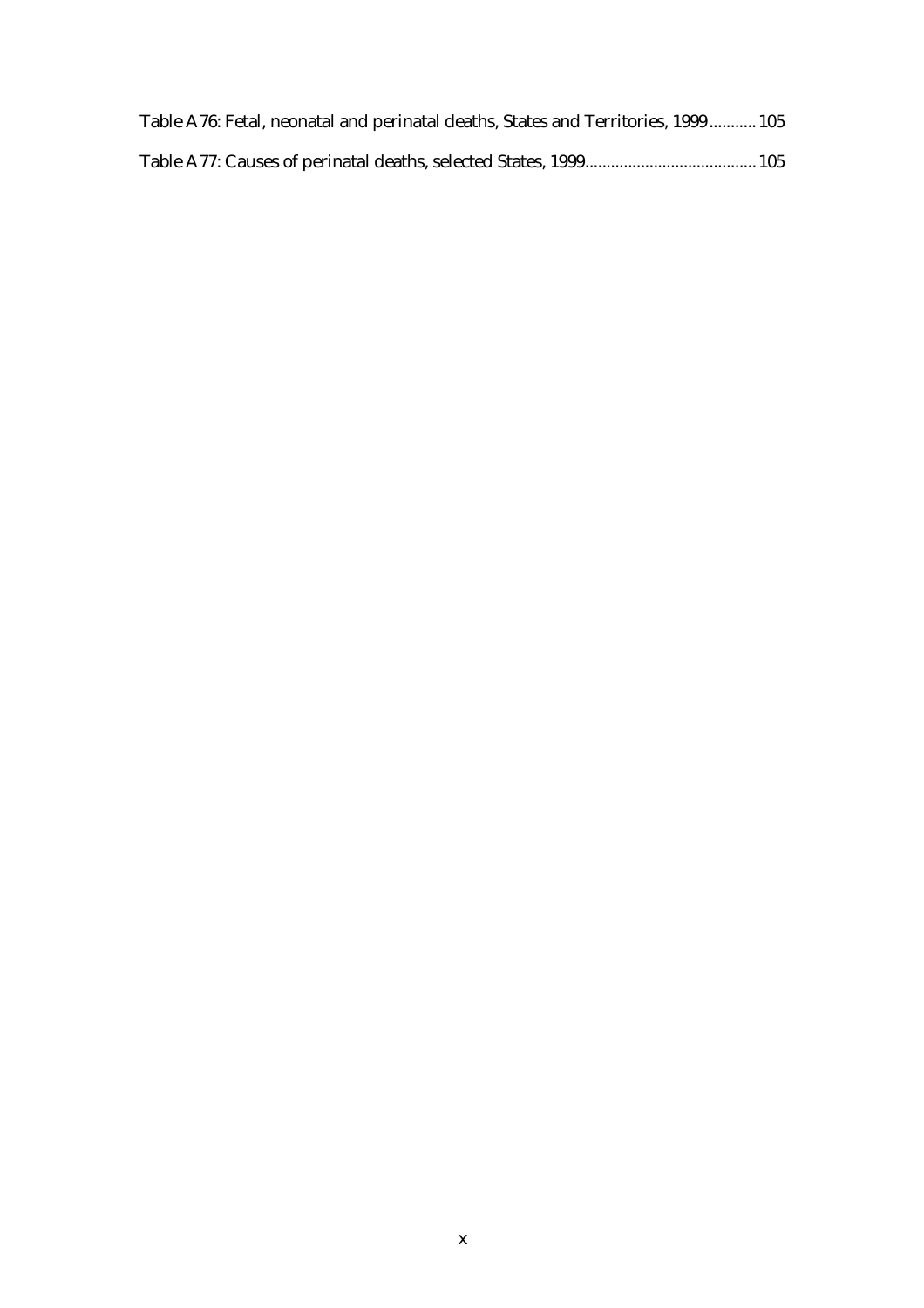Table A76: Fetal, neonatal and perinatal deaths, States and Territories, 1999...........105

Table A77: Causes of perinatal deaths, selected States, 1999........................................105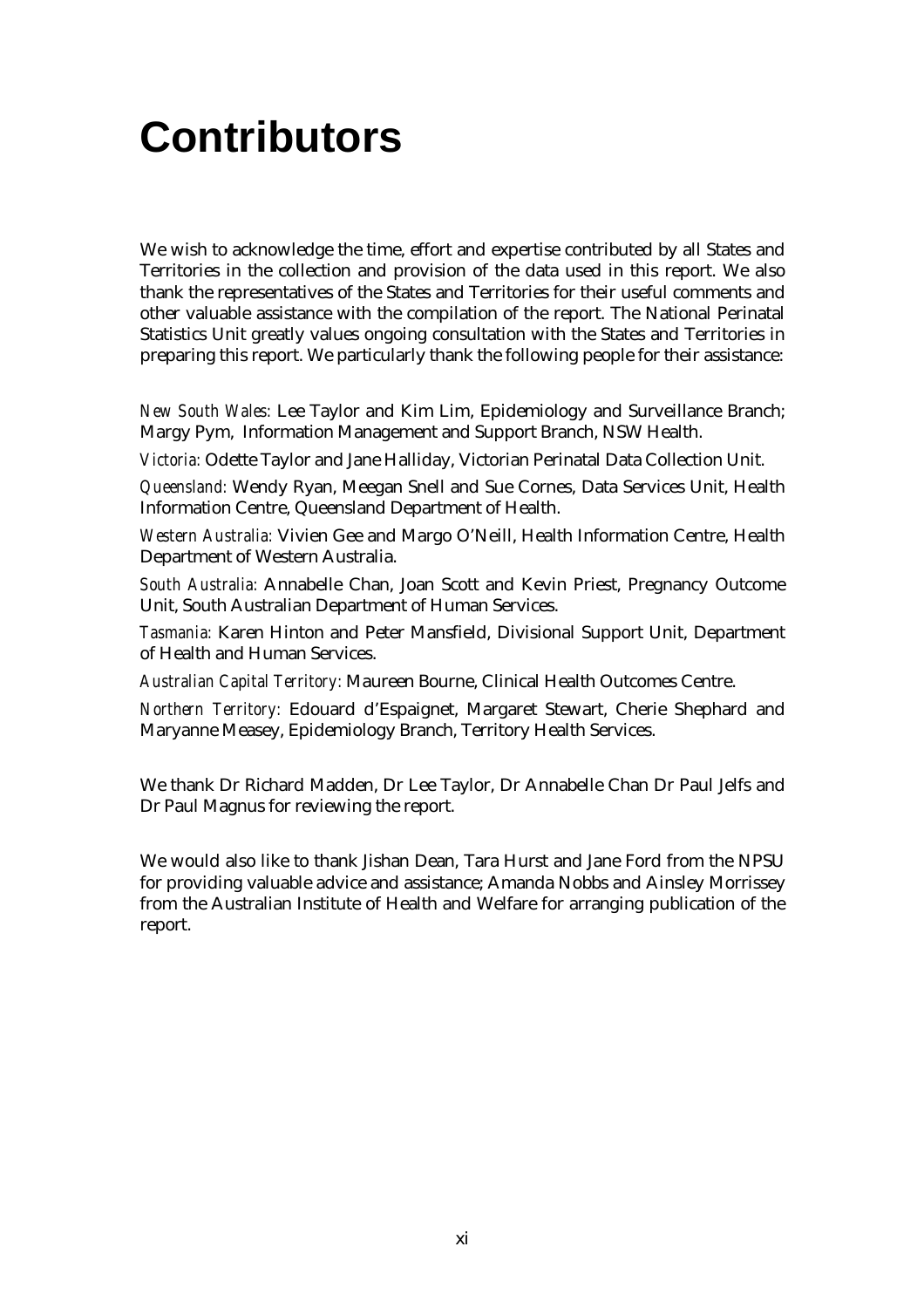# Contributors

We wish to acknowledge the time, effort and expertise contributed by all States and Territories in the collection and provision of the data used in this report. We also thank the representatives of the States and Territories for their useful comments and other valuable assistance with the compilation of the report. The National Perinatal Statistics Unit greatly values ongoing consultation with the States and Territories in preparing this report. We particularly thank the following people for their assistance:

*New South Wales:* Lee Taylor and Kim Lim, Epidemiology and Surveillance Branch; Margy Pym, Information Management and Support Branch, NSW Health.

*Victoria:* Odette Taylor and Jane Halliday, Victorian Perinatal Data Collection Unit.

*Queensland:* Wendy Ryan, Meegan Snell and Sue Cornes, Data Services Unit, Health Information Centre, Queensland Department of Health.

*Western Australia:* Vivien Gee and Margo O'Neill, Health Information Centre, Health Department of Western Australia.

*South Australia:* Annabelle Chan, Joan Scott and Kevin Priest, Pregnancy Outcome Unit, South Australian Department of Human Services.

*Tasmania:* Karen Hinton and Peter Mansfield, Divisional Support Unit, Department of Health and Human Services.

*Australian Capital Territory:* Maureen Bourne, Clinical Health Outcomes Centre.

*Northern Territory:* Edouard d'Espaignet, Margaret Stewart, Cherie Shephard and Maryanne Measey, Epidemiology Branch, Territory Health Services.

We thank Dr Richard Madden, Dr Lee Taylor, Dr Annabelle Chan Dr Paul Jelfs and Dr Paul Magnus for reviewing the report.

We would also like to thank Jishan Dean, Tara Hurst and Jane Ford from the NPSU for providing valuable advice and assistance; Amanda Nobbs and Ainsley Morrissey from the Australian Institute of Health and Welfare for arranging publication of the report.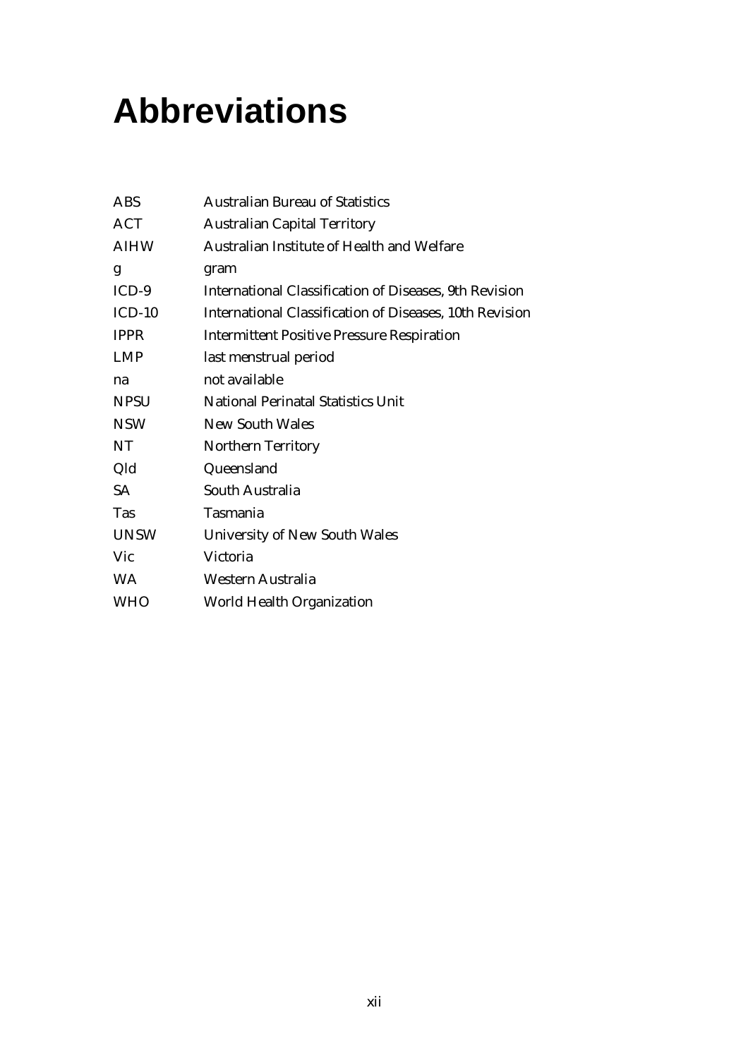# Abbreviations

| | |
|---|---|
| ABS | Australian Bureau of Statistics |
| ACT | Australian Capital Territory |
| AIHW | Australian Institute of Health and Welfare |
| g | gram |
| ICD-9 | International Classification of Diseases, 9th Revision |
| ICD-10 | International Classification of Diseases, 10th Revision |
| IPPR | Intermittent Positive Pressure Respiration |
| LMP | last menstrual period |
| na | not available |
| NPSU | National Perinatal Statistics Unit |
| NSW | New South Wales |
| NT | Northern Territory |
| Qld | Queensland |
| SA | South Australia |
| Tas | Tasmania |
| UNSW | University of New South Wales |
| Vic | Victoria |
| WA | Western Australia |
| WHO | World Health Organization |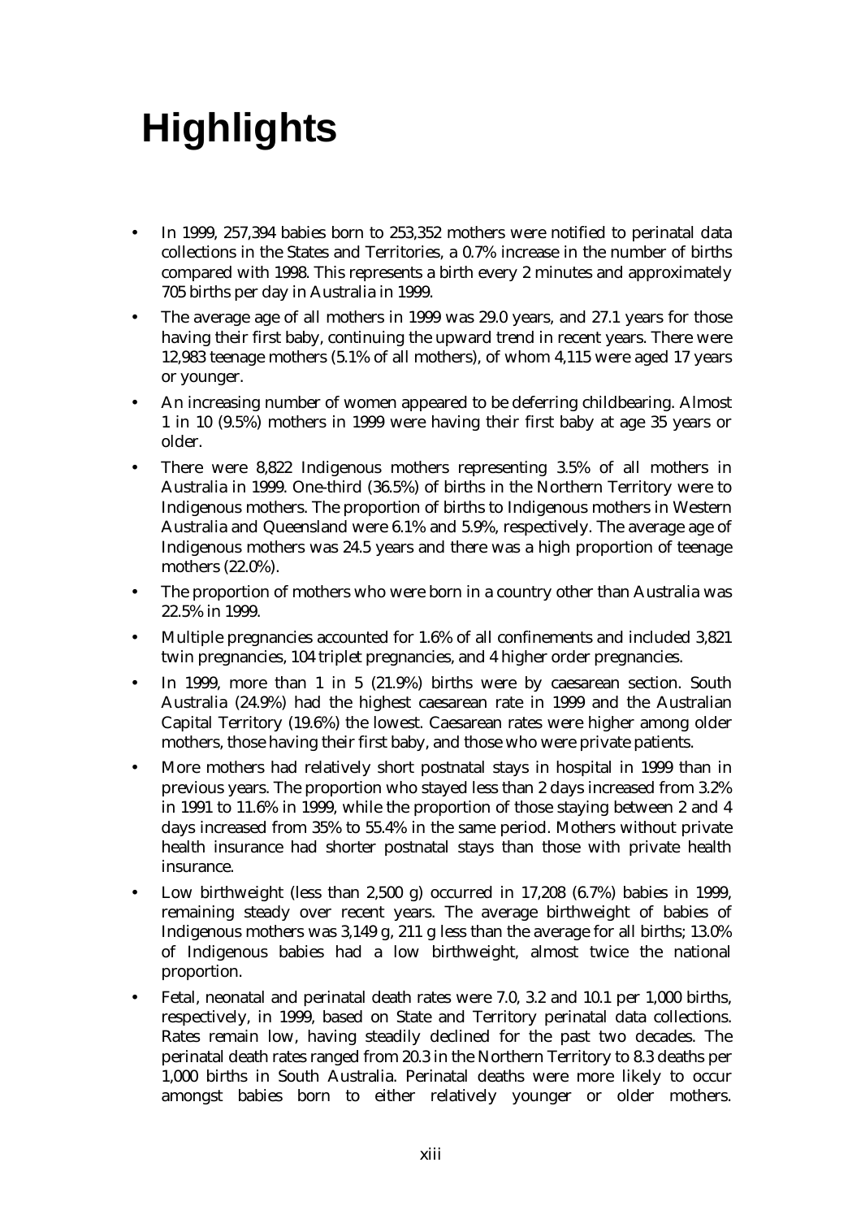# Highlights

- In 1999, 257,394 babies born to 253,352 mothers were notified to perinatal data collections in the States and Territories, a 0.7% increase in the number of births compared with 1998. This represents a birth every 2 minutes and approximately 705 births per day in Australia in 1999.
- The average age of all mothers in 1999 was 29.0 years, and 27.1 years for those having their first baby, continuing the upward trend in recent years. There were 12,983 teenage mothers (5.1% of all mothers), of whom 4,115 were aged 17 years or younger.
- An increasing number of women appeared to be deferring childbearing. Almost 1 in 10 (9.5%) mothers in 1999 were having their first baby at age 35 years or older.
- There were 8,822 Indigenous mothers representing 3.5% of all mothers in Australia in 1999. One-third (36.5%) of births in the Northern Territory were to Indigenous mothers. The proportion of births to Indigenous mothers in Western Australia and Queensland were 6.1% and 5.9%, respectively. The average age of Indigenous mothers was 24.5 years and there was a high proportion of teenage mothers (22.0%).
- The proportion of mothers who were born in a country other than Australia was 22.5% in 1999.
- Multiple pregnancies accounted for 1.6% of all confinements and included 3,821 twin pregnancies, 104 triplet pregnancies, and 4 higher order pregnancies.
- In 1999, more than 1 in 5 (21.9%) births were by caesarean section. South Australia (24.9%) had the highest caesarean rate in 1999 and the Australian Capital Territory (19.6%) the lowest. Caesarean rates were higher among older mothers, those having their first baby, and those who were private patients.
- More mothers had relatively short postnatal stays in hospital in 1999 than in previous years. The proportion who stayed less than 2 days increased from 3.2% in 1991 to 11.6% in 1999, while the proportion of those staying between 2 and 4 days increased from 35% to 55.4% in the same period. Mothers without private health insurance had shorter postnatal stays than those with private health insurance.
- Low birthweight (less than 2,500 g) occurred in 17,208 (6.7%) babies in 1999, remaining steady over recent years. The average birthweight of babies of Indigenous mothers was 3,149 g, 211 g less than the average for all births; 13.0% of Indigenous babies had a low birthweight, almost twice the national proportion.
- Fetal, neonatal and perinatal death rates were 7.0, 3.2 and 10.1 per 1,000 births, respectively, in 1999, based on State and Territory perinatal data collections. Rates remain low, having steadily declined for the past two decades. The perinatal death rates ranged from 20.3 in the Northern Territory to 8.3 deaths per 1,000 births in South Australia. Perinatal deaths were more likely to occur amongst babies born to either relatively younger or older mothers.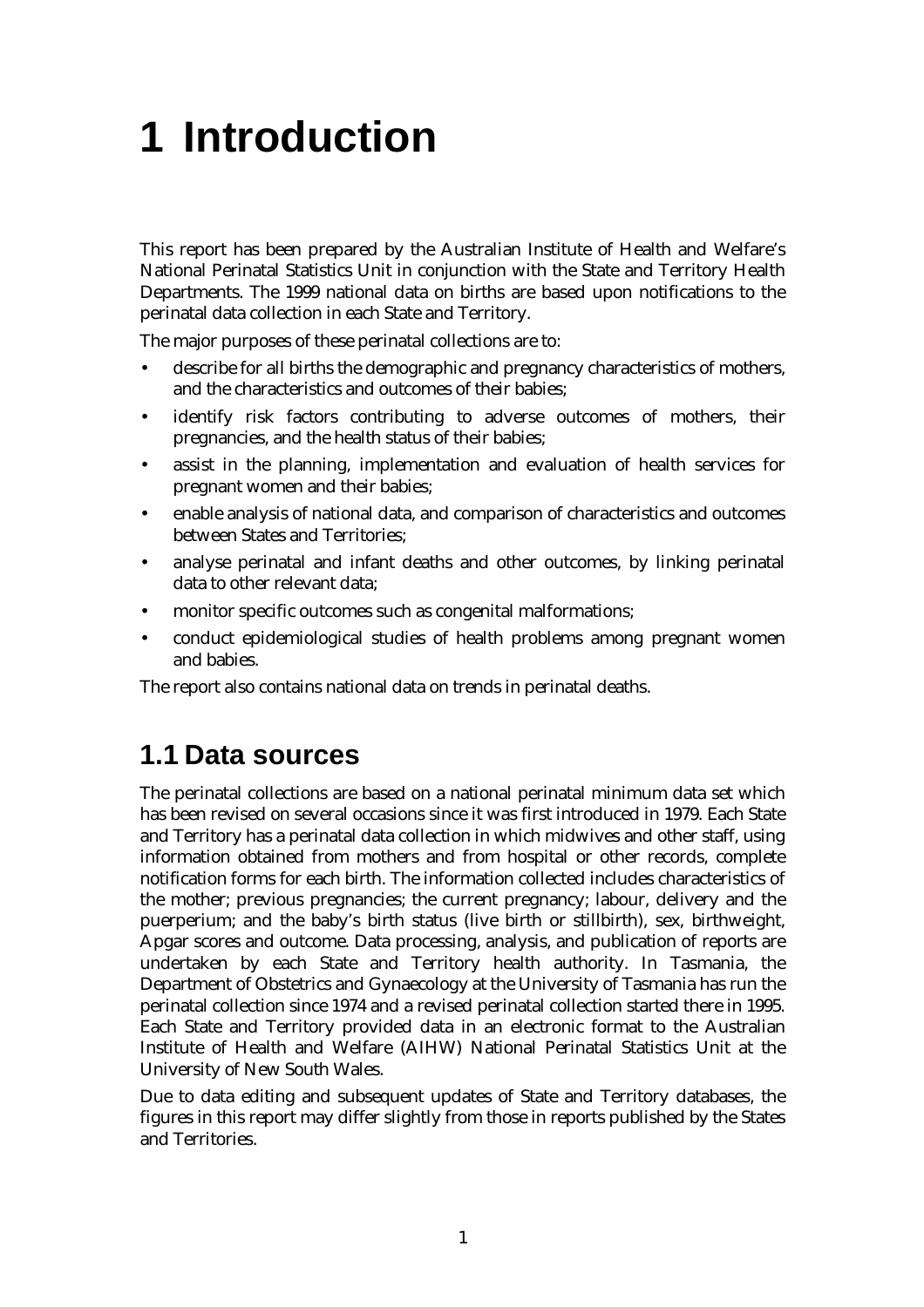# 1 Introduction

This report has been prepared by the Australian Institute of Health and Welfare's National Perinatal Statistics Unit in conjunction with the State and Territory Health Departments. The 1999 national data on births are based upon notifications to the perinatal data collection in each State and Territory.

The major purposes of these perinatal collections are to:

- describe for all births the demographic and pregnancy characteristics of mothers, and the characteristics and outcomes of their babies;
- identify risk factors contributing to adverse outcomes of mothers, their pregnancies, and the health status of their babies;
- assist in the planning, implementation and evaluation of health services for pregnant women and their babies;
- enable analysis of national data, and comparison of characteristics and outcomes between States and Territories;
- analyse perinatal and infant deaths and other outcomes, by linking perinatal data to other relevant data;
- monitor specific outcomes such as congenital malformations;
- conduct epidemiological studies of health problems among pregnant women and babies.

The report also contains national data on trends in perinatal deaths.

## 1.1 Data sources

The perinatal collections are based on a national perinatal minimum data set which has been revised on several occasions since it was first introduced in 1979. Each State and Territory has a perinatal data collection in which midwives and other staff, using information obtained from mothers and from hospital or other records, complete notification forms for each birth. The information collected includes characteristics of the mother; previous pregnancies; the current pregnancy; labour, delivery and the puerperium; and the baby's birth status (live birth or stillbirth), sex, birthweight, Apgar scores and outcome. Data processing, analysis, and publication of reports are undertaken by each State and Territory health authority. In Tasmania, the Department of Obstetrics and Gynaecology at the University of Tasmania has run the perinatal collection since 1974 and a revised perinatal collection started there in 1995. Each State and Territory provided data in an electronic format to the Australian Institute of Health and Welfare (AIHW) National Perinatal Statistics Unit at the University of New South Wales.

Due to data editing and subsequent updates of State and Territory databases, the figures in this report may differ slightly from those in reports published by the States and Territories.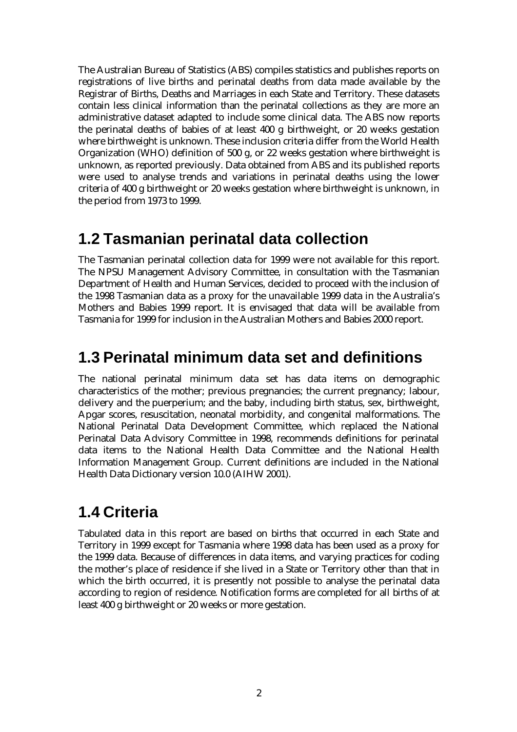The Australian Bureau of Statistics (ABS) compiles statistics and publishes reports on registrations of live births and perinatal deaths from data made available by the Registrar of Births, Deaths and Marriages in each State and Territory. These datasets contain less clinical information than the perinatal collections as they are more an administrative dataset adapted to include some clinical data. The ABS now reports the perinatal deaths of babies of at least 400 g birthweight, or 20 weeks gestation where birthweight is unknown. These inclusion criteria differ from the World Health Organization (WHO) definition of 500 g, or 22 weeks gestation where birthweight is unknown, as reported previously. Data obtained from ABS and its published reports were used to analyse trends and variations in perinatal deaths using the lower criteria of 400 g birthweight or 20 weeks gestation where birthweight is unknown, in the period from 1973 to 1999.

## 1.2 Tasmanian perinatal data collection

The Tasmanian perinatal collection data for 1999 were not available for this report. The NPSU Management Advisory Committee, in consultation with the Tasmanian Department of Health and Human Services, decided to proceed with the inclusion of the 1998 Tasmanian data as a proxy for the unavailable 1999 data in the Australia's Mothers and Babies 1999 report. It is envisaged that data will be available from Tasmania for 1999 for inclusion in the Australian Mothers and Babies 2000 report.

## 1.3 Perinatal minimum data set and definitions

The national perinatal minimum data set has data items on demographic characteristics of the mother; previous pregnancies; the current pregnancy; labour, delivery and the puerperium; and the baby, including birth status, sex, birthweight, Apgar scores, resuscitation, neonatal morbidity, and congenital malformations. The National Perinatal Data Development Committee, which replaced the National Perinatal Data Advisory Committee in 1998, recommends definitions for perinatal data items to the National Health Data Committee and the National Health Information Management Group. Current definitions are included in the National Health Data Dictionary version 10.0 (AIHW 2001).

## 1.4 Criteria

Tabulated data in this report are based on births that occurred in each State and Territory in 1999 except for Tasmania where 1998 data has been used as a proxy for the 1999 data. Because of differences in data items, and varying practices for coding the mother's place of residence if she lived in a State or Territory other than that in which the birth occurred, it is presently not possible to analyse the perinatal data according to region of residence. Notification forms are completed for all births of at least 400 g birthweight or 20 weeks or more gestation.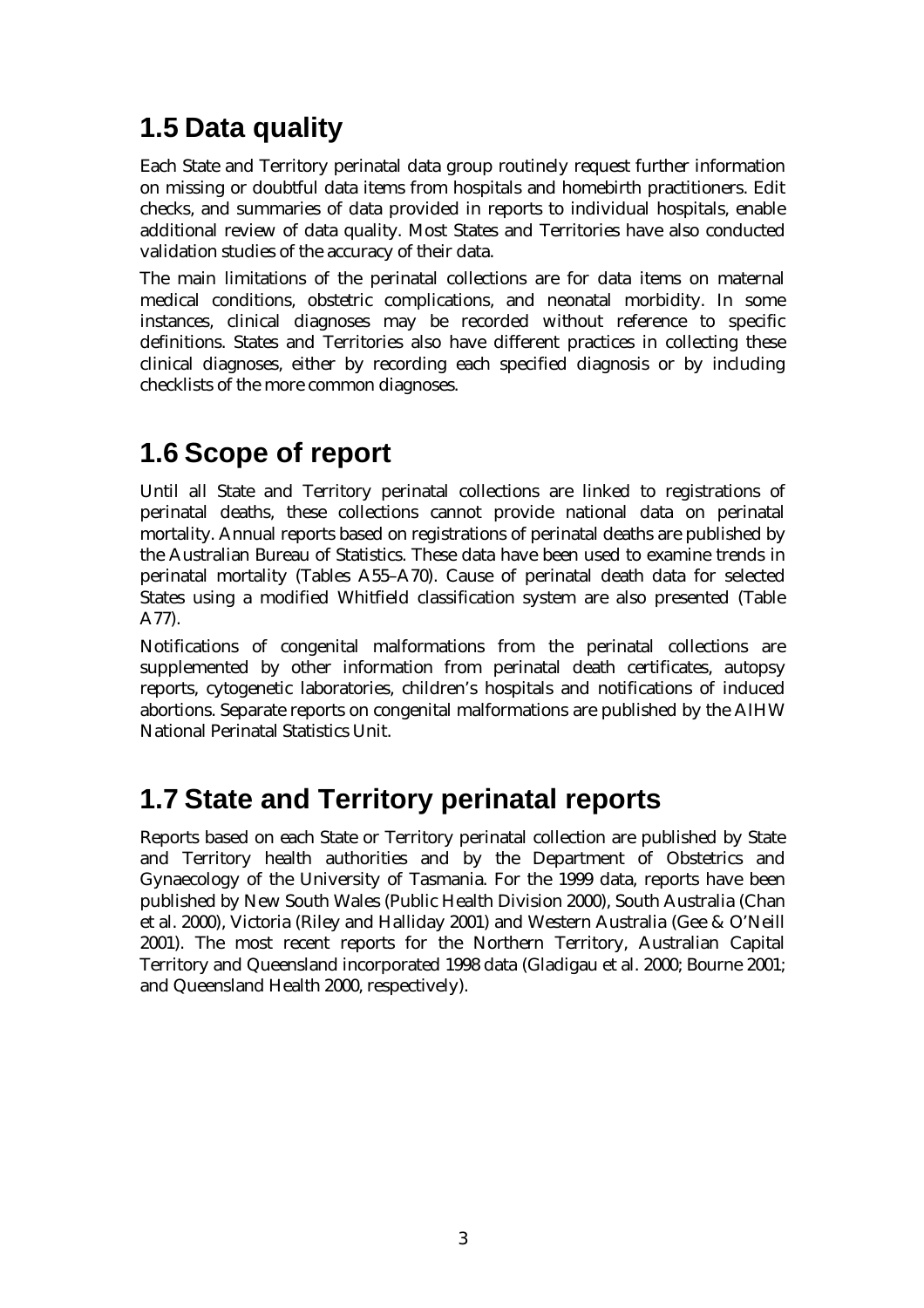## 1.5 Data quality

Each State and Territory perinatal data group routinely request further information on missing or doubtful data items from hospitals and homebirth practitioners. Edit checks, and summaries of data provided in reports to individual hospitals, enable additional review of data quality. Most States and Territories have also conducted validation studies of the accuracy of their data.

The main limitations of the perinatal collections are for data items on maternal medical conditions, obstetric complications, and neonatal morbidity. In some instances, clinical diagnoses may be recorded without reference to specific definitions. States and Territories also have different practices in collecting these clinical diagnoses, either by recording each specified diagnosis or by including checklists of the more common diagnoses.

## 1.6 Scope of report

Until all State and Territory perinatal collections are linked to registrations of perinatal deaths, these collections cannot provide national data on perinatal mortality. Annual reports based on registrations of perinatal deaths are published by the Australian Bureau of Statistics. These data have been used to examine trends in perinatal mortality (Tables A55–A70). Cause of perinatal death data for selected States using a modified Whitfield classification system are also presented (Table A77).

Notifications of congenital malformations from the perinatal collections are supplemented by other information from perinatal death certificates, autopsy reports, cytogenetic laboratories, children's hospitals and notifications of induced abortions. Separate reports on congenital malformations are published by the AIHW National Perinatal Statistics Unit.

## 1.7 State and Territory perinatal reports

Reports based on each State or Territory perinatal collection are published by State and Territory health authorities and by the Department of Obstetrics and Gynaecology of the University of Tasmania. For the 1999 data, reports have been published by New South Wales (Public Health Division 2000), South Australia (Chan et al. 2000), Victoria (Riley and Halliday 2001) and Western Australia (Gee & O'Neill 2001). The most recent reports for the Northern Territory, Australian Capital Territory and Queensland incorporated 1998 data (Gladigau et al. 2000; Bourne 2001; and Queensland Health 2000, respectively).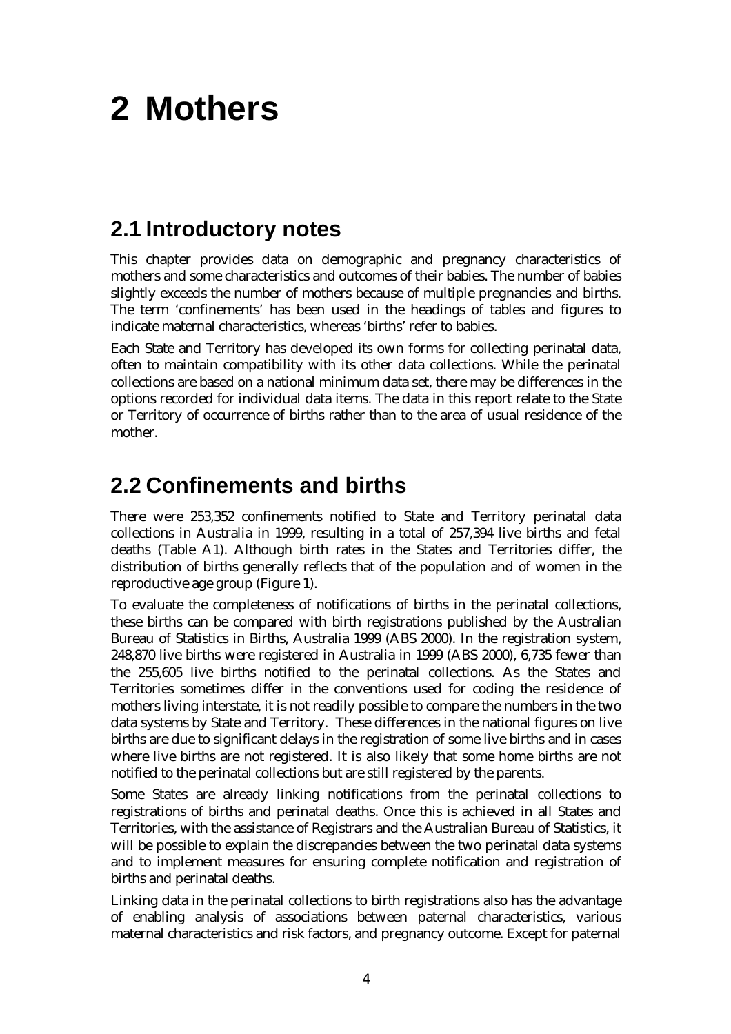// Transcription
# 2 Mothers

## 2.1 Introductory notes

This chapter provides data on demographic and pregnancy characteristics of mothers and some characteristics and outcomes of their babies. The number of babies slightly exceeds the number of mothers because of multiple pregnancies and births. The term 'confinements' has been used in the headings of tables and figures to indicate maternal characteristics, whereas 'births' refer to babies.

Each State and Territory has developed its own forms for collecting perinatal data, often to maintain compatibility with its other data collections. While the perinatal collections are based on a national minimum data set, there may be differences in the options recorded for individual data items. The data in this report relate to the State or Territory of occurrence of births rather than to the area of usual residence of the mother.

## 2.2 Confinements and births

There were 253,352 confinements notified to State and Territory perinatal data collections in Australia in 1999, resulting in a total of 257,394 live births and fetal deaths (Table A1). Although birth rates in the States and Territories differ, the distribution of births generally reflects that of the population and of women in the reproductive age group (Figure 1).

To evaluate the completeness of notifications of births in the perinatal collections, these births can be compared with birth registrations published by the Australian Bureau of Statistics in Births, Australia 1999 (ABS 2000). In the registration system, 248,870 live births were registered in Australia in 1999 (ABS 2000), 6,735 fewer than the 255,605 live births notified to the perinatal collections. As the States and Territories sometimes differ in the conventions used for coding the residence of mothers living interstate, it is not readily possible to compare the numbers in the two data systems by State and Territory. These differences in the national figures on live births are due to significant delays in the registration of some live births and in cases where live births are not registered. It is also likely that some home births are not notified to the perinatal collections but are still registered by the parents.

Some States are already linking notifications from the perinatal collections to registrations of births and perinatal deaths. Once this is achieved in all States and Territories, with the assistance of Registrars and the Australian Bureau of Statistics, it will be possible to explain the discrepancies between the two perinatal data systems and to implement measures for ensuring complete notification and registration of births and perinatal deaths.

Linking data in the perinatal collections to birth registrations also has the advantage of enabling analysis of associations between paternal characteristics, various maternal characteristics and risk factors, and pregnancy outcome. Except for paternal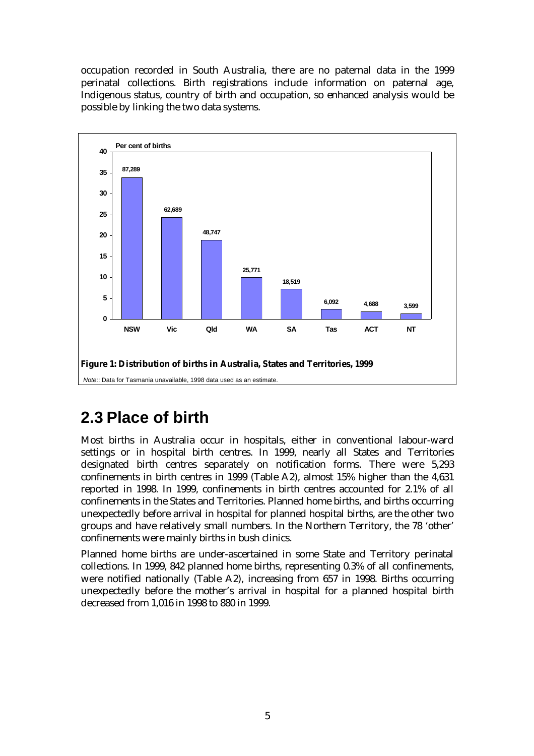occupation recorded in South Australia, there are no paternal data in the 1999 perinatal collections. Birth registrations include information on paternal age, Indigenous status, country of birth and occupation, so enhanced analysis would be possible by linking the two data systems.

| State/Territory | Number of births |
| --- | --- |
| NSW | 87,289 |
| Vic | 62,689 |
| Qld | 48,747 |
| WA | 25,771 |
| SA | 18,519 |
| Tas | 6,092 |
| ACT | 4,688 |
| NT | 3,599 |

**Figure 1: Distribution of births in Australia, States and Territories, 1999**

*Note:*: Data for Tasmania unavailable, 1998 data used as an estimate.

## 2.3 Place of birth

Most births in Australia occur in hospitals, either in conventional labour-ward settings or in hospital birth centres. In 1999, nearly all States and Territories designated birth centres separately on notification forms. There were 5,293 confinements in birth centres in 1999 (Table A2), almost 15% higher than the 4,631 reported in 1998. In 1999, confinements in birth centres accounted for 2.1% of all confinements in the States and Territories. Planned home births, and births occurring unexpectedly before arrival in hospital for planned hospital births, are the other two groups and have relatively small numbers. In the Northern Territory, the 78 'other' confinements were mainly births in bush clinics.

Planned home births are under-ascertained in some State and Territory perinatal collections. In 1999, 842 planned home births, representing 0.3% of all confinements, were notified nationally (Table A2), increasing from 657 in 1998. Births occurring unexpectedly before the mother's arrival in hospital for a planned hospital birth decreased from 1,016 in 1998 to 880 in 1999.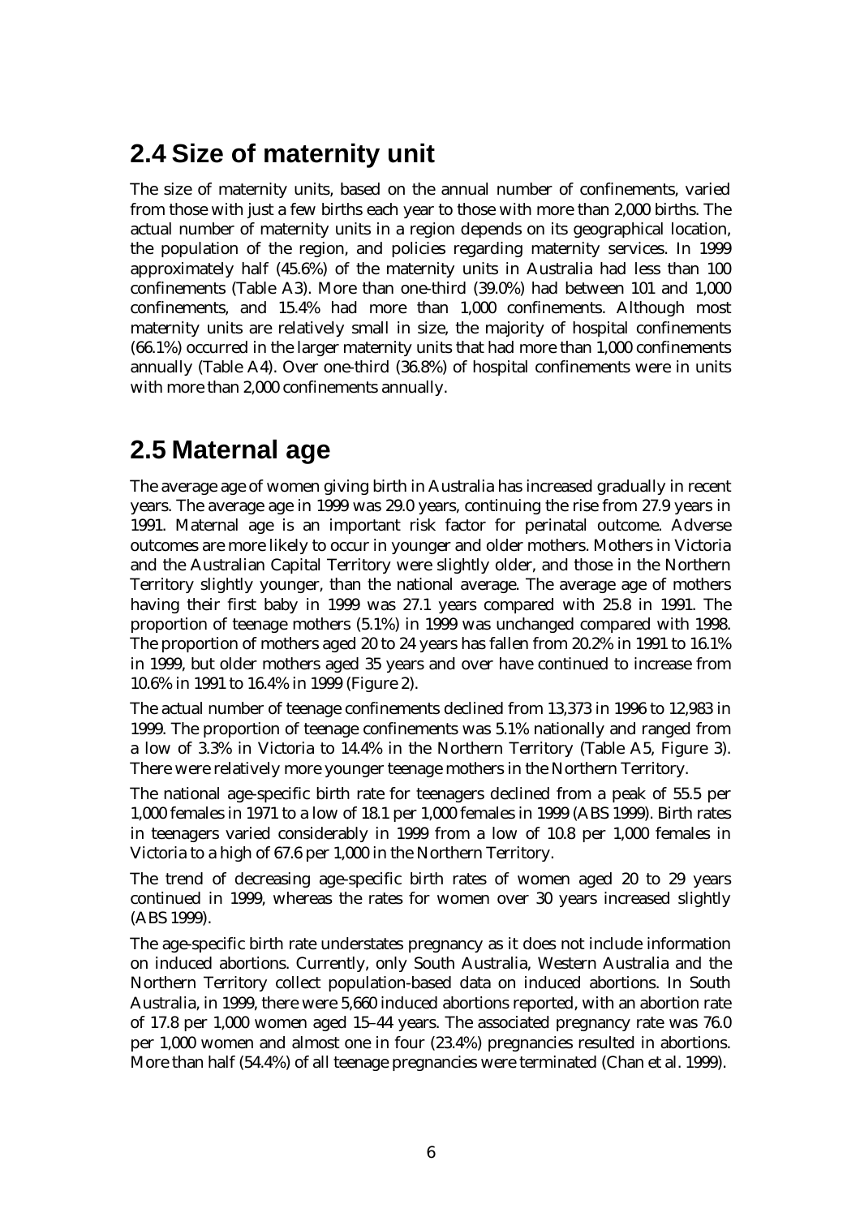## 2.4 Size of maternity unit

The size of maternity units, based on the annual number of confinements, varied from those with just a few births each year to those with more than 2,000 births. The actual number of maternity units in a region depends on its geographical location, the population of the region, and policies regarding maternity services. In 1999 approximately half (45.6%) of the maternity units in Australia had less than 100 confinements (Table A3). More than one-third (39.0%) had between 101 and 1,000 confinements, and 15.4% had more than 1,000 confinements. Although most maternity units are relatively small in size, the majority of hospital confinements (66.1%) occurred in the larger maternity units that had more than 1,000 confinements annually (Table A4). Over one-third (36.8%) of hospital confinements were in units with more than 2,000 confinements annually.

## 2.5 Maternal age

The average age of women giving birth in Australia has increased gradually in recent years. The average age in 1999 was 29.0 years, continuing the rise from 27.9 years in 1991. Maternal age is an important risk factor for perinatal outcome. Adverse outcomes are more likely to occur in younger and older mothers. Mothers in Victoria and the Australian Capital Territory were slightly older, and those in the Northern Territory slightly younger, than the national average. The average age of mothers having their first baby in 1999 was 27.1 years compared with 25.8 in 1991. The proportion of teenage mothers (5.1%) in 1999 was unchanged compared with 1998. The proportion of mothers aged 20 to 24 years has fallen from 20.2% in 1991 to 16.1% in 1999, but older mothers aged 35 years and over have continued to increase from 10.6% in 1991 to 16.4% in 1999 (Figure 2).

The actual number of teenage confinements declined from 13,373 in 1996 to 12,983 in 1999. The proportion of teenage confinements was 5.1% nationally and ranged from a low of 3.3% in Victoria to 14.4% in the Northern Territory (Table A5, Figure 3). There were relatively more younger teenage mothers in the Northern Territory.

The national age-specific birth rate for teenagers declined from a peak of 55.5 per 1,000 females in 1971 to a low of 18.1 per 1,000 females in 1999 (ABS 1999). Birth rates in teenagers varied considerably in 1999 from a low of 10.8 per 1,000 females in Victoria to a high of 67.6 per 1,000 in the Northern Territory.

The trend of decreasing age-specific birth rates of women aged 20 to 29 years continued in 1999, whereas the rates for women over 30 years increased slightly (ABS 1999).

The age-specific birth rate understates pregnancy as it does not include information on induced abortions. Currently, only South Australia, Western Australia and the Northern Territory collect population-based data on induced abortions. In South Australia, in 1999, there were 5,660 induced abortions reported, with an abortion rate of 17.8 per 1,000 women aged 15–44 years. The associated pregnancy rate was 76.0 per 1,000 women and almost one in four (23.4%) pregnancies resulted in abortions. More than half (54.4%) of all teenage pregnancies were terminated (Chan et al. 1999).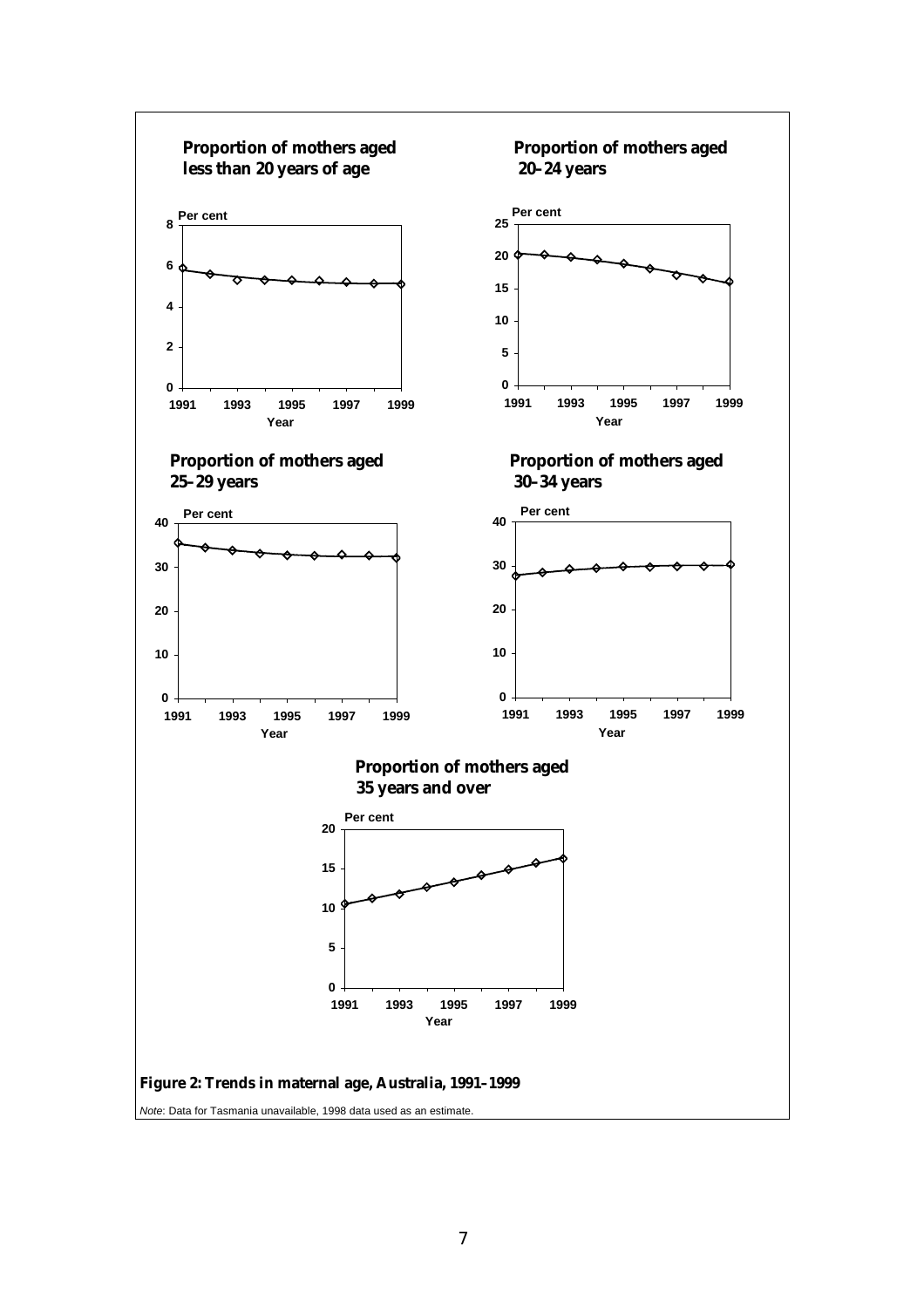**Proportion of mothers aged less than 20 years of age**

**Proportion of mothers aged 20–24 years**

**Proportion of mothers aged 25–29 years**

**Proportion of mothers aged 30–34 years**

**Proportion of mothers aged 35 years and over**

**Figure 2: Trends in maternal age, Australia, 1991–1999**

*Note*: Data for Tasmania unavailable, 1998 data used as an estimate.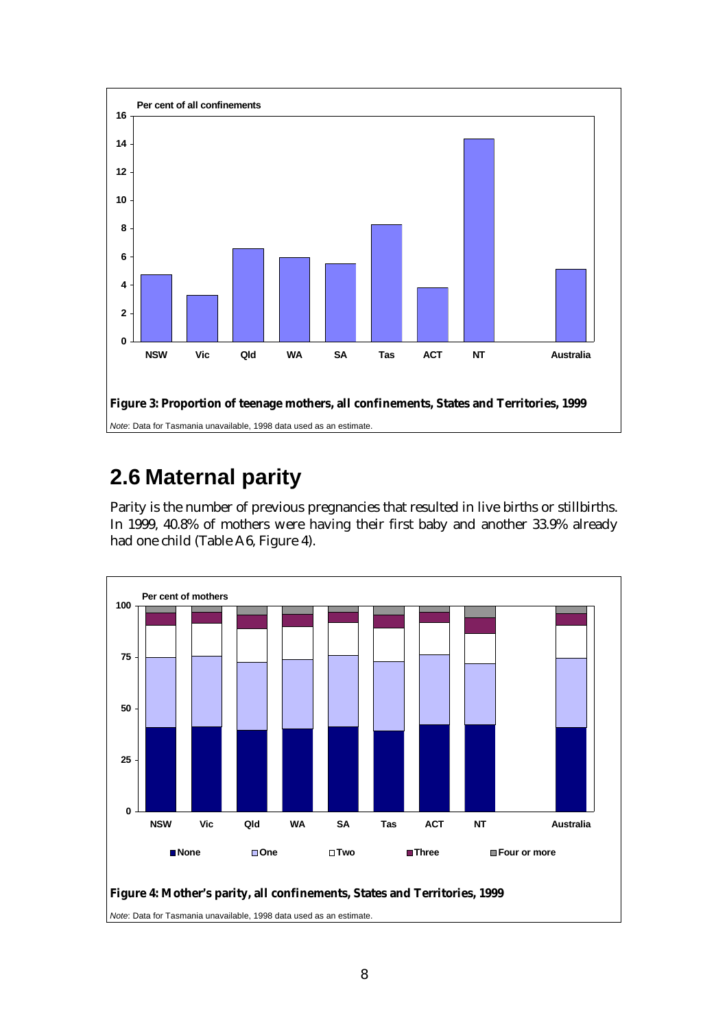Figure 3: Proportion of teenage mothers, all confinements, States and Territories, 1999

*Note*: Data for Tasmania unavailable, 1998 data used as an estimate.

## 2.6 Maternal parity

Parity is the number of previous pregnancies that resulted in live births or stillbirths. In 1999, 40.8% of mothers were having their first baby and another 33.9% already had one child (Table A6, Figure 4).

**Figure 4: Mother's parity, all confinements, States and Territories, 1999**

*Note*: Data for Tasmania unavailable, 1998 data used as an estimate.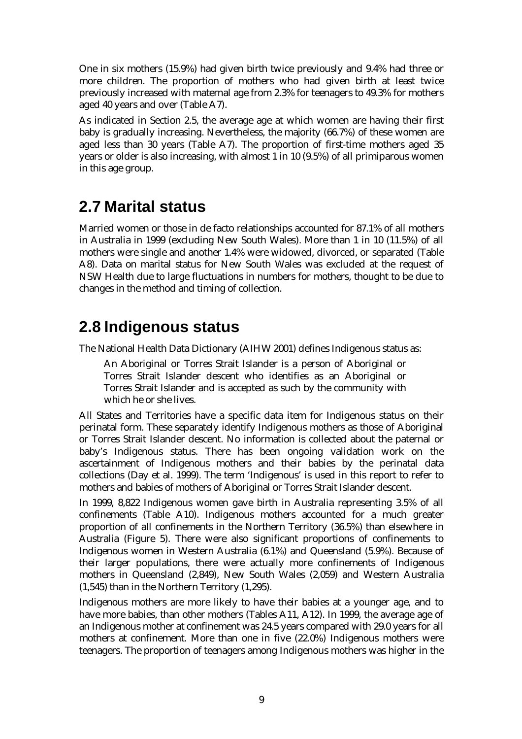One in six mothers (15.9%) had given birth twice previously and 9.4% had three or more children. The proportion of mothers who had given birth at least twice previously increased with maternal age from 2.3% for teenagers to 49.3% for mothers aged 40 years and over (Table A7).

As indicated in Section 2.5, the average age at which women are having their first baby is gradually increasing. Nevertheless, the majority (66.7%) of these women are aged less than 30 years (Table A7). The proportion of first-time mothers aged 35 years or older is also increasing, with almost 1 in 10 (9.5%) of all primiparous women in this age group.

## 2.7 Marital status

Married women or those in de facto relationships accounted for 87.1% of all mothers in Australia in 1999 (excluding New South Wales). More than 1 in 10 (11.5%) of all mothers were single and another 1.4% were widowed, divorced, or separated (Table A8). Data on marital status for New South Wales was excluded at the request of NSW Health due to large fluctuations in numbers for mothers, thought to be due to changes in the method and timing of collection.

## 2.8 Indigenous status

The National Health Data Dictionary (AIHW 2001) defines Indigenous status as:

> An Aboriginal or Torres Strait Islander is a person of Aboriginal or Torres Strait Islander descent who identifies as an Aboriginal or Torres Strait Islander and is accepted as such by the community with which he or she lives.

All States and Territories have a specific data item for Indigenous status on their perinatal form. These separately identify Indigenous mothers as those of Aboriginal or Torres Strait Islander descent. No information is collected about the paternal or baby's Indigenous status. There has been ongoing validation work on the ascertainment of Indigenous mothers and their babies by the perinatal data collections (Day et al. 1999). The term 'Indigenous' is used in this report to refer to mothers and babies of mothers of Aboriginal or Torres Strait Islander descent.

In 1999, 8,822 Indigenous women gave birth in Australia representing 3.5% of all confinements (Table A10). Indigenous mothers accounted for a much greater proportion of all confinements in the Northern Territory (36.5%) than elsewhere in Australia (Figure 5). There were also significant proportions of confinements to Indigenous women in Western Australia (6.1%) and Queensland (5.9%). Because of their larger populations, there were actually more confinements of Indigenous mothers in Queensland (2,849), New South Wales (2,059) and Western Australia (1,545) than in the Northern Territory (1,295).

Indigenous mothers are more likely to have their babies at a younger age, and to have more babies, than other mothers (Tables A11, A12). In 1999, the average age of an Indigenous mother at confinement was 24.5 years compared with 29.0 years for all mothers at confinement. More than one in five (22.0%) Indigenous mothers were teenagers. The proportion of teenagers among Indigenous mothers was higher in the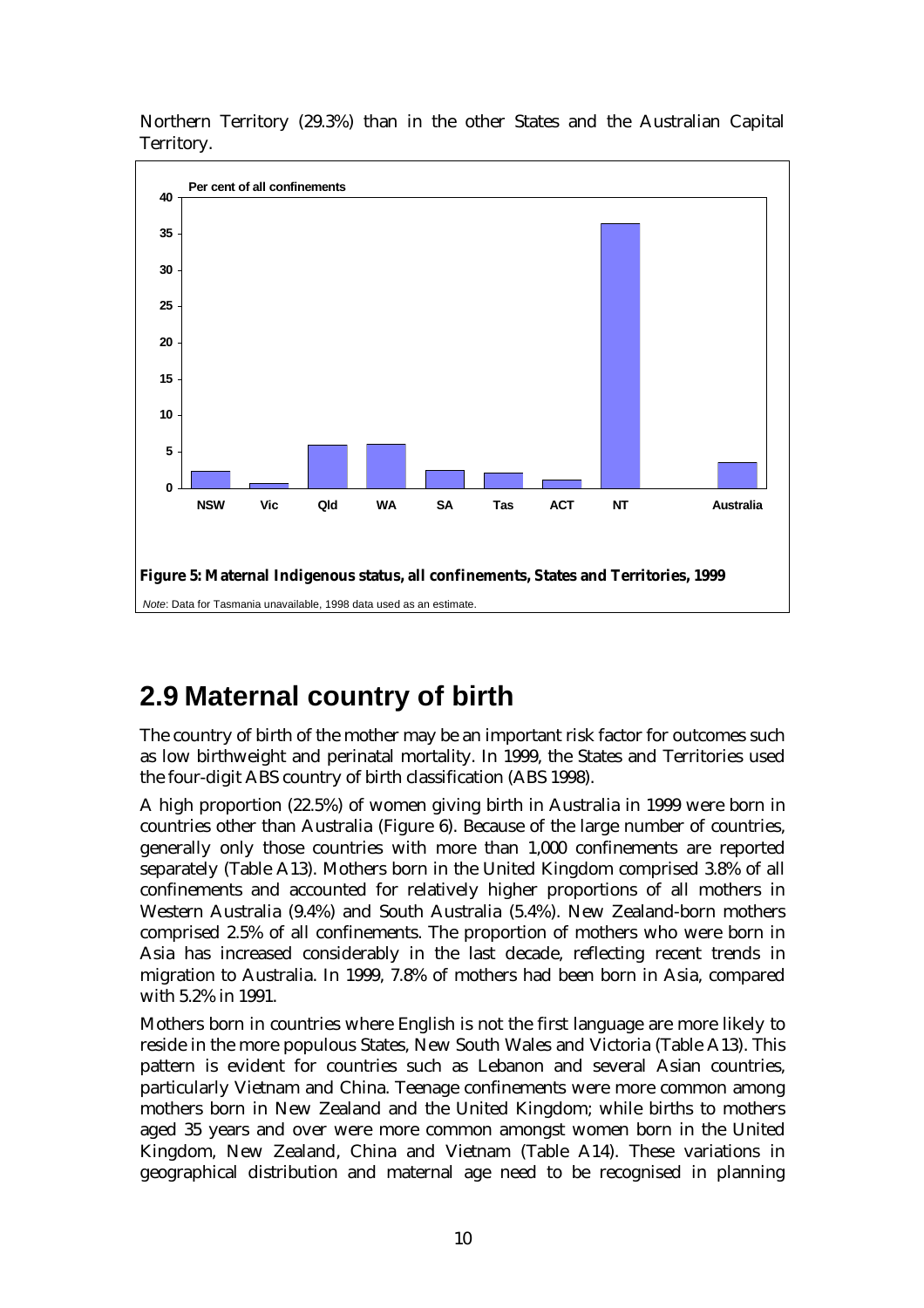Northern Territory (29.3%) than in the other States and the Australian Capital Territory.

**Figure 5: Maternal Indigenous status, all confinements, States and Territories, 1999**

*Note*: Data for Tasmania unavailable, 1998 data used as an estimate.

## 2.9 Maternal country of birth

The country of birth of the mother may be an important risk factor for outcomes such as low birthweight and perinatal mortality. In 1999, the States and Territories used the four-digit ABS country of birth classification (ABS 1998).

A high proportion (22.5%) of women giving birth in Australia in 1999 were born in countries other than Australia (Figure 6). Because of the large number of countries, generally only those countries with more than 1,000 confinements are reported separately (Table A13). Mothers born in the United Kingdom comprised 3.8% of all confinements and accounted for relatively higher proportions of all mothers in Western Australia (9.4%) and South Australia (5.4%). New Zealand-born mothers comprised 2.5% of all confinements. The proportion of mothers who were born in Asia has increased considerably in the last decade, reflecting recent trends in migration to Australia. In 1999, 7.8% of mothers had been born in Asia, compared with 5.2% in 1991.

Mothers born in countries where English is not the first language are more likely to reside in the more populous States, New South Wales and Victoria (Table A13). This pattern is evident for countries such as Lebanon and several Asian countries, particularly Vietnam and China. Teenage confinements were more common among mothers born in New Zealand and the United Kingdom; while births to mothers aged 35 years and over were more common amongst women born in the United Kingdom, New Zealand, China and Vietnam (Table A14). These variations in geographical distribution and maternal age need to be recognised in planning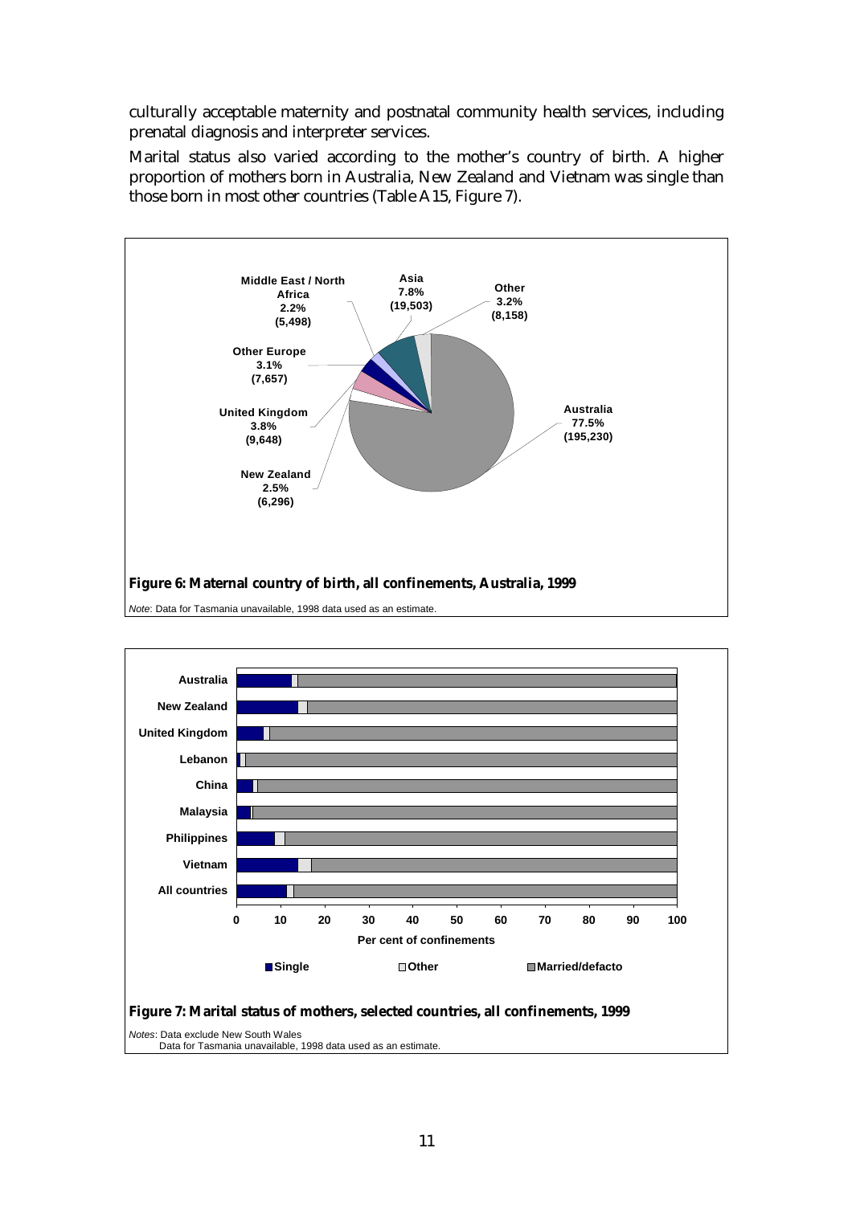culturally acceptable maternity and postnatal community health services, including prenatal diagnosis and interpreter services.

Marital status also varied according to the mother's country of birth. A higher proportion of mothers born in Australia, New Zealand and Vietnam was single than those born in most other countries (Table A15, Figure 7).

**Figure 6: Maternal country of birth, all confinements, Australia, 1999**

| Country of birth | Per cent | Number |
|---|---|---|
| Australia | 77.5% | 195,230 |
| New Zealand | 2.5% | 6,296 |
| United Kingdom | 3.8% | 9,648 |
| Other Europe | 3.1% | 7,657 |
| Middle East / North Africa | 2.2% | 5,498 |
| Asia | 7.8% | 19,503 |
| Other | 3.2% | 8,158 |

*Note*: Data for Tasmania unavailable, 1998 data used as an estimate.

**Figure 7: Marital status of mothers, selected countries, all confinements, 1999**

Countries shown: Australia, New Zealand, United Kingdom, Lebanon, China, Malaysia, Philippines, Vietnam, All countries. Categories: Single, Other, Married/defacto. Axis: Per cent of confinements (0–100).

*Notes*: Data exclude New South Wales
Data for Tasmania unavailable, 1998 data used as an estimate.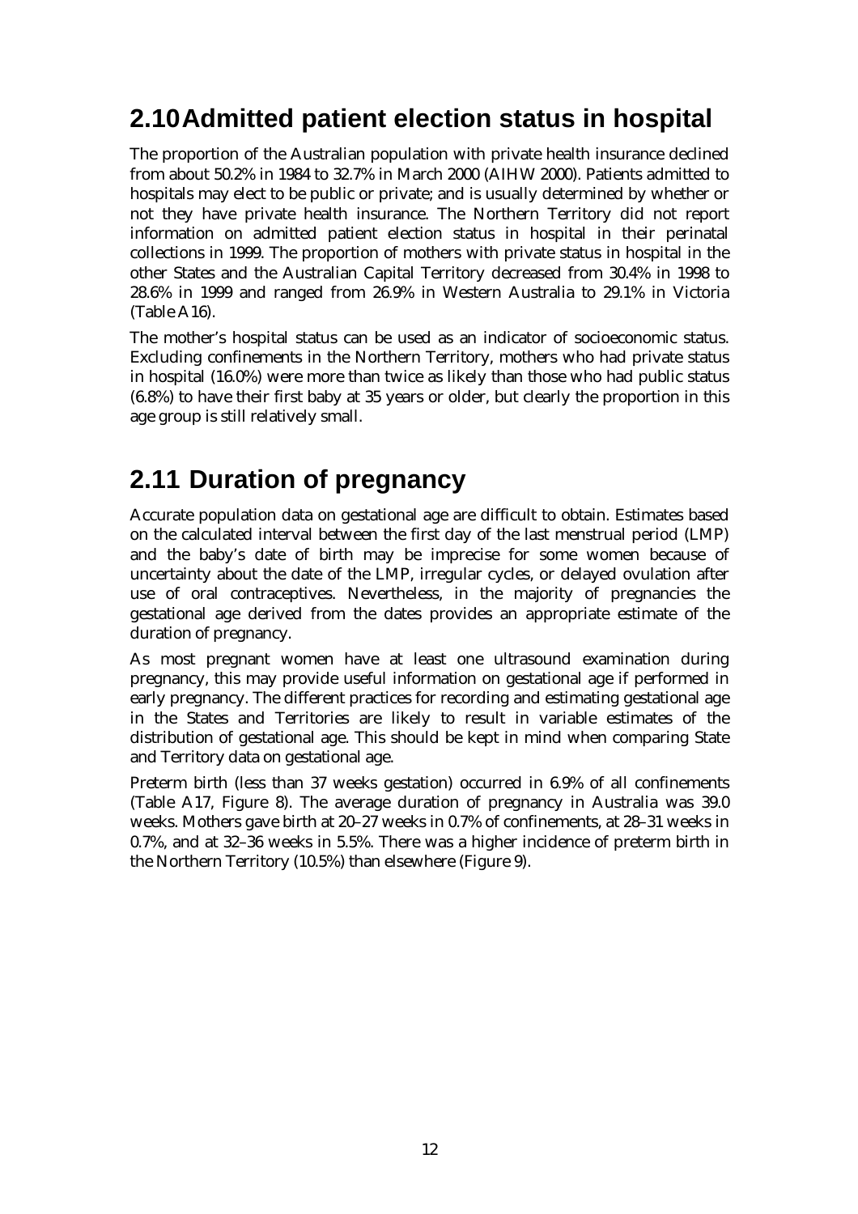## 2.10 Admitted patient election status in hospital

The proportion of the Australian population with private health insurance declined from about 50.2% in 1984 to 32.7% in March 2000 (AIHW 2000). Patients admitted to hospitals may elect to be public or private; and is usually determined by whether or not they have private health insurance. The Northern Territory did not report information on admitted patient election status in hospital in their perinatal collections in 1999. The proportion of mothers with private status in hospital in the other States and the Australian Capital Territory decreased from 30.4% in 1998 to 28.6% in 1999 and ranged from 26.9% in Western Australia to 29.1% in Victoria (Table A16).

The mother's hospital status can be used as an indicator of socioeconomic status. Excluding confinements in the Northern Territory, mothers who had private status in hospital (16.0%) were more than twice as likely than those who had public status (6.8%) to have their first baby at 35 years or older, but clearly the proportion in this age group is still relatively small.

## 2.11 Duration of pregnancy

Accurate population data on gestational age are difficult to obtain. Estimates based on the calculated interval between the first day of the last menstrual period (LMP) and the baby's date of birth may be imprecise for some women because of uncertainty about the date of the LMP, irregular cycles, or delayed ovulation after use of oral contraceptives. Nevertheless, in the majority of pregnancies the gestational age derived from the dates provides an appropriate estimate of the duration of pregnancy.

As most pregnant women have at least one ultrasound examination during pregnancy, this may provide useful information on gestational age if performed in early pregnancy. The different practices for recording and estimating gestational age in the States and Territories are likely to result in variable estimates of the distribution of gestational age. This should be kept in mind when comparing State and Territory data on gestational age.

Preterm birth (less than 37 weeks gestation) occurred in 6.9% of all confinements (Table A17, Figure 8). The average duration of pregnancy in Australia was 39.0 weeks. Mothers gave birth at 20–27 weeks in 0.7% of confinements, at 28–31 weeks in 0.7%, and at 32–36 weeks in 5.5%. There was a higher incidence of preterm birth in the Northern Territory (10.5%) than elsewhere (Figure 9).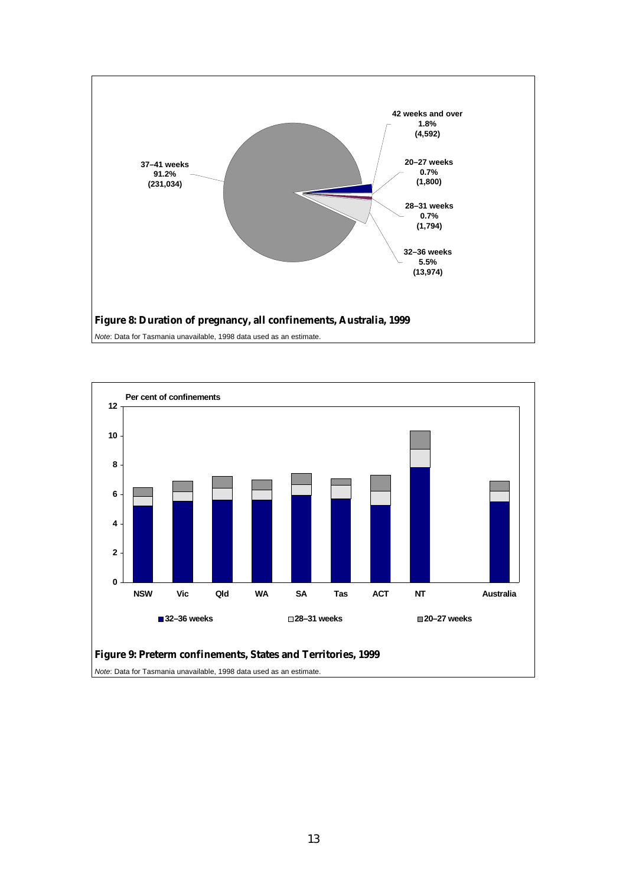42 weeks and over
1.8%
(4,592)

20–27 weeks
0.7%
(1,800)

28–31 weeks
0.7%
(1,794)

32–36 weeks
5.5%
(13,974)

37–41 weeks
91.2%
(231,034)

**Figure 8: Duration of pregnancy, all confinements, Australia, 1999**

*Note*: Data for Tasmania unavailable, 1998 data used as an estimate.

Per cent of confinements

12
10
8
6
4
2
0

NSW Vic Qld WA SA Tas ACT NT Australia

■ 32–36 weeks □ 28–31 weeks ■ 20–27 weeks

**Figure 9: Preterm confinements, States and Territories, 1999**

*Note*: Data for Tasmania unavailable, 1998 data used as an estimate.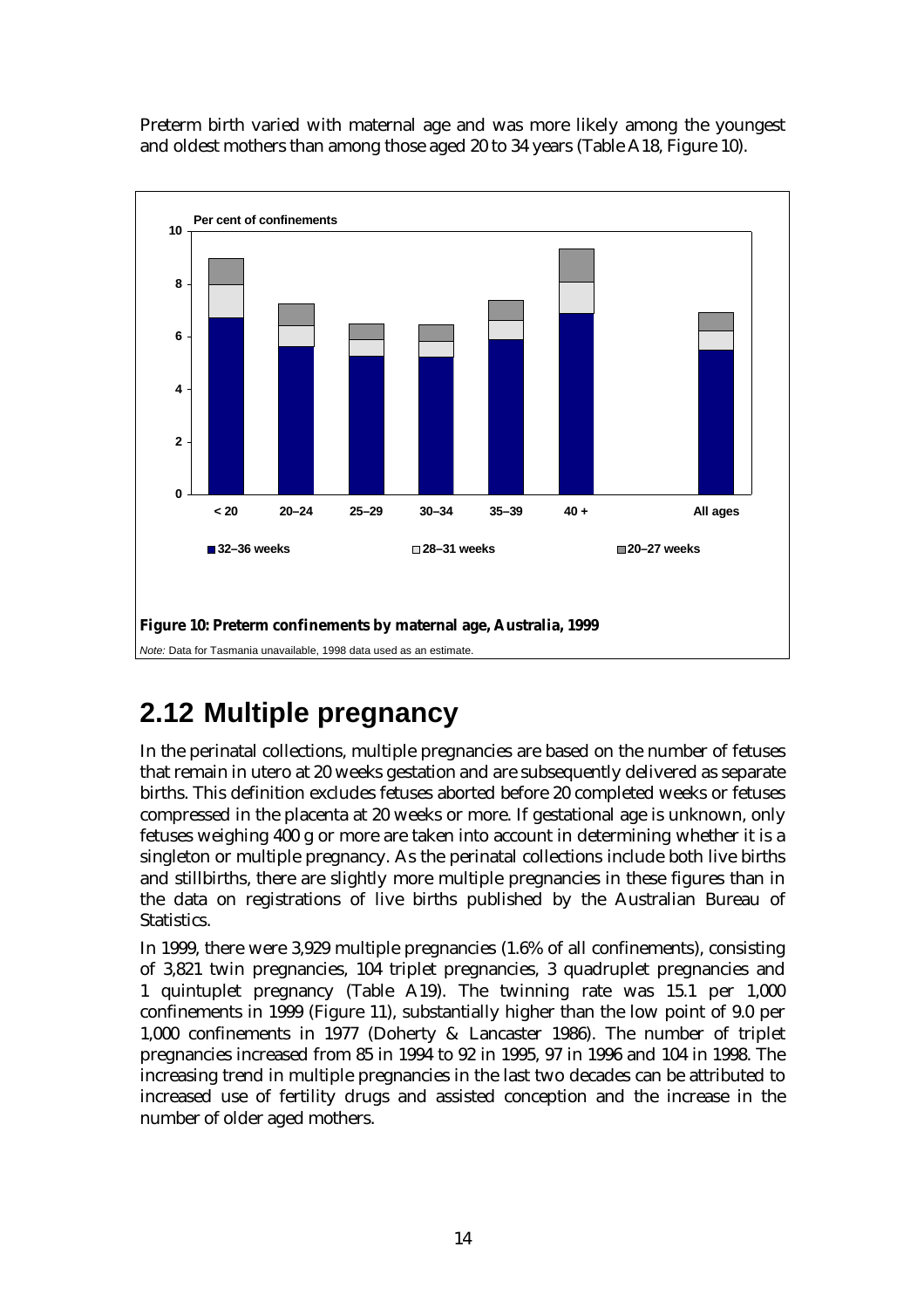Preterm birth varied with maternal age and was more likely among the youngest and oldest mothers than among those aged 20 to 34 years (Table A18, Figure 10).

**Figure 10: Preterm confinements by maternal age, Australia, 1999**

*Note:* Data for Tasmania unavailable, 1998 data used as an estimate.

## 2.12 Multiple pregnancy

In the perinatal collections, multiple pregnancies are based on the number of fetuses that remain in utero at 20 weeks gestation and are subsequently delivered as separate births. This definition excludes fetuses aborted before 20 completed weeks or fetuses compressed in the placenta at 20 weeks or more. If gestational age is unknown, only fetuses weighing 400 g or more are taken into account in determining whether it is a singleton or multiple pregnancy. As the perinatal collections include both live births and stillbirths, there are slightly more multiple pregnancies in these figures than in the data on registrations of live births published by the Australian Bureau of Statistics.

In 1999, there were 3,929 multiple pregnancies (1.6% of all confinements), consisting of 3,821 twin pregnancies, 104 triplet pregnancies, 3 quadruplet pregnancies and 1 quintuplet pregnancy (Table A19). The twinning rate was 15.1 per 1,000 confinements in 1999 (Figure 11), substantially higher than the low point of 9.0 per 1,000 confinements in 1977 (Doherty & Lancaster 1986). The number of triplet pregnancies increased from 85 in 1994 to 92 in 1995, 97 in 1996 and 104 in 1998. The increasing trend in multiple pregnancies in the last two decades can be attributed to increased use of fertility drugs and assisted conception and the increase in the number of older aged mothers.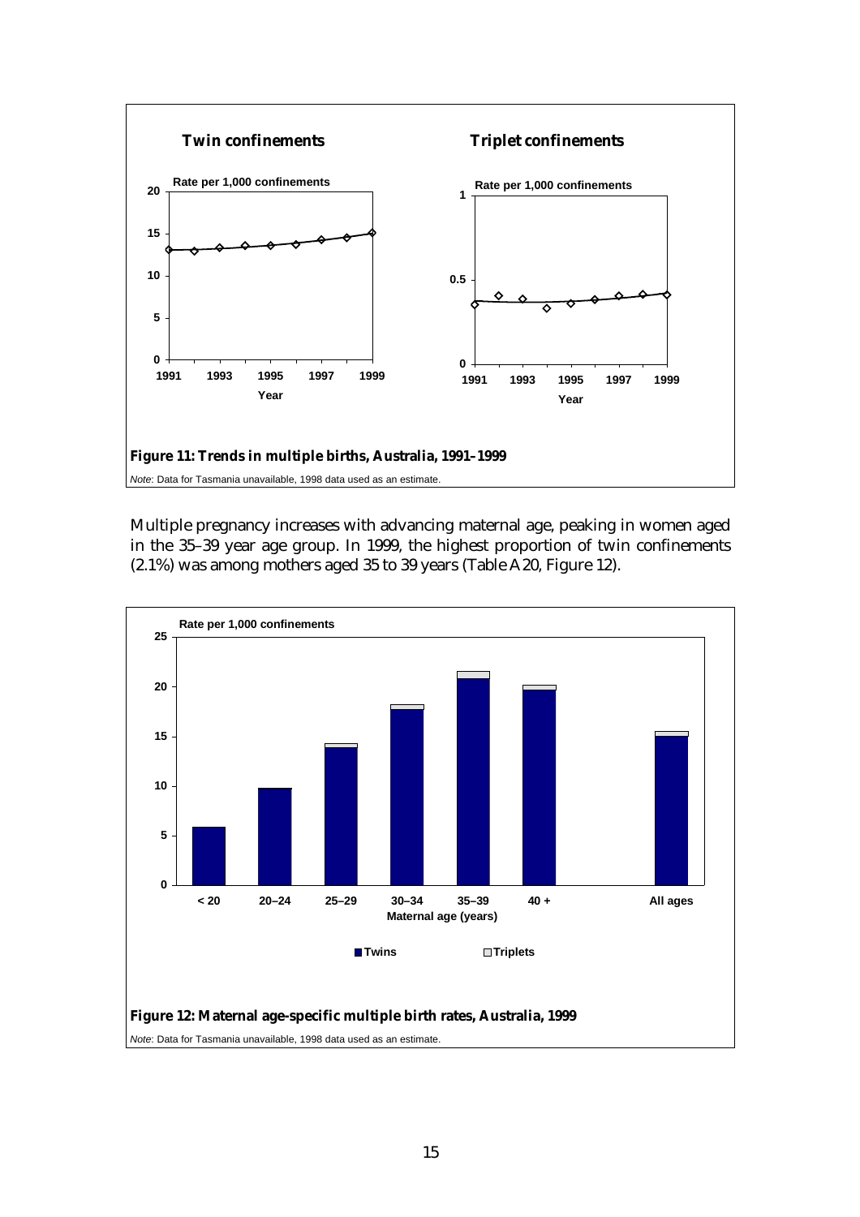**Figure 11: Trends in multiple births, Australia, 1991–1999**

*Note*: Data for Tasmania unavailable, 1998 data used as an estimate.

Multiple pregnancy increases with advancing maternal age, peaking in women aged in the 35–39 year age group. In 1999, the highest proportion of twin confinements (2.1%) was among mothers aged 35 to 39 years (Table A20, Figure 12).

**Figure 12: Maternal age-specific multiple birth rates, Australia, 1999**

*Note*: Data for Tasmania unavailable, 1998 data used as an estimate.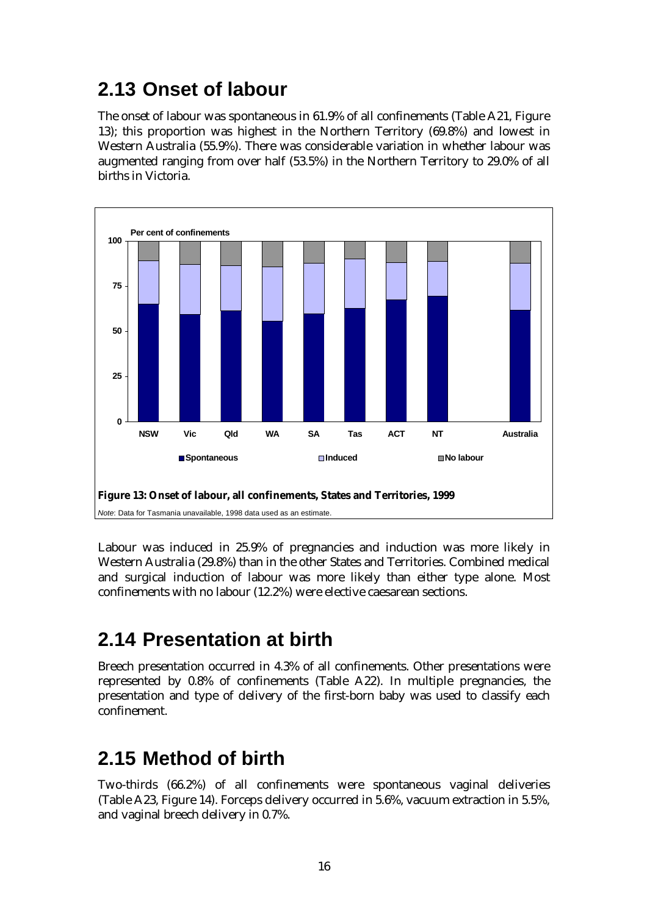## 2.13 Onset of labour

The onset of labour was spontaneous in 61.9% of all confinements (Table A21, Figure 13); this proportion was highest in the Northern Territory (69.8%) and lowest in Western Australia (55.9%). There was considerable variation in whether labour was augmented ranging from over half (53.5%) in the Northern Territory to 29.0% of all births in Victoria.

**Figure 13: Onset of labour, all confinements, States and Territories, 1999**

*Note:* Data for Tasmania unavailable, 1998 data used as an estimate.

Labour was induced in 25.9% of pregnancies and induction was more likely in Western Australia (29.8%) than in the other States and Territories. Combined medical and surgical induction of labour was more likely than either type alone. Most confinements with no labour (12.2%) were elective caesarean sections.

## 2.14 Presentation at birth

Breech presentation occurred in 4.3% of all confinements. Other presentations were represented by 0.8% of confinements (Table A22). In multiple pregnancies, the presentation and type of delivery of the first-born baby was used to classify each confinement.

## 2.15 Method of birth

Two-thirds (66.2%) of all confinements were spontaneous vaginal deliveries (Table A23, Figure 14). Forceps delivery occurred in 5.6%, vacuum extraction in 5.5%, and vaginal breech delivery in 0.7%.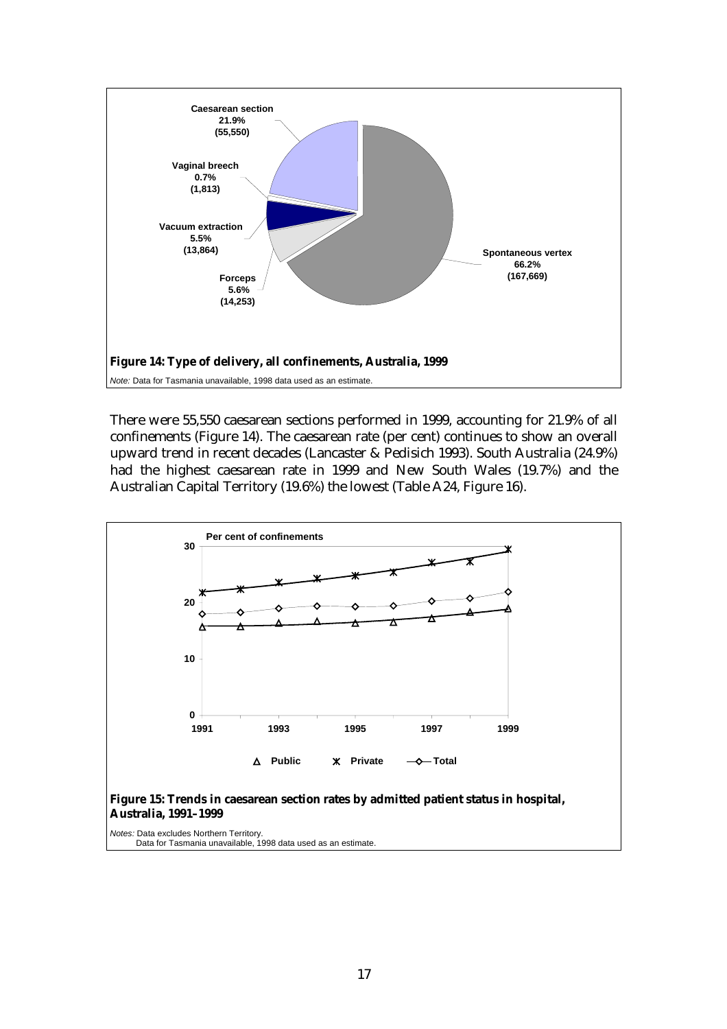**Figure 14: Type of delivery, all confinements, Australia, 1999**

*Note:* Data for Tasmania unavailable, 1998 data used as an estimate.

There were 55,550 caesarean sections performed in 1999, accounting for 21.9% of all confinements (Figure 14). The caesarean rate (per cent) continues to show an overall upward trend in recent decades (Lancaster & Pedisich 1993). South Australia (24.9%) had the highest caesarean rate in 1999 and New South Wales (19.7%) and the Australian Capital Territory (19.6%) the lowest (Table A24, Figure 16).

**Figure 15: Trends in caesarean section rates by admitted patient status in hospital, Australia, 1991–1999**

*Notes:* Data excludes Northern Territory.
Data for Tasmania unavailable, 1998 data used as an estimate.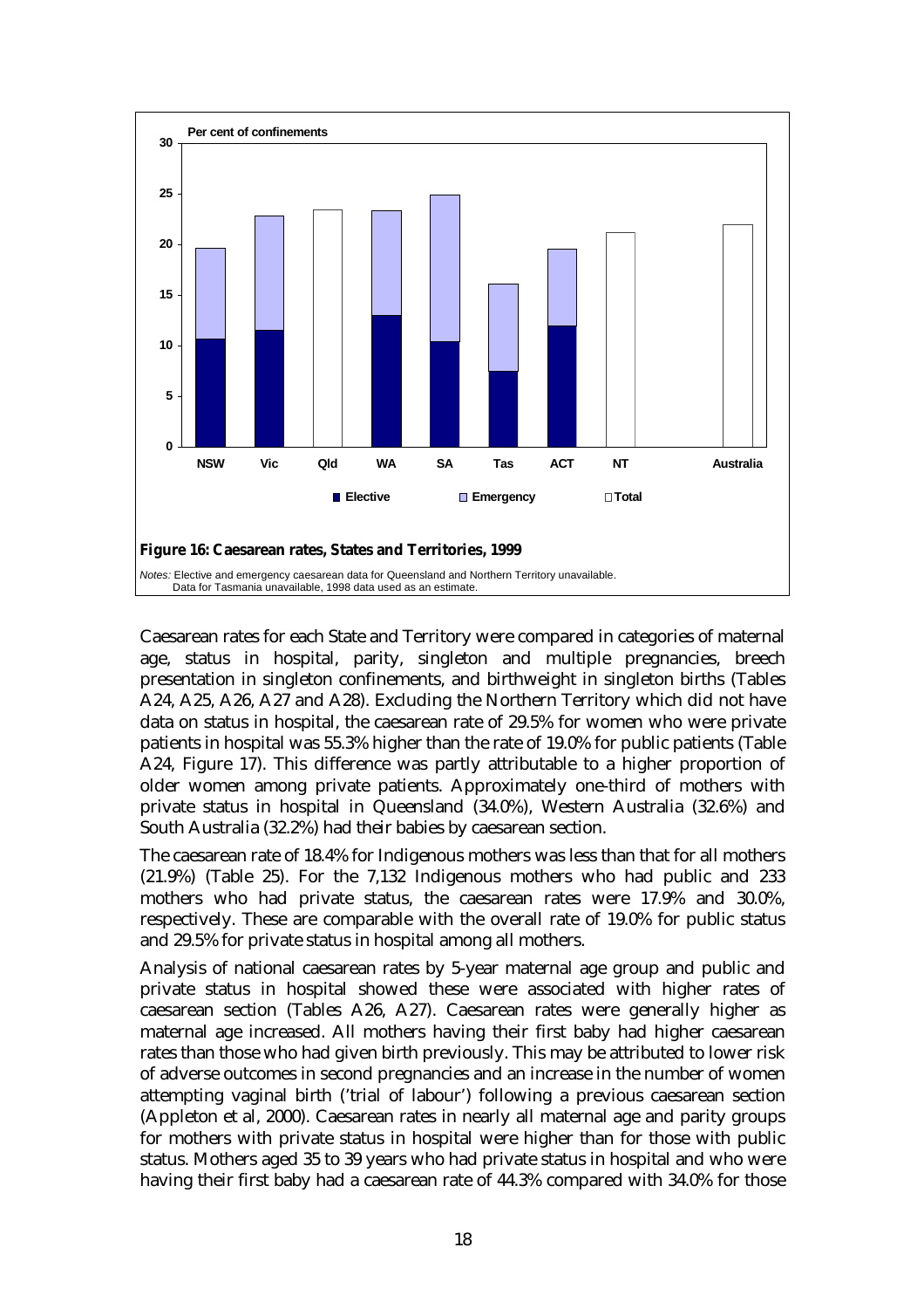**Figure 16: Caesarean rates, States and Territories, 1999**

*Notes:* Elective and emergency caesarean data for Queensland and Northern Territory unavailable.
Data for Tasmania unavailable, 1998 data used as an estimate.

Caesarean rates for each State and Territory were compared in categories of maternal age, status in hospital, parity, singleton and multiple pregnancies, breech presentation in singleton confinements, and birthweight in singleton births (Tables A24, A25, A26, A27 and A28). Excluding the Northern Territory which did not have data on status in hospital, the caesarean rate of 29.5% for women who were private patients in hospital was 55.3% higher than the rate of 19.0% for public patients (Table A24, Figure 17). This difference was partly attributable to a higher proportion of older women among private patients. Approximately one-third of mothers with private status in hospital in Queensland (34.0%), Western Australia (32.6%) and South Australia (32.2%) had their babies by caesarean section.

The caesarean rate of 18.4% for Indigenous mothers was less than that for all mothers (21.9%) (Table 25). For the 7,132 Indigenous mothers who had public and 233 mothers who had private status, the caesarean rates were 17.9% and 30.0%, respectively. These are comparable with the overall rate of 19.0% for public status and 29.5% for private status in hospital among all mothers.

Analysis of national caesarean rates by 5-year maternal age group and public and private status in hospital showed these were associated with higher rates of caesarean section (Tables A26, A27). Caesarean rates were generally higher as maternal age increased. All mothers having their first baby had higher caesarean rates than those who had given birth previously. This may be attributed to lower risk of adverse outcomes in second pregnancies and an increase in the number of women attempting vaginal birth ('trial of labour') following a previous caesarean section (Appleton et al, 2000). Caesarean rates in nearly all maternal age and parity groups for mothers with private status in hospital were higher than for those with public status. Mothers aged 35 to 39 years who had private status in hospital and who were having their first baby had a caesarean rate of 44.3% compared with 34.0% for those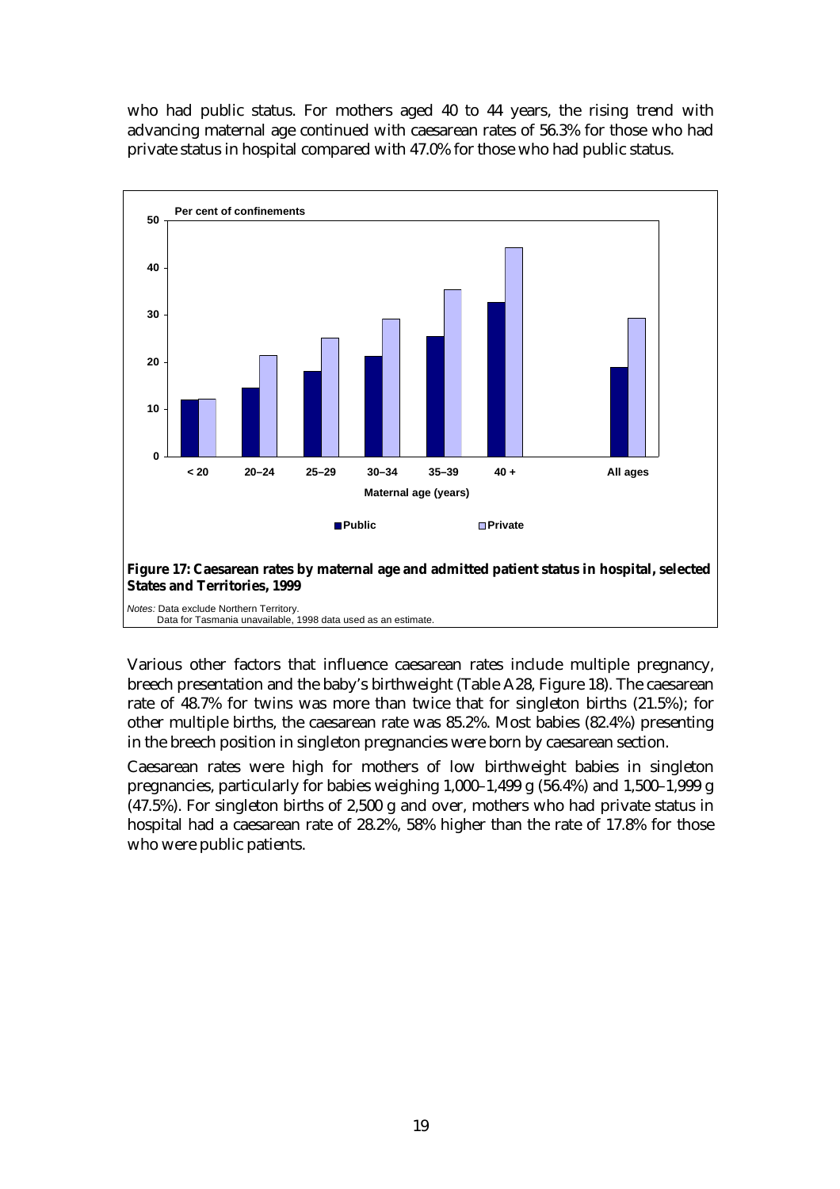who had public status. For mothers aged 40 to 44 years, the rising trend with advancing maternal age continued with caesarean rates of 56.3% for those who had private status in hospital compared with 47.0% for those who had public status.

**Figure 17: Caesarean rates by maternal age and admitted patient status in hospital, selected States and Territories, 1999**

*Notes:* Data exclude Northern Territory.
Data for Tasmania unavailable, 1998 data used as an estimate.

Various other factors that influence caesarean rates include multiple pregnancy, breech presentation and the baby's birthweight (Table A28, Figure 18). The caesarean rate of 48.7% for twins was more than twice that for singleton births (21.5%); for other multiple births, the caesarean rate was 85.2%. Most babies (82.4%) presenting in the breech position in singleton pregnancies were born by caesarean section.

Caesarean rates were high for mothers of low birthweight babies in singleton pregnancies, particularly for babies weighing 1,000–1,499 g (56.4%) and 1,500–1,999 g (47.5%). For singleton births of 2,500 g and over, mothers who had private status in hospital had a caesarean rate of 28.2%, 58% higher than the rate of 17.8% for those who were public patients.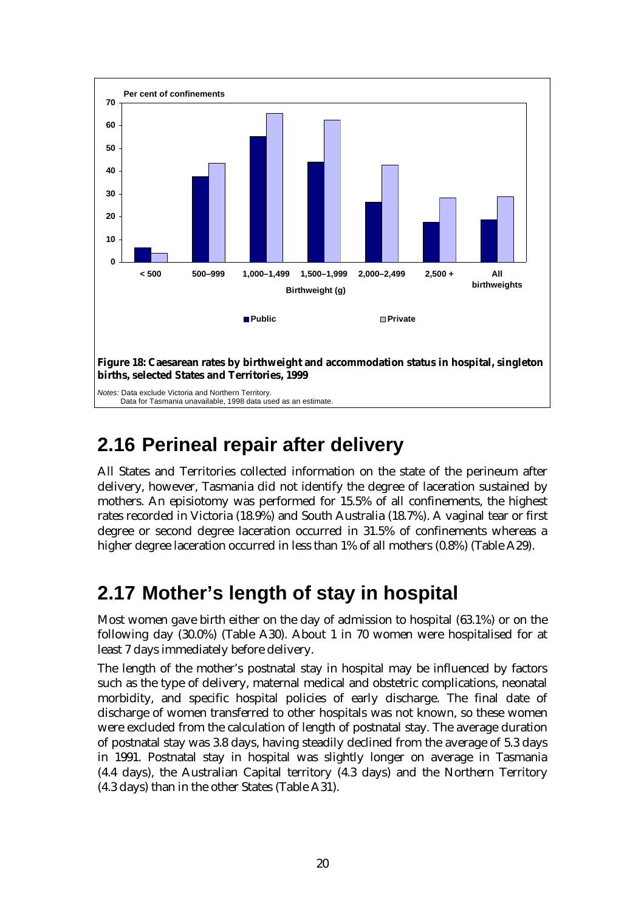Per cent of confinements

| Birthweight (g) | Public | Private |
|---|---|---|
| < 500 | | |
| 500–999 | | |
| 1,000–1,499 | | |
| 1,500–1,999 | | |
| 2,000–2,499 | | |
| 2,500 + | | |
| All birthweights | | |

**Figure 18: Caesarean rates by birthweight and accommodation status in hospital, singleton births, selected States and Territories, 1999**

*Notes:* Data exclude Victoria and Northern Territory.
Data for Tasmania unavailable, 1998 data used as an estimate.

## 2.16 Perineal repair after delivery

All States and Territories collected information on the state of the perineum after delivery, however, Tasmania did not identify the degree of laceration sustained by mothers. An episiotomy was performed for 15.5% of all confinements, the highest rates recorded in Victoria (18.9%) and South Australia (18.7%). A vaginal tear or first degree or second degree laceration occurred in 31.5% of confinements whereas a higher degree laceration occurred in less than 1% of all mothers (0.8%) (Table A29).

## 2.17 Mother's length of stay in hospital

Most women gave birth either on the day of admission to hospital (63.1%) or on the following day (30.0%) (Table A30). About 1 in 70 women were hospitalised for at least 7 days immediately before delivery.

The length of the mother's postnatal stay in hospital may be influenced by factors such as the type of delivery, maternal medical and obstetric complications, neonatal morbidity, and specific hospital policies of early discharge. The final date of discharge of women transferred to other hospitals was not known, so these women were excluded from the calculation of length of postnatal stay. The average duration of postnatal stay was 3.8 days, having steadily declined from the average of 5.3 days in 1991. Postnatal stay in hospital was slightly longer on average in Tasmania (4.4 days), the Australian Capital territory (4.3 days) and the Northern Territory (4.3 days) than in the other States (Table A31).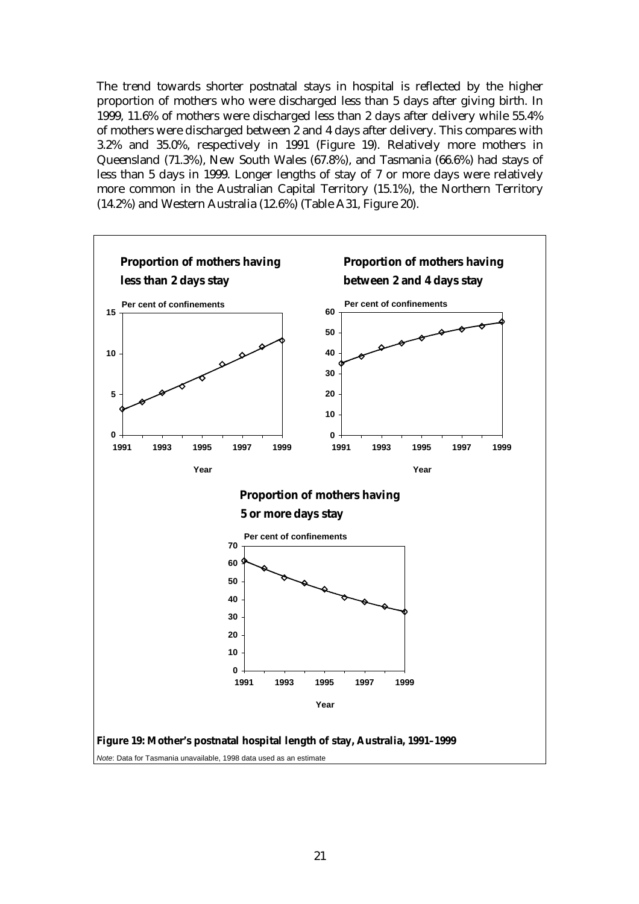The trend towards shorter postnatal stays in hospital is reflected by the higher proportion of mothers who were discharged less than 5 days after giving birth. In 1999, 11.6% of mothers were discharged less than 2 days after delivery while 55.4% of mothers were discharged between 2 and 4 days after delivery. This compares with 3.2% and 35.0%, respectively in 1991 (Figure 19). Relatively more mothers in Queensland (71.3%), New South Wales (67.8%), and Tasmania (66.6%) had stays of less than 5 days in 1999. Longer lengths of stay of 7 or more days were relatively more common in the Australian Capital Territory (15.1%), the Northern Territory (14.2%) and Western Australia (12.6%) (Table A31, Figure 20).

**Figure 19: Mother's postnatal hospital length of stay, Australia, 1991–1999**

*Note*: Data for Tasmania unavailable, 1998 data used as an estimate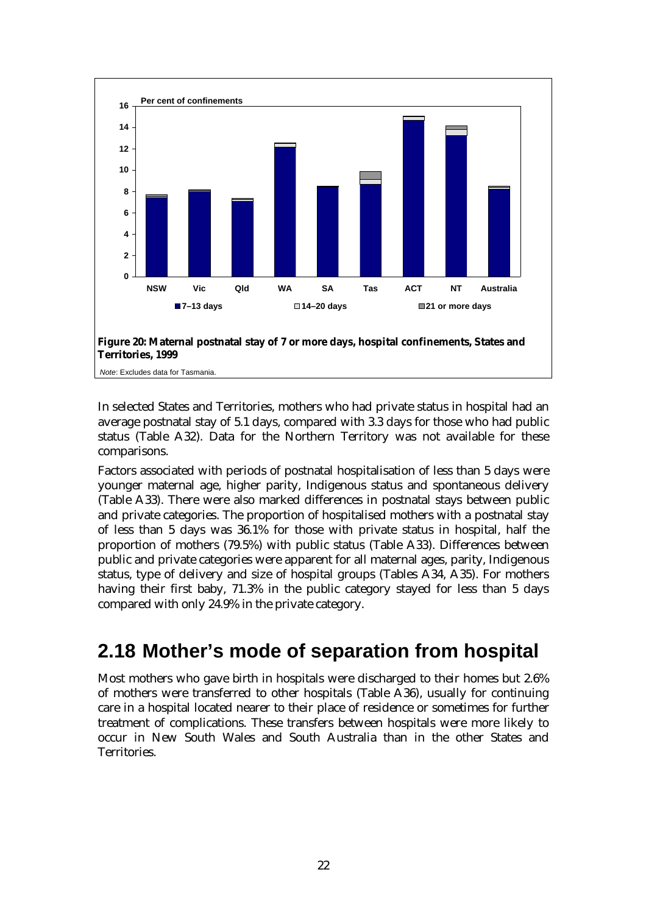Figure 20: Maternal postnatal stay of 7 or more days, hospital confinements, States and Territories, 1999

*Note*: Excludes data for Tasmania.

In selected States and Territories, mothers who had private status in hospital had an average postnatal stay of 5.1 days, compared with 3.3 days for those who had public status (Table A32). Data for the Northern Territory was not available for these comparisons.

Factors associated with periods of postnatal hospitalisation of less than 5 days were younger maternal age, higher parity, Indigenous status and spontaneous delivery (Table A33). There were also marked differences in postnatal stays between public and private categories. The proportion of hospitalised mothers with a postnatal stay of less than 5 days was 36.1% for those with private status in hospital, half the proportion of mothers (79.5%) with public status (Table A33). Differences between public and private categories were apparent for all maternal ages, parity, Indigenous status, type of delivery and size of hospital groups (Tables A34, A35). For mothers having their first baby, 71.3% in the public category stayed for less than 5 days compared with only 24.9% in the private category.

## 2.18 Mother's mode of separation from hospital

Most mothers who gave birth in hospitals were discharged to their homes but 2.6% of mothers were transferred to other hospitals (Table A36), usually for continuing care in a hospital located nearer to their place of residence or sometimes for further treatment of complications. These transfers between hospitals were more likely to occur in New South Wales and South Australia than in the other States and Territories.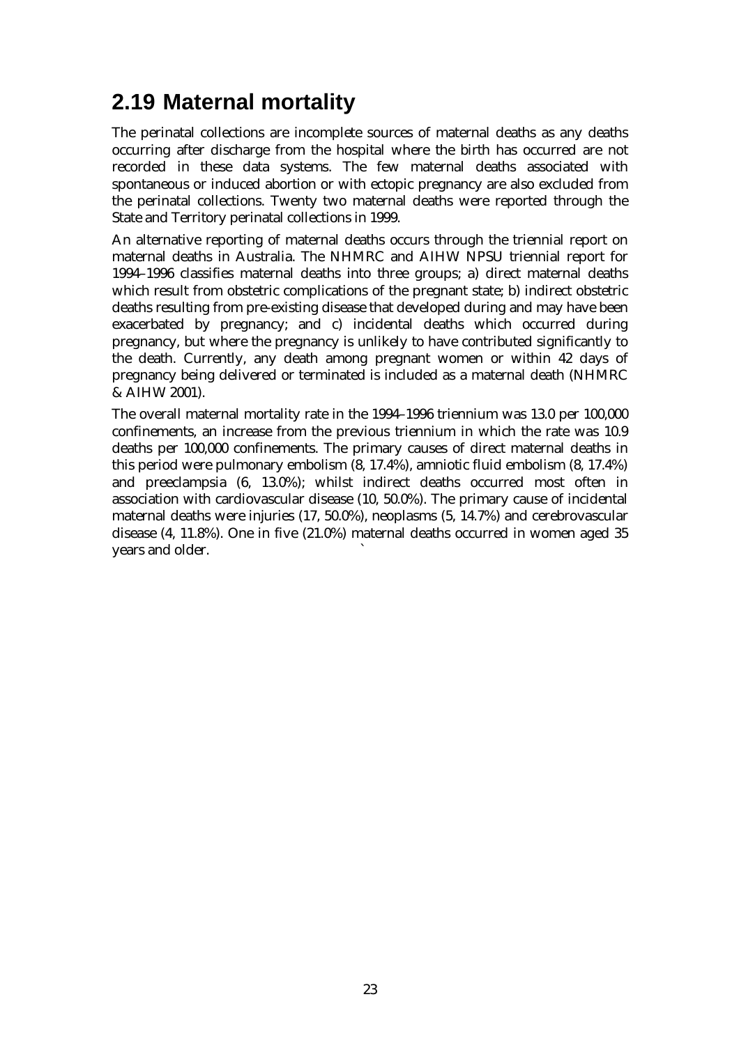## 2.19 Maternal mortality

The perinatal collections are incomplete sources of maternal deaths as any deaths occurring after discharge from the hospital where the birth has occurred are not recorded in these data systems. The few maternal deaths associated with spontaneous or induced abortion or with ectopic pregnancy are also excluded from the perinatal collections. Twenty two maternal deaths were reported through the State and Territory perinatal collections in 1999.

An alternative reporting of maternal deaths occurs through the triennial report on maternal deaths in Australia. The NHMRC and AIHW NPSU triennial report for 1994–1996 classifies maternal deaths into three groups; a) direct maternal deaths which result from obstetric complications of the pregnant state; b) indirect obstetric deaths resulting from pre-existing disease that developed during and may have been exacerbated by pregnancy; and c) incidental deaths which occurred during pregnancy, but where the pregnancy is unlikely to have contributed significantly to the death. Currently, any death among pregnant women or within 42 days of pregnancy being delivered or terminated is included as a maternal death (NHMRC & AIHW 2001).

The overall maternal mortality rate in the 1994–1996 triennium was 13.0 per 100,000 confinements, an increase from the previous triennium in which the rate was 10.9 deaths per 100,000 confinements. The primary causes of direct maternal deaths in this period were pulmonary embolism (8, 17.4%), amniotic fluid embolism (8, 17.4%) and preeclampsia (6, 13.0%); whilst indirect deaths occurred most often in association with cardiovascular disease (10, 50.0%). The primary cause of incidental maternal deaths were injuries (17, 50.0%), neoplasms (5, 14.7%) and cerebrovascular disease (4, 11.8%). One in five (21.0%) maternal deaths occurred in women aged 35 years and older.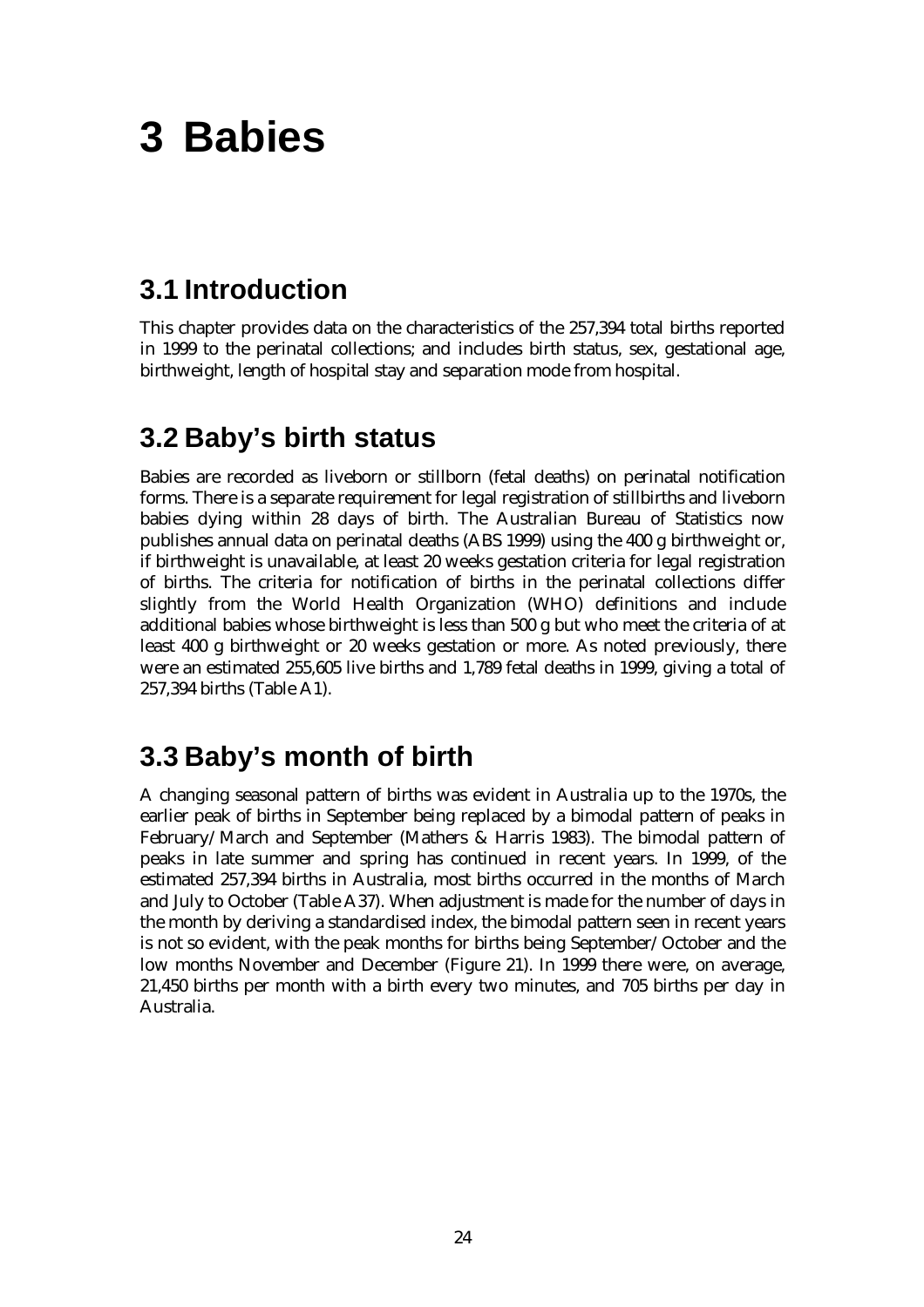# 3 Babies

## 3.1 Introduction

This chapter provides data on the characteristics of the 257,394 total births reported in 1999 to the perinatal collections; and includes birth status, sex, gestational age, birthweight, length of hospital stay and separation mode from hospital.

## 3.2 Baby's birth status

Babies are recorded as liveborn or stillborn (fetal deaths) on perinatal notification forms. There is a separate requirement for legal registration of stillbirths and liveborn babies dying within 28 days of birth. The Australian Bureau of Statistics now publishes annual data on perinatal deaths (ABS 1999) using the 400 g birthweight or, if birthweight is unavailable, at least 20 weeks gestation criteria for legal registration of births. The criteria for notification of births in the perinatal collections differ slightly from the World Health Organization (WHO) definitions and include additional babies whose birthweight is less than 500 g but who meet the criteria of at least 400 g birthweight or 20 weeks gestation or more. As noted previously, there were an estimated 255,605 live births and 1,789 fetal deaths in 1999, giving a total of 257,394 births (Table A1).

## 3.3 Baby's month of birth

A changing seasonal pattern of births was evident in Australia up to the 1970s, the earlier peak of births in September being replaced by a bimodal pattern of peaks in February/March and September (Mathers & Harris 1983). The bimodal pattern of peaks in late summer and spring has continued in recent years. In 1999, of the estimated 257,394 births in Australia, most births occurred in the months of March and July to October (Table A37). When adjustment is made for the number of days in the month by deriving a standardised index, the bimodal pattern seen in recent years is not so evident, with the peak months for births being September/October and the low months November and December (Figure 21). In 1999 there were, on average, 21,450 births per month with a birth every two minutes, and 705 births per day in Australia.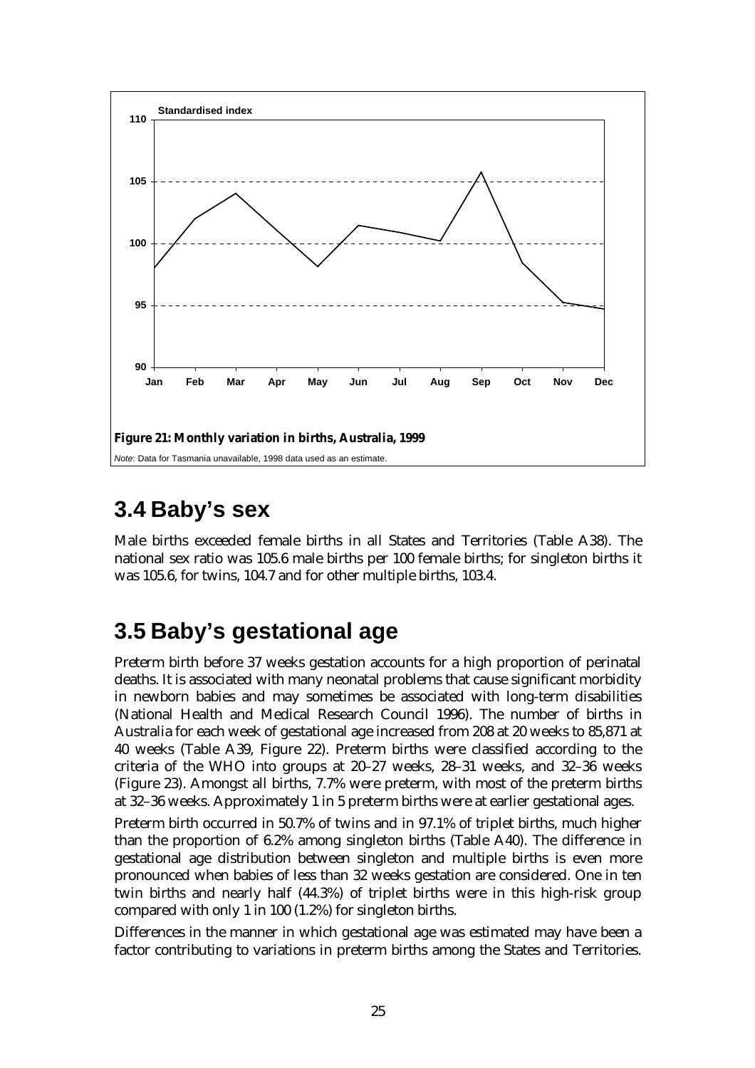Figure 21: Monthly variation in births, Australia, 1999

*Note*: Data for Tasmania unavailable, 1998 data used as an estimate.

## 3.4 Baby's sex

Male births exceeded female births in all States and Territories (Table A38). The national sex ratio was 105.6 male births per 100 female births; for singleton births it was 105.6, for twins, 104.7 and for other multiple births, 103.4.

## 3.5 Baby's gestational age

Preterm birth before 37 weeks gestation accounts for a high proportion of perinatal deaths. It is associated with many neonatal problems that cause significant morbidity in newborn babies and may sometimes be associated with long-term disabilities (National Health and Medical Research Council 1996). The number of births in Australia for each week of gestational age increased from 208 at 20 weeks to 85,871 at 40 weeks (Table A39, Figure 22). Preterm births were classified according to the criteria of the WHO into groups at 20–27 weeks, 28–31 weeks, and 32–36 weeks (Figure 23). Amongst all births, 7.7% were preterm, with most of the preterm births at 32–36 weeks. Approximately 1 in 5 preterm births were at earlier gestational ages.

Preterm birth occurred in 50.7% of twins and in 97.1% of triplet births, much higher than the proportion of 6.2% among singleton births (Table A40). The difference in gestational age distribution between singleton and multiple births is even more pronounced when babies of less than 32 weeks gestation are considered. One in ten twin births and nearly half (44.3%) of triplet births were in this high-risk group compared with only 1 in 100 (1.2%) for singleton births.

Differences in the manner in which gestational age was estimated may have been a factor contributing to variations in preterm births among the States and Territories.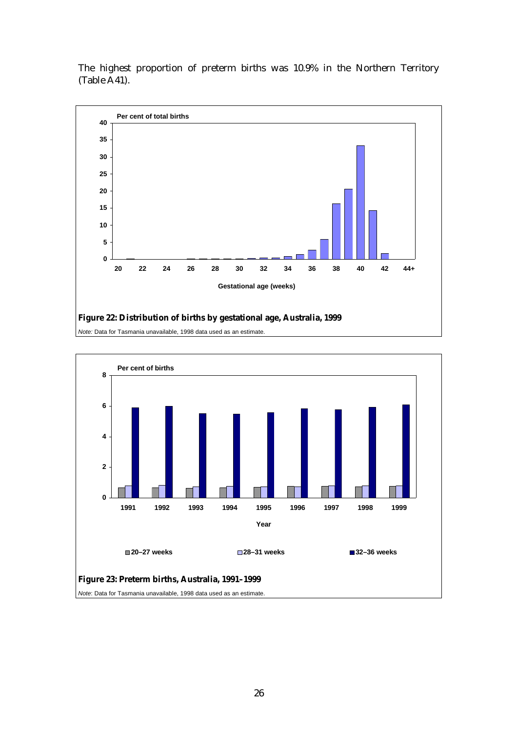The highest proportion of preterm births was 10.9% in the Northern Territory (Table A41).

**Figure 22: Distribution of births by gestational age, Australia, 1999**

*Note:* Data for Tasmania unavailable, 1998 data used as an estimate.

**Figure 23: Preterm births, Australia, 1991–1999**

*Note*: Data for Tasmania unavailable, 1998 data used as an estimate.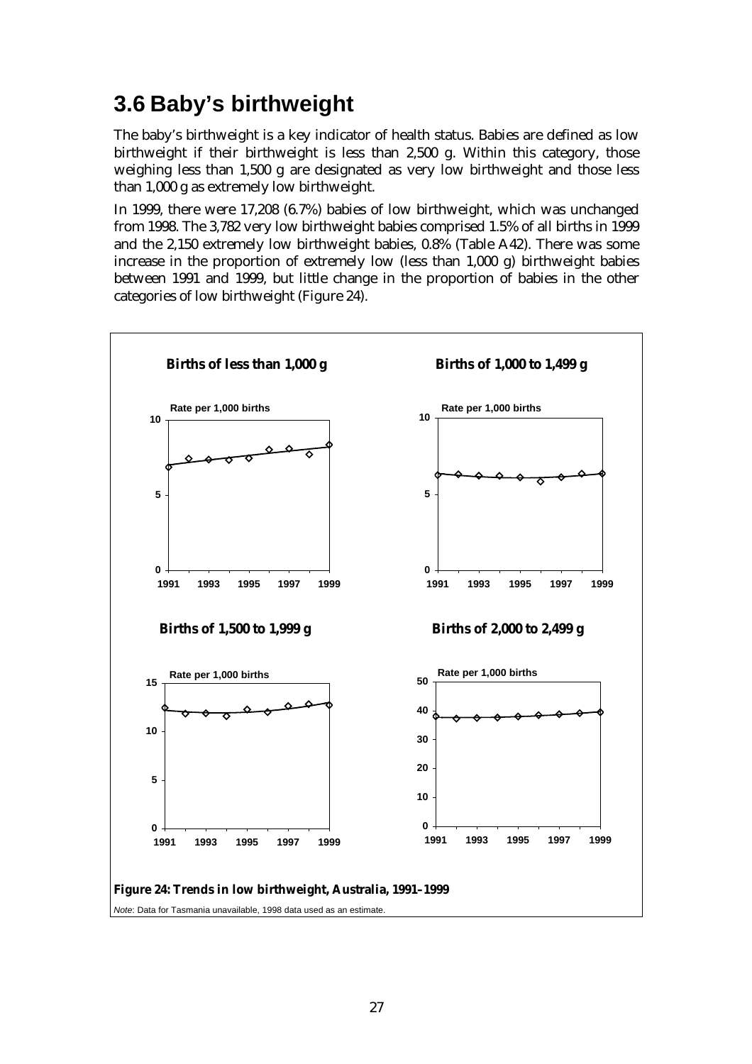## 3.6 Baby's birthweight

The baby's birthweight is a key indicator of health status. Babies are defined as low birthweight if their birthweight is less than 2,500 g. Within this category, those weighing less than 1,500 g are designated as very low birthweight and those less than 1,000 g as extremely low birthweight.

In 1999, there were 17,208 (6.7%) babies of low birthweight, which was unchanged from 1998. The 3,782 very low birthweight babies comprised 1.5% of all births in 1999 and the 2,150 extremely low birthweight babies, 0.8% (Table A42). There was some increase in the proportion of extremely low (less than 1,000 g) birthweight babies between 1991 and 1999, but little change in the proportion of babies in the other categories of low birthweight (Figure 24).

**Figure 24: Trends in low birthweight, Australia, 1991–1999**

*Note*: Data for Tasmania unavailable, 1998 data used as an estimate.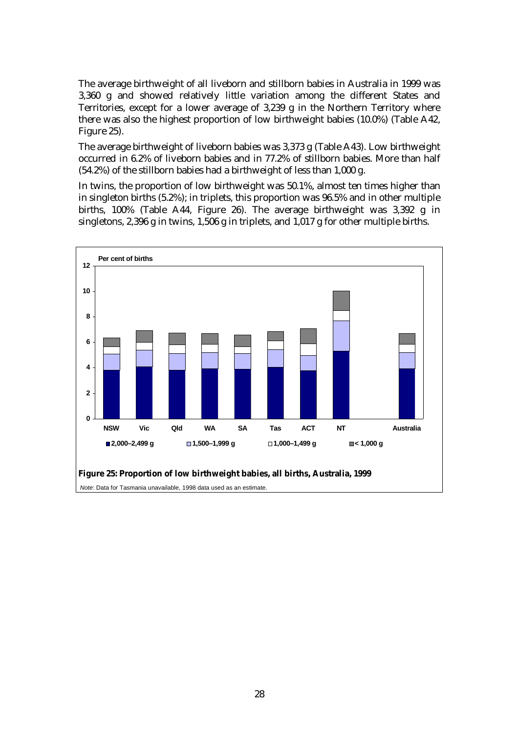The average birthweight of all liveborn and stillborn babies in Australia in 1999 was 3,360 g and showed relatively little variation among the different States and Territories, except for a lower average of 3,239 g in the Northern Territory where there was also the highest proportion of low birthweight babies (10.0%) (Table A42, Figure 25).

The average birthweight of liveborn babies was 3,373 g (Table A43). Low birthweight occurred in 6.2% of liveborn babies and in 77.2% of stillborn babies. More than half (54.2%) of the stillborn babies had a birthweight of less than 1,000 g.

In twins, the proportion of low birthweight was 50.1%, almost ten times higher than in singleton births (5.2%); in triplets, this proportion was 96.5% and in other multiple births, 100% (Table A44, Figure 26). The average birthweight was 3,392 g in singletons, 2,396 g in twins, 1,506 g in triplets, and 1,017 g for other multiple births.

**Figure 25: Proportion of low birthweight babies, all births, Australia, 1999**

*Note*: Data for Tasmania unavailable, 1998 data used as an estimate.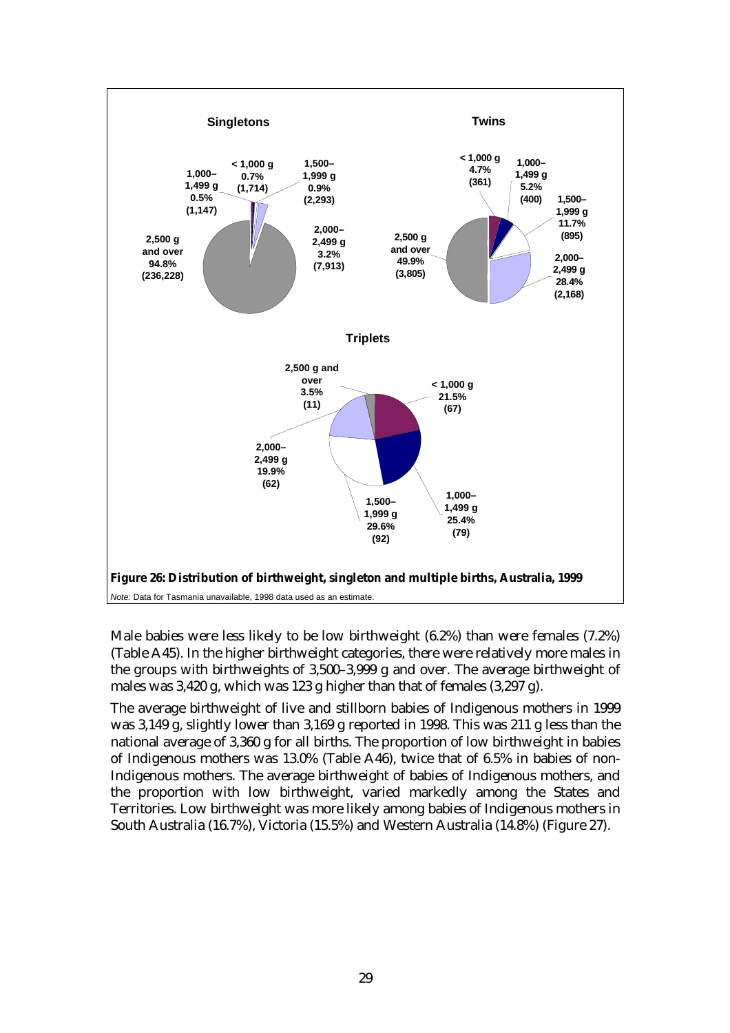**Singletons**

| Birthweight | Per cent | Number |
|---|---|---|
| < 1,000 g | 0.7% | (1,714) |
| 1,000–1,499 g | 0.5% | (1,147) |
| 1,500–1,999 g | 0.9% | (2,293) |
| 2,000–2,499 g | 3.2% | (7,913) |
| 2,500 g and over | 94.8% | (236,228) |

**Twins**

| Birthweight | Per cent | Number |
|---|---|---|
| < 1,000 g | 4.7% | (361) |
| 1,000–1,499 g | 5.2% | (400) |
| 1,500–1,999 g | 11.7% | (895) |
| 2,000–2,499 g | 28.4% | (2,168) |
| 2,500 g and over | 49.9% | (3,805) |

**Triplets**

| Birthweight | Per cent | Number |
|---|---|---|
| < 1,000 g | 21.5% | (67) |
| 1,000–1,499 g | 25.4% | (79) |
| 1,500–1,999 g | 29.6% | (92) |
| 2,000–2,499 g | 19.9% | (62) |
| 2,500 g and over | 3.5% | (11) |

**Figure 26: Distribution of birthweight, singleton and multiple births, Australia, 1999**

*Note:* Data for Tasmania unavailable, 1998 data used as an estimate.

Male babies were less likely to be low birthweight (6.2%) than were females (7.2%) (Table A45). In the higher birthweight categories, there were relatively more males in the groups with birthweights of 3,500–3,999 g and over. The average birthweight of males was 3,420 g, which was 123 g higher than that of females (3,297 g).

The average birthweight of live and stillborn babies of Indigenous mothers in 1999 was 3,149 g, slightly lower than 3,169 g reported in 1998. This was 211 g less than the national average of 3,360 g for all births. The proportion of low birthweight in babies of Indigenous mothers was 13.0% (Table A46), twice that of 6.5% in babies of non-Indigenous mothers. The average birthweight of babies of Indigenous mothers, and the proportion with low birthweight, varied markedly among the States and Territories. Low birthweight was more likely among babies of Indigenous mothers in South Australia (16.7%), Victoria (15.5%) and Western Australia (14.8%) (Figure 27).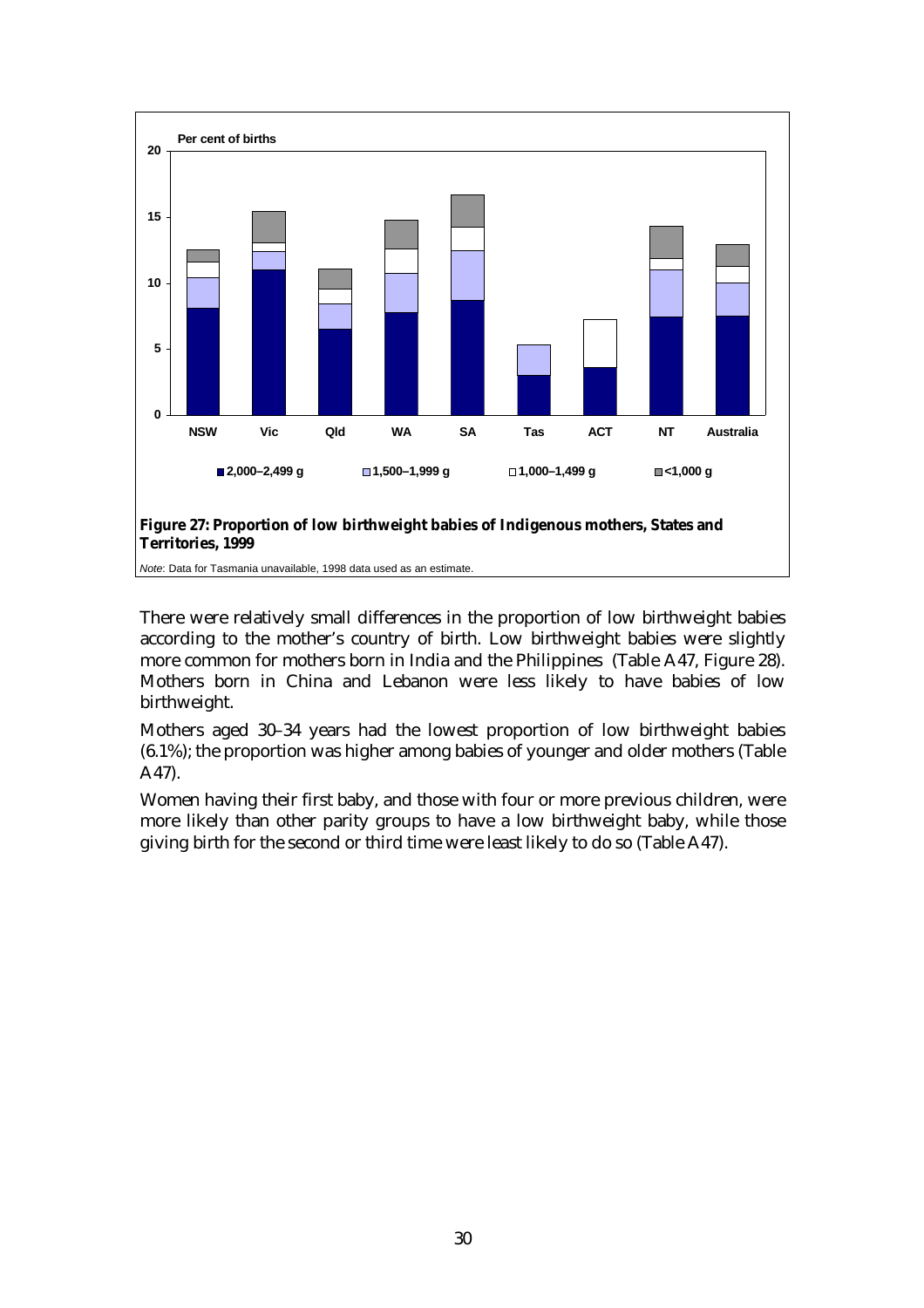**Figure 27: Proportion of low birthweight babies of Indigenous mothers, States and Territories, 1999**

*Note*: Data for Tasmania unavailable, 1998 data used as an estimate.

There were relatively small differences in the proportion of low birthweight babies according to the mother's country of birth. Low birthweight babies were slightly more common for mothers born in India and the Philippines (Table A47, Figure 28). Mothers born in China and Lebanon were less likely to have babies of low birthweight.

Mothers aged 30–34 years had the lowest proportion of low birthweight babies (6.1%); the proportion was higher among babies of younger and older mothers (Table A47).

Women having their first baby, and those with four or more previous children, were more likely than other parity groups to have a low birthweight baby, while those giving birth for the second or third time were least likely to do so (Table A47).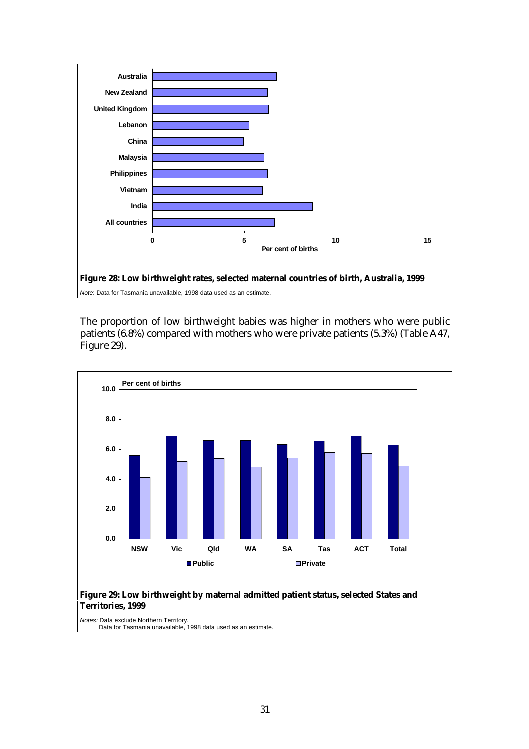**Figure 28: Low birthweight rates, selected maternal countries of birth, Australia, 1999**

*Note*: Data for Tasmania unavailable, 1998 data used as an estimate.

The proportion of low birthweight babies was higher in mothers who were public patients (6.8%) compared with mothers who were private patients (5.3%) (Table A47, Figure 29).

**Figure 29: Low birthweight by maternal admitted patient status, selected States and Territories, 1999**

*Notes:* Data exclude Northern Territory.
Data for Tasmania unavailable, 1998 data used as an estimate.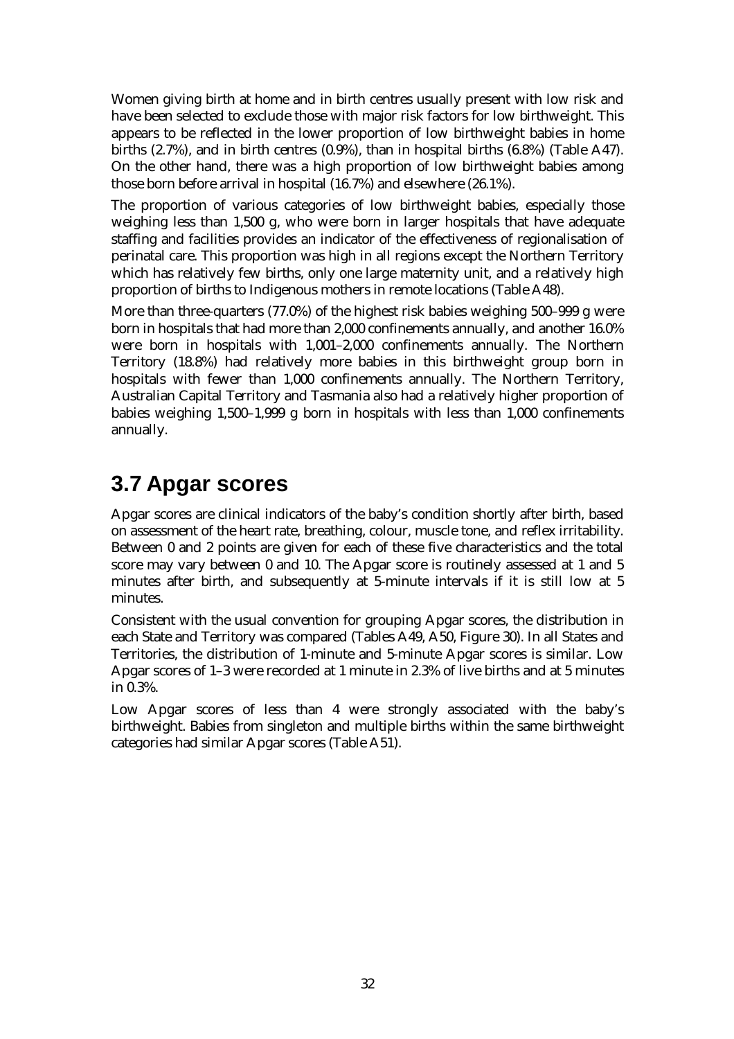Women giving birth at home and in birth centres usually present with low risk and have been selected to exclude those with major risk factors for low birthweight. This appears to be reflected in the lower proportion of low birthweight babies in home births (2.7%), and in birth centres (0.9%), than in hospital births (6.8%) (Table A47). On the other hand, there was a high proportion of low birthweight babies among those born before arrival in hospital (16.7%) and elsewhere (26.1%).

The proportion of various categories of low birthweight babies, especially those weighing less than 1,500 g, who were born in larger hospitals that have adequate staffing and facilities provides an indicator of the effectiveness of regionalisation of perinatal care. This proportion was high in all regions except the Northern Territory which has relatively few births, only one large maternity unit, and a relatively high proportion of births to Indigenous mothers in remote locations (Table A48).

More than three-quarters (77.0%) of the highest risk babies weighing 500–999 g were born in hospitals that had more than 2,000 confinements annually, and another 16.0% were born in hospitals with 1,001–2,000 confinements annually. The Northern Territory (18.8%) had relatively more babies in this birthweight group born in hospitals with fewer than 1,000 confinements annually. The Northern Territory, Australian Capital Territory and Tasmania also had a relatively higher proportion of babies weighing 1,500–1,999 g born in hospitals with less than 1,000 confinements annually.

## 3.7 Apgar scores

Apgar scores are clinical indicators of the baby's condition shortly after birth, based on assessment of the heart rate, breathing, colour, muscle tone, and reflex irritability. Between 0 and 2 points are given for each of these five characteristics and the total score may vary between 0 and 10. The Apgar score is routinely assessed at 1 and 5 minutes after birth, and subsequently at 5-minute intervals if it is still low at 5 minutes.

Consistent with the usual convention for grouping Apgar scores, the distribution in each State and Territory was compared (Tables A49, A50, Figure 30). In all States and Territories, the distribution of 1-minute and 5-minute Apgar scores is similar. Low Apgar scores of 1–3 were recorded at 1 minute in 2.3% of live births and at 5 minutes in 0.3%.

Low Apgar scores of less than 4 were strongly associated with the baby's birthweight. Babies from singleton and multiple births within the same birthweight categories had similar Apgar scores (Table A51).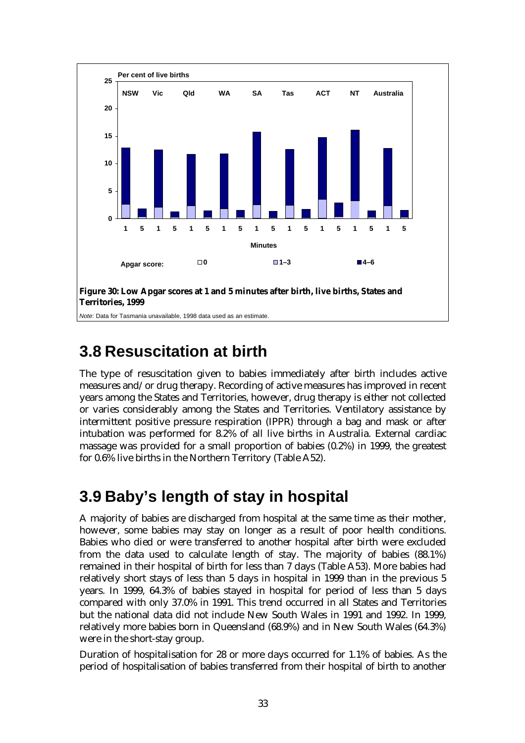**Figure 30: Low Apgar scores at 1 and 5 minutes after birth, live births, States and Territories, 1999**

*Note*: Data for Tasmania unavailable, 1998 data used as an estimate.

## 3.8 Resuscitation at birth

The type of resuscitation given to babies immediately after birth includes active measures and/or drug therapy. Recording of active measures has improved in recent years among the States and Territories, however, drug therapy is either not collected or varies considerably among the States and Territories. Ventilatory assistance by intermittent positive pressure respiration (IPPR) through a bag and mask or after intubation was performed for 8.2% of all live births in Australia. External cardiac massage was provided for a small proportion of babies (0.2%) in 1999, the greatest for 0.6% live births in the Northern Territory (Table A52).

## 3.9 Baby's length of stay in hospital

A majority of babies are discharged from hospital at the same time as their mother, however, some babies may stay on longer as a result of poor health conditions. Babies who died or were transferred to another hospital after birth were excluded from the data used to calculate length of stay. The majority of babies (88.1%) remained in their hospital of birth for less than 7 days (Table A53). More babies had relatively short stays of less than 5 days in hospital in 1999 than in the previous 5 years. In 1999, 64.3% of babies stayed in hospital for period of less than 5 days compared with only 37.0% in 1991. This trend occurred in all States and Territories but the national data did not include New South Wales in 1991 and 1992. In 1999, relatively more babies born in Queensland (68.9%) and in New South Wales (64.3%) were in the short-stay group.

Duration of hospitalisation for 28 or more days occurred for 1.1% of babies. As the period of hospitalisation of babies transferred from their hospital of birth to another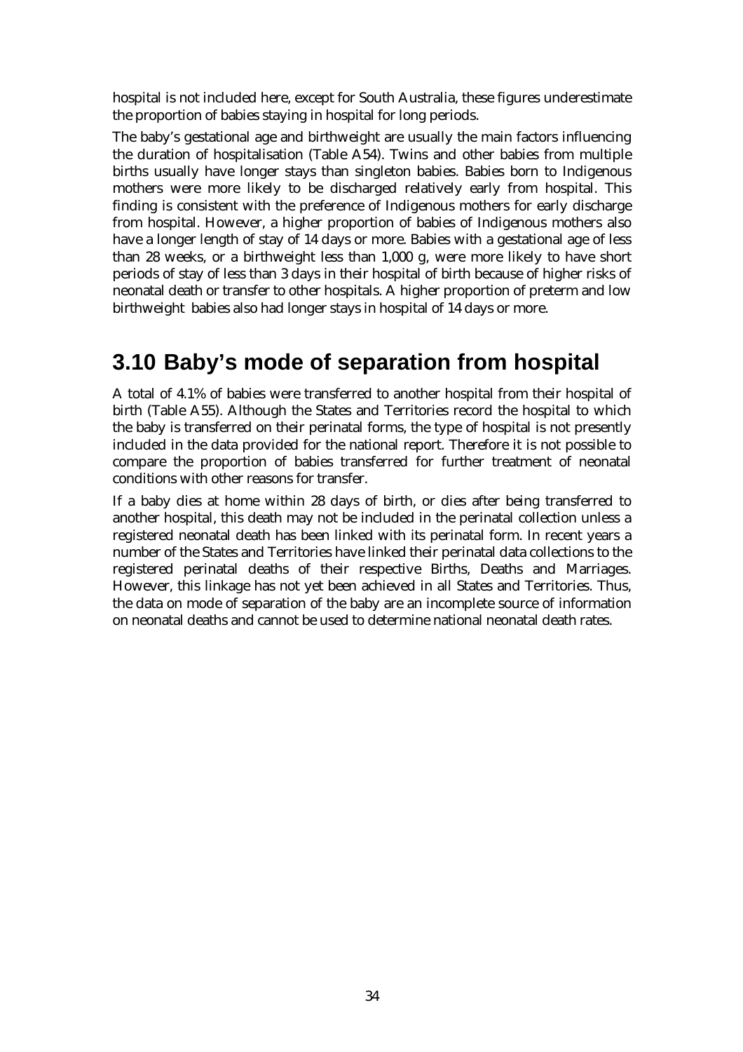hospital is not included here, except for South Australia, these figures underestimate the proportion of babies staying in hospital for long periods.

The baby's gestational age and birthweight are usually the main factors influencing the duration of hospitalisation (Table A54). Twins and other babies from multiple births usually have longer stays than singleton babies. Babies born to Indigenous mothers were more likely to be discharged relatively early from hospital. This finding is consistent with the preference of Indigenous mothers for early discharge from hospital. However, a higher proportion of babies of Indigenous mothers also have a longer length of stay of 14 days or more. Babies with a gestational age of less than 28 weeks, or a birthweight less than 1,000 g, were more likely to have short periods of stay of less than 3 days in their hospital of birth because of higher risks of neonatal death or transfer to other hospitals. A higher proportion of preterm and low birthweight babies also had longer stays in hospital of 14 days or more.

## 3.10 Baby's mode of separation from hospital

A total of 4.1% of babies were transferred to another hospital from their hospital of birth (Table A55). Although the States and Territories record the hospital to which the baby is transferred on their perinatal forms, the type of hospital is not presently included in the data provided for the national report. Therefore it is not possible to compare the proportion of babies transferred for further treatment of neonatal conditions with other reasons for transfer.

If a baby dies at home within 28 days of birth, or dies after being transferred to another hospital, this death may not be included in the perinatal collection unless a registered neonatal death has been linked with its perinatal form. In recent years a number of the States and Territories have linked their perinatal data collections to the registered perinatal deaths of their respective Births, Deaths and Marriages. However, this linkage has not yet been achieved in all States and Territories. Thus, the data on mode of separation of the baby are an incomplete source of information on neonatal deaths and cannot be used to determine national neonatal death rates.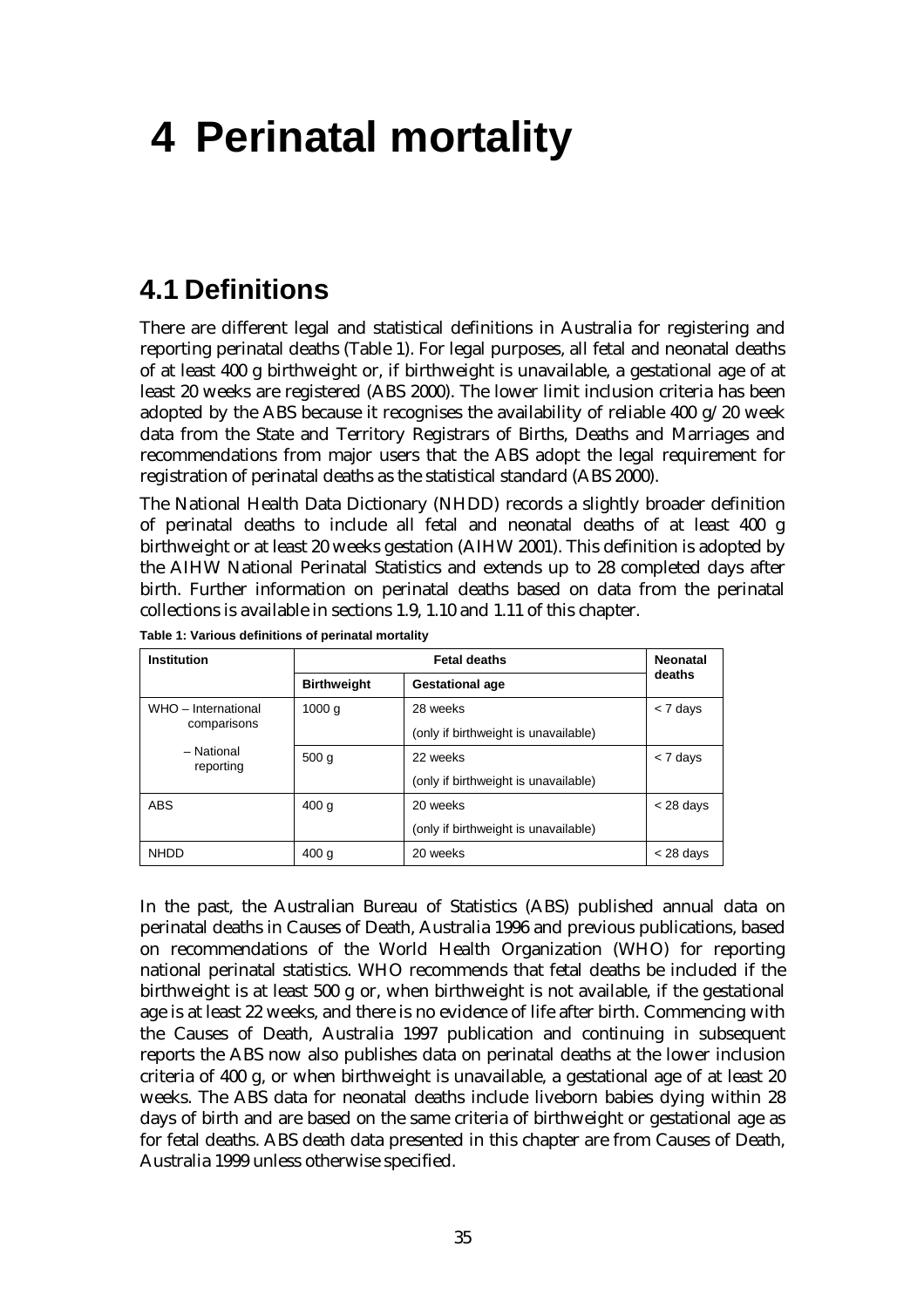# 4 Perinatal mortality

## 4.1 Definitions

There are different legal and statistical definitions in Australia for registering and reporting perinatal deaths (Table 1). For legal purposes, all fetal and neonatal deaths of at least 400 g birthweight or, if birthweight is unavailable, a gestational age of at least 20 weeks are registered (ABS 2000). The lower limit inclusion criteria has been adopted by the ABS because it recognises the availability of reliable 400 g/20 week data from the State and Territory Registrars of Births, Deaths and Marriages and recommendations from major users that the ABS adopt the legal requirement for registration of perinatal deaths as the statistical standard (ABS 2000).

The National Health Data Dictionary (NHDD) records a slightly broader definition of perinatal deaths to include all fetal and neonatal deaths of at least 400 g birthweight or at least 20 weeks gestation (AIHW 2001). This definition is adopted by the AIHW National Perinatal Statistics and extends up to 28 completed days after birth. Further information on perinatal deaths based on data from the perinatal collections is available in sections 1.9, 1.10 and 1.11 of this chapter.

**Table 1: Various definitions of perinatal mortality**

| Institution | Fetal deaths | | Neonatal deaths |
|---|---|---|---|
| | Birthweight | Gestational age | |
| WHO – International comparisons | 1000 g | 28 weeks (only if birthweight is unavailable) | < 7 days |
| – National reporting | 500 g | 22 weeks (only if birthweight is unavailable) | < 7 days |
| ABS | 400 g | 20 weeks (only if birthweight is unavailable) | < 28 days |
| NHDD | 400 g | 20 weeks | < 28 days |

In the past, the Australian Bureau of Statistics (ABS) published annual data on perinatal deaths in Causes of Death, Australia 1996 and previous publications, based on recommendations of the World Health Organization (WHO) for reporting national perinatal statistics. WHO recommends that fetal deaths be included if the birthweight is at least 500 g or, when birthweight is not available, if the gestational age is at least 22 weeks, and there is no evidence of life after birth. Commencing with the Causes of Death, Australia 1997 publication and continuing in subsequent reports the ABS now also publishes data on perinatal deaths at the lower inclusion criteria of 400 g, or when birthweight is unavailable, a gestational age of at least 20 weeks. The ABS data for neonatal deaths include liveborn babies dying within 28 days of birth and are based on the same criteria of birthweight or gestational age as for fetal deaths. ABS death data presented in this chapter are from Causes of Death, Australia 1999 unless otherwise specified.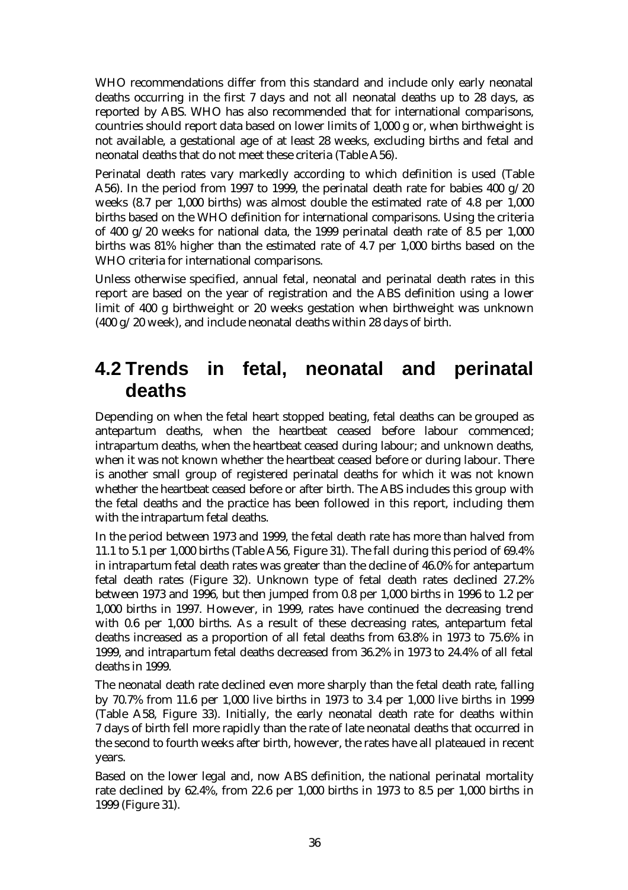WHO recommendations differ from this standard and include only early neonatal deaths occurring in the first 7 days and not all neonatal deaths up to 28 days, as reported by ABS. WHO has also recommended that for international comparisons, countries should report data based on lower limits of 1,000 g or, when birthweight is not available, a gestational age of at least 28 weeks, excluding births and fetal and neonatal deaths that do not meet these criteria (Table A56).

Perinatal death rates vary markedly according to which definition is used (Table A56). In the period from 1997 to 1999, the perinatal death rate for babies 400 g/20 weeks (8.7 per 1,000 births) was almost double the estimated rate of 4.8 per 1,000 births based on the WHO definition for international comparisons. Using the criteria of 400 g/20 weeks for national data, the 1999 perinatal death rate of 8.5 per 1,000 births was 81% higher than the estimated rate of 4.7 per 1,000 births based on the WHO criteria for international comparisons.

Unless otherwise specified, annual fetal, neonatal and perinatal death rates in this report are based on the year of registration and the ABS definition using a lower limit of 400 g birthweight or 20 weeks gestation when birthweight was unknown (400 g/20 week), and include neonatal deaths within 28 days of birth.

## 4.2 Trends in fetal, neonatal and perinatal deaths

Depending on when the fetal heart stopped beating, fetal deaths can be grouped as antepartum deaths, when the heartbeat ceased before labour commenced; intrapartum deaths, when the heartbeat ceased during labour; and unknown deaths, when it was not known whether the heartbeat ceased before or during labour. There is another small group of registered perinatal deaths for which it was not known whether the heartbeat ceased before or after birth. The ABS includes this group with the fetal deaths and the practice has been followed in this report, including them with the intrapartum fetal deaths.

In the period between 1973 and 1999, the fetal death rate has more than halved from 11.1 to 5.1 per 1,000 births (Table A56, Figure 31). The fall during this period of 69.4% in intrapartum fetal death rates was greater than the decline of 46.0% for antepartum fetal death rates (Figure 32). Unknown type of fetal death rates declined 27.2% between 1973 and 1996, but then jumped from 0.8 per 1,000 births in 1996 to 1.2 per 1,000 births in 1997. However, in 1999, rates have continued the decreasing trend with 0.6 per 1,000 births. As a result of these decreasing rates, antepartum fetal deaths increased as a proportion of all fetal deaths from 63.8% in 1973 to 75.6% in 1999, and intrapartum fetal deaths decreased from 36.2% in 1973 to 24.4% of all fetal deaths in 1999.

The neonatal death rate declined even more sharply than the fetal death rate, falling by 70.7% from 11.6 per 1,000 live births in 1973 to 3.4 per 1,000 live births in 1999 (Table A58, Figure 33). Initially, the early neonatal death rate for deaths within 7 days of birth fell more rapidly than the rate of late neonatal deaths that occurred in the second to fourth weeks after birth, however, the rates have all plateaued in recent years.

Based on the lower legal and, now ABS definition, the national perinatal mortality rate declined by 62.4%, from 22.6 per 1,000 births in 1973 to 8.5 per 1,000 births in 1999 (Figure 31).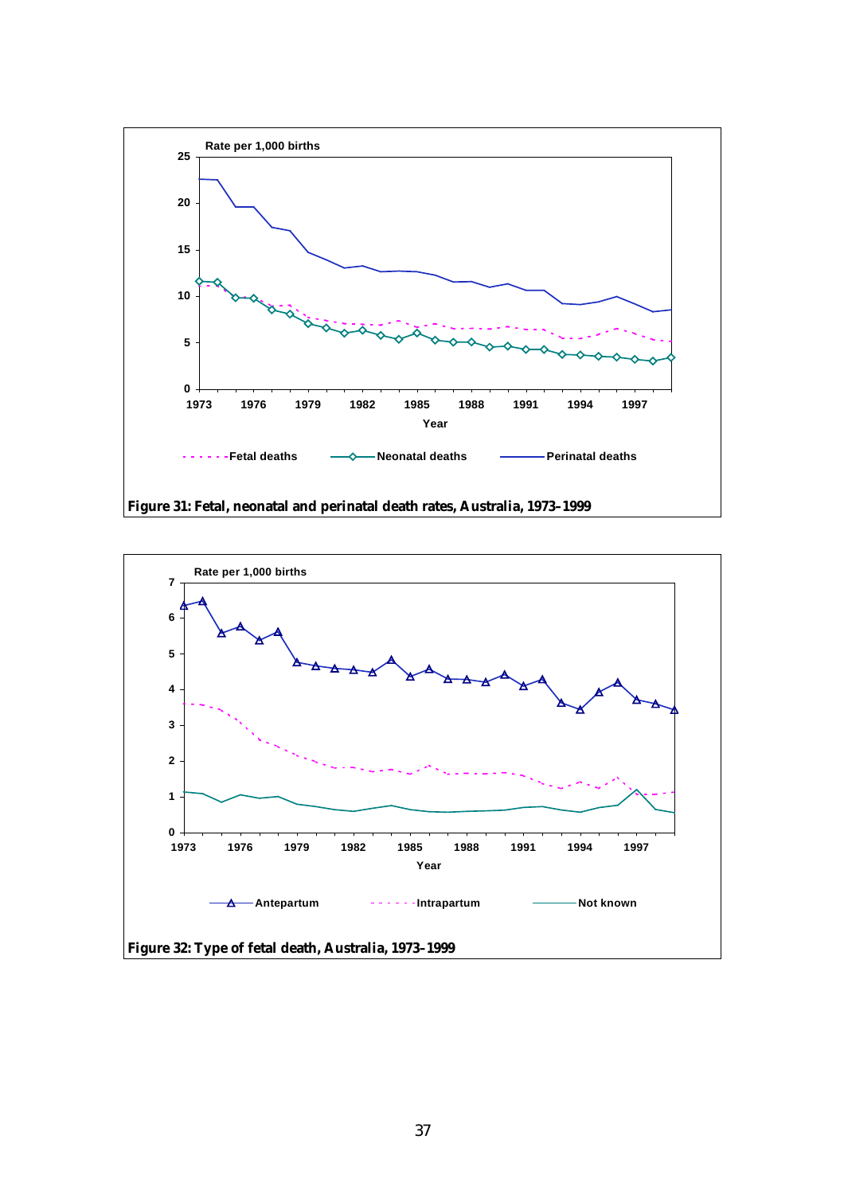Figure 31: Fetal, neonatal and perinatal death rates, Australia, 1973–1999

Figure 32: Type of fetal death, Australia, 1973–1999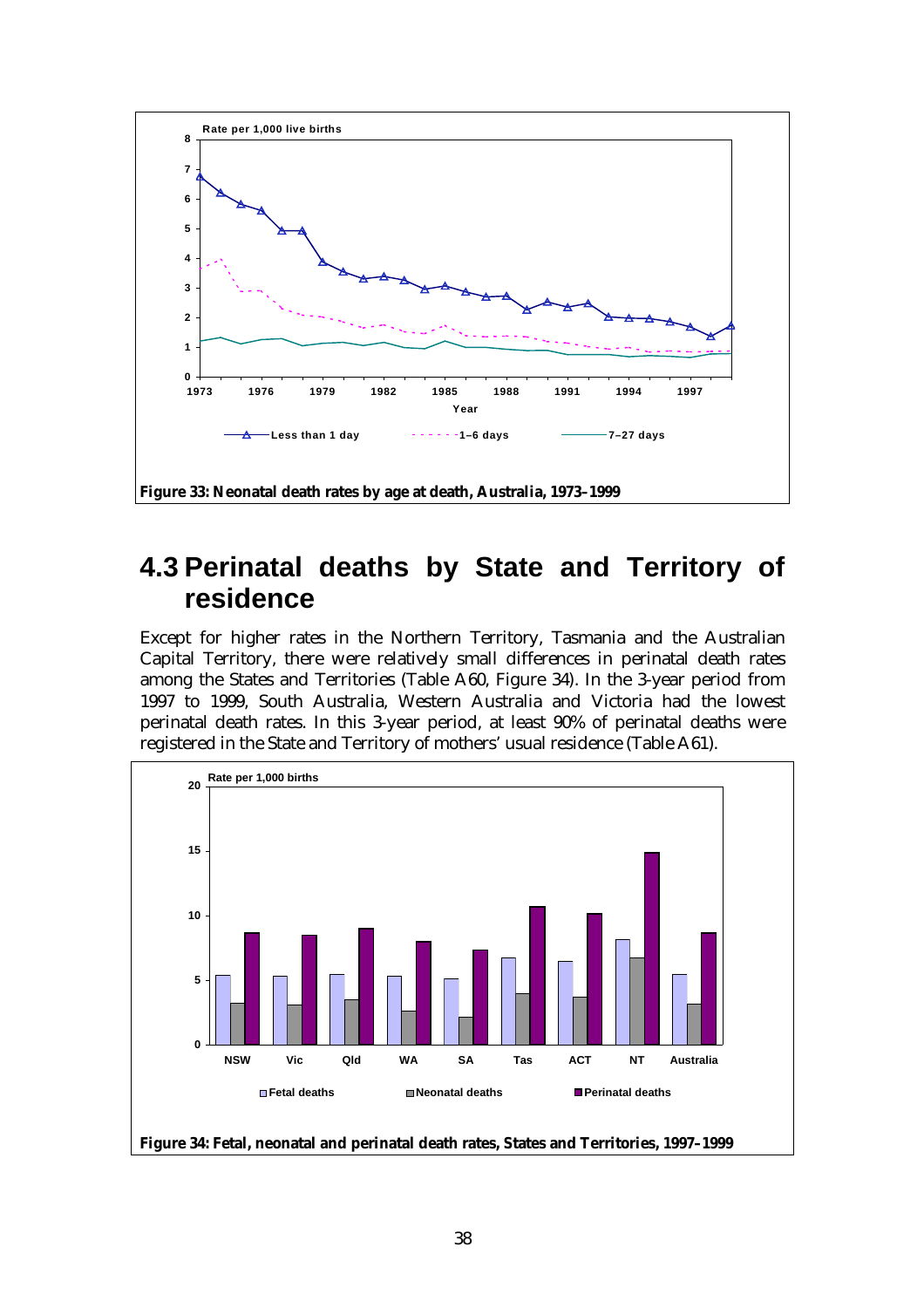Figure 33: Neonatal death rates by age at death, Australia, 1973–1999

## 4.3 Perinatal deaths by State and Territory of residence

Except for higher rates in the Northern Territory, Tasmania and the Australian Capital Territory, there were relatively small differences in perinatal death rates among the States and Territories (Table A60, Figure 34). In the 3-year period from 1997 to 1999, South Australia, Western Australia and Victoria had the lowest perinatal death rates. In this 3-year period, at least 90% of perinatal deaths were registered in the State and Territory of mothers' usual residence (Table A61).

Figure 34: Fetal, neonatal and perinatal death rates, States and Territories, 1997–1999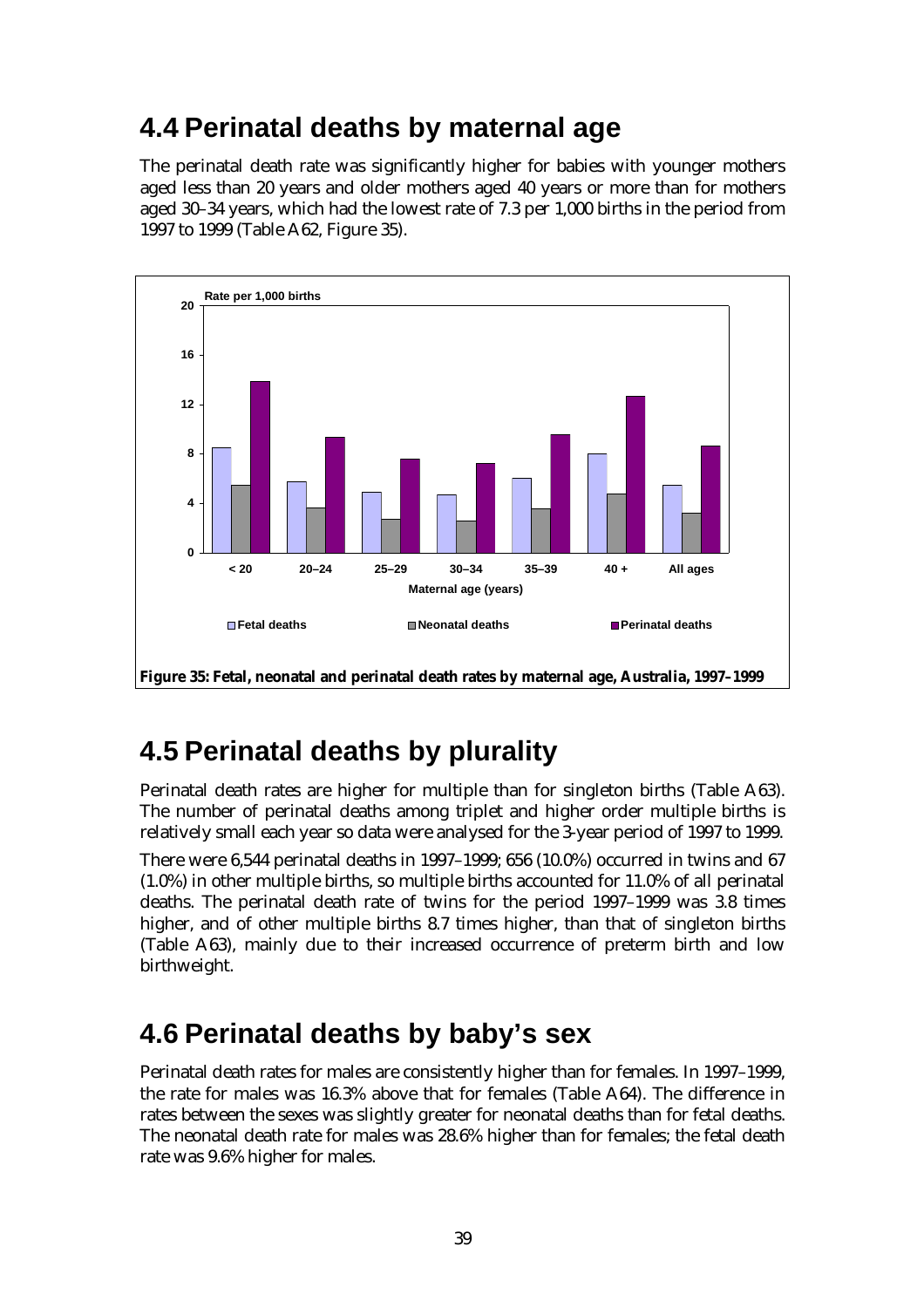## 4.4 Perinatal deaths by maternal age

The perinatal death rate was significantly higher for babies with younger mothers aged less than 20 years and older mothers aged 40 years or more than for mothers aged 30–34 years, which had the lowest rate of 7.3 per 1,000 births in the period from 1997 to 1999 (Table A62, Figure 35).

**Figure 35: Fetal, neonatal and perinatal death rates by maternal age, Australia, 1997–1999**

## 4.5 Perinatal deaths by plurality

Perinatal death rates are higher for multiple than for singleton births (Table A63). The number of perinatal deaths among triplet and higher order multiple births is relatively small each year so data were analysed for the 3-year period of 1997 to 1999.

There were 6,544 perinatal deaths in 1997–1999; 656 (10.0%) occurred in twins and 67 (1.0%) in other multiple births, so multiple births accounted for 11.0% of all perinatal deaths. The perinatal death rate of twins for the period 1997–1999 was 3.8 times higher, and of other multiple births 8.7 times higher, than that of singleton births (Table A63), mainly due to their increased occurrence of preterm birth and low birthweight.

## 4.6 Perinatal deaths by baby's sex

Perinatal death rates for males are consistently higher than for females. In 1997–1999, the rate for males was 16.3% above that for females (Table A64). The difference in rates between the sexes was slightly greater for neonatal deaths than for fetal deaths. The neonatal death rate for males was 28.6% higher than for females; the fetal death rate was 9.6% higher for males.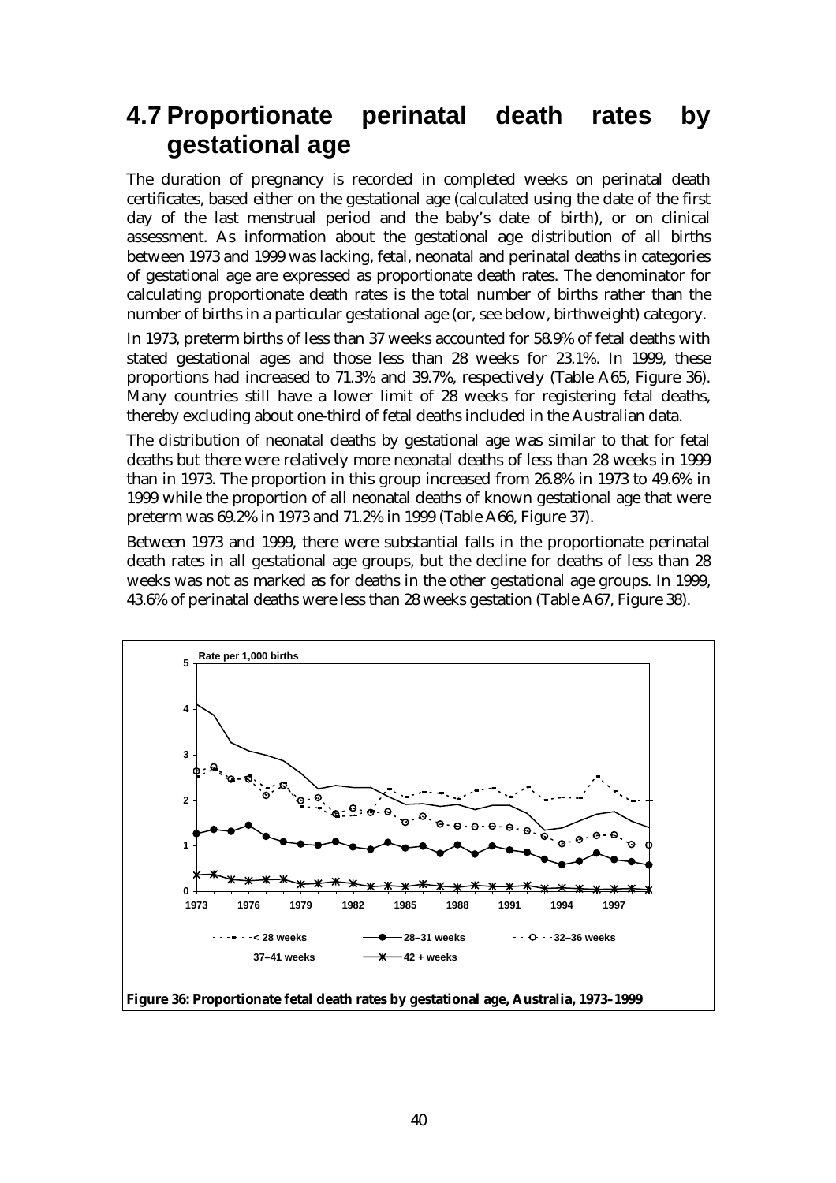## 4.7 Proportionate perinatal death rates by gestational age

The duration of pregnancy is recorded in completed weeks on perinatal death certificates, based either on the gestational age (calculated using the date of the first day of the last menstrual period and the baby's date of birth), or on clinical assessment. As information about the gestational age distribution of all births between 1973 and 1999 was lacking, fetal, neonatal and perinatal deaths in categories of gestational age are expressed as proportionate death rates. The denominator for calculating proportionate death rates is the total number of births rather than the number of births in a particular gestational age (or, see below, birthweight) category.

In 1973, preterm births of less than 37 weeks accounted for 58.9% of fetal deaths with stated gestational ages and those less than 28 weeks for 23.1%. In 1999, these proportions had increased to 71.3% and 39.7%, respectively (Table A65, Figure 36). Many countries still have a lower limit of 28 weeks for registering fetal deaths, thereby excluding about one-third of fetal deaths included in the Australian data.

The distribution of neonatal deaths by gestational age was similar to that for fetal deaths but there were relatively more neonatal deaths of less than 28 weeks in 1999 than in 1973. The proportion in this group increased from 26.8% in 1973 to 49.6% in 1999 while the proportion of all neonatal deaths of known gestational age that were preterm was 69.2% in 1973 and 71.2% in 1999 (Table A66, Figure 37).

Between 1973 and 1999, there were substantial falls in the proportionate perinatal death rates in all gestational age groups, but the decline for deaths of less than 28 weeks was not as marked as for deaths in the other gestational age groups. In 1999, 43.6% of perinatal deaths were less than 28 weeks gestation (Table A67, Figure 38).

**Figure 36: Proportionate fetal death rates by gestational age, Australia, 1973–1999**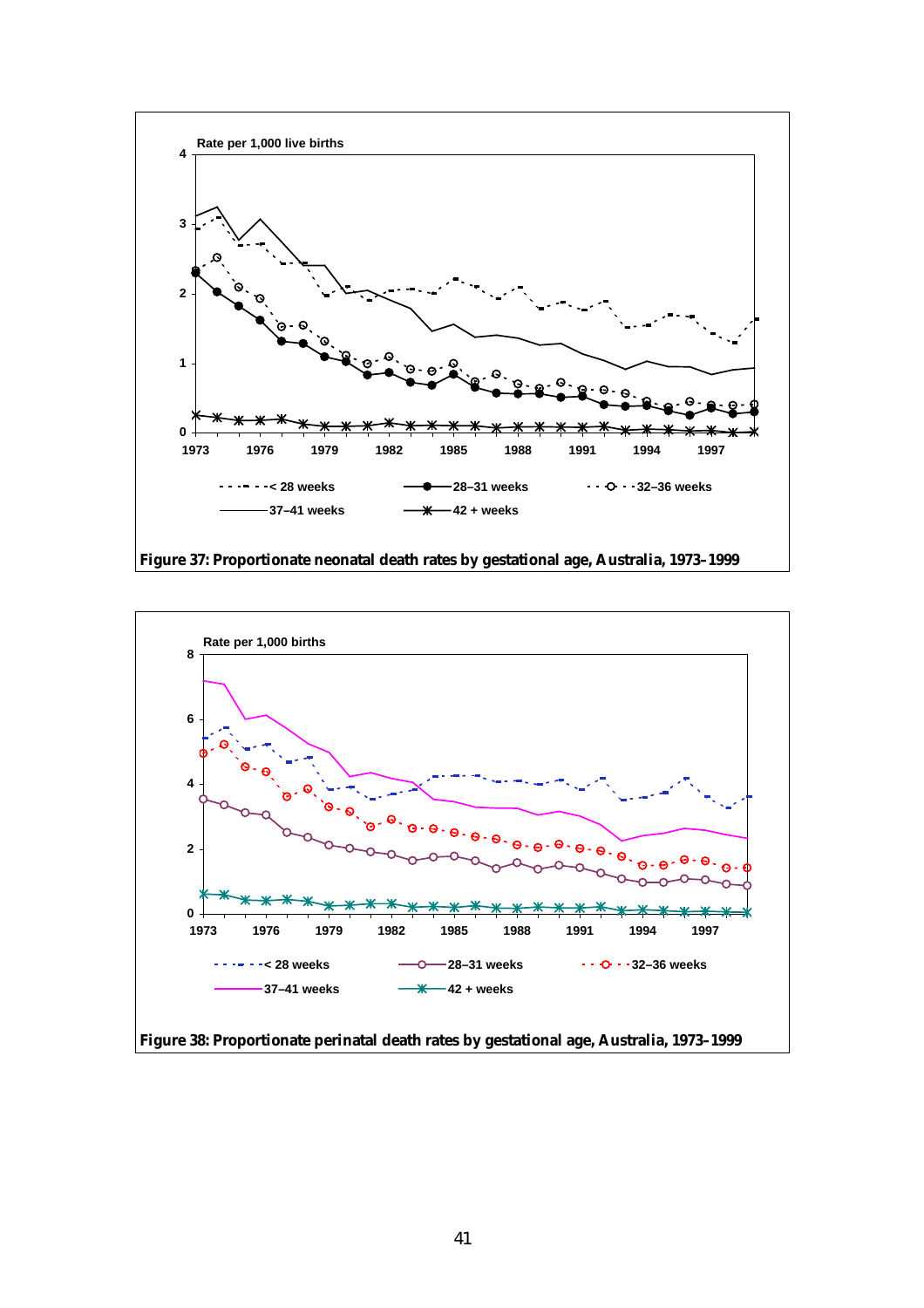Rate per 1,000 live births

Figure 37: Proportionate neonatal death rates by gestational age, Australia, 1973–1999

Rate per 1,000 births

Figure 38: Proportionate perinatal death rates by gestational age, Australia, 1973–1999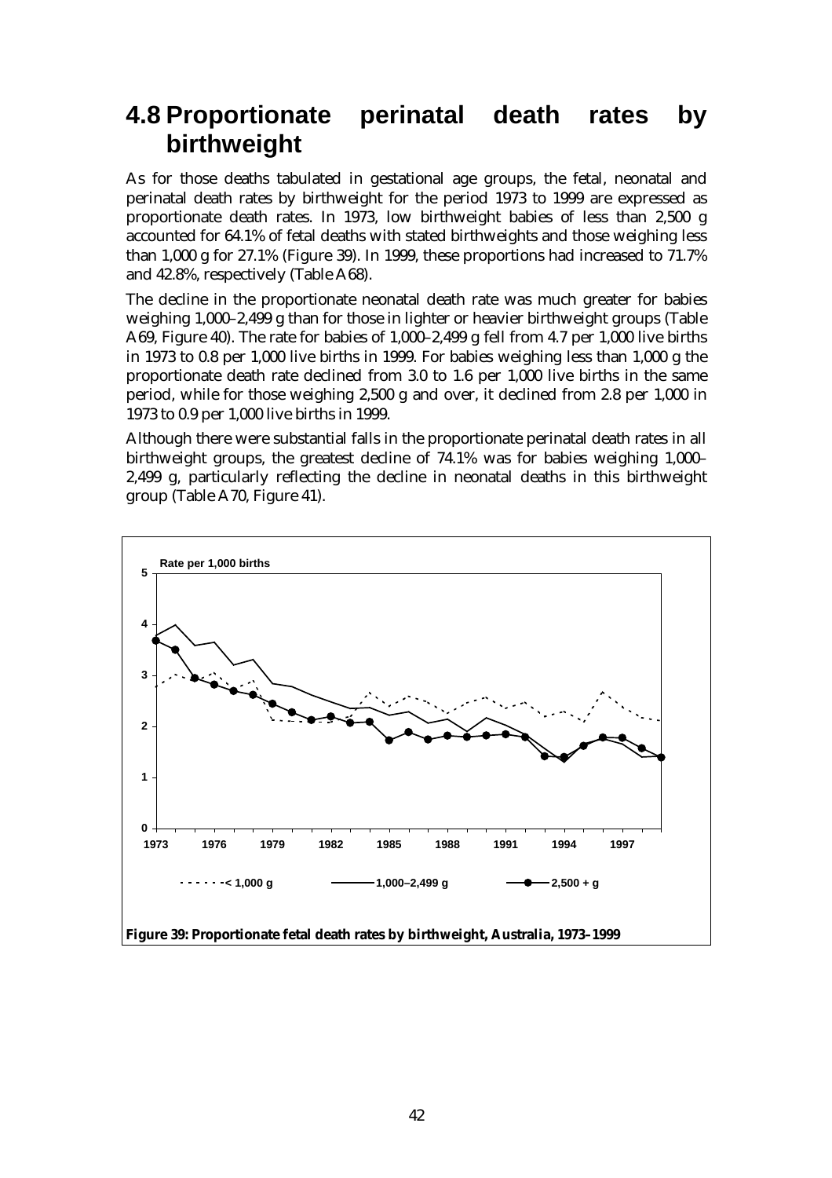## 4.8 Proportionate perinatal death rates by birthweight

As for those deaths tabulated in gestational age groups, the fetal, neonatal and perinatal death rates by birthweight for the period 1973 to 1999 are expressed as proportionate death rates. In 1973, low birthweight babies of less than 2,500 g accounted for 64.1% of fetal deaths with stated birthweights and those weighing less than 1,000 g for 27.1% (Figure 39). In 1999, these proportions had increased to 71.7% and 42.8%, respectively (Table A68).

The decline in the proportionate neonatal death rate was much greater for babies weighing 1,000–2,499 g than for those in lighter or heavier birthweight groups (Table A69, Figure 40). The rate for babies of 1,000–2,499 g fell from 4.7 per 1,000 live births in 1973 to 0.8 per 1,000 live births in 1999. For babies weighing less than 1,000 g the proportionate death rate declined from 3.0 to 1.6 per 1,000 live births in the same period, while for those weighing 2,500 g and over, it declined from 2.8 per 1,000 in 1973 to 0.9 per 1,000 live births in 1999.

Although there were substantial falls in the proportionate perinatal death rates in all birthweight groups, the greatest decline of 74.1% was for babies weighing 1,000–2,499 g, particularly reflecting the decline in neonatal deaths in this birthweight group (Table A70, Figure 41).

**Figure 39: Proportionate fetal death rates by birthweight, Australia, 1973–1999**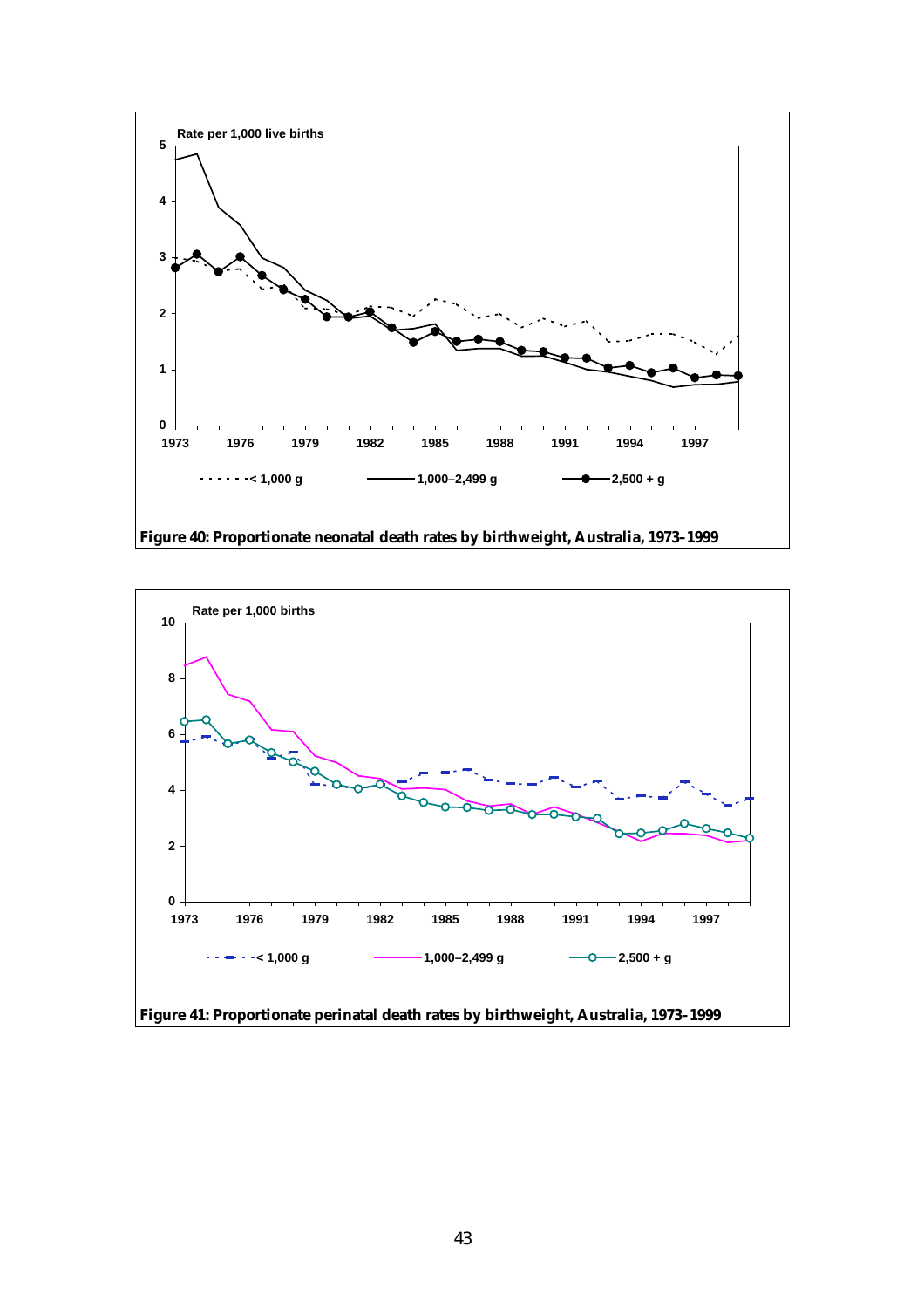Rate per 1,000 live births

Figure 40: Proportionate neonatal death rates by birthweight, Australia, 1973–1999

Rate per 1,000 births

Figure 41: Proportionate perinatal death rates by birthweight, Australia, 1973–1999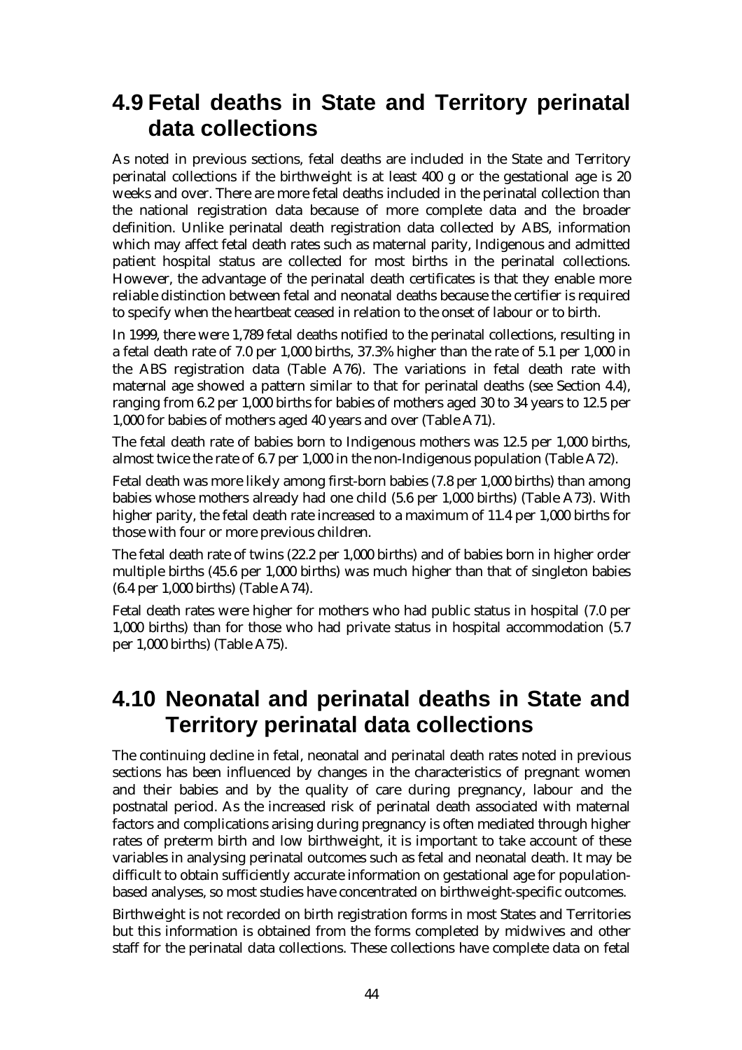## 4.9 Fetal deaths in State and Territory perinatal data collections

As noted in previous sections, fetal deaths are included in the State and Territory perinatal collections if the birthweight is at least 400 g or the gestational age is 20 weeks and over. There are more fetal deaths included in the perinatal collection than the national registration data because of more complete data and the broader definition. Unlike perinatal death registration data collected by ABS, information which may affect fetal death rates such as maternal parity, Indigenous and admitted patient hospital status are collected for most births in the perinatal collections. However, the advantage of the perinatal death certificates is that they enable more reliable distinction between fetal and neonatal deaths because the certifier is required to specify when the heartbeat ceased in relation to the onset of labour or to birth.

In 1999, there were 1,789 fetal deaths notified to the perinatal collections, resulting in a fetal death rate of 7.0 per 1,000 births, 37.3% higher than the rate of 5.1 per 1,000 in the ABS registration data (Table A76). The variations in fetal death rate with maternal age showed a pattern similar to that for perinatal deaths (see Section 4.4), ranging from 6.2 per 1,000 births for babies of mothers aged 30 to 34 years to 12.5 per 1,000 for babies of mothers aged 40 years and over (Table A71).

The fetal death rate of babies born to Indigenous mothers was 12.5 per 1,000 births, almost twice the rate of 6.7 per 1,000 in the non-Indigenous population (Table A72).

Fetal death was more likely among first-born babies (7.8 per 1,000 births) than among babies whose mothers already had one child (5.6 per 1,000 births) (Table A73). With higher parity, the fetal death rate increased to a maximum of 11.4 per 1,000 births for those with four or more previous children.

The fetal death rate of twins (22.2 per 1,000 births) and of babies born in higher order multiple births (45.6 per 1,000 births) was much higher than that of singleton babies (6.4 per 1,000 births) (Table A74).

Fetal death rates were higher for mothers who had public status in hospital (7.0 per 1,000 births) than for those who had private status in hospital accommodation (5.7 per 1,000 births) (Table A75).

## 4.10 Neonatal and perinatal deaths in State and Territory perinatal data collections

The continuing decline in fetal, neonatal and perinatal death rates noted in previous sections has been influenced by changes in the characteristics of pregnant women and their babies and by the quality of care during pregnancy, labour and the postnatal period. As the increased risk of perinatal death associated with maternal factors and complications arising during pregnancy is often mediated through higher rates of preterm birth and low birthweight, it is important to take account of these variables in analysing perinatal outcomes such as fetal and neonatal death. It may be difficult to obtain sufficiently accurate information on gestational age for population-based analyses, so most studies have concentrated on birthweight-specific outcomes.

Birthweight is not recorded on birth registration forms in most States and Territories but this information is obtained from the forms completed by midwives and other staff for the perinatal data collections. These collections have complete data on fetal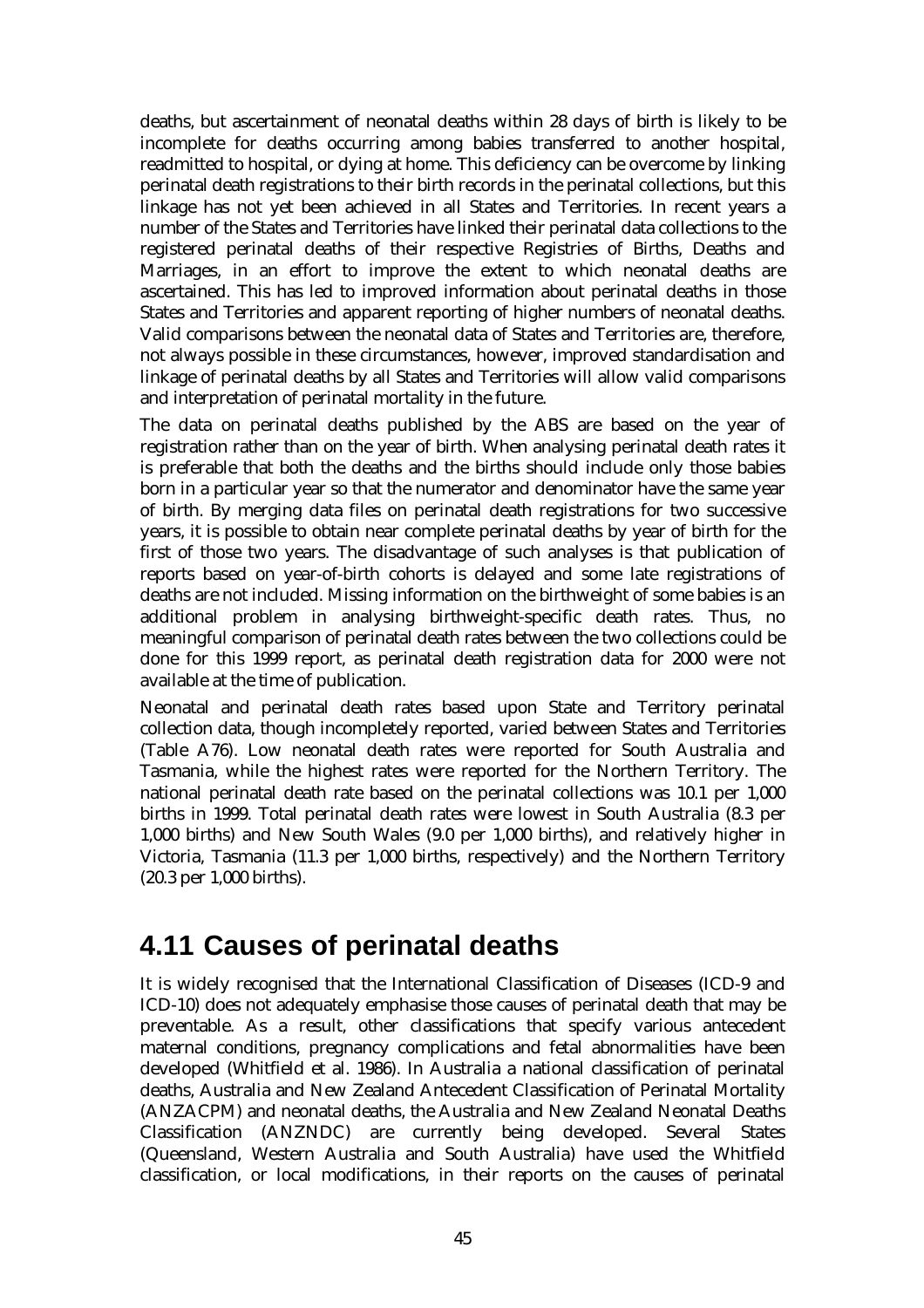deaths, but ascertainment of neonatal deaths within 28 days of birth is likely to be incomplete for deaths occurring among babies transferred to another hospital, readmitted to hospital, or dying at home. This deficiency can be overcome by linking perinatal death registrations to their birth records in the perinatal collections, but this linkage has not yet been achieved in all States and Territories. In recent years a number of the States and Territories have linked their perinatal data collections to the registered perinatal deaths of their respective Registries of Births, Deaths and Marriages, in an effort to improve the extent to which neonatal deaths are ascertained. This has led to improved information about perinatal deaths in those States and Territories and apparent reporting of higher numbers of neonatal deaths. Valid comparisons between the neonatal data of States and Territories are, therefore, not always possible in these circumstances, however, improved standardisation and linkage of perinatal deaths by all States and Territories will allow valid comparisons and interpretation of perinatal mortality in the future.

The data on perinatal deaths published by the ABS are based on the year of registration rather than on the year of birth. When analysing perinatal death rates it is preferable that both the deaths and the births should include only those babies born in a particular year so that the numerator and denominator have the same year of birth. By merging data files on perinatal death registrations for two successive years, it is possible to obtain near complete perinatal deaths by year of birth for the first of those two years. The disadvantage of such analyses is that publication of reports based on year-of-birth cohorts is delayed and some late registrations of deaths are not included. Missing information on the birthweight of some babies is an additional problem in analysing birthweight-specific death rates. Thus, no meaningful comparison of perinatal death rates between the two collections could be done for this 1999 report, as perinatal death registration data for 2000 were not available at the time of publication.

Neonatal and perinatal death rates based upon State and Territory perinatal collection data, though incompletely reported, varied between States and Territories (Table A76). Low neonatal death rates were reported for South Australia and Tasmania, while the highest rates were reported for the Northern Territory. The national perinatal death rate based on the perinatal collections was 10.1 per 1,000 births in 1999. Total perinatal death rates were lowest in South Australia (8.3 per 1,000 births) and New South Wales (9.0 per 1,000 births), and relatively higher in Victoria, Tasmania (11.3 per 1,000 births, respectively) and the Northern Territory (20.3 per 1,000 births).

## 4.11 Causes of perinatal deaths

It is widely recognised that the International Classification of Diseases (ICD-9 and ICD-10) does not adequately emphasise those causes of perinatal death that may be preventable. As a result, other classifications that specify various antecedent maternal conditions, pregnancy complications and fetal abnormalities have been developed (Whitfield et al. 1986). In Australia a national classification of perinatal deaths, Australia and New Zealand Antecedent Classification of Perinatal Mortality (ANZACPM) and neonatal deaths, the Australia and New Zealand Neonatal Deaths Classification (ANZNDC) are currently being developed. Several States (Queensland, Western Australia and South Australia) have used the Whitfield classification, or local modifications, in their reports on the causes of perinatal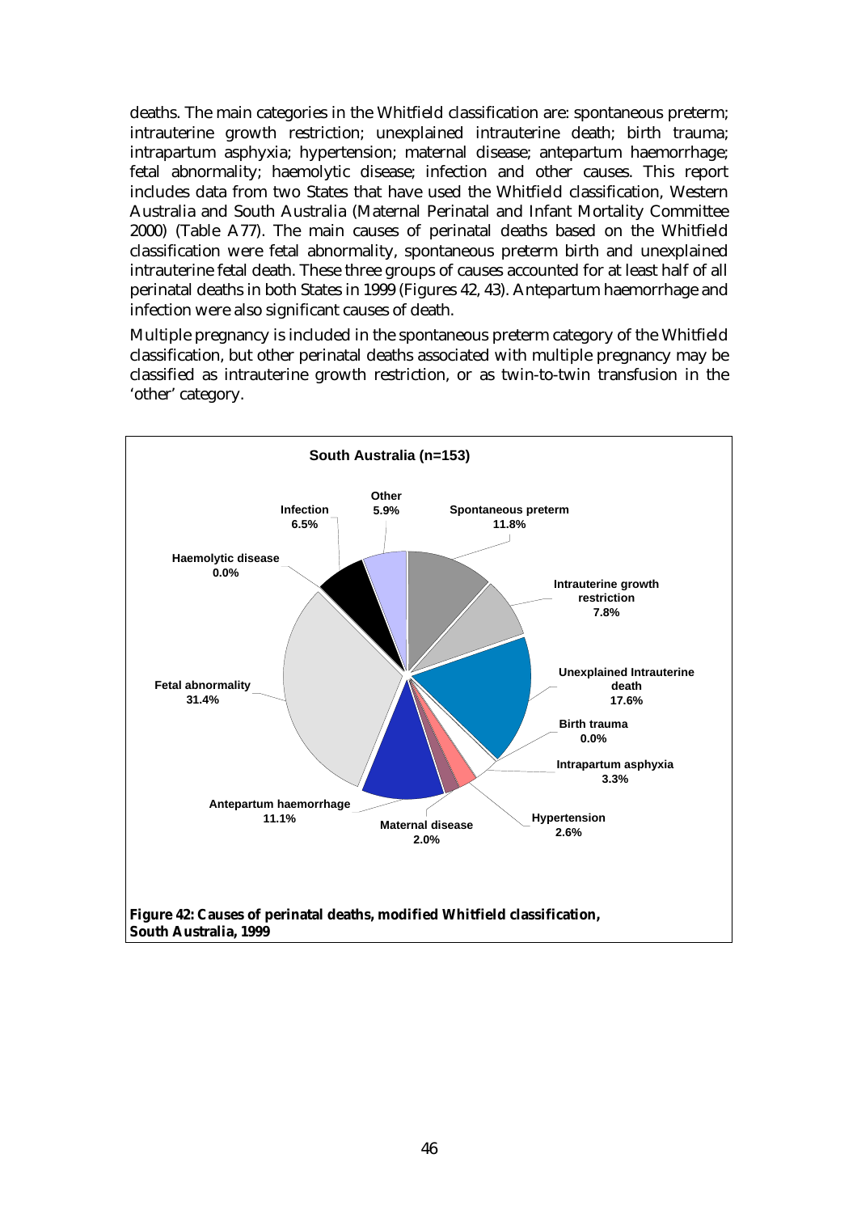deaths. The main categories in the Whitfield classification are: spontaneous preterm; intrauterine growth restriction; unexplained intrauterine death; birth trauma; intrapartum asphyxia; hypertension; maternal disease; antepartum haemorrhage; fetal abnormality; haemolytic disease; infection and other causes. This report includes data from two States that have used the Whitfield classification, Western Australia and South Australia (Maternal Perinatal and Infant Mortality Committee 2000) (Table A77). The main causes of perinatal deaths based on the Whitfield classification were fetal abnormality, spontaneous preterm birth and unexplained intrauterine fetal death. These three groups of causes accounted for at least half of all perinatal deaths in both States in 1999 (Figures 42, 43). Antepartum haemorrhage and infection were also significant causes of death.

Multiple pregnancy is included in the spontaneous preterm category of the Whitfield classification, but other perinatal deaths associated with multiple pregnancy may be classified as intrauterine growth restriction, or as twin-to-twin transfusion in the 'other' category.

**South Australia (n=153)**

| Cause | Per cent |
| --- | --- |
| Spontaneous preterm | 11.8% |
| Intrauterine growth restriction | 7.8% |
| Unexplained Intrauterine death | 17.6% |
| Birth trauma | 0.0% |
| Intrapartum asphyxia | 3.3% |
| Hypertension | 2.6% |
| Maternal disease | 2.0% |
| Antepartum haemorrhage | 11.1% |
| Fetal abnormality | 31.4% |
| Haemolytic disease | 0.0% |
| Infection | 6.5% |
| Other | 5.9% |

**Figure 42: Causes of perinatal deaths, modified Whitfield classification, South Australia, 1999**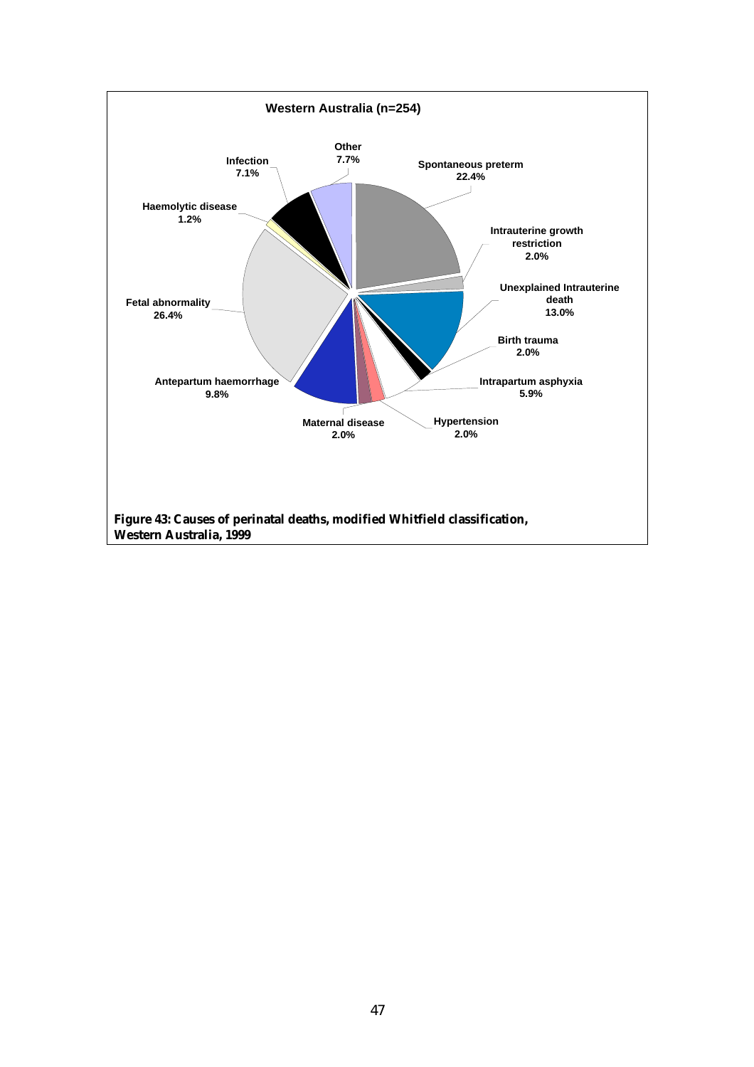**Western Australia (n=254)**

| Cause | Percentage |
|---|---|
| Spontaneous preterm | 22.4% |
| Intrauterine growth restriction | 2.0% |
| Unexplained Intrauterine death | 13.0% |
| Birth trauma | 2.0% |
| Intrapartum asphyxia | 5.9% |
| Hypertension | 2.0% |
| Maternal disease | 2.0% |
| Antepartum haemorrhage | 9.8% |
| Fetal abnormality | 26.4% |
| Haemolytic disease | 1.2% |
| Infection | 7.1% |
| Other | 7.7% |

**Figure 43: Causes of perinatal deaths, modified Whitfield classification, Western Australia, 1999**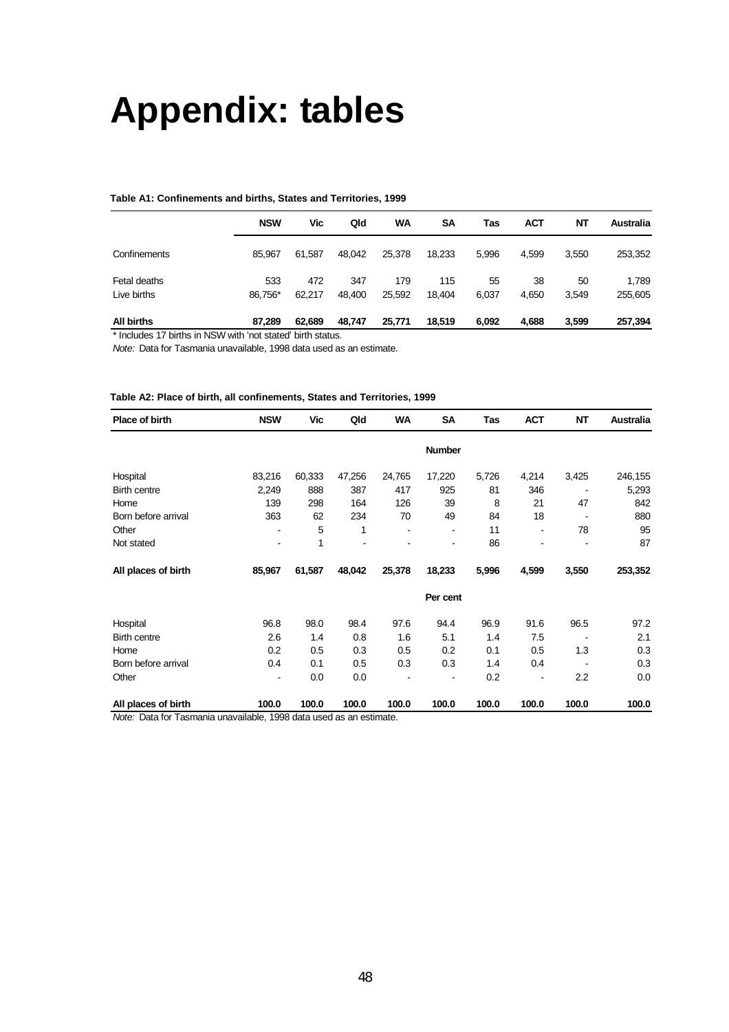# Appendix: tables

**Table A1: Confinements and births, States and Territories, 1999**

| | NSW | Vic | Qld | WA | SA | Tas | ACT | NT | Australia |
|---|---|---|---|---|---|---|---|---|---|
| Confinements | 85,967 | 61,587 | 48,042 | 25,378 | 18,233 | 5,996 | 4,599 | 3,550 | 253,352 |
| Fetal deaths | 533 | 472 | 347 | 179 | 115 | 55 | 38 | 50 | 1,789 |
| Live births | 86,756* | 62,217 | 48,400 | 25,592 | 18,404 | 6,037 | 4,650 | 3,549 | 255,605 |
| **All births** | **87,289** | **62,689** | **48,747** | **25,771** | **18,519** | **6,092** | **4,688** | **3,599** | **257,394** |

\* Includes 17 births in NSW with 'not stated' birth status.

*Note:* Data for Tasmania unavailable, 1998 data used as an estimate.

**Table A2: Place of birth, all confinements, States and Territories, 1999**

| Place of birth | NSW | Vic | Qld | WA | SA | Tas | ACT | NT | Australia |
|---|---|---|---|---|---|---|---|---|---|
| | | | | | **Number** | | | | |
| Hospital | 83,216 | 60,333 | 47,256 | 24,765 | 17,220 | 5,726 | 4,214 | 3,425 | 246,155 |
| Birth centre | 2,249 | 888 | 387 | 417 | 925 | 81 | 346 | - | 5,293 |
| Home | 139 | 298 | 164 | 126 | 39 | 8 | 21 | 47 | 842 |
| Born before arrival | 363 | 62 | 234 | 70 | 49 | 84 | 18 | - | 880 |
| Other | - | 5 | 1 | - | - | 11 | - | 78 | 95 |
| Not stated | - | 1 | - | - | - | 86 | - | - | 87 |
| **All places of birth** | **85,967** | **61,587** | **48,042** | **25,378** | **18,233** | **5,996** | **4,599** | **3,550** | **253,352** |
| | | | | | **Per cent** | | | | |
| Hospital | 96.8 | 98.0 | 98.4 | 97.6 | 94.4 | 96.9 | 91.6 | 96.5 | 97.2 |
| Birth centre | 2.6 | 1.4 | 0.8 | 1.6 | 5.1 | 1.4 | 7.5 | - | 2.1 |
| Home | 0.2 | 0.5 | 0.3 | 0.5 | 0.2 | 0.1 | 0.5 | 1.3 | 0.3 |
| Born before arrival | 0.4 | 0.1 | 0.5 | 0.3 | 0.3 | 1.4 | 0.4 | - | 0.3 |
| Other | - | 0.0 | 0.0 | - | - | 0.2 | - | 2.2 | 0.0 |
| **All places of birth** | **100.0** | **100.0** | **100.0** | **100.0** | **100.0** | **100.0** | **100.0** | **100.0** | **100.0** |

*Note:* Data for Tasmania unavailable, 1998 data used as an estimate.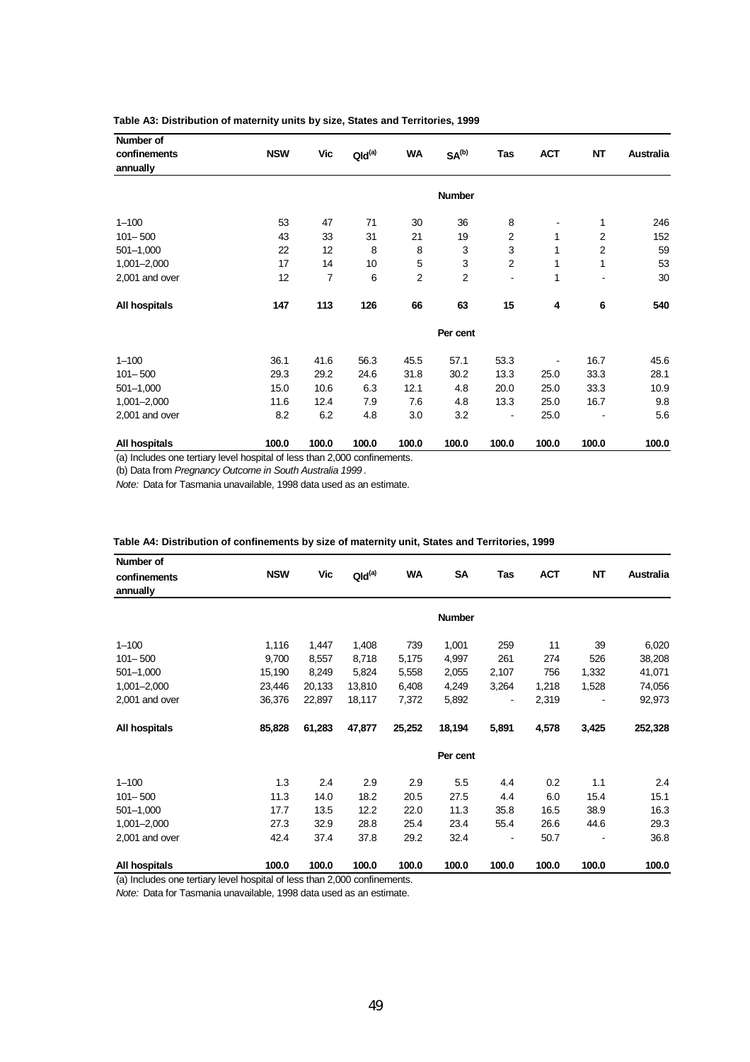**Table A3: Distribution of maternity units by size, States and Territories, 1999**

| Number of confinements annually | NSW | Vic | Qld[(a)] | WA | SA[(b)] | Tas | ACT | NT | Australia |
|---|---|---|---|---|---|---|---|---|---|
| | | | | | **Number** | | | | |
| 1–100 | 53 | 47 | 71 | 30 | 36 | 8 | - | 1 | 246 |
| 101– 500 | 43 | 33 | 31 | 21 | 19 | 2 | 1 | 2 | 152 |
| 501–1,000 | 22 | 12 | 8 | 8 | 3 | 3 | 1 | 2 | 59 |
| 1,001–2,000 | 17 | 14 | 10 | 5 | 3 | 2 | 1 | 1 | 53 |
| 2,001 and over | 12 | 7 | 6 | 2 | 2 | - | 1 | - | 30 |
| **All hospitals** | **147** | **113** | **126** | **66** | **63** | **15** | **4** | **6** | **540** |
| | | | | | **Per cent** | | | | |
| 1–100 | 36.1 | 41.6 | 56.3 | 45.5 | 57.1 | 53.3 | - | 16.7 | 45.6 |
| 101– 500 | 29.3 | 29.2 | 24.6 | 31.8 | 30.2 | 13.3 | 25.0 | 33.3 | 28.1 |
| 501–1,000 | 15.0 | 10.6 | 6.3 | 12.1 | 4.8 | 20.0 | 25.0 | 33.3 | 10.9 |
| 1,001–2,000 | 11.6 | 12.4 | 7.9 | 7.6 | 4.8 | 13.3 | 25.0 | 16.7 | 9.8 |
| 2,001 and over | 8.2 | 6.2 | 4.8 | 3.0 | 3.2 | - | 25.0 | - | 5.6 |
| **All hospitals** | **100.0** | **100.0** | **100.0** | **100.0** | **100.0** | **100.0** | **100.0** | **100.0** | **100.0** |

(a) Includes one tertiary level hospital of less than 2,000 confinements.

(b) Data from *Pregnancy Outcome in South Australia 1999*.

*Note:* Data for Tasmania unavailable, 1998 data used as an estimate.

**Table A4: Distribution of confinements by size of maternity unit, States and Territories, 1999**

| Number of confinements annually | NSW | Vic | Qld[(a)] | WA | SA | Tas | ACT | NT | Australia |
|---|---|---|---|---|---|---|---|---|---|
| | | | | | **Number** | | | | |
| 1–100 | 1,116 | 1,447 | 1,408 | 739 | 1,001 | 259 | 11 | 39 | 6,020 |
| 101– 500 | 9,700 | 8,557 | 8,718 | 5,175 | 4,997 | 261 | 274 | 526 | 38,208 |
| 501–1,000 | 15,190 | 8,249 | 5,824 | 5,558 | 2,055 | 2,107 | 756 | 1,332 | 41,071 |
| 1,001–2,000 | 23,446 | 20,133 | 13,810 | 6,408 | 4,249 | 3,264 | 1,218 | 1,528 | 74,056 |
| 2,001 and over | 36,376 | 22,897 | 18,117 | 7,372 | 5,892 | - | 2,319 | - | 92,973 |
| **All hospitals** | **85,828** | **61,283** | **47,877** | **25,252** | **18,194** | **5,891** | **4,578** | **3,425** | **252,328** |
| | | | | | **Per cent** | | | | |
| 1–100 | 1.3 | 2.4 | 2.9 | 2.9 | 5.5 | 4.4 | 0.2 | 1.1 | 2.4 |
| 101– 500 | 11.3 | 14.0 | 18.2 | 20.5 | 27.5 | 4.4 | 6.0 | 15.4 | 15.1 |
| 501–1,000 | 17.7 | 13.5 | 12.2 | 22.0 | 11.3 | 35.8 | 16.5 | 38.9 | 16.3 |
| 1,001–2,000 | 27.3 | 32.9 | 28.8 | 25.4 | 23.4 | 55.4 | 26.6 | 44.6 | 29.3 |
| 2,001 and over | 42.4 | 37.4 | 37.8 | 29.2 | 32.4 | - | 50.7 | - | 36.8 |
| **All hospitals** | **100.0** | **100.0** | **100.0** | **100.0** | **100.0** | **100.0** | **100.0** | **100.0** | **100.0** |

(a) Includes one tertiary level hospital of less than 2,000 confinements.

*Note:* Data for Tasmania unavailable, 1998 data used as an estimate.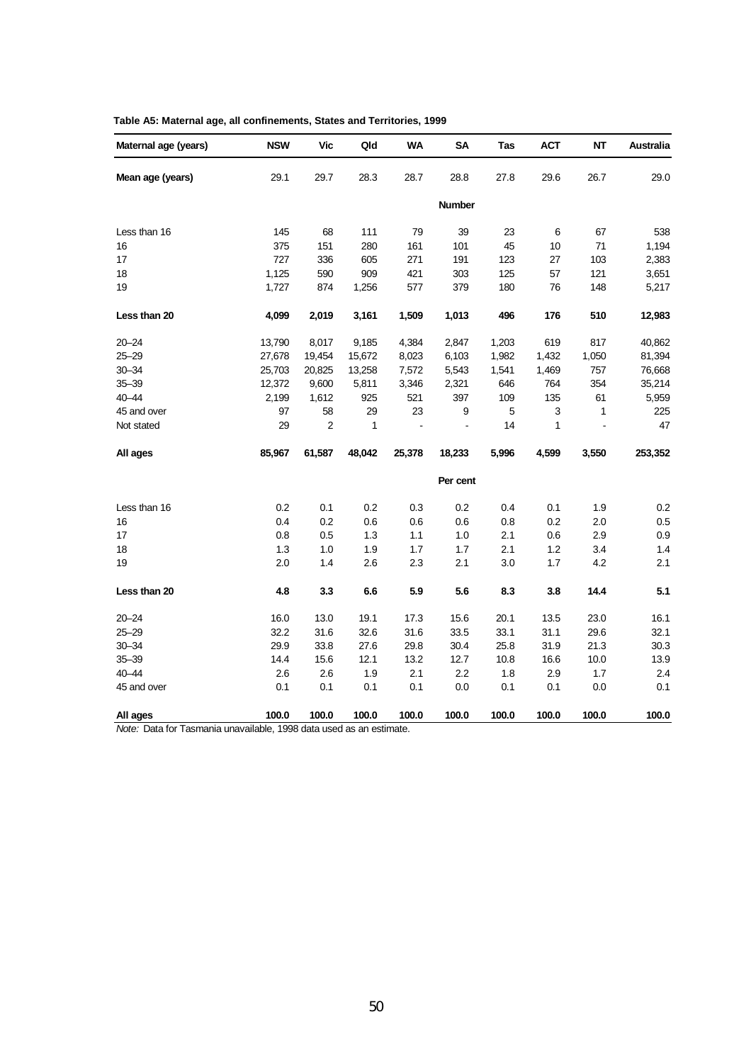**Table A5: Maternal age, all confinements, States and Territories, 1999**

| Maternal age (years) | NSW | Vic | Qld | WA | SA | Tas | ACT | NT | Australia |
|---|---|---|---|---|---|---|---|---|---|
| **Mean age (years)** | 29.1 | 29.7 | 28.3 | 28.7 | 28.8 | 27.8 | 29.6 | 26.7 | 29.0 |
| | | | | | **Number** | | | | |
| Less than 16 | 145 | 68 | 111 | 79 | 39 | 23 | 6 | 67 | 538 |
| 16 | 375 | 151 | 280 | 161 | 101 | 45 | 10 | 71 | 1,194 |
| 17 | 727 | 336 | 605 | 271 | 191 | 123 | 27 | 103 | 2,383 |
| 18 | 1,125 | 590 | 909 | 421 | 303 | 125 | 57 | 121 | 3,651 |
| 19 | 1,727 | 874 | 1,256 | 577 | 379 | 180 | 76 | 148 | 5,217 |
| **Less than 20** | **4,099** | **2,019** | **3,161** | **1,509** | **1,013** | **496** | **176** | **510** | **12,983** |
| 20–24 | 13,790 | 8,017 | 9,185 | 4,384 | 2,847 | 1,203 | 619 | 817 | 40,862 |
| 25–29 | 27,678 | 19,454 | 15,672 | 8,023 | 6,103 | 1,982 | 1,432 | 1,050 | 81,394 |
| 30–34 | 25,703 | 20,825 | 13,258 | 7,572 | 5,543 | 1,541 | 1,469 | 757 | 76,668 |
| 35–39 | 12,372 | 9,600 | 5,811 | 3,346 | 2,321 | 646 | 764 | 354 | 35,214 |
| 40–44 | 2,199 | 1,612 | 925 | 521 | 397 | 109 | 135 | 61 | 5,959 |
| 45 and over | 97 | 58 | 29 | 23 | 9 | 5 | 3 | 1 | 225 |
| Not stated | 29 | 2 | 1 | - | - | 14 | 1 | - | 47 |
| **All ages** | **85,967** | **61,587** | **48,042** | **25,378** | **18,233** | **5,996** | **4,599** | **3,550** | **253,352** |
| | | | | | **Per cent** | | | | |
| Less than 16 | 0.2 | 0.1 | 0.2 | 0.3 | 0.2 | 0.4 | 0.1 | 1.9 | 0.2 |
| 16 | 0.4 | 0.2 | 0.6 | 0.6 | 0.6 | 0.8 | 0.2 | 2.0 | 0.5 |
| 17 | 0.8 | 0.5 | 1.3 | 1.1 | 1.0 | 2.1 | 0.6 | 2.9 | 0.9 |
| 18 | 1.3 | 1.0 | 1.9 | 1.7 | 1.7 | 2.1 | 1.2 | 3.4 | 1.4 |
| 19 | 2.0 | 1.4 | 2.6 | 2.3 | 2.1 | 3.0 | 1.7 | 4.2 | 2.1 |
| **Less than 20** | **4.8** | **3.3** | **6.6** | **5.9** | **5.6** | **8.3** | **3.8** | **14.4** | **5.1** |
| 20–24 | 16.0 | 13.0 | 19.1 | 17.3 | 15.6 | 20.1 | 13.5 | 23.0 | 16.1 |
| 25–29 | 32.2 | 31.6 | 32.6 | 31.6 | 33.5 | 33.1 | 31.1 | 29.6 | 32.1 |
| 30–34 | 29.9 | 33.8 | 27.6 | 29.8 | 30.4 | 25.8 | 31.9 | 21.3 | 30.3 |
| 35–39 | 14.4 | 15.6 | 12.1 | 13.2 | 12.7 | 10.8 | 16.6 | 10.0 | 13.9 |
| 40–44 | 2.6 | 2.6 | 1.9 | 2.1 | 2.2 | 1.8 | 2.9 | 1.7 | 2.4 |
| 45 and over | 0.1 | 0.1 | 0.1 | 0.1 | 0.0 | 0.1 | 0.1 | 0.0 | 0.1 |
| **All ages** | **100.0** | **100.0** | **100.0** | **100.0** | **100.0** | **100.0** | **100.0** | **100.0** | **100.0** |

*Note:* Data for Tasmania unavailable, 1998 data used as an estimate.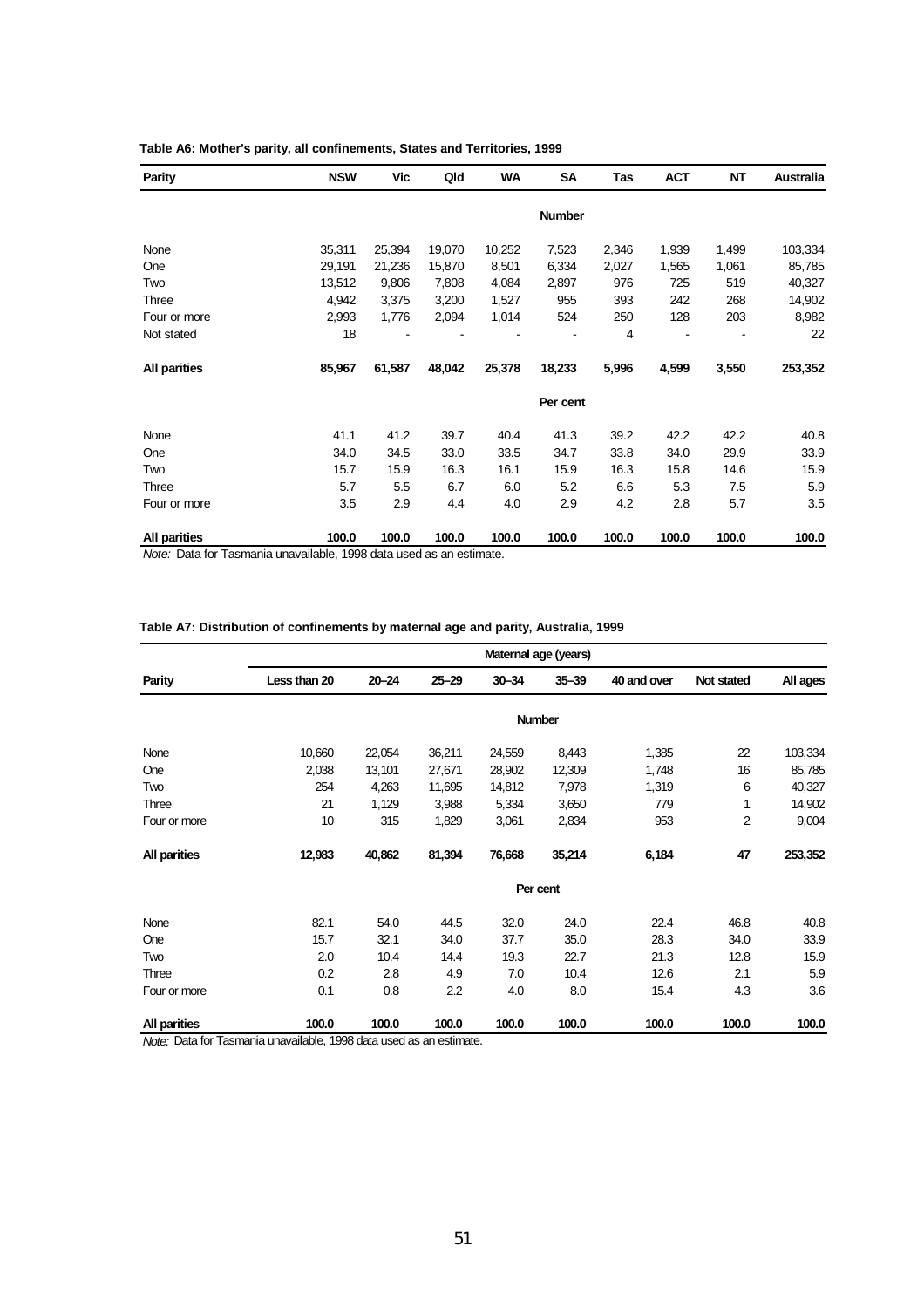**Table A6: Mother's parity, all confinements, States and Territories, 1999**

| Parity | NSW | Vic | Qld | WA | SA | Tas | ACT | NT | Australia |
|---|---|---|---|---|---|---|---|---|---|
| | | | | | **Number** | | | | |
| None | 35,311 | 25,394 | 19,070 | 10,252 | 7,523 | 2,346 | 1,939 | 1,499 | 103,334 |
| One | 29,191 | 21,236 | 15,870 | 8,501 | 6,334 | 2,027 | 1,565 | 1,061 | 85,785 |
| Two | 13,512 | 9,806 | 7,808 | 4,084 | 2,897 | 976 | 725 | 519 | 40,327 |
| Three | 4,942 | 3,375 | 3,200 | 1,527 | 955 | 393 | 242 | 268 | 14,902 |
| Four or more | 2,993 | 1,776 | 2,094 | 1,014 | 524 | 250 | 128 | 203 | 8,982 |
| Not stated | 18 | - | - | - | - | 4 | - | - | 22 |
| **All parities** | **85,967** | **61,587** | **48,042** | **25,378** | **18,233** | **5,996** | **4,599** | **3,550** | **253,352** |
| | | | | | **Per cent** | | | | |
| None | 41.1 | 41.2 | 39.7 | 40.4 | 41.3 | 39.2 | 42.2 | 42.2 | 40.8 |
| One | 34.0 | 34.5 | 33.0 | 33.5 | 34.7 | 33.8 | 34.0 | 29.9 | 33.9 |
| Two | 15.7 | 15.9 | 16.3 | 16.1 | 15.9 | 16.3 | 15.8 | 14.6 | 15.9 |
| Three | 5.7 | 5.5 | 6.7 | 6.0 | 5.2 | 6.6 | 5.3 | 7.5 | 5.9 |
| Four or more | 3.5 | 2.9 | 4.4 | 4.0 | 2.9 | 4.2 | 2.8 | 5.7 | 3.5 |
| **All parities** | **100.0** | **100.0** | **100.0** | **100.0** | **100.0** | **100.0** | **100.0** | **100.0** | **100.0** |

*Note:* Data for Tasmania unavailable, 1998 data used as an estimate.

**Table A7: Distribution of confinements by maternal age and parity, Australia, 1999**

| | Maternal age (years) | | | | | | | |
|---|---|---|---|---|---|---|---|---|
| Parity | Less than 20 | 20–24 | 25–29 | 30–34 | 35–39 | 40 and over | Not stated | All ages |
| | | | | **Number** | | | | |
| None | 10,660 | 22,054 | 36,211 | 24,559 | 8,443 | 1,385 | 22 | 103,334 |
| One | 2,038 | 13,101 | 27,671 | 28,902 | 12,309 | 1,748 | 16 | 85,785 |
| Two | 254 | 4,263 | 11,695 | 14,812 | 7,978 | 1,319 | 6 | 40,327 |
| Three | 21 | 1,129 | 3,988 | 5,334 | 3,650 | 779 | 1 | 14,902 |
| Four or more | 10 | 315 | 1,829 | 3,061 | 2,834 | 953 | 2 | 9,004 |
| **All parities** | **12,983** | **40,862** | **81,394** | **76,668** | **35,214** | **6,184** | **47** | **253,352** |
| | | | | | **Per cent** | | | |
| None | 82.1 | 54.0 | 44.5 | 32.0 | 24.0 | 22.4 | 46.8 | 40.8 |
| One | 15.7 | 32.1 | 34.0 | 37.7 | 35.0 | 28.3 | 34.0 | 33.9 |
| Two | 2.0 | 10.4 | 14.4 | 19.3 | 22.7 | 21.3 | 12.8 | 15.9 |
| Three | 0.2 | 2.8 | 4.9 | 7.0 | 10.4 | 12.6 | 2.1 | 5.9 |
| Four or more | 0.1 | 0.8 | 2.2 | 4.0 | 8.0 | 15.4 | 4.3 | 3.6 |
| **All parities** | **100.0** | **100.0** | **100.0** | **100.0** | **100.0** | **100.0** | **100.0** | **100.0** |

*Note:* Data for Tasmania unavailable, 1998 data used as an estimate.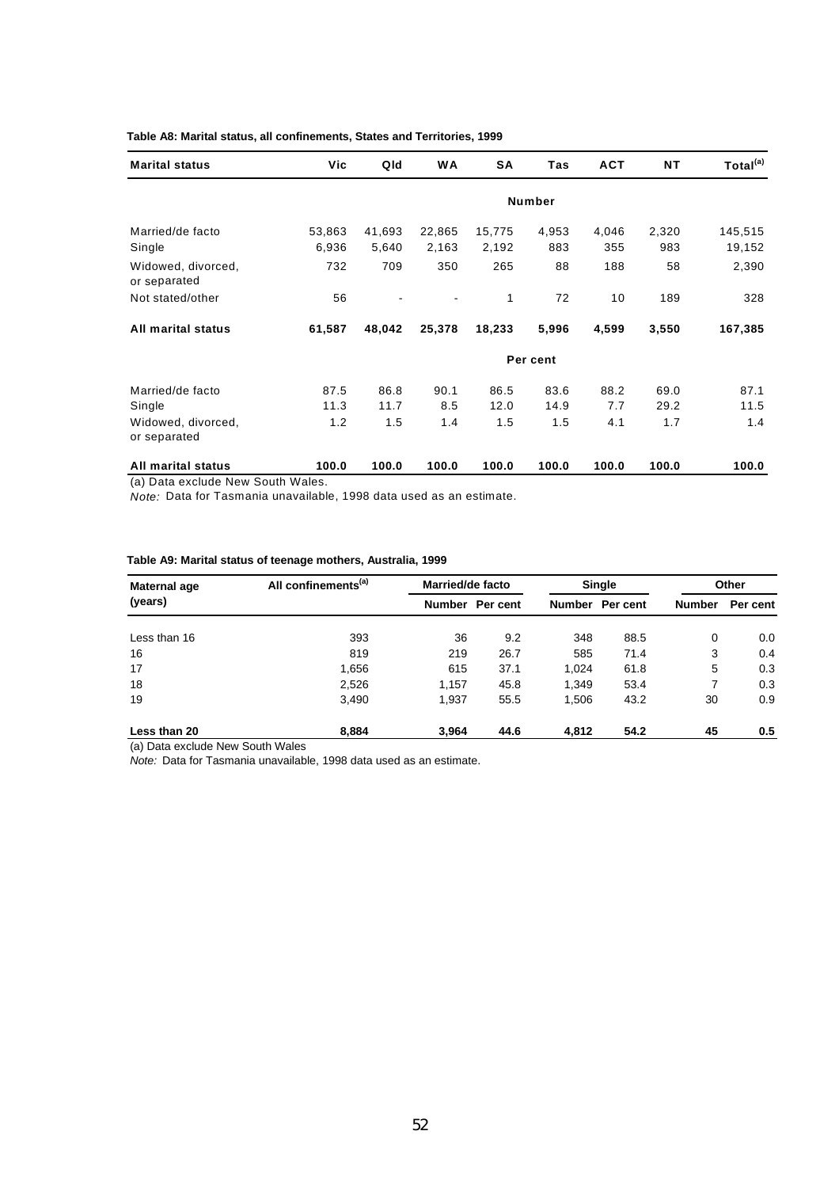**Table A8: Marital status, all confinements, States and Territories, 1999**

| Marital status | Vic | Qld | WA | SA | Tas | ACT | NT | Total(a) |
|---|---|---|---|---|---|---|---|---|
| | | | | | Number | | | |
| Married/de facto | 53,863 | 41,693 | 22,865 | 15,775 | 4,953 | 4,046 | 2,320 | 145,515 |
| Single | 6,936 | 5,640 | 2,163 | 2,192 | 883 | 355 | 983 | 19,152 |
| Widowed, divorced, or separated | 732 | 709 | 350 | 265 | 88 | 188 | 58 | 2,390 |
| Not stated/other | 56 | - | - | 1 | 72 | 10 | 189 | 328 |
| **All marital status** | **61,587** | **48,042** | **25,378** | **18,233** | **5,996** | **4,599** | **3,550** | **167,385** |
| | | | | | Per cent | | | |
| Married/de facto | 87.5 | 86.8 | 90.1 | 86.5 | 83.6 | 88.2 | 69.0 | 87.1 |
| Single | 11.3 | 11.7 | 8.5 | 12.0 | 14.9 | 7.7 | 29.2 | 11.5 |
| Widowed, divorced, or separated | 1.2 | 1.5 | 1.4 | 1.5 | 1.5 | 4.1 | 1.7 | 1.4 |
| **All marital status** | **100.0** | **100.0** | **100.0** | **100.0** | **100.0** | **100.0** | **100.0** | **100.0** |

(a) Data exclude New South Wales.

*Note:* Data for Tasmania unavailable, 1998 data used as an estimate.

**Table A9: Marital status of teenage mothers, Australia, 1999**

| Maternal age (years) | All confinements(a) | Married/de facto | | Single | | Other | |
|---|---|---|---|---|---|---|---|
| | | Number | Per cent | Number | Per cent | Number | Per cent |
| Less than 16 | 393 | 36 | 9.2 | 348 | 88.5 | 0 | 0.0 |
| 16 | 819 | 219 | 26.7 | 585 | 71.4 | 3 | 0.4 |
| 17 | 1,656 | 615 | 37.1 | 1,024 | 61.8 | 5 | 0.3 |
| 18 | 2,526 | 1,157 | 45.8 | 1,349 | 53.4 | 7 | 0.3 |
| 19 | 3,490 | 1,937 | 55.5 | 1,506 | 43.2 | 30 | 0.9 |
| **Less than 20** | **8,884** | **3,964** | **44.6** | **4,812** | **54.2** | **45** | **0.5** |

(a) Data exclude New South Wales

*Note:* Data for Tasmania unavailable, 1998 data used as an estimate.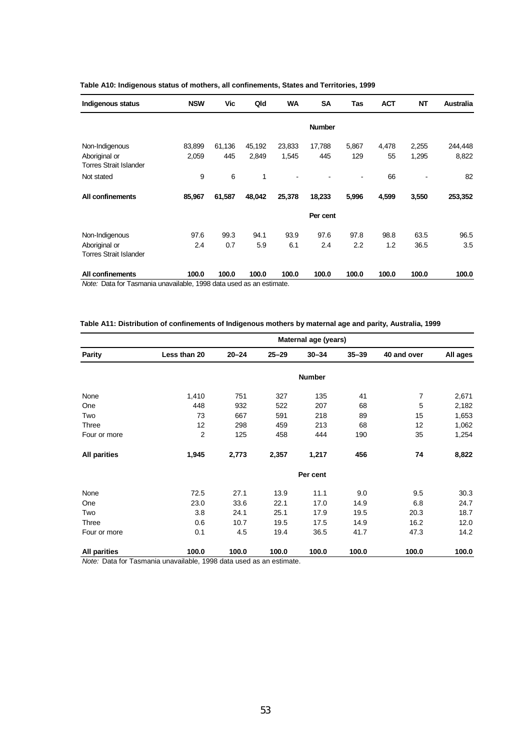**Table A10: Indigenous status of mothers, all confinements, States and Territories, 1999**

| Indigenous status | NSW | Vic | Qld | WA | SA | Tas | ACT | NT | Australia |
|---|---|---|---|---|---|---|---|---|---|
| | | | | | Number | | | | |
| Non-Indigenous | 83,899 | 61,136 | 45,192 | 23,833 | 17,788 | 5,867 | 4,478 | 2,255 | 244,448 |
| Aboriginal or Torres Strait Islander | 2,059 | 445 | 2,849 | 1,545 | 445 | 129 | 55 | 1,295 | 8,822 |
| Not stated | 9 | 6 | 1 | - | - | - | 66 | - | 82 |
| **All confinements** | **85,967** | **61,587** | **48,042** | **25,378** | **18,233** | **5,996** | **4,599** | **3,550** | **253,352** |
| | | | | | Per cent | | | | |
| Non-Indigenous | 97.6 | 99.3 | 94.1 | 93.9 | 97.6 | 97.8 | 98.8 | 63.5 | 96.5 |
| Aboriginal or Torres Strait Islander | 2.4 | 0.7 | 5.9 | 6.1 | 2.4 | 2.2 | 1.2 | 36.5 | 3.5 |
| **All confinements** | **100.0** | **100.0** | **100.0** | **100.0** | **100.0** | **100.0** | **100.0** | **100.0** | **100.0** |

*Note:* Data for Tasmania unavailable, 1998 data used as an estimate.

**Table A11: Distribution of confinements of Indigenous mothers by maternal age and parity, Australia, 1999**

| | Maternal age (years) | | | | | | |
|---|---|---|---|---|---|---|---|
| **Parity** | **Less than 20** | **20–24** | **25–29** | **30–34** | **35–39** | **40 and over** | **All ages** |
| | | | | Number | | | |
| None | 1,410 | 751 | 327 | 135 | 41 | 7 | 2,671 |
| One | 448 | 932 | 522 | 207 | 68 | 5 | 2,182 |
| Two | 73 | 667 | 591 | 218 | 89 | 15 | 1,653 |
| Three | 12 | 298 | 459 | 213 | 68 | 12 | 1,062 |
| Four or more | 2 | 125 | 458 | 444 | 190 | 35 | 1,254 |
| **All parities** | **1,945** | **2,773** | **2,357** | **1,217** | **456** | **74** | **8,822** |
| | | | | Per cent | | | |
| None | 72.5 | 27.1 | 13.9 | 11.1 | 9.0 | 9.5 | 30.3 |
| One | 23.0 | 33.6 | 22.1 | 17.0 | 14.9 | 6.8 | 24.7 |
| Two | 3.8 | 24.1 | 25.1 | 17.9 | 19.5 | 20.3 | 18.7 |
| Three | 0.6 | 10.7 | 19.5 | 17.5 | 14.9 | 16.2 | 12.0 |
| Four or more | 0.1 | 4.5 | 19.4 | 36.5 | 41.7 | 47.3 | 14.2 |
| **All parities** | **100.0** | **100.0** | **100.0** | **100.0** | **100.0** | **100.0** | **100.0** |

*Note:* Data for Tasmania unavailable, 1998 data used as an estimate.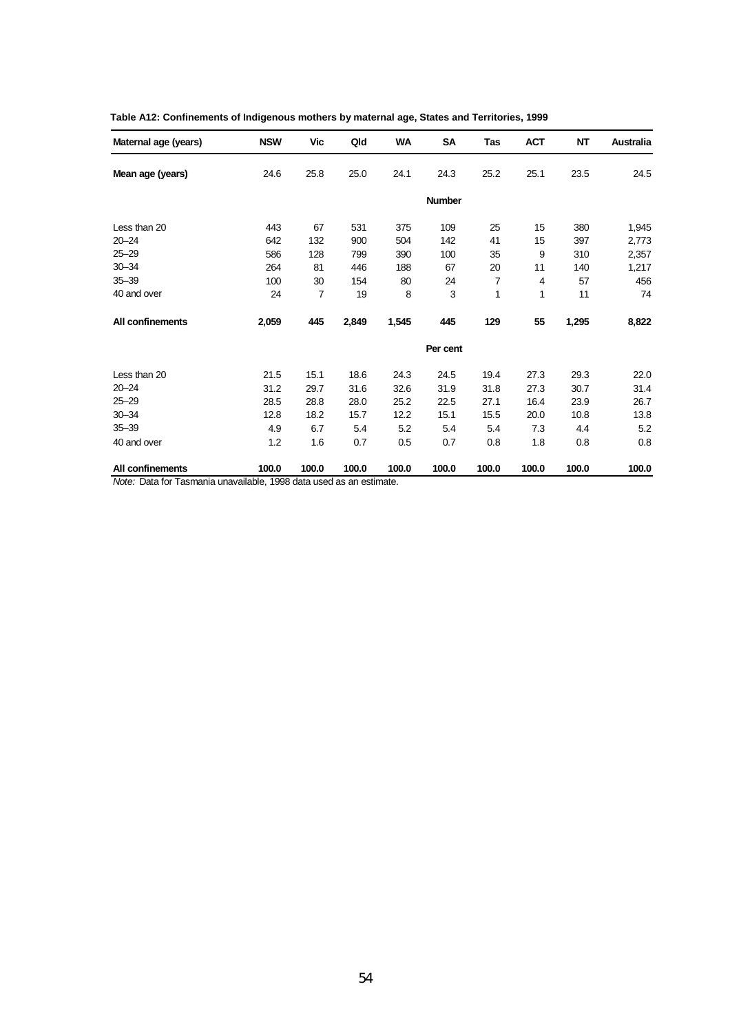**Table A12: Confinements of Indigenous mothers by maternal age, States and Territories, 1999**

| Maternal age (years) | NSW | Vic | Qld | WA | SA | Tas | ACT | NT | Australia |
|---|---|---|---|---|---|---|---|---|---|
| **Mean age (years)** | 24.6 | 25.8 | 25.0 | 24.1 | 24.3 | 25.2 | 25.1 | 23.5 | 24.5 |
| | | | | | **Number** | | | | |
| Less than 20 | 443 | 67 | 531 | 375 | 109 | 25 | 15 | 380 | 1,945 |
| 20–24 | 642 | 132 | 900 | 504 | 142 | 41 | 15 | 397 | 2,773 |
| 25–29 | 586 | 128 | 799 | 390 | 100 | 35 | 9 | 310 | 2,357 |
| 30–34 | 264 | 81 | 446 | 188 | 67 | 20 | 11 | 140 | 1,217 |
| 35–39 | 100 | 30 | 154 | 80 | 24 | 7 | 4 | 57 | 456 |
| 40 and over | 24 | 7 | 19 | 8 | 3 | 1 | 1 | 11 | 74 |
| **All confinements** | **2,059** | **445** | **2,849** | **1,545** | **445** | **129** | **55** | **1,295** | **8,822** |
| | | | | | **Per cent** | | | | |
| Less than 20 | 21.5 | 15.1 | 18.6 | 24.3 | 24.5 | 19.4 | 27.3 | 29.3 | 22.0 |
| 20–24 | 31.2 | 29.7 | 31.6 | 32.6 | 31.9 | 31.8 | 27.3 | 30.7 | 31.4 |
| 25–29 | 28.5 | 28.8 | 28.0 | 25.2 | 22.5 | 27.1 | 16.4 | 23.9 | 26.7 |
| 30–34 | 12.8 | 18.2 | 15.7 | 12.2 | 15.1 | 15.5 | 20.0 | 10.8 | 13.8 |
| 35–39 | 4.9 | 6.7 | 5.4 | 5.2 | 5.4 | 5.4 | 7.3 | 4.4 | 5.2 |
| 40 and over | 1.2 | 1.6 | 0.7 | 0.5 | 0.7 | 0.8 | 1.8 | 0.8 | 0.8 |
| **All confinements** | **100.0** | **100.0** | **100.0** | **100.0** | **100.0** | **100.0** | **100.0** | **100.0** | **100.0** |

*Note:* Data for Tasmania unavailable, 1998 data used as an estimate.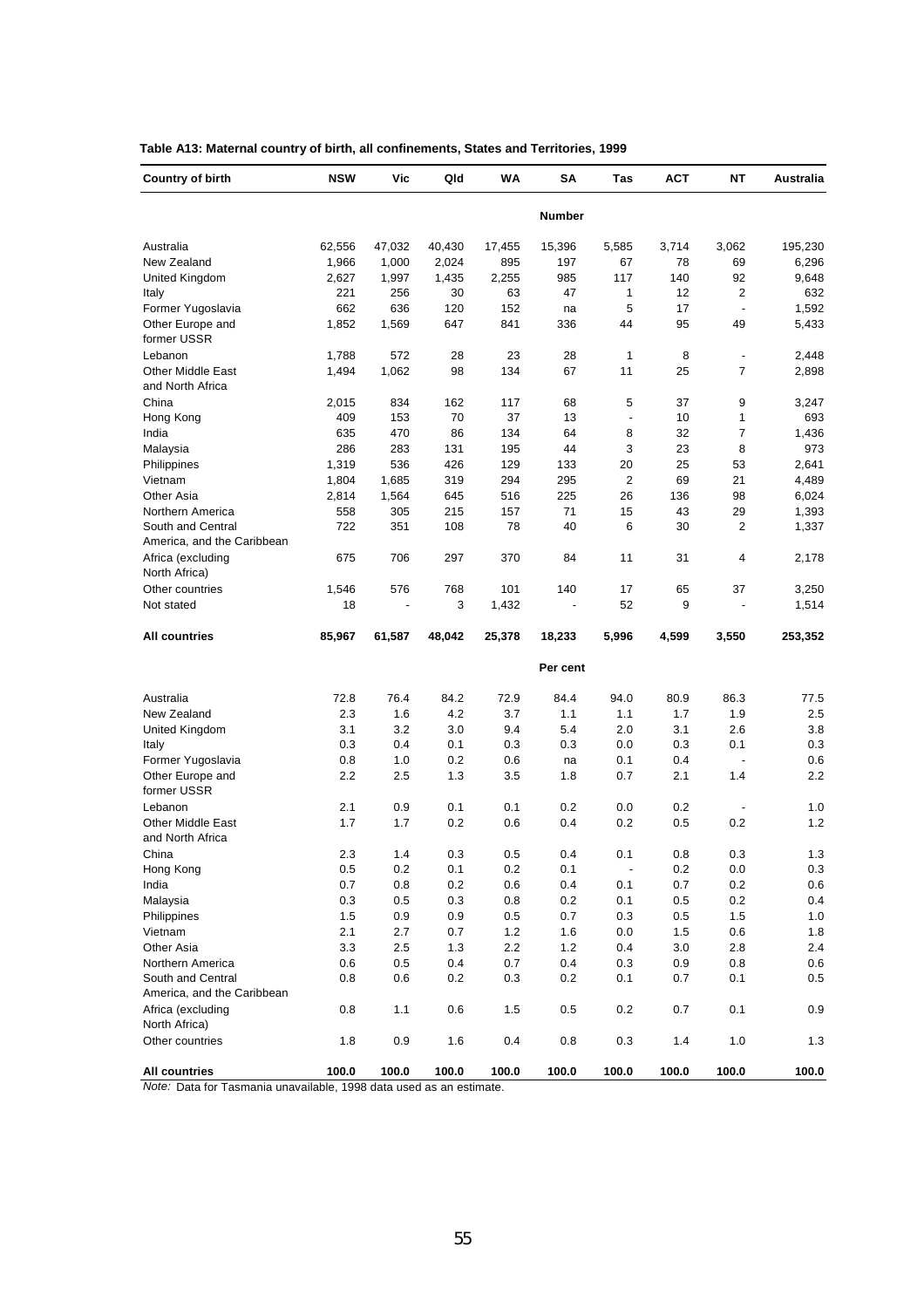**Table A13: Maternal country of birth, all confinements, States and Territories, 1999**

| Country of birth | NSW | Vic | Qld | WA | SA | Tas | ACT | NT | Australia |
|---|---|---|---|---|---|---|---|---|---|
| | | | | | **Number** | | | | |
| Australia | 62,556 | 47,032 | 40,430 | 17,455 | 15,396 | 5,585 | 3,714 | 3,062 | 195,230 |
| New Zealand | 1,966 | 1,000 | 2,024 | 895 | 197 | 67 | 78 | 69 | 6,296 |
| United Kingdom | 2,627 | 1,997 | 1,435 | 2,255 | 985 | 117 | 140 | 92 | 9,648 |
| Italy | 221 | 256 | 30 | 63 | 47 | 1 | 12 | 2 | 632 |
| Former Yugoslavia | 662 | 636 | 120 | 152 | na | 5 | 17 | - | 1,592 |
| Other Europe and former USSR | 1,852 | 1,569 | 647 | 841 | 336 | 44 | 95 | 49 | 5,433 |
| Lebanon | 1,788 | 572 | 28 | 23 | 28 | 1 | 8 | - | 2,448 |
| Other Middle East and North Africa | 1,494 | 1,062 | 98 | 134 | 67 | 11 | 25 | 7 | 2,898 |
| China | 2,015 | 834 | 162 | 117 | 68 | 5 | 37 | 9 | 3,247 |
| Hong Kong | 409 | 153 | 70 | 37 | 13 | - | 10 | 1 | 693 |
| India | 635 | 470 | 86 | 134 | 64 | 8 | 32 | 7 | 1,436 |
| Malaysia | 286 | 283 | 131 | 195 | 44 | 3 | 23 | 8 | 973 |
| Philippines | 1,319 | 536 | 426 | 129 | 133 | 20 | 25 | 53 | 2,641 |
| Vietnam | 1,804 | 1,685 | 319 | 294 | 295 | 2 | 69 | 21 | 4,489 |
| Other Asia | 2,814 | 1,564 | 645 | 516 | 225 | 26 | 136 | 98 | 6,024 |
| Northern America | 558 | 305 | 215 | 157 | 71 | 15 | 43 | 29 | 1,393 |
| South and Central America, and the Caribbean | 722 | 351 | 108 | 78 | 40 | 6 | 30 | 2 | 1,337 |
| Africa (excluding North Africa) | 675 | 706 | 297 | 370 | 84 | 11 | 31 | 4 | 2,178 |
| Other countries | 1,546 | 576 | 768 | 101 | 140 | 17 | 65 | 37 | 3,250 |
| Not stated | 18 | - | 3 | 1,432 | - | 52 | 9 | - | 1,514 |
| **All countries** | **85,967** | **61,587** | **48,042** | **25,378** | **18,233** | **5,996** | **4,599** | **3,550** | **253,352** |
| | | | | | **Per cent** | | | | |
| Australia | 72.8 | 76.4 | 84.2 | 72.9 | 84.4 | 94.0 | 80.9 | 86.3 | 77.5 |
| New Zealand | 2.3 | 1.6 | 4.2 | 3.7 | 1.1 | 1.1 | 1.7 | 1.9 | 2.5 |
| United Kingdom | 3.1 | 3.2 | 3.0 | 9.4 | 5.4 | 2.0 | 3.1 | 2.6 | 3.8 |
| Italy | 0.3 | 0.4 | 0.1 | 0.3 | 0.3 | 0.0 | 0.3 | 0.1 | 0.3 |
| Former Yugoslavia | 0.8 | 1.0 | 0.2 | 0.6 | na | 0.1 | 0.4 | - | 0.6 |
| Other Europe and former USSR | 2.2 | 2.5 | 1.3 | 3.5 | 1.8 | 0.7 | 2.1 | 1.4 | 2.2 |
| Lebanon | 2.1 | 0.9 | 0.1 | 0.1 | 0.2 | 0.0 | 0.2 | - | 1.0 |
| Other Middle East and North Africa | 1.7 | 1.7 | 0.2 | 0.6 | 0.4 | 0.2 | 0.5 | 0.2 | 1.2 |
| China | 2.3 | 1.4 | 0.3 | 0.5 | 0.4 | 0.1 | 0.8 | 0.3 | 1.3 |
| Hong Kong | 0.5 | 0.2 | 0.1 | 0.2 | 0.1 | - | 0.2 | 0.0 | 0.3 |
| India | 0.7 | 0.8 | 0.2 | 0.6 | 0.4 | 0.1 | 0.7 | 0.2 | 0.6 |
| Malaysia | 0.3 | 0.5 | 0.3 | 0.8 | 0.2 | 0.1 | 0.5 | 0.2 | 0.4 |
| Philippines | 1.5 | 0.9 | 0.9 | 0.5 | 0.7 | 0.3 | 0.5 | 1.5 | 1.0 |
| Vietnam | 2.1 | 2.7 | 0.7 | 1.2 | 1.6 | 0.0 | 1.5 | 0.6 | 1.8 |
| Other Asia | 3.3 | 2.5 | 1.3 | 2.2 | 1.2 | 0.4 | 3.0 | 2.8 | 2.4 |
| Northern America | 0.6 | 0.5 | 0.4 | 0.7 | 0.4 | 0.3 | 0.9 | 0.8 | 0.6 |
| South and Central America, and the Caribbean | 0.8 | 0.6 | 0.2 | 0.3 | 0.2 | 0.1 | 0.7 | 0.1 | 0.5 |
| Africa (excluding North Africa) | 0.8 | 1.1 | 0.6 | 1.5 | 0.5 | 0.2 | 0.7 | 0.1 | 0.9 |
| Other countries | 1.8 | 0.9 | 1.6 | 0.4 | 0.8 | 0.3 | 1.4 | 1.0 | 1.3 |
| **All countries** | **100.0** | **100.0** | **100.0** | **100.0** | **100.0** | **100.0** | **100.0** | **100.0** | **100.0** |

*Note:* Data for Tasmania unavailable, 1998 data used as an estimate.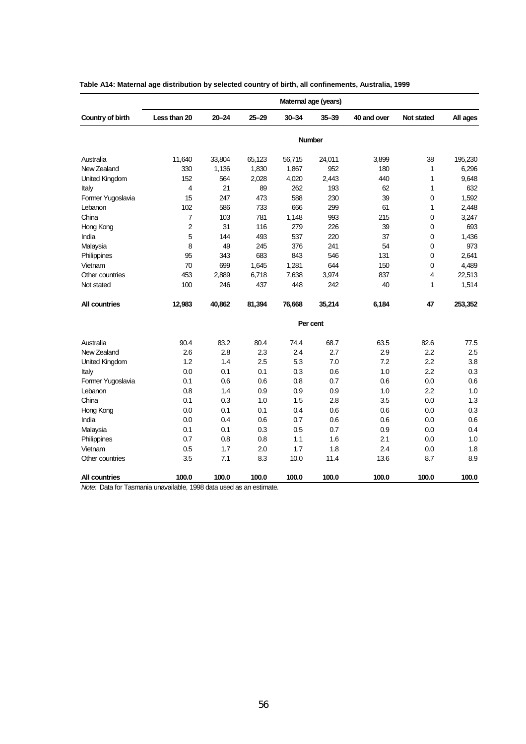**Table A14: Maternal age distribution by selected country of birth, all confinements, Australia, 1999**

| Country of birth | Maternal age (years) | | | | | | | |
|---|---|---|---|---|---|---|---|---|
| | Less than 20 | 20–24 | 25–29 | 30–34 | 35–39 | 40 and over | Not stated | All ages |
| | **Number** | | | | | | | |
| Australia | 11,640 | 33,804 | 65,123 | 56,715 | 24,011 | 3,899 | 38 | 195,230 |
| New Zealand | 330 | 1,136 | 1,830 | 1,867 | 952 | 180 | 1 | 6,296 |
| United Kingdom | 152 | 564 | 2,028 | 4,020 | 2,443 | 440 | 1 | 9,648 |
| Italy | 4 | 21 | 89 | 262 | 193 | 62 | 1 | 632 |
| Former Yugoslavia | 15 | 247 | 473 | 588 | 230 | 39 | 0 | 1,592 |
| Lebanon | 102 | 586 | 733 | 666 | 299 | 61 | 1 | 2,448 |
| China | 7 | 103 | 781 | 1,148 | 993 | 215 | 0 | 3,247 |
| Hong Kong | 2 | 31 | 116 | 279 | 226 | 39 | 0 | 693 |
| India | 5 | 144 | 493 | 537 | 220 | 37 | 0 | 1,436 |
| Malaysia | 8 | 49 | 245 | 376 | 241 | 54 | 0 | 973 |
| Philippines | 95 | 343 | 683 | 843 | 546 | 131 | 0 | 2,641 |
| Vietnam | 70 | 699 | 1,645 | 1,281 | 644 | 150 | 0 | 4,489 |
| Other countries | 453 | 2,889 | 6,718 | 7,638 | 3,974 | 837 | 4 | 22,513 |
| Not stated | 100 | 246 | 437 | 448 | 242 | 40 | 1 | 1,514 |
| **All countries** | **12,983** | **40,862** | **81,394** | **76,668** | **35,214** | **6,184** | **47** | **253,352** |
| | **Per cent** | | | | | | | |
| Australia | 90.4 | 83.2 | 80.4 | 74.4 | 68.7 | 63.5 | 82.6 | 77.5 |
| New Zealand | 2.6 | 2.8 | 2.3 | 2.4 | 2.7 | 2.9 | 2.2 | 2.5 |
| United Kingdom | 1.2 | 1.4 | 2.5 | 5.3 | 7.0 | 7.2 | 2.2 | 3.8 |
| Italy | 0.0 | 0.1 | 0.1 | 0.3 | 0.6 | 1.0 | 2.2 | 0.3 |
| Former Yugoslavia | 0.1 | 0.6 | 0.6 | 0.8 | 0.7 | 0.6 | 0.0 | 0.6 |
| Lebanon | 0.8 | 1.4 | 0.9 | 0.9 | 0.9 | 1.0 | 2.2 | 1.0 |
| China | 0.1 | 0.3 | 1.0 | 1.5 | 2.8 | 3.5 | 0.0 | 1.3 |
| Hong Kong | 0.0 | 0.1 | 0.1 | 0.4 | 0.6 | 0.6 | 0.0 | 0.3 |
| India | 0.0 | 0.4 | 0.6 | 0.7 | 0.6 | 0.6 | 0.0 | 0.6 |
| Malaysia | 0.1 | 0.1 | 0.3 | 0.5 | 0.7 | 0.9 | 0.0 | 0.4 |
| Philippines | 0.7 | 0.8 | 0.8 | 1.1 | 1.6 | 2.1 | 0.0 | 1.0 |
| Vietnam | 0.5 | 1.7 | 2.0 | 1.7 | 1.8 | 2.4 | 0.0 | 1.8 |
| Other countries | 3.5 | 7.1 | 8.3 | 10.0 | 11.4 | 13.6 | 8.7 | 8.9 |
| **All countries** | **100.0** | **100.0** | **100.0** | **100.0** | **100.0** | **100.0** | **100.0** | **100.0** |

*Note:* Data for Tasmania unavailable, 1998 data used as an estimate.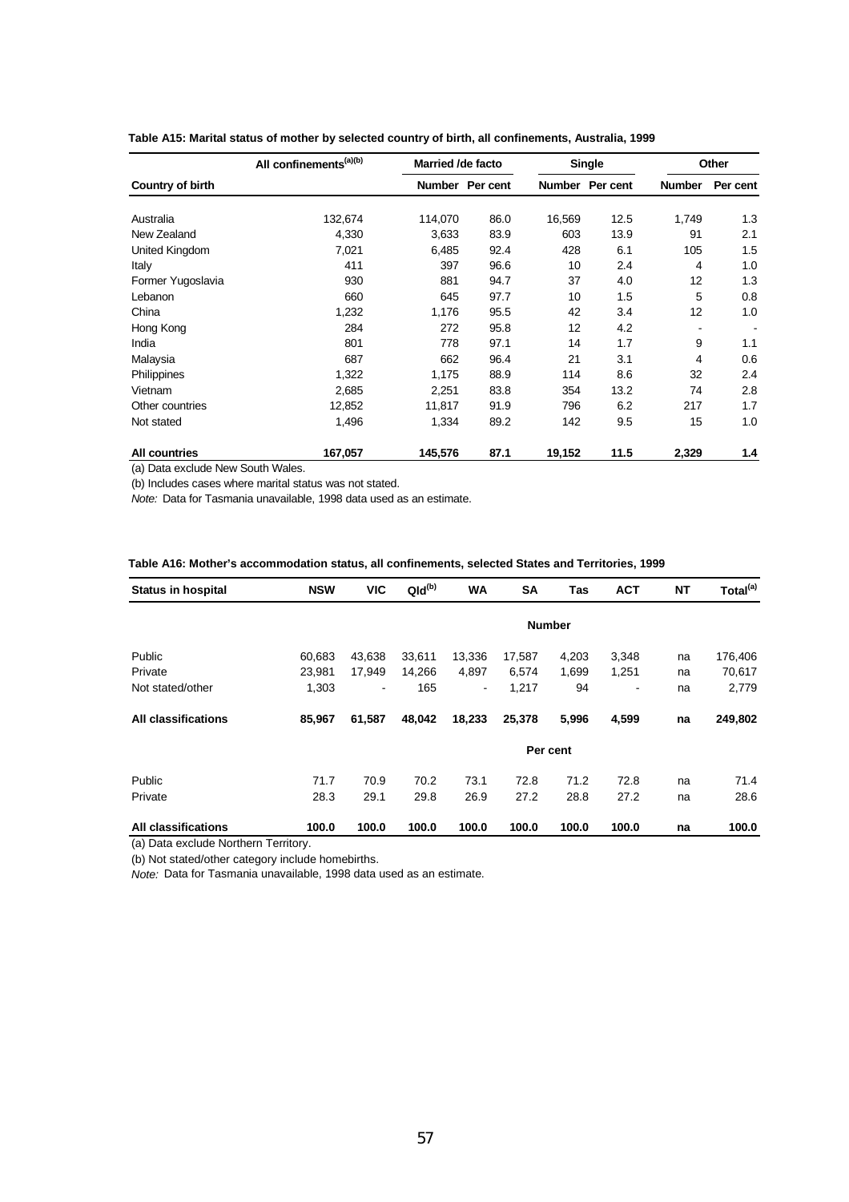**Table A15: Marital status of mother by selected country of birth, all confinements, Australia, 1999**

| Country of birth | All confinements[(a)(b)] | Married /de facto | | Single | | Other | |
|---|---|---|---|---|---|---|---|
| | | Number | Per cent | Number | Per cent | Number | Per cent |
| Australia | 132,674 | 114,070 | 86.0 | 16,569 | 12.5 | 1,749 | 1.3 |
| New Zealand | 4,330 | 3,633 | 83.9 | 603 | 13.9 | 91 | 2.1 |
| United Kingdom | 7,021 | 6,485 | 92.4 | 428 | 6.1 | 105 | 1.5 |
| Italy | 411 | 397 | 96.6 | 10 | 2.4 | 4 | 1.0 |
| Former Yugoslavia | 930 | 881 | 94.7 | 37 | 4.0 | 12 | 1.3 |
| Lebanon | 660 | 645 | 97.7 | 10 | 1.5 | 5 | 0.8 |
| China | 1,232 | 1,176 | 95.5 | 42 | 3.4 | 12 | 1.0 |
| Hong Kong | 284 | 272 | 95.8 | 12 | 4.2 | - | - |
| India | 801 | 778 | 97.1 | 14 | 1.7 | 9 | 1.1 |
| Malaysia | 687 | 662 | 96.4 | 21 | 3.1 | 4 | 0.6 |
| Philippines | 1,322 | 1,175 | 88.9 | 114 | 8.6 | 32 | 2.4 |
| Vietnam | 2,685 | 2,251 | 83.8 | 354 | 13.2 | 74 | 2.8 |
| Other countries | 12,852 | 11,817 | 91.9 | 796 | 6.2 | 217 | 1.7 |
| Not stated | 1,496 | 1,334 | 89.2 | 142 | 9.5 | 15 | 1.0 |
| **All countries** | **167,057** | **145,576** | **87.1** | **19,152** | **11.5** | **2,329** | **1.4** |

(a) Data exclude New South Wales.

(b) Includes cases where marital status was not stated.

*Note:* Data for Tasmania unavailable, 1998 data used as an estimate.

**Table A16: Mother's accommodation status, all confinements, selected States and Territories, 1999**

| Status in hospital | NSW | VIC | Qld[(b)] | WA | SA | Tas | ACT | NT | Total[(a)] |
|---|---|---|---|---|---|---|---|---|---|
| | | | | | | Number | | | |
| Public | 60,683 | 43,638 | 33,611 | 13,336 | 17,587 | 4,203 | 3,348 | na | 176,406 |
| Private | 23,981 | 17,949 | 14,266 | 4,897 | 6,574 | 1,699 | 1,251 | na | 70,617 |
| Not stated/other | 1,303 | - | 165 | - | 1,217 | 94 | - | na | 2,779 |
| **All classifications** | **85,967** | **61,587** | **48,042** | **18,233** | **25,378** | **5,996** | **4,599** | **na** | **249,802** |
| | | | | | | Per cent | | | |
| Public | 71.7 | 70.9 | 70.2 | 73.1 | 72.8 | 71.2 | 72.8 | na | 71.4 |
| Private | 28.3 | 29.1 | 29.8 | 26.9 | 27.2 | 28.8 | 27.2 | na | 28.6 |
| **All classifications** | **100.0** | **100.0** | **100.0** | **100.0** | **100.0** | **100.0** | **100.0** | **na** | **100.0** |

(a) Data exclude Northern Territory.

(b) Not stated/other category include homebirths.

*Note:* Data for Tasmania unavailable, 1998 data used as an estimate.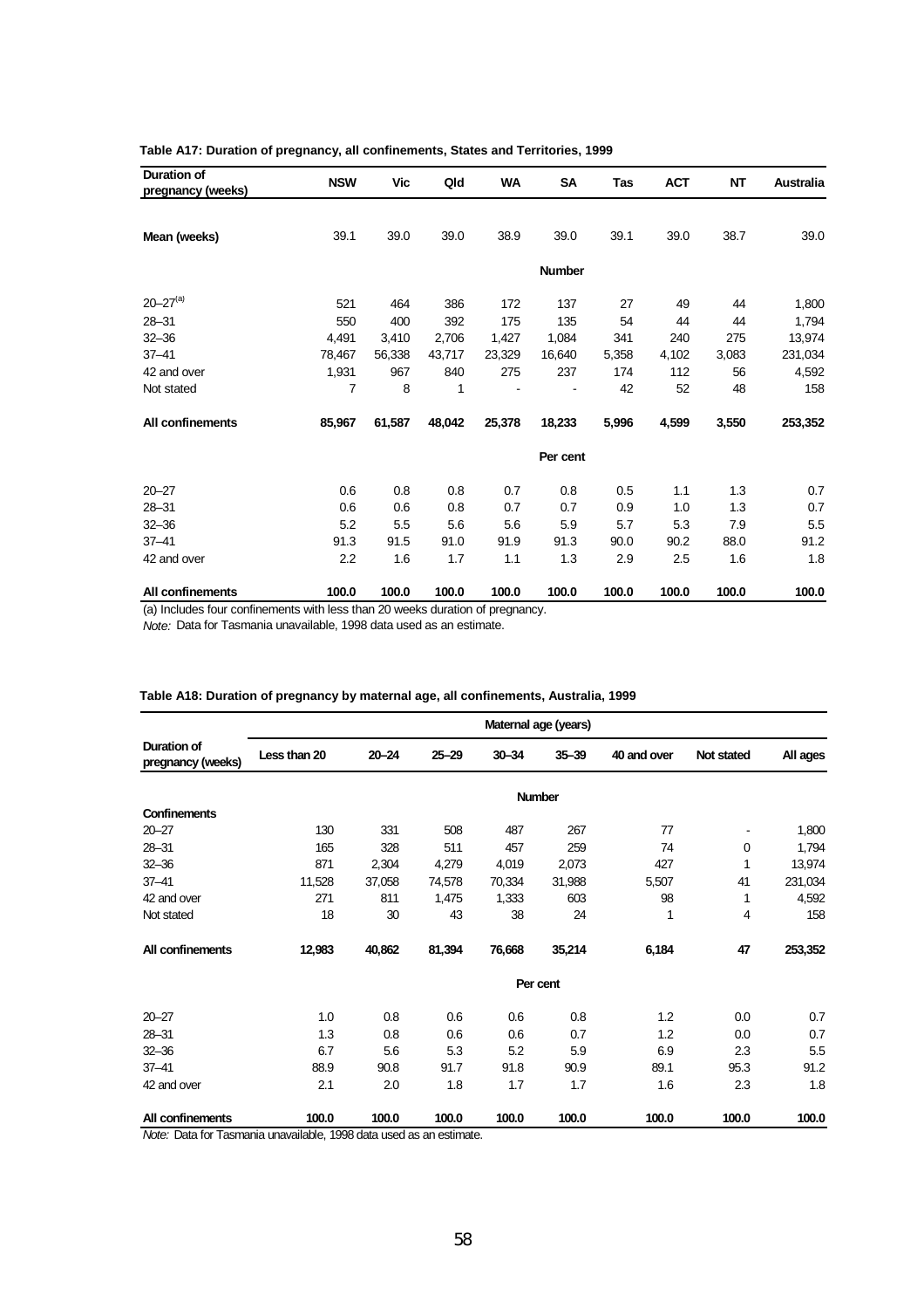**Table A17: Duration of pregnancy, all confinements, States and Territories, 1999**

| Duration of pregnancy (weeks) | NSW | Vic | Qld | WA | SA | Tas | ACT | NT | Australia |
|---|---|---|---|---|---|---|---|---|---|
| **Mean (weeks)** | 39.1 | 39.0 | 39.0 | 38.9 | 39.0 | 39.1 | 39.0 | 38.7 | 39.0 |
| | | | | | **Number** | | | | |
| 20–27[(a)] | 521 | 464 | 386 | 172 | 137 | 27 | 49 | 44 | 1,800 |
| 28–31 | 550 | 400 | 392 | 175 | 135 | 54 | 44 | 44 | 1,794 |
| 32–36 | 4,491 | 3,410 | 2,706 | 1,427 | 1,084 | 341 | 240 | 275 | 13,974 |
| 37–41 | 78,467 | 56,338 | 43,717 | 23,329 | 16,640 | 5,358 | 4,102 | 3,083 | 231,034 |
| 42 and over | 1,931 | 967 | 840 | 275 | 237 | 174 | 112 | 56 | 4,592 |
| Not stated | 7 | 8 | 1 | - | - | 42 | 52 | 48 | 158 |
| **All confinements** | **85,967** | **61,587** | **48,042** | **25,378** | **18,233** | **5,996** | **4,599** | **3,550** | **253,352** |
| | | | | | **Per cent** | | | | |
| 20–27 | 0.6 | 0.8 | 0.8 | 0.7 | 0.8 | 0.5 | 1.1 | 1.3 | 0.7 |
| 28–31 | 0.6 | 0.6 | 0.8 | 0.7 | 0.7 | 0.9 | 1.0 | 1.3 | 0.7 |
| 32–36 | 5.2 | 5.5 | 5.6 | 5.6 | 5.9 | 5.7 | 5.3 | 7.9 | 5.5 |
| 37–41 | 91.3 | 91.5 | 91.0 | 91.9 | 91.3 | 90.0 | 90.2 | 88.0 | 91.2 |
| 42 and over | 2.2 | 1.6 | 1.7 | 1.1 | 1.3 | 2.9 | 2.5 | 1.6 | 1.8 |
| **All confinements** | **100.0** | **100.0** | **100.0** | **100.0** | **100.0** | **100.0** | **100.0** | **100.0** | **100.0** |

(a) Includes four confinements with less than 20 weeks duration of pregnancy.

*Note:* Data for Tasmania unavailable, 1998 data used as an estimate.

**Table A18: Duration of pregnancy by maternal age, all confinements, Australia, 1999**

| | Maternal age (years) | | | | | | | |
|---|---|---|---|---|---|---|---|---|
| Duration of pregnancy (weeks) | Less than 20 | 20–24 | 25–29 | 30–34 | 35–39 | 40 and over | Not stated | All ages |
| | | | | | **Number** | | | |
| **Confinements** | | | | | | | | |
| 20–27 | 130 | 331 | 508 | 487 | 267 | 77 | - | 1,800 |
| 28–31 | 165 | 328 | 511 | 457 | 259 | 74 | 0 | 1,794 |
| 32–36 | 871 | 2,304 | 4,279 | 4,019 | 2,073 | 427 | 1 | 13,974 |
| 37–41 | 11,528 | 37,058 | 74,578 | 70,334 | 31,988 | 5,507 | 41 | 231,034 |
| 42 and over | 271 | 811 | 1,475 | 1,333 | 603 | 98 | 1 | 4,592 |
| Not stated | 18 | 30 | 43 | 38 | 24 | 1 | 4 | 158 |
| **All confinements** | **12,983** | **40,862** | **81,394** | **76,668** | **35,214** | **6,184** | **47** | **253,352** |
| | | | | | **Per cent** | | | |
| 20–27 | 1.0 | 0.8 | 0.6 | 0.6 | 0.8 | 1.2 | 0.0 | 0.7 |
| 28–31 | 1.3 | 0.8 | 0.6 | 0.6 | 0.7 | 1.2 | 0.0 | 0.7 |
| 32–36 | 6.7 | 5.6 | 5.3 | 5.2 | 5.9 | 6.9 | 2.3 | 5.5 |
| 37–41 | 88.9 | 90.8 | 91.7 | 91.8 | 90.9 | 89.1 | 95.3 | 91.2 |
| 42 and over | 2.1 | 2.0 | 1.8 | 1.7 | 1.7 | 1.6 | 2.3 | 1.8 |
| **All confinements** | **100.0** | **100.0** | **100.0** | **100.0** | **100.0** | **100.0** | **100.0** | **100.0** |

*Note:* Data for Tasmania unavailable, 1998 data used as an estimate.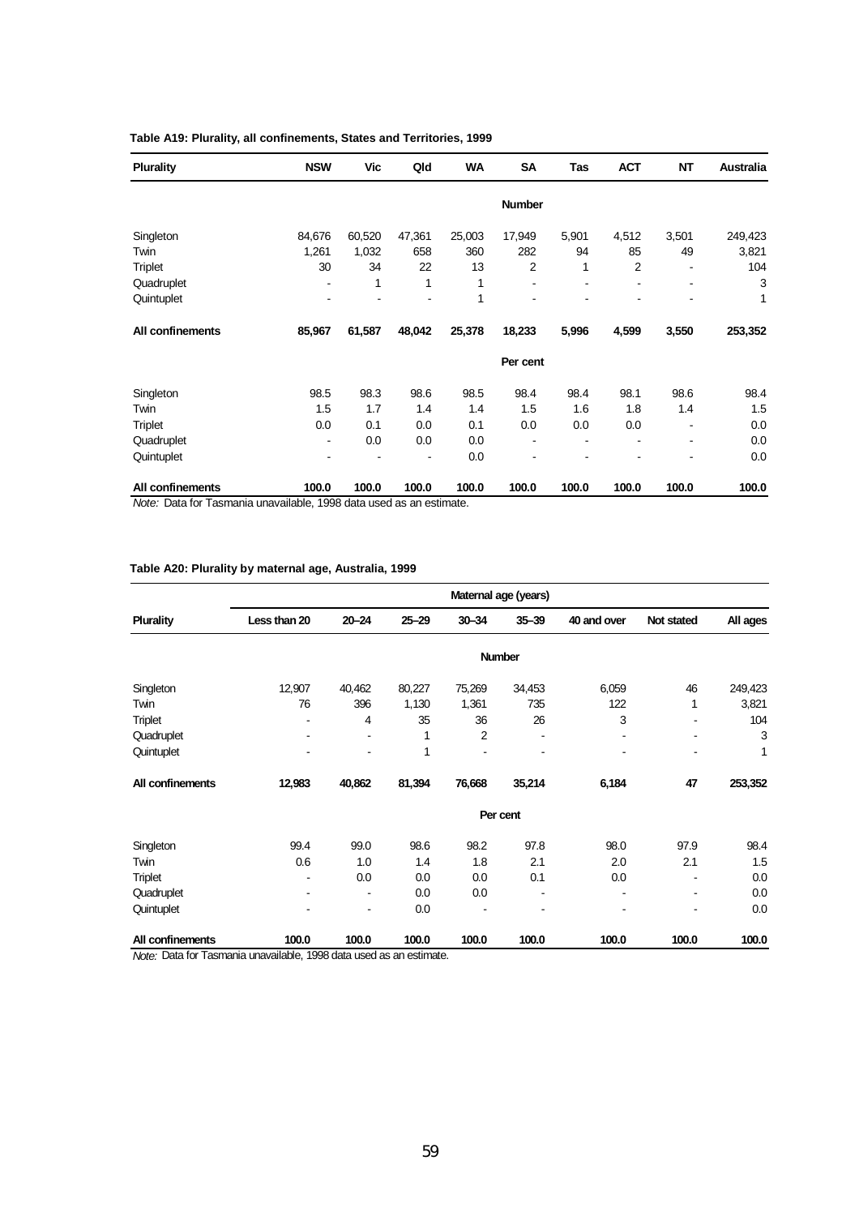**Table A19: Plurality, all confinements, States and Territories, 1999**

| Plurality | NSW | Vic | Qld | WA | SA | Tas | ACT | NT | Australia |
|---|---|---|---|---|---|---|---|---|---|
| | | | | | **Number** | | | | |
| Singleton | 84,676 | 60,520 | 47,361 | 25,003 | 17,949 | 5,901 | 4,512 | 3,501 | 249,423 |
| Twin | 1,261 | 1,032 | 658 | 360 | 282 | 94 | 85 | 49 | 3,821 |
| Triplet | 30 | 34 | 22 | 13 | 2 | 1 | 2 | - | 104 |
| Quadruplet | - | 1 | 1 | 1 | - | - | - | - | 3 |
| Quintuplet | - | - | - | 1 | - | - | - | - | 1 |
| **All confinements** | **85,967** | **61,587** | **48,042** | **25,378** | **18,233** | **5,996** | **4,599** | **3,550** | **253,352** |
| | | | | | **Per cent** | | | | |
| Singleton | 98.5 | 98.3 | 98.6 | 98.5 | 98.4 | 98.4 | 98.1 | 98.6 | 98.4 |
| Twin | 1.5 | 1.7 | 1.4 | 1.4 | 1.5 | 1.6 | 1.8 | 1.4 | 1.5 |
| Triplet | 0.0 | 0.1 | 0.0 | 0.1 | 0.0 | 0.0 | 0.0 | - | 0.0 |
| Quadruplet | - | 0.0 | 0.0 | 0.0 | - | - | - | - | 0.0 |
| Quintuplet | - | - | - | 0.0 | - | - | - | - | 0.0 |
| **All confinements** | **100.0** | **100.0** | **100.0** | **100.0** | **100.0** | **100.0** | **100.0** | **100.0** | **100.0** |

*Note:* Data for Tasmania unavailable, 1998 data used as an estimate.

**Table A20: Plurality by maternal age, Australia, 1999**

| | Maternal age (years) | | | | | | | |
|---|---|---|---|---|---|---|---|---|
| **Plurality** | **Less than 20** | **20–24** | **25–29** | **30–34** | **35–39** | **40 and over** | **Not stated** | **All ages** |
| | | | | | **Number** | | | |
| Singleton | 12,907 | 40,462 | 80,227 | 75,269 | 34,453 | 6,059 | 46 | 249,423 |
| Twin | 76 | 396 | 1,130 | 1,361 | 735 | 122 | 1 | 3,821 |
| Triplet | - | 4 | 35 | 36 | 26 | 3 | - | 104 |
| Quadruplet | - | - | 1 | 2 | - | - | - | 3 |
| Quintuplet | - | - | 1 | - | - | - | - | 1 |
| **All confinements** | **12,983** | **40,862** | **81,394** | **76,668** | **35,214** | **6,184** | **47** | **253,352** |
| | | | | | **Per cent** | | | |
| Singleton | 99.4 | 99.0 | 98.6 | 98.2 | 97.8 | 98.0 | 97.9 | 98.4 |
| Twin | 0.6 | 1.0 | 1.4 | 1.8 | 2.1 | 2.0 | 2.1 | 1.5 |
| Triplet | - | 0.0 | 0.0 | 0.0 | 0.1 | 0.0 | - | 0.0 |
| Quadruplet | - | - | 0.0 | 0.0 | - | - | - | 0.0 |
| Quintuplet | - | - | 0.0 | - | - | - | - | 0.0 |
| **All confinements** | **100.0** | **100.0** | **100.0** | **100.0** | **100.0** | **100.0** | **100.0** | **100.0** |

*Note:* Data for Tasmania unavailable, 1998 data used as an estimate.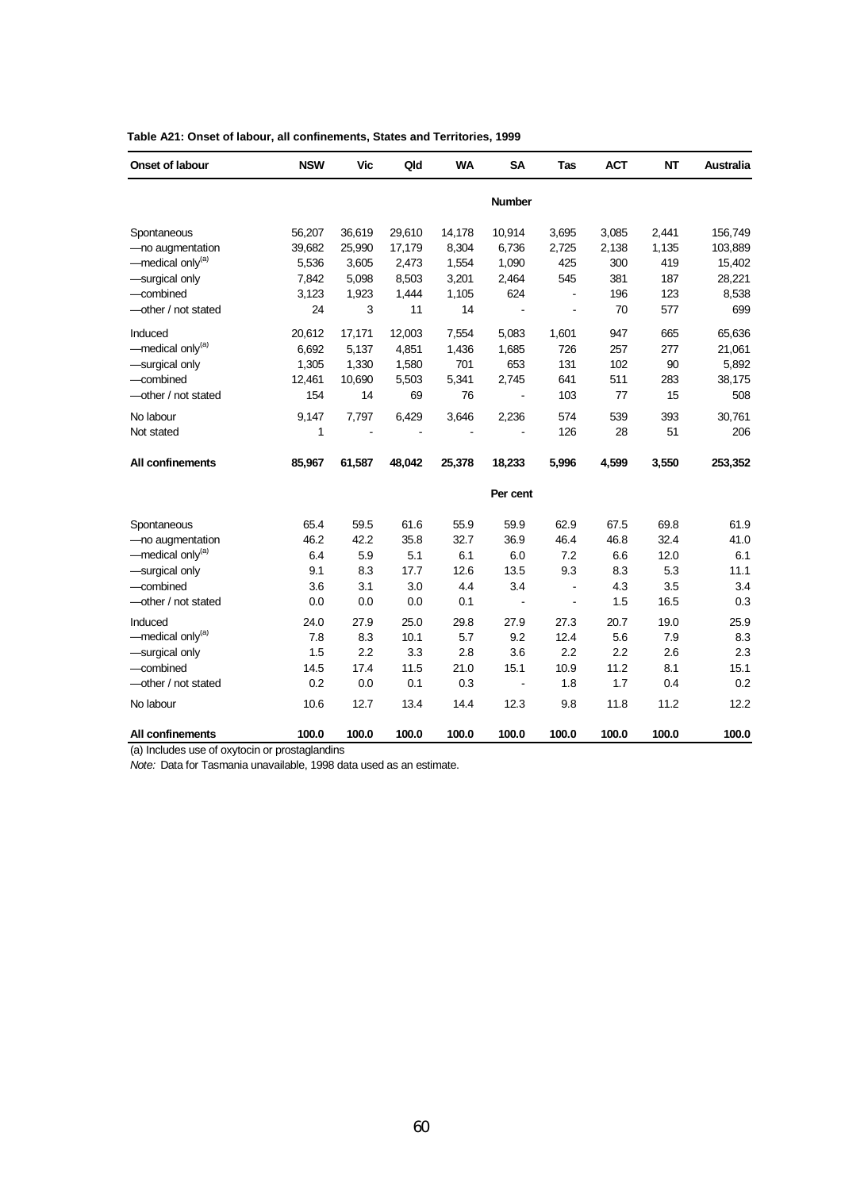**Table A21: Onset of labour, all confinements, States and Territories, 1999**

| Onset of labour | NSW | Vic | Qld | WA | SA | Tas | ACT | NT | Australia |
|---|---|---|---|---|---|---|---|---|---|
| | | | | | **Number** | | | | |
| Spontaneous | 56,207 | 36,619 | 29,610 | 14,178 | 10,914 | 3,695 | 3,085 | 2,441 | 156,749 |
| —no augmentation | 39,682 | 25,990 | 17,179 | 8,304 | 6,736 | 2,725 | 2,138 | 1,135 | 103,889 |
| —medical only[(a)] | 5,536 | 3,605 | 2,473 | 1,554 | 1,090 | 425 | 300 | 419 | 15,402 |
| —surgical only | 7,842 | 5,098 | 8,503 | 3,201 | 2,464 | 545 | 381 | 187 | 28,221 |
| —combined | 3,123 | 1,923 | 1,444 | 1,105 | 624 | - | 196 | 123 | 8,538 |
| —other / not stated | 24 | 3 | 11 | 14 | - | - | 70 | 577 | 699 |
| Induced | 20,612 | 17,171 | 12,003 | 7,554 | 5,083 | 1,601 | 947 | 665 | 65,636 |
| —medical only[(a)] | 6,692 | 5,137 | 4,851 | 1,436 | 1,685 | 726 | 257 | 277 | 21,061 |
| —surgical only | 1,305 | 1,330 | 1,580 | 701 | 653 | 131 | 102 | 90 | 5,892 |
| —combined | 12,461 | 10,690 | 5,503 | 5,341 | 2,745 | 641 | 511 | 283 | 38,175 |
| —other / not stated | 154 | 14 | 69 | 76 | - | 103 | 77 | 15 | 508 |
| No labour | 9,147 | 7,797 | 6,429 | 3,646 | 2,236 | 574 | 539 | 393 | 30,761 |
| Not stated | 1 | - | - | - | - | 126 | 28 | 51 | 206 |
| **All confinements** | **85,967** | **61,587** | **48,042** | **25,378** | **18,233** | **5,996** | **4,599** | **3,550** | **253,352** |
| | | | | | **Per cent** | | | | |
| Spontaneous | 65.4 | 59.5 | 61.6 | 55.9 | 59.9 | 62.9 | 67.5 | 69.8 | 61.9 |
| —no augmentation | 46.2 | 42.2 | 35.8 | 32.7 | 36.9 | 46.4 | 46.8 | 32.4 | 41.0 |
| —medical only[(a)] | 6.4 | 5.9 | 5.1 | 6.1 | 6.0 | 7.2 | 6.6 | 12.0 | 6.1 |
| —surgical only | 9.1 | 8.3 | 17.7 | 12.6 | 13.5 | 9.3 | 8.3 | 5.3 | 11.1 |
| —combined | 3.6 | 3.1 | 3.0 | 4.4 | 3.4 | - | 4.3 | 3.5 | 3.4 |
| —other / not stated | 0.0 | 0.0 | 0.0 | 0.1 | - | - | 1.5 | 16.5 | 0.3 |
| Induced | 24.0 | 27.9 | 25.0 | 29.8 | 27.9 | 27.3 | 20.7 | 19.0 | 25.9 |
| —medical only[(a)] | 7.8 | 8.3 | 10.1 | 5.7 | 9.2 | 12.4 | 5.6 | 7.9 | 8.3 |
| —surgical only | 1.5 | 2.2 | 3.3 | 2.8 | 3.6 | 2.2 | 2.2 | 2.6 | 2.3 |
| —combined | 14.5 | 17.4 | 11.5 | 21.0 | 15.1 | 10.9 | 11.2 | 8.1 | 15.1 |
| —other / not stated | 0.2 | 0.0 | 0.1 | 0.3 | - | 1.8 | 1.7 | 0.4 | 0.2 |
| No labour | 10.6 | 12.7 | 13.4 | 14.4 | 12.3 | 9.8 | 11.8 | 11.2 | 12.2 |
| **All confinements** | **100.0** | **100.0** | **100.0** | **100.0** | **100.0** | **100.0** | **100.0** | **100.0** | **100.0** |

(a) Includes use of oxytocin or prostaglandins

*Note:* Data for Tasmania unavailable, 1998 data used as an estimate.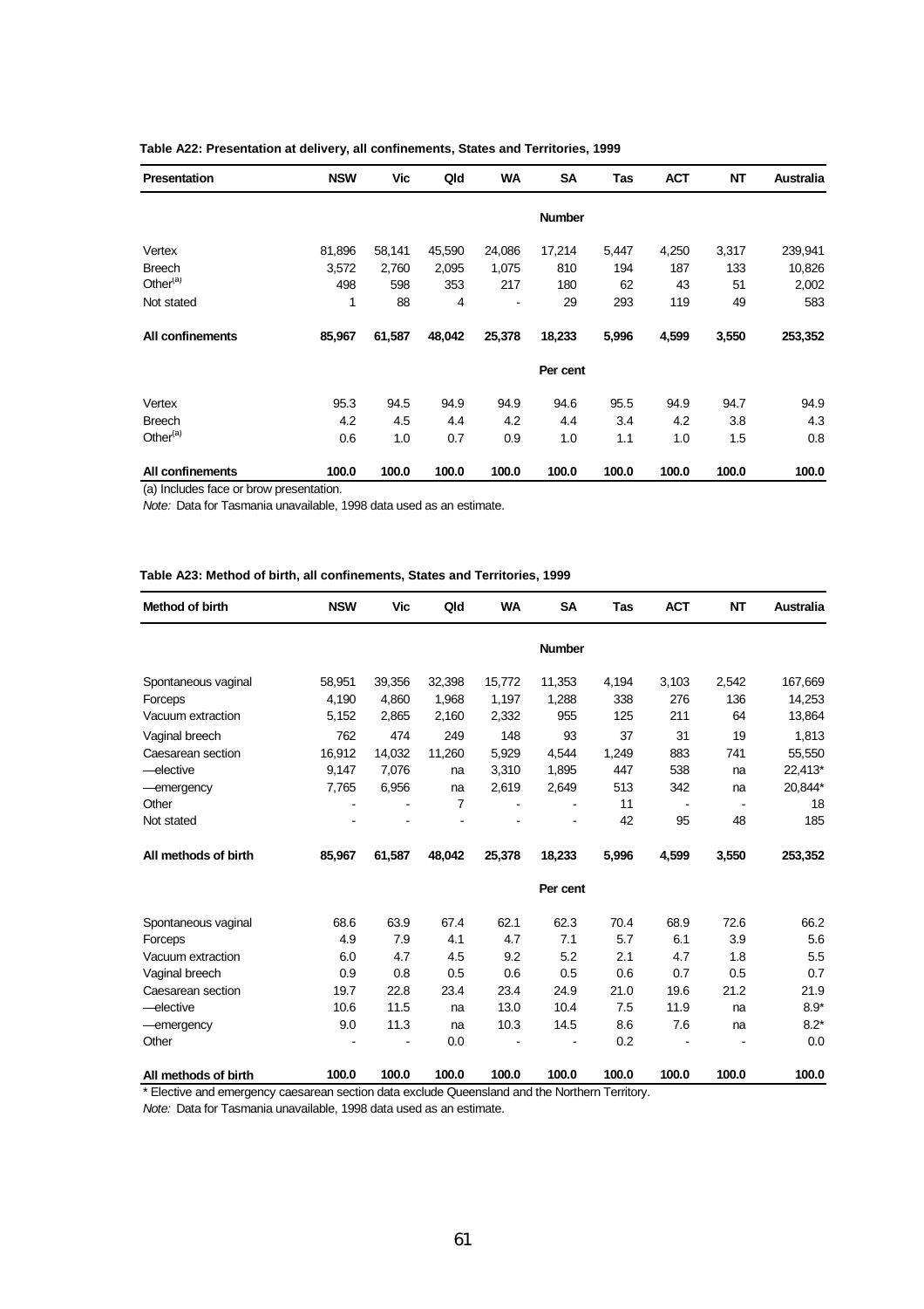**Table A22: Presentation at delivery, all confinements, States and Territories, 1999**

| Presentation | NSW | Vic | Qld | WA | SA | Tas | ACT | NT | Australia |
|---|---|---|---|---|---|---|---|---|---|
| | | | | | **Number** | | | | |
| Vertex | 81,896 | 58,141 | 45,590 | 24,086 | 17,214 | 5,447 | 4,250 | 3,317 | 239,941 |
| Breech | 3,572 | 2,760 | 2,095 | 1,075 | 810 | 194 | 187 | 133 | 10,826 |
| Other[(a)] | 498 | 598 | 353 | 217 | 180 | 62 | 43 | 51 | 2,002 |
| Not stated | 1 | 88 | 4 | - | 29 | 293 | 119 | 49 | 583 |
| **All confinements** | **85,967** | **61,587** | **48,042** | **25,378** | **18,233** | **5,996** | **4,599** | **3,550** | **253,352** |
| | | | | | **Per cent** | | | | |
| Vertex | 95.3 | 94.5 | 94.9 | 94.9 | 94.6 | 95.5 | 94.9 | 94.7 | 94.9 |
| Breech | 4.2 | 4.5 | 4.4 | 4.2 | 4.4 | 3.4 | 4.2 | 3.8 | 4.3 |
| Other[(a)] | 0.6 | 1.0 | 0.7 | 0.9 | 1.0 | 1.1 | 1.0 | 1.5 | 0.8 |
| **All confinements** | **100.0** | **100.0** | **100.0** | **100.0** | **100.0** | **100.0** | **100.0** | **100.0** | **100.0** |

(a) Includes face or brow presentation.

*Note:* Data for Tasmania unavailable, 1998 data used as an estimate.

**Table A23: Method of birth, all confinements, States and Territories, 1999**

| Method of birth | NSW | Vic | Qld | WA | SA | Tas | ACT | NT | Australia |
|---|---|---|---|---|---|---|---|---|---|
| | | | | | **Number** | | | | |
| Spontaneous vaginal | 58,951 | 39,356 | 32,398 | 15,772 | 11,353 | 4,194 | 3,103 | 2,542 | 167,669 |
| Forceps | 4,190 | 4,860 | 1,968 | 1,197 | 1,288 | 338 | 276 | 136 | 14,253 |
| Vacuum extraction | 5,152 | 2,865 | 2,160 | 2,332 | 955 | 125 | 211 | 64 | 13,864 |
| Vaginal breech | 762 | 474 | 249 | 148 | 93 | 37 | 31 | 19 | 1,813 |
| Caesarean section | 16,912 | 14,032 | 11,260 | 5,929 | 4,544 | 1,249 | 883 | 741 | 55,550 |
| —elective | 9,147 | 7,076 | na | 3,310 | 1,895 | 447 | 538 | na | 22,413* |
| —emergency | 7,765 | 6,956 | na | 2,619 | 2,649 | 513 | 342 | na | 20,844* |
| Other | - | - | 7 | - | - | 11 | - | - | 18 |
| Not stated | - | - | - | - | - | 42 | 95 | 48 | 185 |
| **All methods of birth** | **85,967** | **61,587** | **48,042** | **25,378** | **18,233** | **5,996** | **4,599** | **3,550** | **253,352** |
| | | | | | **Per cent** | | | | |
| Spontaneous vaginal | 68.6 | 63.9 | 67.4 | 62.1 | 62.3 | 70.4 | 68.9 | 72.6 | 66.2 |
| Forceps | 4.9 | 7.9 | 4.1 | 4.7 | 7.1 | 5.7 | 6.1 | 3.9 | 5.6 |
| Vacuum extraction | 6.0 | 4.7 | 4.5 | 9.2 | 5.2 | 2.1 | 4.7 | 1.8 | 5.5 |
| Vaginal breech | 0.9 | 0.8 | 0.5 | 0.6 | 0.5 | 0.6 | 0.7 | 0.5 | 0.7 |
| Caesarean section | 19.7 | 22.8 | 23.4 | 23.4 | 24.9 | 21.0 | 19.6 | 21.2 | 21.9 |
| —elective | 10.6 | 11.5 | na | 13.0 | 10.4 | 7.5 | 11.9 | na | 8.9* |
| —emergency | 9.0 | 11.3 | na | 10.3 | 14.5 | 8.6 | 7.6 | na | 8.2* |
| Other | - | - | 0.0 | - | - | 0.2 | - | - | 0.0 |
| **All methods of birth** | **100.0** | **100.0** | **100.0** | **100.0** | **100.0** | **100.0** | **100.0** | **100.0** | **100.0** |

\* Elective and emergency caesarean section data exclude Queensland and the Northern Territory.

*Note:* Data for Tasmania unavailable, 1998 data used as an estimate.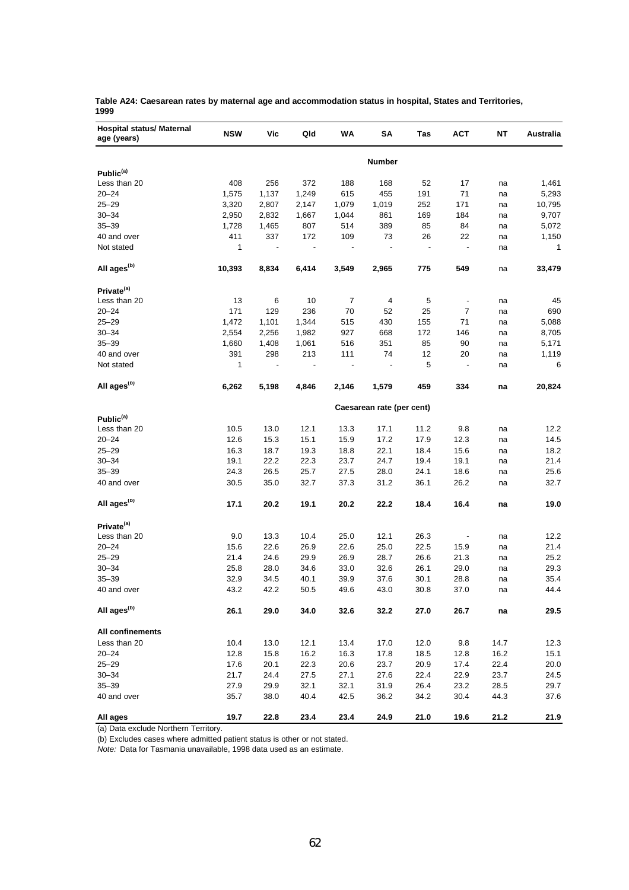**Table A24: Caesarean rates by maternal age and accommodation status in hospital, States and Territories, 1999**

| Hospital status/ Maternal age (years) | NSW | Vic | Qld | WA | SA | Tas | ACT | NT | Australia |
|---|---|---|---|---|---|---|---|---|---|
| | | | | | **Number** | | | | |
| **Public[(a)]** | | | | | | | | | |
| Less than 20 | 408 | 256 | 372 | 188 | 168 | 52 | 17 | na | 1,461 |
| 20–24 | 1,575 | 1,137 | 1,249 | 615 | 455 | 191 | 71 | na | 5,293 |
| 25–29 | 3,320 | 2,807 | 2,147 | 1,079 | 1,019 | 252 | 171 | na | 10,795 |
| 30–34 | 2,950 | 2,832 | 1,667 | 1,044 | 861 | 169 | 184 | na | 9,707 |
| 35–39 | 1,728 | 1,465 | 807 | 514 | 389 | 85 | 84 | na | 5,072 |
| 40 and over | 411 | 337 | 172 | 109 | 73 | 26 | 22 | na | 1,150 |
| Not stated | 1 | - | - | - | - | - | - | na | 1 |
| **All ages[(b)]** | **10,393** | **8,834** | **6,414** | **3,549** | **2,965** | **775** | **549** | na | **33,479** |
| **Private[(a)]** | | | | | | | | | |
| Less than 20 | 13 | 6 | 10 | 7 | 4 | 5 | - | na | 45 |
| 20–24 | 171 | 129 | 236 | 70 | 52 | 25 | 7 | na | 690 |
| 25–29 | 1,472 | 1,101 | 1,344 | 515 | 430 | 155 | 71 | na | 5,088 |
| 30–34 | 2,554 | 2,256 | 1,982 | 927 | 668 | 172 | 146 | na | 8,705 |
| 35–39 | 1,660 | 1,408 | 1,061 | 516 | 351 | 85 | 90 | na | 5,171 |
| 40 and over | 391 | 298 | 213 | 111 | 74 | 12 | 20 | na | 1,119 |
| Not stated | 1 | - | - | - | - | 5 | - | na | 6 |
| **All ages[(b)]** | **6,262** | **5,198** | **4,846** | **2,146** | **1,579** | **459** | **334** | **na** | **20,824** |
| | | | | | **Caesarean rate (per cent)** | | | | |
| **Public[(a)]** | | | | | | | | | |
| Less than 20 | 10.5 | 13.0 | 12.1 | 13.3 | 17.1 | 11.2 | 9.8 | na | 12.2 |
| 20–24 | 12.6 | 15.3 | 15.1 | 15.9 | 17.2 | 17.9 | 12.3 | na | 14.5 |
| 25–29 | 16.3 | 18.7 | 19.3 | 18.8 | 22.1 | 18.4 | 15.6 | na | 18.2 |
| 30–34 | 19.1 | 22.2 | 22.3 | 23.7 | 24.7 | 19.4 | 19.1 | na | 21.4 |
| 35–39 | 24.3 | 26.5 | 25.7 | 27.5 | 28.0 | 24.1 | 18.6 | na | 25.6 |
| 40 and over | 30.5 | 35.0 | 32.7 | 37.3 | 31.2 | 36.1 | 26.2 | na | 32.7 |
| **All ages[(b)]** | **17.1** | **20.2** | **19.1** | **20.2** | **22.2** | **18.4** | **16.4** | **na** | **19.0** |
| **Private[(a)]** | | | | | | | | | |
| Less than 20 | 9.0 | 13.3 | 10.4 | 25.0 | 12.1 | 26.3 | - | na | 12.2 |
| 20–24 | 15.6 | 22.6 | 26.9 | 22.6 | 25.0 | 22.5 | 15.9 | na | 21.4 |
| 25–29 | 21.4 | 24.6 | 29.9 | 26.9 | 28.7 | 26.6 | 21.3 | na | 25.2 |
| 30–34 | 25.8 | 28.0 | 34.6 | 33.0 | 32.6 | 26.1 | 29.0 | na | 29.3 |
| 35–39 | 32.9 | 34.5 | 40.1 | 39.9 | 37.6 | 30.1 | 28.8 | na | 35.4 |
| 40 and over | 43.2 | 42.2 | 50.5 | 49.6 | 43.0 | 30.8 | 37.0 | na | 44.4 |
| **All ages[(b)]** | **26.1** | **29.0** | **34.0** | **32.6** | **32.2** | **27.0** | **26.7** | **na** | **29.5** |
| **All confinements** | | | | | | | | | |
| Less than 20 | 10.4 | 13.0 | 12.1 | 13.4 | 17.0 | 12.0 | 9.8 | 14.7 | 12.3 |
| 20–24 | 12.8 | 15.8 | 16.2 | 16.3 | 17.8 | 18.5 | 12.8 | 16.2 | 15.1 |
| 25–29 | 17.6 | 20.1 | 22.3 | 20.6 | 23.7 | 20.9 | 17.4 | 22.4 | 20.0 |
| 30–34 | 21.7 | 24.4 | 27.5 | 27.1 | 27.6 | 22.4 | 22.9 | 23.7 | 24.5 |
| 35–39 | 27.9 | 29.9 | 32.1 | 32.1 | 31.9 | 26.4 | 23.2 | 28.5 | 29.7 |
| 40 and over | 35.7 | 38.0 | 40.4 | 42.5 | 36.2 | 34.2 | 30.4 | 44.3 | 37.6 |
| **All ages** | **19.7** | **22.8** | **23.4** | **23.4** | **24.9** | **21.0** | **19.6** | **21.2** | **21.9** |

(a) Data exclude Northern Territory.

(b) Excludes cases where admitted patient status is other or not stated.

*Note:* Data for Tasmania unavailable, 1998 data used as an estimate.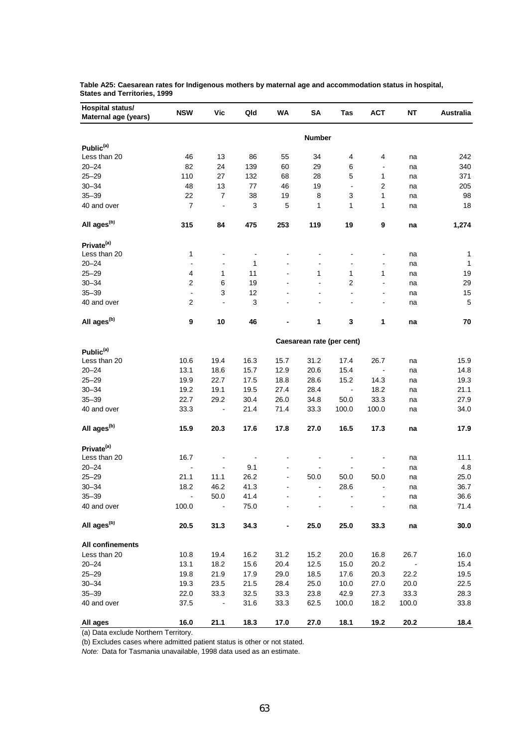**Table A25: Caesarean rates for Indigenous mothers by maternal age and accommodation status in hospital, States and Territories, 1999**

| Hospital status/ Maternal age (years) | NSW | Vic | Qld | WA | SA | Tas | ACT | NT | Australia |
|---|---|---|---|---|---|---|---|---|---|
| | | | | | **Number** | | | | |
| **Public(a)** | | | | | | | | | |
| Less than 20 | 46 | 13 | 86 | 55 | 34 | 4 | 4 | na | 242 |
| 20–24 | 82 | 24 | 139 | 60 | 29 | 6 | - | na | 340 |
| 25–29 | 110 | 27 | 132 | 68 | 28 | 5 | 1 | na | 371 |
| 30–34 | 48 | 13 | 77 | 46 | 19 | - | 2 | na | 205 |
| 35–39 | 22 | 7 | 38 | 19 | 8 | 3 | 1 | na | 98 |
| 40 and over | 7 | - | 3 | 5 | 1 | 1 | 1 | na | 18 |
| **All ages(b)** | **315** | **84** | **475** | **253** | **119** | **19** | **9** | **na** | **1,274** |
| **Private(a)** | | | | | | | | | |
| Less than 20 | 1 | - | - | - | - | - | - | na | 1 |
| 20–24 | - | - | 1 | - | - | - | - | na | 1 |
| 25–29 | 4 | 1 | 11 | - | 1 | 1 | 1 | na | 19 |
| 30–34 | 2 | 6 | 19 | - | - | 2 | - | na | 29 |
| 35–39 | - | 3 | 12 | - | - | - | - | na | 15 |
| 40 and over | 2 | - | 3 | - | - | - | - | na | 5 |
| **All ages(b)** | **9** | **10** | **46** | **-** | **1** | **3** | **1** | **na** | **70** |
| | | | | | **Caesarean rate (per cent)** | | | | |
| **Public(a)** | | | | | | | | | |
| Less than 20 | 10.6 | 19.4 | 16.3 | 15.7 | 31.2 | 17.4 | 26.7 | na | 15.9 |
| 20–24 | 13.1 | 18.6 | 15.7 | 12.9 | 20.6 | 15.4 | - | na | 14.8 |
| 25–29 | 19.9 | 22.7 | 17.5 | 18.8 | 28.6 | 15.2 | 14.3 | na | 19.3 |
| 30–34 | 19.2 | 19.1 | 19.5 | 27.4 | 28.4 | - | 18.2 | na | 21.1 |
| 35–39 | 22.7 | 29.2 | 30.4 | 26.0 | 34.8 | 50.0 | 33.3 | na | 27.9 |
| 40 and over | 33.3 | - | 21.4 | 71.4 | 33.3 | 100.0 | 100.0 | na | 34.0 |
| **All ages(b)** | **15.9** | **20.3** | **17.6** | **17.8** | **27.0** | **16.5** | **17.3** | **na** | **17.9** |
| **Private(a)** | | | | | | | | | |
| Less than 20 | 16.7 | - | - | - | - | - | - | na | 11.1 |
| 20–24 | - | - | 9.1 | - | - | - | - | na | 4.8 |
| 25–29 | 21.1 | 11.1 | 26.2 | - | 50.0 | 50.0 | 50.0 | na | 25.0 |
| 30–34 | 18.2 | 46.2 | 41.3 | - | - | 28.6 | - | na | 36.7 |
| 35–39 | - | 50.0 | 41.4 | - | - | - | - | na | 36.6 |
| 40 and over | 100.0 | - | 75.0 | - | - | - | - | na | 71.4 |
| **All ages(b)** | **20.5** | **31.3** | **34.3** | **-** | **25.0** | **25.0** | **33.3** | **na** | **30.0** |
| **All confinements** | | | | | | | | | |
| Less than 20 | 10.8 | 19.4 | 16.2 | 31.2 | 15.2 | 20.0 | 16.8 | 26.7 | 16.0 |
| 20–24 | 13.1 | 18.2 | 15.6 | 20.4 | 12.5 | 15.0 | 20.2 | - | 15.4 |
| 25–29 | 19.8 | 21.9 | 17.9 | 29.0 | 18.5 | 17.6 | 20.3 | 22.2 | 19.5 |
| 30–34 | 19.3 | 23.5 | 21.5 | 28.4 | 25.0 | 10.0 | 27.0 | 20.0 | 22.5 |
| 35–39 | 22.0 | 33.3 | 32.5 | 33.3 | 23.8 | 42.9 | 27.3 | 33.3 | 28.3 |
| 40 and over | 37.5 | - | 31.6 | 33.3 | 62.5 | 100.0 | 18.2 | 100.0 | 33.8 |
| **All ages** | **16.0** | **21.1** | **18.3** | **17.0** | **27.0** | **18.1** | **19.2** | **20.2** | **18.4** |

(a) Data exclude Northern Territory.

(b) Excludes cases where admitted patient status is other or not stated.

*Note:* Data for Tasmania unavailable, 1998 data used as an estimate.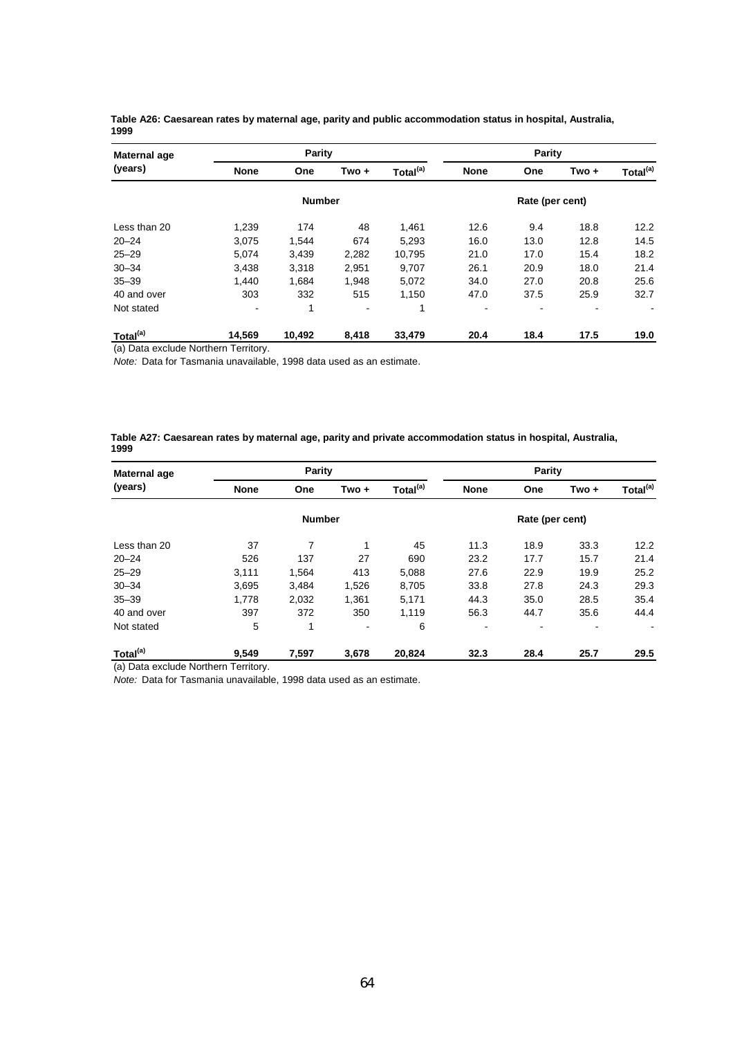**Table A26: Caesarean rates by maternal age, parity and public accommodation status in hospital, Australia, 1999**

| Maternal age (years) | Parity | | | | Parity | | | |
|---|---|---|---|---|---|---|---|---|
| | None | One | Two + | Total[(a)] | None | One | Two + | Total[(a)] |
| | Number | | | | Rate (per cent) | | | |
| Less than 20 | 1,239 | 174 | 48 | 1,461 | 12.6 | 9.4 | 18.8 | 12.2 |
| 20–24 | 3,075 | 1,544 | 674 | 5,293 | 16.0 | 13.0 | 12.8 | 14.5 |
| 25–29 | 5,074 | 3,439 | 2,282 | 10,795 | 21.0 | 17.0 | 15.4 | 18.2 |
| 30–34 | 3,438 | 3,318 | 2,951 | 9,707 | 26.1 | 20.9 | 18.0 | 21.4 |
| 35–39 | 1,440 | 1,684 | 1,948 | 5,072 | 34.0 | 27.0 | 20.8 | 25.6 |
| 40 and over | 303 | 332 | 515 | 1,150 | 47.0 | 37.5 | 25.9 | 32.7 |
| Not stated | - | 1 | - | 1 | - | - | - | - |
| **Total[(a)]** | **14,569** | **10,492** | **8,418** | **33,479** | **20.4** | **18.4** | **17.5** | **19.0** |

(a) Data exclude Northern Territory.

*Note:* Data for Tasmania unavailable, 1998 data used as an estimate.

**Table A27: Caesarean rates by maternal age, parity and private accommodation status in hospital, Australia, 1999**

| Maternal age (years) | Parity | | | | Parity | | | |
|---|---|---|---|---|---|---|---|---|
| | None | One | Two + | Total[(a)] | None | One | Two + | Total[(a)] |
| | Number | | | | Rate (per cent) | | | |
| Less than 20 | 37 | 7 | 1 | 45 | 11.3 | 18.9 | 33.3 | 12.2 |
| 20–24 | 526 | 137 | 27 | 690 | 23.2 | 17.7 | 15.7 | 21.4 |
| 25–29 | 3,111 | 1,564 | 413 | 5,088 | 27.6 | 22.9 | 19.9 | 25.2 |
| 30–34 | 3,695 | 3,484 | 1,526 | 8,705 | 33.8 | 27.8 | 24.3 | 29.3 |
| 35–39 | 1,778 | 2,032 | 1,361 | 5,171 | 44.3 | 35.0 | 28.5 | 35.4 |
| 40 and over | 397 | 372 | 350 | 1,119 | 56.3 | 44.7 | 35.6 | 44.4 |
| Not stated | 5 | 1 | - | 6 | - | - | - | - |
| **Total[(a)]** | **9,549** | **7,597** | **3,678** | **20,824** | **32.3** | **28.4** | **25.7** | **29.5** |

(a) Data exclude Northern Territory.

*Note:* Data for Tasmania unavailable, 1998 data used as an estimate.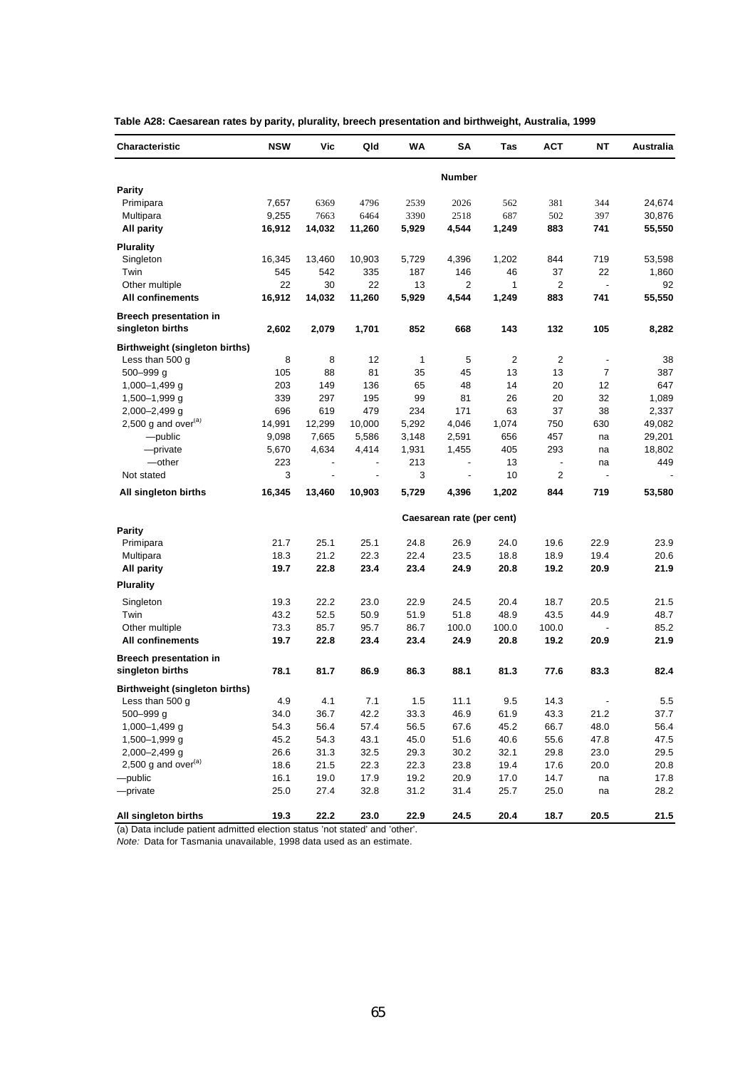**Table A28: Caesarean rates by parity, plurality, breech presentation and birthweight, Australia, 1999**

| Characteristic | NSW | Vic | Qld | WA | SA | Tas | ACT | NT | Australia |
|---|---|---|---|---|---|---|---|---|---|
| | | | | | **Number** | | | | |
| **Parity** | | | | | | | | | |
| Primipara | 7,657 | 6369 | 4796 | 2539 | 2026 | 562 | 381 | 344 | 24,674 |
| Multipara | 9,255 | 7663 | 6464 | 3390 | 2518 | 687 | 502 | 397 | 30,876 |
| **All parity** | **16,912** | **14,032** | **11,260** | **5,929** | **4,544** | **1,249** | **883** | **741** | **55,550** |
| **Plurality** | | | | | | | | | |
| Singleton | 16,345 | 13,460 | 10,903 | 5,729 | 4,396 | 1,202 | 844 | 719 | 53,598 |
| Twin | 545 | 542 | 335 | 187 | 146 | 46 | 37 | 22 | 1,860 |
| Other multiple | 22 | 30 | 22 | 13 | 2 | 1 | 2 | - | 92 |
| **All confinements** | **16,912** | **14,032** | **11,260** | **5,929** | **4,544** | **1,249** | **883** | **741** | **55,550** |
| **Breech presentation in singleton births** | **2,602** | **2,079** | **1,701** | **852** | **668** | **143** | **132** | **105** | **8,282** |
| **Birthweight (singleton births)** | | | | | | | | | |
| Less than 500 g | 8 | 8 | 12 | 1 | 5 | 2 | 2 | - | 38 |
| 500–999 g | 105 | 88 | 81 | 35 | 45 | 13 | 13 | 7 | 387 |
| 1,000–1,499 g | 203 | 149 | 136 | 65 | 48 | 14 | 20 | 12 | 647 |
| 1,500–1,999 g | 339 | 297 | 195 | 99 | 81 | 26 | 20 | 32 | 1,089 |
| 2,000–2,499 g | 696 | 619 | 479 | 234 | 171 | 63 | 37 | 38 | 2,337 |
| 2,500 g and over[(a)] | 14,991 | 12,299 | 10,000 | 5,292 | 4,046 | 1,074 | 750 | 630 | 49,082 |
| —public | 9,098 | 7,665 | 5,586 | 3,148 | 2,591 | 656 | 457 | na | 29,201 |
| —private | 5,670 | 4,634 | 4,414 | 1,931 | 1,455 | 405 | 293 | na | 18,802 |
| —other | 223 | - | - | 213 | - | 13 | - | na | 449 |
| Not stated | 3 | - | - | 3 | - | 10 | 2 | - | - |
| **All singleton births** | **16,345** | **13,460** | **10,903** | **5,729** | **4,396** | **1,202** | **844** | **719** | **53,580** |
| | | | | | **Caesarean rate (per cent)** | | | | |
| **Parity** | | | | | | | | | |
| Primipara | 21.7 | 25.1 | 25.1 | 24.8 | 26.9 | 24.0 | 19.6 | 22.9 | 23.9 |
| Multipara | 18.3 | 21.2 | 22.3 | 22.4 | 23.5 | 18.8 | 18.9 | 19.4 | 20.6 |
| **All parity** | **19.7** | **22.8** | **23.4** | **23.4** | **24.9** | **20.8** | **19.2** | **20.9** | **21.9** |
| **Plurality** | | | | | | | | | |
| Singleton | 19.3 | 22.2 | 23.0 | 22.9 | 24.5 | 20.4 | 18.7 | 20.5 | 21.5 |
| Twin | 43.2 | 52.5 | 50.9 | 51.9 | 51.8 | 48.9 | 43.5 | 44.9 | 48.7 |
| Other multiple | 73.3 | 85.7 | 95.7 | 86.7 | 100.0 | 100.0 | 100.0 | - | 85.2 |
| **All confinements** | **19.7** | **22.8** | **23.4** | **23.4** | **24.9** | **20.8** | **19.2** | **20.9** | **21.9** |
| **Breech presentation in singleton births** | **78.1** | **81.7** | **86.9** | **86.3** | **88.1** | **81.3** | **77.6** | **83.3** | **82.4** |
| **Birthweight (singleton births)** | | | | | | | | | |
| Less than 500 g | 4.9 | 4.1 | 7.1 | 1.5 | 11.1 | 9.5 | 14.3 | - | 5.5 |
| 500–999 g | 34.0 | 36.7 | 42.2 | 33.3 | 46.9 | 61.9 | 43.3 | 21.2 | 37.7 |
| 1,000–1,499 g | 54.3 | 56.4 | 57.4 | 56.5 | 67.6 | 45.2 | 66.7 | 48.0 | 56.4 |
| 1,500–1,999 g | 45.2 | 54.3 | 43.1 | 45.0 | 51.6 | 40.6 | 55.6 | 47.8 | 47.5 |
| 2,000–2,499 g | 26.6 | 31.3 | 32.5 | 29.3 | 30.2 | 32.1 | 29.8 | 23.0 | 29.5 |
| 2,500 g and over[(a)] | 18.6 | 21.5 | 22.3 | 22.3 | 23.8 | 19.4 | 17.6 | 20.0 | 20.8 |
| —public | 16.1 | 19.0 | 17.9 | 19.2 | 20.9 | 17.0 | 14.7 | na | 17.8 |
| —private | 25.0 | 27.4 | 32.8 | 31.2 | 31.4 | 25.7 | 25.0 | na | 28.2 |
| **All singleton births** | **19.3** | **22.2** | **23.0** | **22.9** | **24.5** | **20.4** | **18.7** | **20.5** | **21.5** |

(a) Data include patient admitted election status 'not stated' and 'other'.

*Note:* Data for Tasmania unavailable, 1998 data used as an estimate.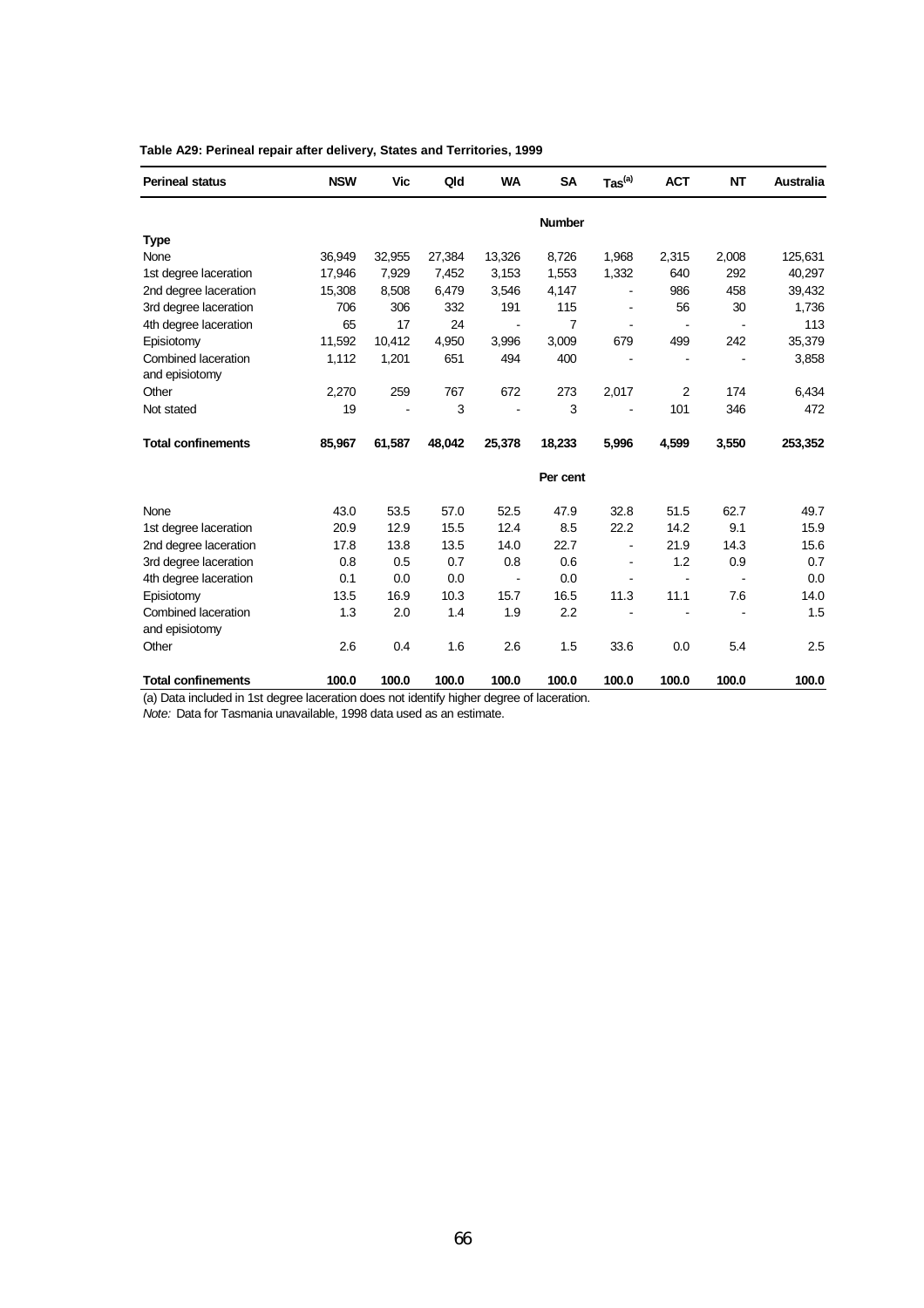**Table A29: Perineal repair after delivery, States and Territories, 1999**

| Perineal status | NSW | Vic | Qld | WA | SA | Tas[(a)] | ACT | NT | Australia |
|---|---|---|---|---|---|---|---|---|---|
| | | | | | **Number** | | | | |
| **Type** | | | | | | | | | |
| None | 36,949 | 32,955 | 27,384 | 13,326 | 8,726 | 1,968 | 2,315 | 2,008 | 125,631 |
| 1st degree laceration | 17,946 | 7,929 | 7,452 | 3,153 | 1,553 | 1,332 | 640 | 292 | 40,297 |
| 2nd degree laceration | 15,308 | 8,508 | 6,479 | 3,546 | 4,147 | - | 986 | 458 | 39,432 |
| 3rd degree laceration | 706 | 306 | 332 | 191 | 115 | - | 56 | 30 | 1,736 |
| 4th degree laceration | 65 | 17 | 24 | - | 7 | - | - | - | 113 |
| Episiotomy | 11,592 | 10,412 | 4,950 | 3,996 | 3,009 | 679 | 499 | 242 | 35,379 |
| Combined laceration and episiotomy | 1,112 | 1,201 | 651 | 494 | 400 | - | - | - | 3,858 |
| Other | 2,270 | 259 | 767 | 672 | 273 | 2,017 | 2 | 174 | 6,434 |
| Not stated | 19 | - | 3 | - | 3 | - | 101 | 346 | 472 |
| **Total confinements** | **85,967** | **61,587** | **48,042** | **25,378** | **18,233** | **5,996** | **4,599** | **3,550** | **253,352** |
| | | | | | **Per cent** | | | | |
| None | 43.0 | 53.5 | 57.0 | 52.5 | 47.9 | 32.8 | 51.5 | 62.7 | 49.7 |
| 1st degree laceration | 20.9 | 12.9 | 15.5 | 12.4 | 8.5 | 22.2 | 14.2 | 9.1 | 15.9 |
| 2nd degree laceration | 17.8 | 13.8 | 13.5 | 14.0 | 22.7 | - | 21.9 | 14.3 | 15.6 |
| 3rd degree laceration | 0.8 | 0.5 | 0.7 | 0.8 | 0.6 | - | 1.2 | 0.9 | 0.7 |
| 4th degree laceration | 0.1 | 0.0 | 0.0 | - | 0.0 | - | - | - | 0.0 |
| Episiotomy | 13.5 | 16.9 | 10.3 | 15.7 | 16.5 | 11.3 | 11.1 | 7.6 | 14.0 |
| Combined laceration and episiotomy | 1.3 | 2.0 | 1.4 | 1.9 | 2.2 | - | - | - | 1.5 |
| Other | 2.6 | 0.4 | 1.6 | 2.6 | 1.5 | 33.6 | 0.0 | 5.4 | 2.5 |
| **Total confinements** | **100.0** | **100.0** | **100.0** | **100.0** | **100.0** | **100.0** | **100.0** | **100.0** | **100.0** |

(a) Data included in 1st degree laceration does not identify higher degree of laceration.

*Note:* Data for Tasmania unavailable, 1998 data used as an estimate.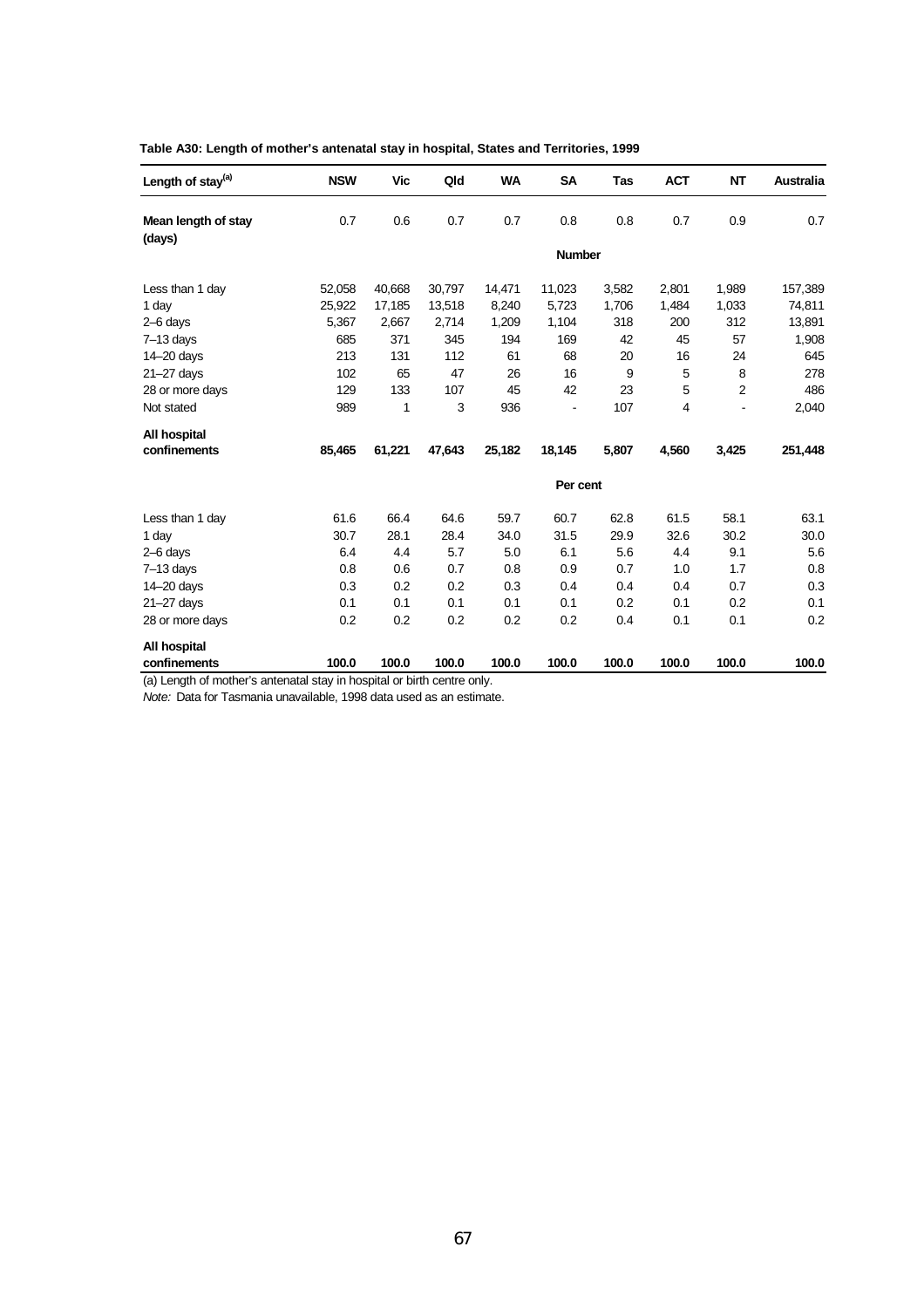**Table A30: Length of mother's antenatal stay in hospital, States and Territories, 1999**

| Length of stay[(a)] | NSW | Vic | Qld | WA | SA | Tas | ACT | NT | Australia |
|---|---|---|---|---|---|---|---|---|---|
| **Mean length of stay (days)** | 0.7 | 0.6 | 0.7 | 0.7 | 0.8 | 0.8 | 0.7 | 0.9 | 0.7 |
| | | | | | **Number** | | | | |
| Less than 1 day | 52,058 | 40,668 | 30,797 | 14,471 | 11,023 | 3,582 | 2,801 | 1,989 | 157,389 |
| 1 day | 25,922 | 17,185 | 13,518 | 8,240 | 5,723 | 1,706 | 1,484 | 1,033 | 74,811 |
| 2–6 days | 5,367 | 2,667 | 2,714 | 1,209 | 1,104 | 318 | 200 | 312 | 13,891 |
| 7–13 days | 685 | 371 | 345 | 194 | 169 | 42 | 45 | 57 | 1,908 |
| 14–20 days | 213 | 131 | 112 | 61 | 68 | 20 | 16 | 24 | 645 |
| 21–27 days | 102 | 65 | 47 | 26 | 16 | 9 | 5 | 8 | 278 |
| 28 or more days | 129 | 133 | 107 | 45 | 42 | 23 | 5 | 2 | 486 |
| Not stated | 989 | 1 | 3 | 936 | - | 107 | 4 | - | 2,040 |
| **All hospital confinements** | **85,465** | **61,221** | **47,643** | **25,182** | **18,145** | **5,807** | **4,560** | **3,425** | **251,448** |
| | | | | | **Per cent** | | | | |
| Less than 1 day | 61.6 | 66.4 | 64.6 | 59.7 | 60.7 | 62.8 | 61.5 | 58.1 | 63.1 |
| 1 day | 30.7 | 28.1 | 28.4 | 34.0 | 31.5 | 29.9 | 32.6 | 30.2 | 30.0 |
| 2–6 days | 6.4 | 4.4 | 5.7 | 5.0 | 6.1 | 5.6 | 4.4 | 9.1 | 5.6 |
| 7–13 days | 0.8 | 0.6 | 0.7 | 0.8 | 0.9 | 0.7 | 1.0 | 1.7 | 0.8 |
| 14–20 days | 0.3 | 0.2 | 0.2 | 0.3 | 0.4 | 0.4 | 0.4 | 0.7 | 0.3 |
| 21–27 days | 0.1 | 0.1 | 0.1 | 0.1 | 0.1 | 0.2 | 0.1 | 0.2 | 0.1 |
| 28 or more days | 0.2 | 0.2 | 0.2 | 0.2 | 0.2 | 0.4 | 0.1 | 0.1 | 0.2 |
| **All hospital confinements** | **100.0** | **100.0** | **100.0** | **100.0** | **100.0** | **100.0** | **100.0** | **100.0** | **100.0** |

(a) Length of mother's antenatal stay in hospital or birth centre only.

*Note:* Data for Tasmania unavailable, 1998 data used as an estimate.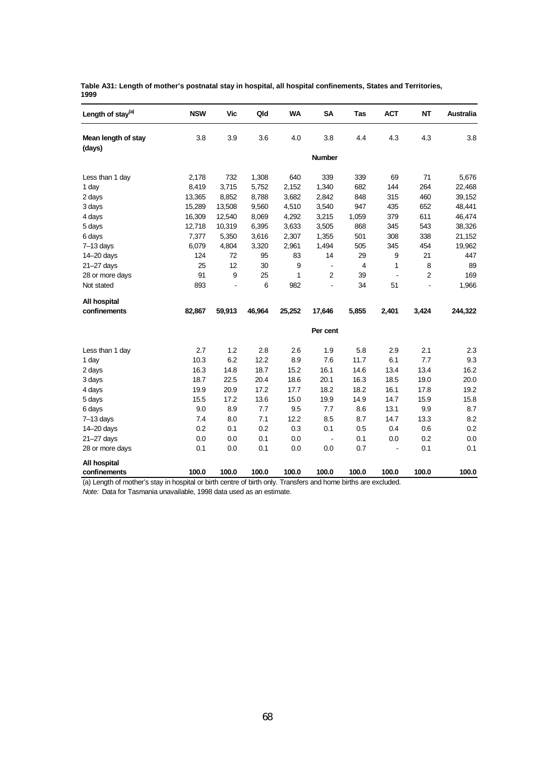**Table A31: Length of mother's postnatal stay in hospital, all hospital confinements, States and Territories, 1999**

| Length of stay[(a)] | NSW | Vic | Qld | WA | SA | Tas | ACT | NT | Australia |
|---|---|---|---|---|---|---|---|---|---|
| Mean length of stay (days) | 3.8 | 3.9 | 3.6 | 4.0 | 3.8 | 4.4 | 4.3 | 4.3 | 3.8 |
| | | | | | **Number** | | | | |
| Less than 1 day | 2,178 | 732 | 1,308 | 640 | 339 | 339 | 69 | 71 | 5,676 |
| 1 day | 8,419 | 3,715 | 5,752 | 2,152 | 1,340 | 682 | 144 | 264 | 22,468 |
| 2 days | 13,365 | 8,852 | 8,788 | 3,682 | 2,842 | 848 | 315 | 460 | 39,152 |
| 3 days | 15,289 | 13,508 | 9,560 | 4,510 | 3,540 | 947 | 435 | 652 | 48,441 |
| 4 days | 16,309 | 12,540 | 8,069 | 4,292 | 3,215 | 1,059 | 379 | 611 | 46,474 |
| 5 days | 12,718 | 10,319 | 6,395 | 3,633 | 3,505 | 868 | 345 | 543 | 38,326 |
| 6 days | 7,377 | 5,350 | 3,616 | 2,307 | 1,355 | 501 | 308 | 338 | 21,152 |
| 7–13 days | 6,079 | 4,804 | 3,320 | 2,961 | 1,494 | 505 | 345 | 454 | 19,962 |
| 14–20 days | 124 | 72 | 95 | 83 | 14 | 29 | 9 | 21 | 447 |
| 21–27 days | 25 | 12 | 30 | 9 | - | 4 | 1 | 8 | 89 |
| 28 or more days | 91 | 9 | 25 | 1 | 2 | 39 | - | 2 | 169 |
| Not stated | 893 | - | 6 | 982 | - | 34 | 51 | - | 1,966 |
| **All hospital confinements** | **82,867** | **59,913** | **46,964** | **25,252** | **17,646** | **5,855** | **2,401** | **3,424** | **244,322** |
| | | | | | **Per cent** | | | | |
| Less than 1 day | 2.7 | 1.2 | 2.8 | 2.6 | 1.9 | 5.8 | 2.9 | 2.1 | 2.3 |
| 1 day | 10.3 | 6.2 | 12.2 | 8.9 | 7.6 | 11.7 | 6.1 | 7.7 | 9.3 |
| 2 days | 16.3 | 14.8 | 18.7 | 15.2 | 16.1 | 14.6 | 13.4 | 13.4 | 16.2 |
| 3 days | 18.7 | 22.5 | 20.4 | 18.6 | 20.1 | 16.3 | 18.5 | 19.0 | 20.0 |
| 4 days | 19.9 | 20.9 | 17.2 | 17.7 | 18.2 | 18.2 | 16.1 | 17.8 | 19.2 |
| 5 days | 15.5 | 17.2 | 13.6 | 15.0 | 19.9 | 14.9 | 14.7 | 15.9 | 15.8 |
| 6 days | 9.0 | 8.9 | 7.7 | 9.5 | 7.7 | 8.6 | 13.1 | 9.9 | 8.7 |
| 7–13 days | 7.4 | 8.0 | 7.1 | 12.2 | 8.5 | 8.7 | 14.7 | 13.3 | 8.2 |
| 14–20 days | 0.2 | 0.1 | 0.2 | 0.3 | 0.1 | 0.5 | 0.4 | 0.6 | 0.2 |
| 21–27 days | 0.0 | 0.0 | 0.1 | 0.0 | - | 0.1 | 0.0 | 0.2 | 0.0 |
| 28 or more days | 0.1 | 0.0 | 0.1 | 0.0 | 0.0 | 0.7 | - | 0.1 | 0.1 |
| **All hospital confinements** | **100.0** | **100.0** | **100.0** | **100.0** | **100.0** | **100.0** | **100.0** | **100.0** | **100.0** |

(a) Length of mother's stay in hospital or birth centre of birth only. Transfers and home births are excluded.

*Note:* Data for Tasmania unavailable, 1998 data used as an estimate.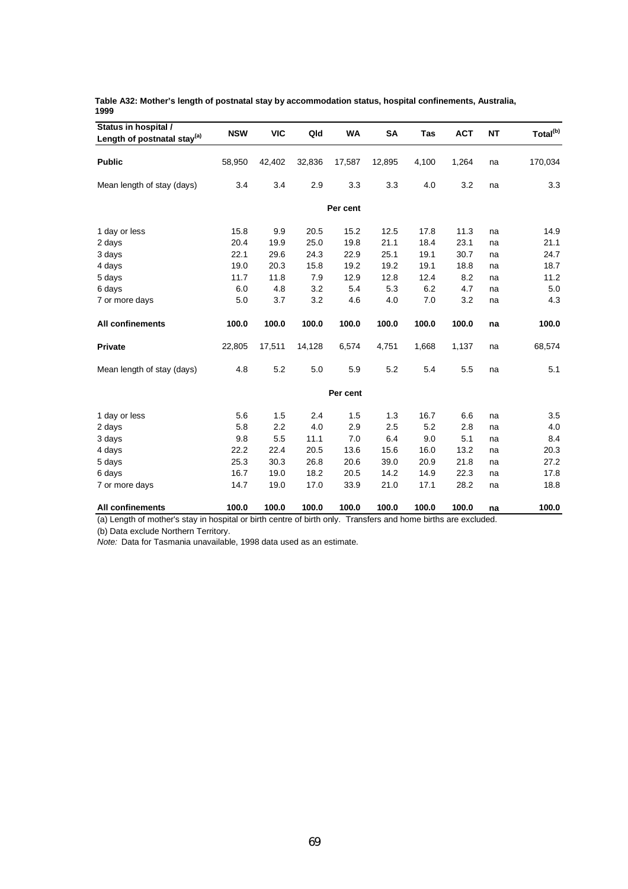**Table A32: Mother's length of postnatal stay by accommodation status, hospital confinements, Australia, 1999**

| Status in hospital / Length of postnatal stay[(a)] | NSW | VIC | Qld | WA | SA | Tas | ACT | NT | Total[(b)] |
|---|---|---|---|---|---|---|---|---|---|
| **Public** | 58,950 | 42,402 | 32,836 | 17,587 | 12,895 | 4,100 | 1,264 | na | 170,034 |
| Mean length of stay (days) | 3.4 | 3.4 | 2.9 | 3.3 | 3.3 | 4.0 | 3.2 | na | 3.3 |
| | | | | **Per cent** | | | | | |
| 1 day or less | 15.8 | 9.9 | 20.5 | 15.2 | 12.5 | 17.8 | 11.3 | na | 14.9 |
| 2 days | 20.4 | 19.9 | 25.0 | 19.8 | 21.1 | 18.4 | 23.1 | na | 21.1 |
| 3 days | 22.1 | 29.6 | 24.3 | 22.9 | 25.1 | 19.1 | 30.7 | na | 24.7 |
| 4 days | 19.0 | 20.3 | 15.8 | 19.2 | 19.2 | 19.1 | 18.8 | na | 18.7 |
| 5 days | 11.7 | 11.8 | 7.9 | 12.9 | 12.8 | 12.4 | 8.2 | na | 11.2 |
| 6 days | 6.0 | 4.8 | 3.2 | 5.4 | 5.3 | 6.2 | 4.7 | na | 5.0 |
| 7 or more days | 5.0 | 3.7 | 3.2 | 4.6 | 4.0 | 7.0 | 3.2 | na | 4.3 |
| **All confinements** | **100.0** | **100.0** | **100.0** | **100.0** | **100.0** | **100.0** | **100.0** | **na** | **100.0** |
| **Private** | 22,805 | 17,511 | 14,128 | 6,574 | 4,751 | 1,668 | 1,137 | na | 68,574 |
| Mean length of stay (days) | 4.8 | 5.2 | 5.0 | 5.9 | 5.2 | 5.4 | 5.5 | na | 5.1 |
| | | | | **Per cent** | | | | | |
| 1 day or less | 5.6 | 1.5 | 2.4 | 1.5 | 1.3 | 16.7 | 6.6 | na | 3.5 |
| 2 days | 5.8 | 2.2 | 4.0 | 2.9 | 2.5 | 5.2 | 2.8 | na | 4.0 |
| 3 days | 9.8 | 5.5 | 11.1 | 7.0 | 6.4 | 9.0 | 5.1 | na | 8.4 |
| 4 days | 22.2 | 22.4 | 20.5 | 13.6 | 15.6 | 16.0 | 13.2 | na | 20.3 |
| 5 days | 25.3 | 30.3 | 26.8 | 20.6 | 39.0 | 20.9 | 21.8 | na | 27.2 |
| 6 days | 16.7 | 19.0 | 18.2 | 20.5 | 14.2 | 14.9 | 22.3 | na | 17.8 |
| 7 or more days | 14.7 | 19.0 | 17.0 | 33.9 | 21.0 | 17.1 | 28.2 | na | 18.8 |
| **All confinements** | **100.0** | **100.0** | **100.0** | **100.0** | **100.0** | **100.0** | **100.0** | **na** | **100.0** |

(a) Length of mother's stay in hospital or birth centre of birth only. Transfers and home births are excluded.

(b) Data exclude Northern Territory.

*Note:* Data for Tasmania unavailable, 1998 data used as an estimate.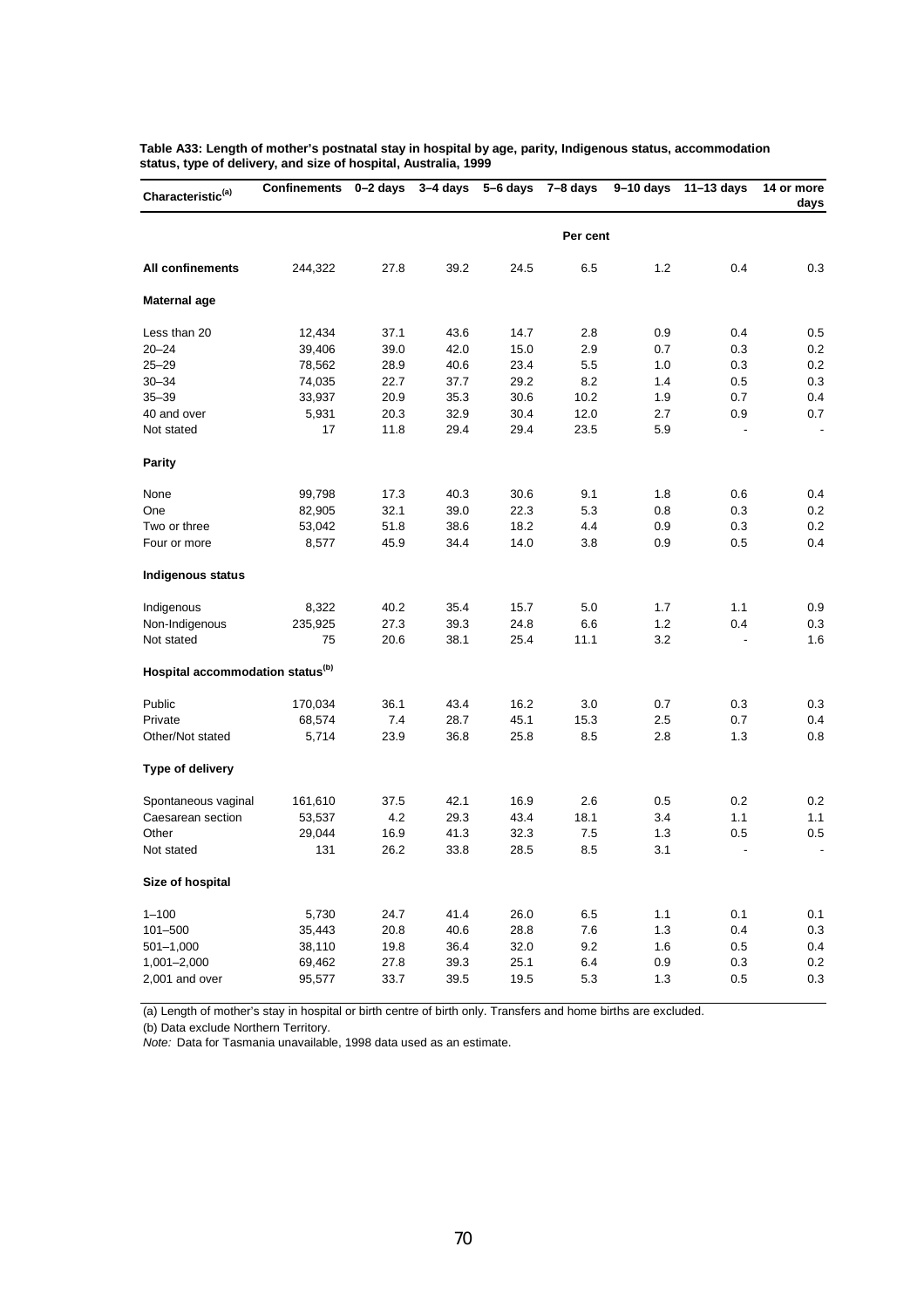**Table A33: Length of mother's postnatal stay in hospital by age, parity, Indigenous status, accommodation status, type of delivery, and size of hospital, Australia, 1999**

| Characteristic[(a)] | Confinements | 0–2 days | 3–4 days | 5–6 days | 7–8 days | 9–10 days | 11–13 days | 14 or more days |
|---|---|---|---|---|---|---|---|---|
| | | | | | Per cent | | | |
| **All confinements** | 244,322 | 27.8 | 39.2 | 24.5 | 6.5 | 1.2 | 0.4 | 0.3 |
| **Maternal age** | | | | | | | | |
| Less than 20 | 12,434 | 37.1 | 43.6 | 14.7 | 2.8 | 0.9 | 0.4 | 0.5 |
| 20–24 | 39,406 | 39.0 | 42.0 | 15.0 | 2.9 | 0.7 | 0.3 | 0.2 |
| 25–29 | 78,562 | 28.9 | 40.6 | 23.4 | 5.5 | 1.0 | 0.3 | 0.2 |
| 30–34 | 74,035 | 22.7 | 37.7 | 29.2 | 8.2 | 1.4 | 0.5 | 0.3 |
| 35–39 | 33,937 | 20.9 | 35.3 | 30.6 | 10.2 | 1.9 | 0.7 | 0.4 |
| 40 and over | 5,931 | 20.3 | 32.9 | 30.4 | 12.0 | 2.7 | 0.9 | 0.7 |
| Not stated | 17 | 11.8 | 29.4 | 29.4 | 23.5 | 5.9 | - | - |
| **Parity** | | | | | | | | |
| None | 99,798 | 17.3 | 40.3 | 30.6 | 9.1 | 1.8 | 0.6 | 0.4 |
| One | 82,905 | 32.1 | 39.0 | 22.3 | 5.3 | 0.8 | 0.3 | 0.2 |
| Two or three | 53,042 | 51.8 | 38.6 | 18.2 | 4.4 | 0.9 | 0.3 | 0.2 |
| Four or more | 8,577 | 45.9 | 34.4 | 14.0 | 3.8 | 0.9 | 0.5 | 0.4 |
| **Indigenous status** | | | | | | | | |
| Indigenous | 8,322 | 40.2 | 35.4 | 15.7 | 5.0 | 1.7 | 1.1 | 0.9 |
| Non-Indigenous | 235,925 | 27.3 | 39.3 | 24.8 | 6.6 | 1.2 | 0.4 | 0.3 |
| Not stated | 75 | 20.6 | 38.1 | 25.4 | 11.1 | 3.2 | - | 1.6 |
| **Hospital accommodation status[(b)]** | | | | | | | | |
| Public | 170,034 | 36.1 | 43.4 | 16.2 | 3.0 | 0.7 | 0.3 | 0.3 |
| Private | 68,574 | 7.4 | 28.7 | 45.1 | 15.3 | 2.5 | 0.7 | 0.4 |
| Other/Not stated | 5,714 | 23.9 | 36.8 | 25.8 | 8.5 | 2.8 | 1.3 | 0.8 |
| **Type of delivery** | | | | | | | | |
| Spontaneous vaginal | 161,610 | 37.5 | 42.1 | 16.9 | 2.6 | 0.5 | 0.2 | 0.2 |
| Caesarean section | 53,537 | 4.2 | 29.3 | 43.4 | 18.1 | 3.4 | 1.1 | 1.1 |
| Other | 29,044 | 16.9 | 41.3 | 32.3 | 7.5 | 1.3 | 0.5 | 0.5 |
| Not stated | 131 | 26.2 | 33.8 | 28.5 | 8.5 | 3.1 | - | - |
| **Size of hospital** | | | | | | | | |
| 1–100 | 5,730 | 24.7 | 41.4 | 26.0 | 6.5 | 1.1 | 0.1 | 0.1 |
| 101–500 | 35,443 | 20.8 | 40.6 | 28.8 | 7.6 | 1.3 | 0.4 | 0.3 |
| 501–1,000 | 38,110 | 19.8 | 36.4 | 32.0 | 9.2 | 1.6 | 0.5 | 0.4 |
| 1,001–2,000 | 69,462 | 27.8 | 39.3 | 25.1 | 6.4 | 0.9 | 0.3 | 0.2 |
| 2,001 and over | 95,577 | 33.7 | 39.5 | 19.5 | 5.3 | 1.3 | 0.5 | 0.3 |

(a) Length of mother's stay in hospital or birth centre of birth only. Transfers and home births are excluded.

(b) Data exclude Northern Territory.

*Note:* Data for Tasmania unavailable, 1998 data used as an estimate.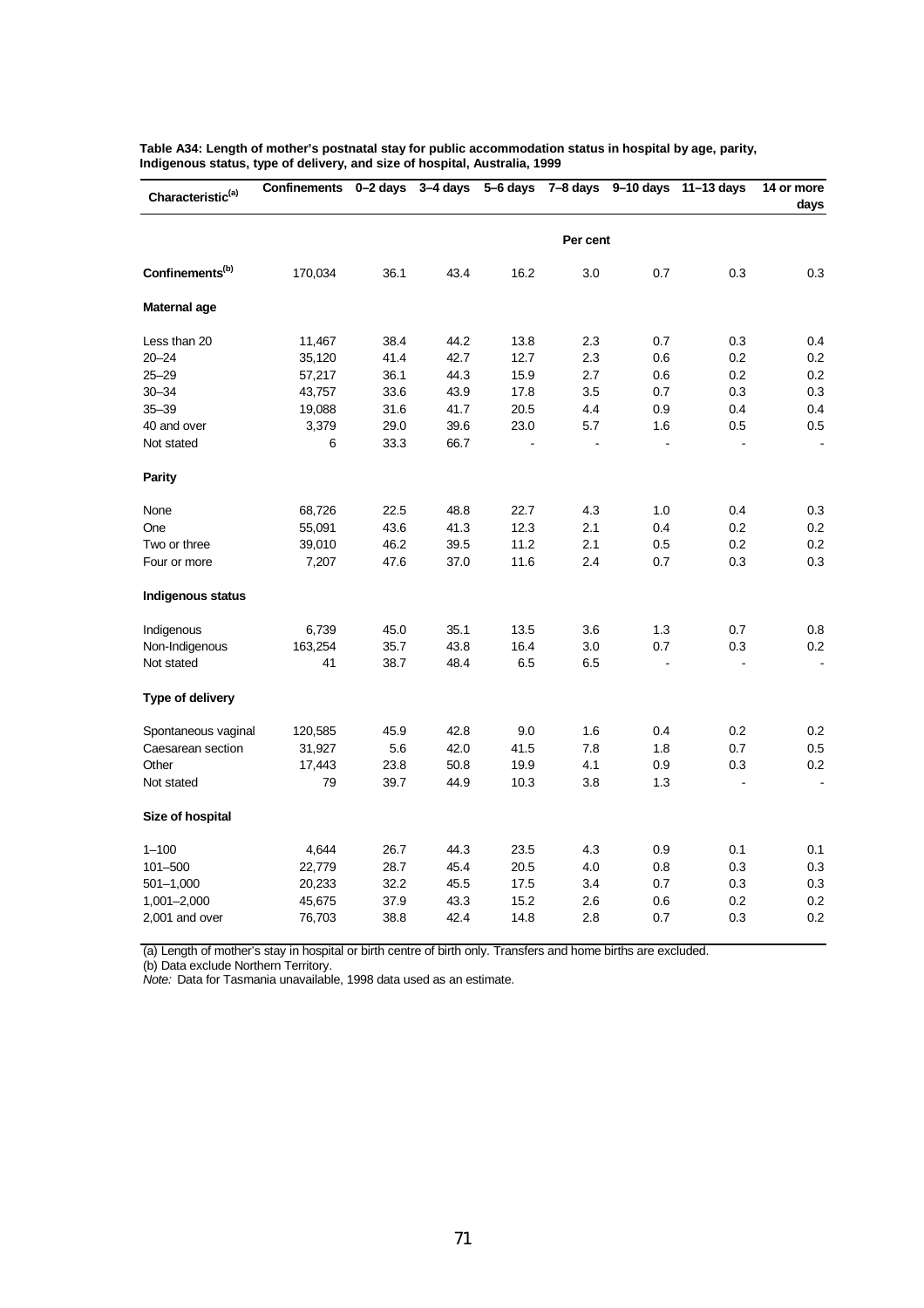**Table A34: Length of mother's postnatal stay for public accommodation status in hospital by age, parity, Indigenous status, type of delivery, and size of hospital, Australia, 1999**

| Characteristic[(a)] | Confinements | 0–2 days | 3–4 days | 5–6 days | 7–8 days | 9–10 days | 11–13 days | 14 or more days |
|---|---|---|---|---|---|---|---|---|
| | | | | | Per cent | | | |
| **Confinements[(b)]** | 170,034 | 36.1 | 43.4 | 16.2 | 3.0 | 0.7 | 0.3 | 0.3 |
| **Maternal age** | | | | | | | | |
| Less than 20 | 11,467 | 38.4 | 44.2 | 13.8 | 2.3 | 0.7 | 0.3 | 0.4 |
| 20–24 | 35,120 | 41.4 | 42.7 | 12.7 | 2.3 | 0.6 | 0.2 | 0.2 |
| 25–29 | 57,217 | 36.1 | 44.3 | 15.9 | 2.7 | 0.6 | 0.2 | 0.2 |
| 30–34 | 43,757 | 33.6 | 43.9 | 17.8 | 3.5 | 0.7 | 0.3 | 0.3 |
| 35–39 | 19,088 | 31.6 | 41.7 | 20.5 | 4.4 | 0.9 | 0.4 | 0.4 |
| 40 and over | 3,379 | 29.0 | 39.6 | 23.0 | 5.7 | 1.6 | 0.5 | 0.5 |
| Not stated | 6 | 33.3 | 66.7 | - | - | - | - | - |
| **Parity** | | | | | | | | |
| None | 68,726 | 22.5 | 48.8 | 22.7 | 4.3 | 1.0 | 0.4 | 0.3 |
| One | 55,091 | 43.6 | 41.3 | 12.3 | 2.1 | 0.4 | 0.2 | 0.2 |
| Two or three | 39,010 | 46.2 | 39.5 | 11.2 | 2.1 | 0.5 | 0.2 | 0.2 |
| Four or more | 7,207 | 47.6 | 37.0 | 11.6 | 2.4 | 0.7 | 0.3 | 0.3 |
| **Indigenous status** | | | | | | | | |
| Indigenous | 6,739 | 45.0 | 35.1 | 13.5 | 3.6 | 1.3 | 0.7 | 0.8 |
| Non-Indigenous | 163,254 | 35.7 | 43.8 | 16.4 | 3.0 | 0.7 | 0.3 | 0.2 |
| Not stated | 41 | 38.7 | 48.4 | 6.5 | 6.5 | - | - | - |
| **Type of delivery** | | | | | | | | |
| Spontaneous vaginal | 120,585 | 45.9 | 42.8 | 9.0 | 1.6 | 0.4 | 0.2 | 0.2 |
| Caesarean section | 31,927 | 5.6 | 42.0 | 41.5 | 7.8 | 1.8 | 0.7 | 0.5 |
| Other | 17,443 | 23.8 | 50.8 | 19.9 | 4.1 | 0.9 | 0.3 | 0.2 |
| Not stated | 79 | 39.7 | 44.9 | 10.3 | 3.8 | 1.3 | - | - |
| **Size of hospital** | | | | | | | | |
| 1–100 | 4,644 | 26.7 | 44.3 | 23.5 | 4.3 | 0.9 | 0.1 | 0.1 |
| 101–500 | 22,779 | 28.7 | 45.4 | 20.5 | 4.0 | 0.8 | 0.3 | 0.3 |
| 501–1,000 | 20,233 | 32.2 | 45.5 | 17.5 | 3.4 | 0.7 | 0.3 | 0.3 |
| 1,001–2,000 | 45,675 | 37.9 | 43.3 | 15.2 | 2.6 | 0.6 | 0.2 | 0.2 |
| 2,001 and over | 76,703 | 38.8 | 42.4 | 14.8 | 2.8 | 0.7 | 0.3 | 0.2 |

(a) Length of mother's stay in hospital or birth centre of birth only. Transfers and home births are excluded.

(b) Data exclude Northern Territory.

*Note:* Data for Tasmania unavailable, 1998 data used as an estimate.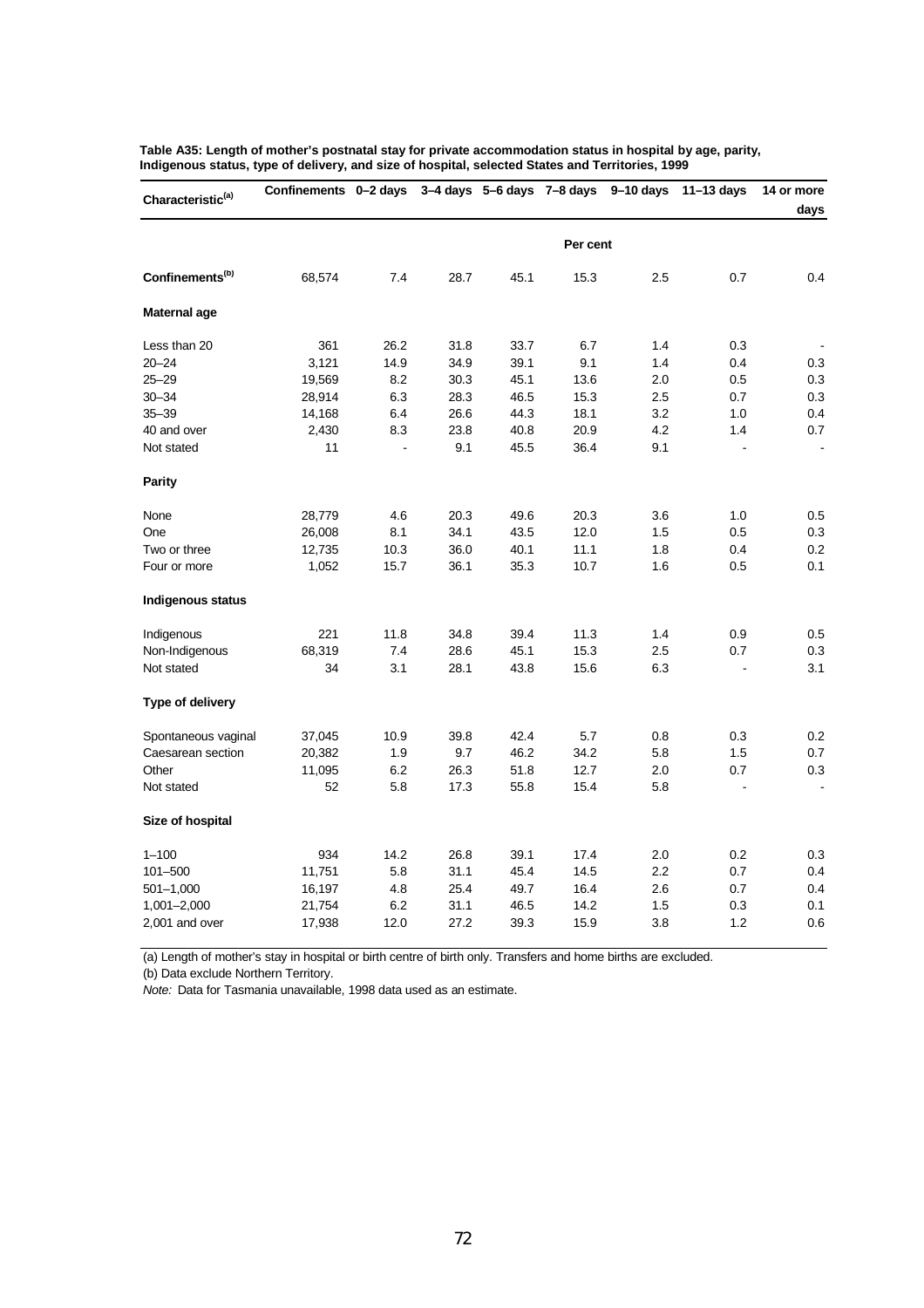**Table A35: Length of mother's postnatal stay for private accommodation status in hospital by age, parity, Indigenous status, type of delivery, and size of hospital, selected States and Territories, 1999**

| Characteristic[(a)] | Confinements | 0–2 days | 3–4 days | 5–6 days | 7–8 days | 9–10 days | 11–13 days | 14 or more days |
|---|---|---|---|---|---|---|---|---|
| | | | | | Per cent | | | |
| **Confinements[(b)]** | 68,574 | 7.4 | 28.7 | 45.1 | 15.3 | 2.5 | 0.7 | 0.4 |
| **Maternal age** | | | | | | | | |
| Less than 20 | 361 | 26.2 | 31.8 | 33.7 | 6.7 | 1.4 | 0.3 | - |
| 20–24 | 3,121 | 14.9 | 34.9 | 39.1 | 9.1 | 1.4 | 0.4 | 0.3 |
| 25–29 | 19,569 | 8.2 | 30.3 | 45.1 | 13.6 | 2.0 | 0.5 | 0.3 |
| 30–34 | 28,914 | 6.3 | 28.3 | 46.5 | 15.3 | 2.5 | 0.7 | 0.3 |
| 35–39 | 14,168 | 6.4 | 26.6 | 44.3 | 18.1 | 3.2 | 1.0 | 0.4 |
| 40 and over | 2,430 | 8.3 | 23.8 | 40.8 | 20.9 | 4.2 | 1.4 | 0.7 |
| Not stated | 11 | - | 9.1 | 45.5 | 36.4 | 9.1 | - | - |
| **Parity** | | | | | | | | |
| None | 28,779 | 4.6 | 20.3 | 49.6 | 20.3 | 3.6 | 1.0 | 0.5 |
| One | 26,008 | 8.1 | 34.1 | 43.5 | 12.0 | 1.5 | 0.5 | 0.3 |
| Two or three | 12,735 | 10.3 | 36.0 | 40.1 | 11.1 | 1.8 | 0.4 | 0.2 |
| Four or more | 1,052 | 15.7 | 36.1 | 35.3 | 10.7 | 1.6 | 0.5 | 0.1 |
| **Indigenous status** | | | | | | | | |
| Indigenous | 221 | 11.8 | 34.8 | 39.4 | 11.3 | 1.4 | 0.9 | 0.5 |
| Non-Indigenous | 68,319 | 7.4 | 28.6 | 45.1 | 15.3 | 2.5 | 0.7 | 0.3 |
| Not stated | 34 | 3.1 | 28.1 | 43.8 | 15.6 | 6.3 | - | 3.1 |
| **Type of delivery** | | | | | | | | |
| Spontaneous vaginal | 37,045 | 10.9 | 39.8 | 42.4 | 5.7 | 0.8 | 0.3 | 0.2 |
| Caesarean section | 20,382 | 1.9 | 9.7 | 46.2 | 34.2 | 5.8 | 1.5 | 0.7 |
| Other | 11,095 | 6.2 | 26.3 | 51.8 | 12.7 | 2.0 | 0.7 | 0.3 |
| Not stated | 52 | 5.8 | 17.3 | 55.8 | 15.4 | 5.8 | - | - |
| **Size of hospital** | | | | | | | | |
| 1–100 | 934 | 14.2 | 26.8 | 39.1 | 17.4 | 2.0 | 0.2 | 0.3 |
| 101–500 | 11,751 | 5.8 | 31.1 | 45.4 | 14.5 | 2.2 | 0.7 | 0.4 |
| 501–1,000 | 16,197 | 4.8 | 25.4 | 49.7 | 16.4 | 2.6 | 0.7 | 0.4 |
| 1,001–2,000 | 21,754 | 6.2 | 31.1 | 46.5 | 14.2 | 1.5 | 0.3 | 0.1 |
| 2,001 and over | 17,938 | 12.0 | 27.2 | 39.3 | 15.9 | 3.8 | 1.2 | 0.6 |

(a) Length of mother's stay in hospital or birth centre of birth only. Transfers and home births are excluded.

(b) Data exclude Northern Territory.

*Note:* Data for Tasmania unavailable, 1998 data used as an estimate.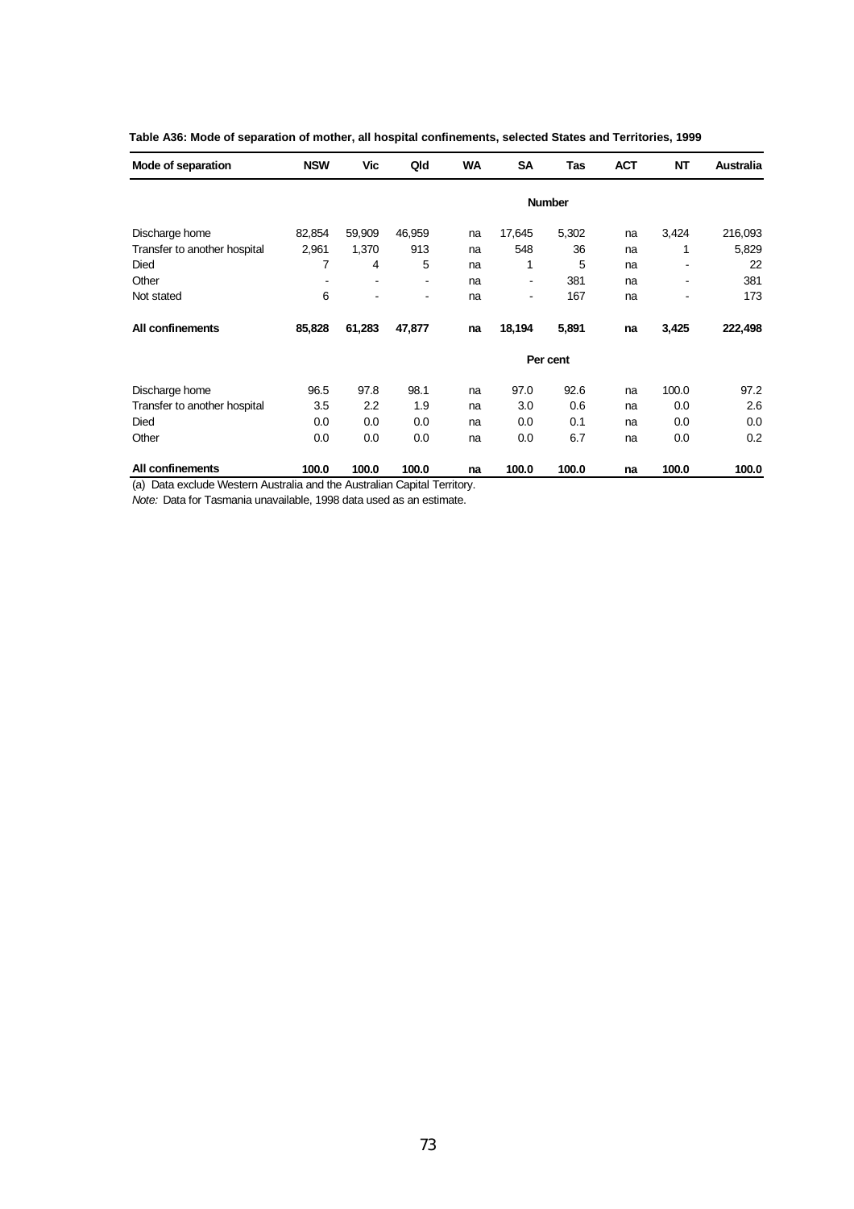**Table A36: Mode of separation of mother, all hospital confinements, selected States and Territories, 1999**

| Mode of separation | NSW | Vic | Qld | WA | SA | Tas | ACT | NT | Australia |
|---|---|---|---|---|---|---|---|---|---|
| | | | | | | **Number** | | | |
| Discharge home | 82,854 | 59,909 | 46,959 | na | 17,645 | 5,302 | na | 3,424 | 216,093 |
| Transfer to another hospital | 2,961 | 1,370 | 913 | na | 548 | 36 | na | 1 | 5,829 |
| Died | 7 | 4 | 5 | na | 1 | 5 | na | - | 22 |
| Other | - | - | - | na | - | 381 | na | - | 381 |
| Not stated | 6 | - | - | na | - | 167 | na | - | 173 |
| **All confinements** | **85,828** | **61,283** | **47,877** | **na** | **18,194** | **5,891** | **na** | **3,425** | **222,498** |
| | | | | | | **Per cent** | | | |
| Discharge home | 96.5 | 97.8 | 98.1 | na | 97.0 | 92.6 | na | 100.0 | 97.2 |
| Transfer to another hospital | 3.5 | 2.2 | 1.9 | na | 3.0 | 0.6 | na | 0.0 | 2.6 |
| Died | 0.0 | 0.0 | 0.0 | na | 0.0 | 0.1 | na | 0.0 | 0.0 |
| Other | 0.0 | 0.0 | 0.0 | na | 0.0 | 6.7 | na | 0.0 | 0.2 |
| **All confinements** | **100.0** | **100.0** | **100.0** | **na** | **100.0** | **100.0** | **na** | **100.0** | **100.0** |

(a) Data exclude Western Australia and the Australian Capital Territory.

*Note:* Data for Tasmania unavailable, 1998 data used as an estimate.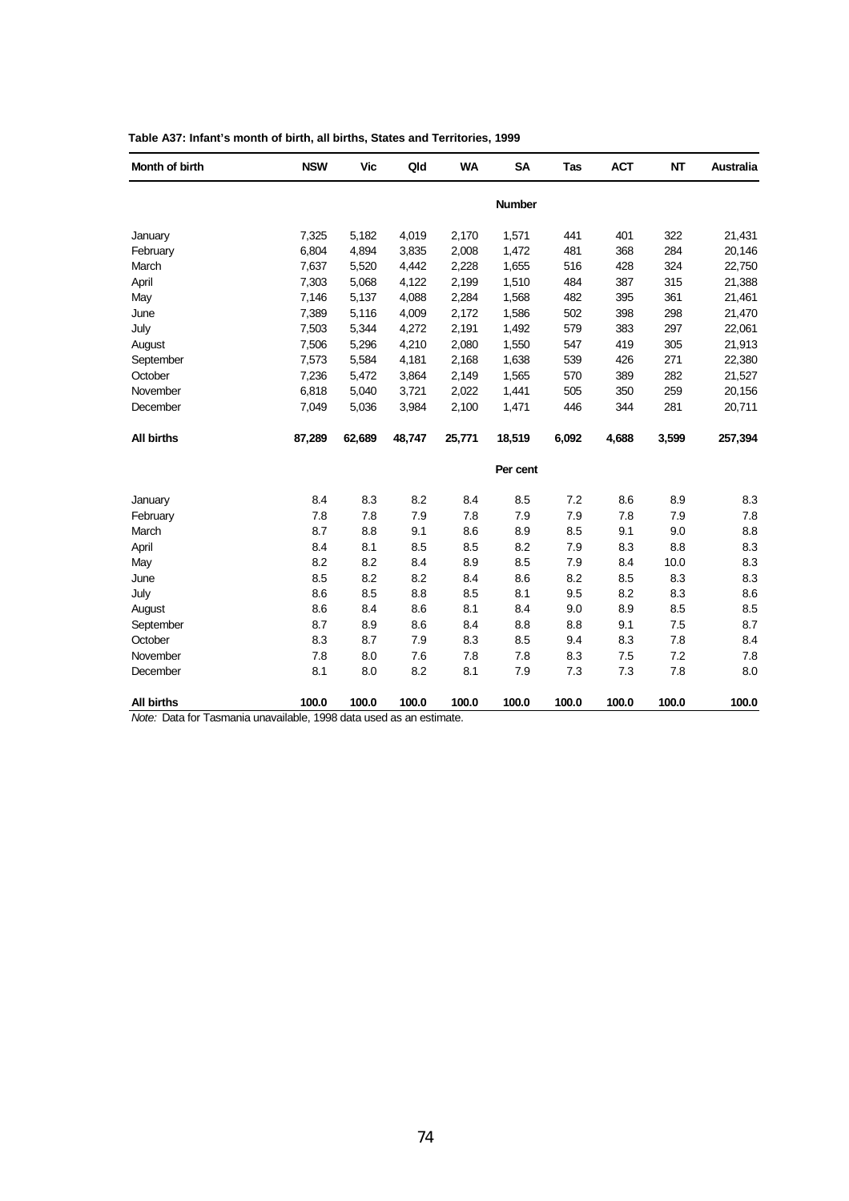**Table A37: Infant's month of birth, all births, States and Territories, 1999**

| Month of birth | NSW | Vic | Qld | WA | SA | Tas | ACT | NT | Australia |
|---|---|---|---|---|---|---|---|---|---|
| | | | | | **Number** | | | | |
| January | 7,325 | 5,182 | 4,019 | 2,170 | 1,571 | 441 | 401 | 322 | 21,431 |
| February | 6,804 | 4,894 | 3,835 | 2,008 | 1,472 | 481 | 368 | 284 | 20,146 |
| March | 7,637 | 5,520 | 4,442 | 2,228 | 1,655 | 516 | 428 | 324 | 22,750 |
| April | 7,303 | 5,068 | 4,122 | 2,199 | 1,510 | 484 | 387 | 315 | 21,388 |
| May | 7,146 | 5,137 | 4,088 | 2,284 | 1,568 | 482 | 395 | 361 | 21,461 |
| June | 7,389 | 5,116 | 4,009 | 2,172 | 1,586 | 502 | 398 | 298 | 21,470 |
| July | 7,503 | 5,344 | 4,272 | 2,191 | 1,492 | 579 | 383 | 297 | 22,061 |
| August | 7,506 | 5,296 | 4,210 | 2,080 | 1,550 | 547 | 419 | 305 | 21,913 |
| September | 7,573 | 5,584 | 4,181 | 2,168 | 1,638 | 539 | 426 | 271 | 22,380 |
| October | 7,236 | 5,472 | 3,864 | 2,149 | 1,565 | 570 | 389 | 282 | 21,527 |
| November | 6,818 | 5,040 | 3,721 | 2,022 | 1,441 | 505 | 350 | 259 | 20,156 |
| December | 7,049 | 5,036 | 3,984 | 2,100 | 1,471 | 446 | 344 | 281 | 20,711 |
| **All births** | **87,289** | **62,689** | **48,747** | **25,771** | **18,519** | **6,092** | **4,688** | **3,599** | **257,394** |
| | | | | | **Per cent** | | | | |
| January | 8.4 | 8.3 | 8.2 | 8.4 | 8.5 | 7.2 | 8.6 | 8.9 | 8.3 |
| February | 7.8 | 7.8 | 7.9 | 7.8 | 7.9 | 7.9 | 7.8 | 7.9 | 7.8 |
| March | 8.7 | 8.8 | 9.1 | 8.6 | 8.9 | 8.5 | 9.1 | 9.0 | 8.8 |
| April | 8.4 | 8.1 | 8.5 | 8.5 | 8.2 | 7.9 | 8.3 | 8.8 | 8.3 |
| May | 8.2 | 8.2 | 8.4 | 8.9 | 8.5 | 7.9 | 8.4 | 10.0 | 8.3 |
| June | 8.5 | 8.2 | 8.2 | 8.4 | 8.6 | 8.2 | 8.5 | 8.3 | 8.3 |
| July | 8.6 | 8.5 | 8.8 | 8.5 | 8.1 | 9.5 | 8.2 | 8.3 | 8.6 |
| August | 8.6 | 8.4 | 8.6 | 8.1 | 8.4 | 9.0 | 8.9 | 8.5 | 8.5 |
| September | 8.7 | 8.9 | 8.6 | 8.4 | 8.8 | 8.8 | 9.1 | 7.5 | 8.7 |
| October | 8.3 | 8.7 | 7.9 | 8.3 | 8.5 | 9.4 | 8.3 | 7.8 | 8.4 |
| November | 7.8 | 8.0 | 7.6 | 7.8 | 7.8 | 8.3 | 7.5 | 7.2 | 7.8 |
| December | 8.1 | 8.0 | 8.2 | 8.1 | 7.9 | 7.3 | 7.3 | 7.8 | 8.0 |
| **All births** | **100.0** | **100.0** | **100.0** | **100.0** | **100.0** | **100.0** | **100.0** | **100.0** | **100.0** |

*Note:* Data for Tasmania unavailable, 1998 data used as an estimate.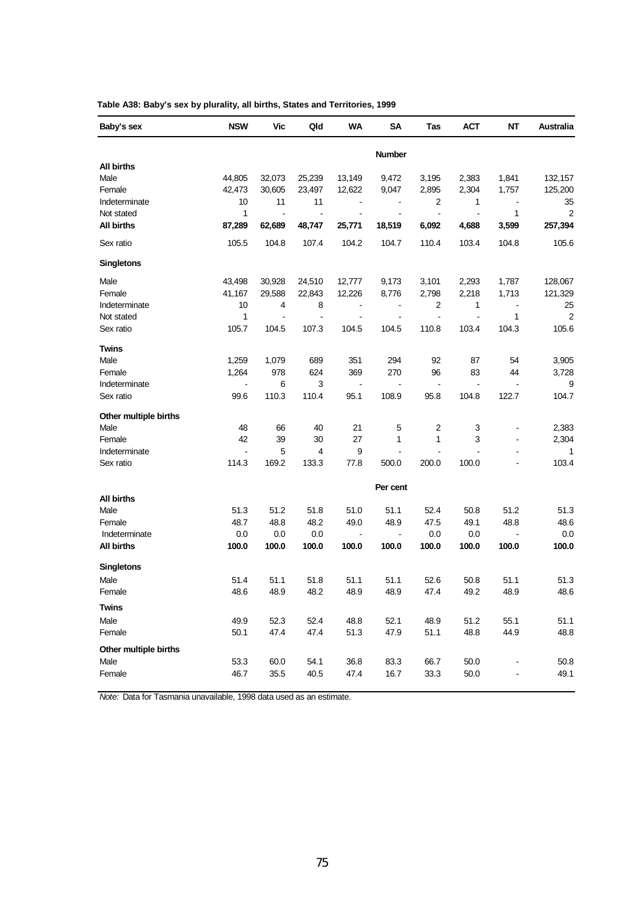**Table A38: Baby's sex by plurality, all births, States and Territories, 1999**

| Baby's sex | NSW | Vic | Qld | WA | SA | Tas | ACT | NT | Australia |
|---|---|---|---|---|---|---|---|---|---|
| | | | | | **Number** | | | | |
| **All births** | | | | | | | | | |
| Male | 44,805 | 32,073 | 25,239 | 13,149 | 9,472 | 3,195 | 2,383 | 1,841 | 132,157 |
| Female | 42,473 | 30,605 | 23,497 | 12,622 | 9,047 | 2,895 | 2,304 | 1,757 | 125,200 |
| Indeterminate | 10 | 11 | 11 | - | - | 2 | 1 | - | 35 |
| Not stated | 1 | - | - | - | - | - | - | 1 | 2 |
| **All births** | **87,289** | **62,689** | **48,747** | **25,771** | **18,519** | **6,092** | **4,688** | **3,599** | **257,394** |
| Sex ratio | 105.5 | 104.8 | 107.4 | 104.2 | 104.7 | 110.4 | 103.4 | 104.8 | 105.6 |
| **Singletons** | | | | | | | | | |
| Male | 43,498 | 30,928 | 24,510 | 12,777 | 9,173 | 3,101 | 2,293 | 1,787 | 128,067 |
| Female | 41,167 | 29,588 | 22,843 | 12,226 | 8,776 | 2,798 | 2,218 | 1,713 | 121,329 |
| Indeterminate | 10 | 4 | 8 | - | - | 2 | 1 | - | 25 |
| Not stated | 1 | - | - | - | - | - | - | 1 | 2 |
| Sex ratio | 105.7 | 104.5 | 107.3 | 104.5 | 104.5 | 110.8 | 103.4 | 104.3 | 105.6 |
| **Twins** | | | | | | | | | |
| Male | 1,259 | 1,079 | 689 | 351 | 294 | 92 | 87 | 54 | 3,905 |
| Female | 1,264 | 978 | 624 | 369 | 270 | 96 | 83 | 44 | 3,728 |
| Indeterminate | - | 6 | 3 | - | - | - | - | - | 9 |
| Sex ratio | 99.6 | 110.3 | 110.4 | 95.1 | 108.9 | 95.8 | 104.8 | 122.7 | 104.7 |
| **Other multiple births** | | | | | | | | | |
| Male | 48 | 66 | 40 | 21 | 5 | 2 | 3 | - | 2,383 |
| Female | 42 | 39 | 30 | 27 | 1 | 1 | 3 | - | 2,304 |
| Indeterminate | - | 5 | 4 | 9 | - | - | - | - | 1 |
| Sex ratio | 114.3 | 169.2 | 133.3 | 77.8 | 500.0 | 200.0 | 100.0 | - | 103.4 |
| | | | | | **Per cent** | | | | |
| **All births** | | | | | | | | | |
| Male | 51.3 | 51.2 | 51.8 | 51.0 | 51.1 | 52.4 | 50.8 | 51.2 | 51.3 |
| Female | 48.7 | 48.8 | 48.2 | 49.0 | 48.9 | 47.5 | 49.1 | 48.8 | 48.6 |
| Indeterminate | 0.0 | 0.0 | 0.0 | - | - | 0.0 | 0.0 | - | 0.0 |
| **All births** | **100.0** | **100.0** | **100.0** | **100.0** | **100.0** | **100.0** | **100.0** | **100.0** | **100.0** |
| **Singletons** | | | | | | | | | |
| Male | 51.4 | 51.1 | 51.8 | 51.1 | 51.1 | 52.6 | 50.8 | 51.1 | 51.3 |
| Female | 48.6 | 48.9 | 48.2 | 48.9 | 48.9 | 47.4 | 49.2 | 48.9 | 48.6 |
| **Twins** | | | | | | | | | |
| Male | 49.9 | 52.3 | 52.4 | 48.8 | 52.1 | 48.9 | 51.2 | 55.1 | 51.1 |
| Female | 50.1 | 47.4 | 47.4 | 51.3 | 47.9 | 51.1 | 48.8 | 44.9 | 48.8 |
| **Other multiple births** | | | | | | | | | |
| Male | 53.3 | 60.0 | 54.1 | 36.8 | 83.3 | 66.7 | 50.0 | - | 50.8 |
| Female | 46.7 | 35.5 | 40.5 | 47.4 | 16.7 | 33.3 | 50.0 | - | 49.1 |

*Note:* Data for Tasmania unavailable, 1998 data used as an estimate.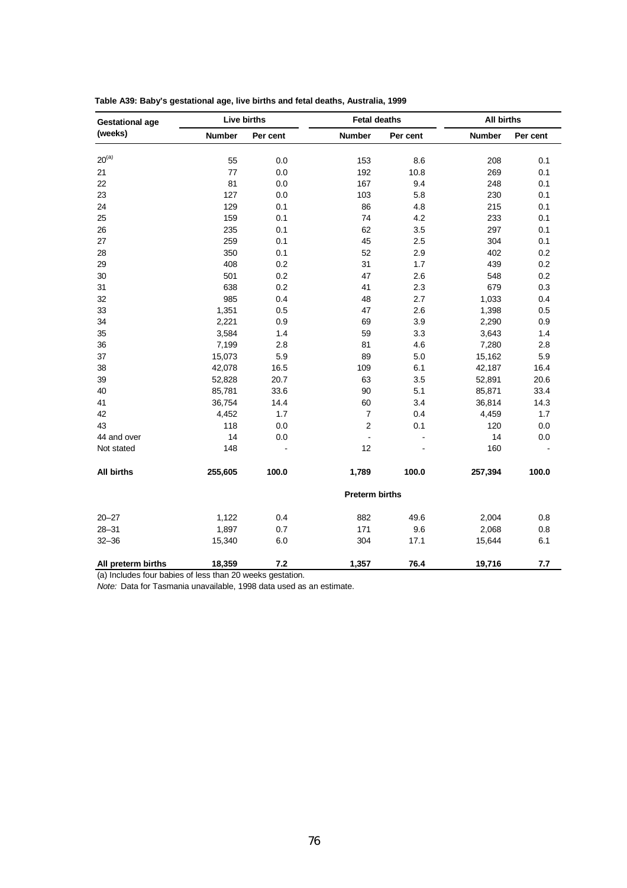**Table A39: Baby's gestational age, live births and fetal deaths, Australia, 1999**

| Gestational age (weeks) | Live births | | Fetal deaths | | All births | |
|---|---|---|---|---|---|---|
| | Number | Per cent | Number | Per cent | Number | Per cent |
| 20[(a)] | 55 | 0.0 | 153 | 8.6 | 208 | 0.1 |
| 21 | 77 | 0.0 | 192 | 10.8 | 269 | 0.1 |
| 22 | 81 | 0.0 | 167 | 9.4 | 248 | 0.1 |
| 23 | 127 | 0.0 | 103 | 5.8 | 230 | 0.1 |
| 24 | 129 | 0.1 | 86 | 4.8 | 215 | 0.1 |
| 25 | 159 | 0.1 | 74 | 4.2 | 233 | 0.1 |
| 26 | 235 | 0.1 | 62 | 3.5 | 297 | 0.1 |
| 27 | 259 | 0.1 | 45 | 2.5 | 304 | 0.1 |
| 28 | 350 | 0.1 | 52 | 2.9 | 402 | 0.2 |
| 29 | 408 | 0.2 | 31 | 1.7 | 439 | 0.2 |
| 30 | 501 | 0.2 | 47 | 2.6 | 548 | 0.2 |
| 31 | 638 | 0.2 | 41 | 2.3 | 679 | 0.3 |
| 32 | 985 | 0.4 | 48 | 2.7 | 1,033 | 0.4 |
| 33 | 1,351 | 0.5 | 47 | 2.6 | 1,398 | 0.5 |
| 34 | 2,221 | 0.9 | 69 | 3.9 | 2,290 | 0.9 |
| 35 | 3,584 | 1.4 | 59 | 3.3 | 3,643 | 1.4 |
| 36 | 7,199 | 2.8 | 81 | 4.6 | 7,280 | 2.8 |
| 37 | 15,073 | 5.9 | 89 | 5.0 | 15,162 | 5.9 |
| 38 | 42,078 | 16.5 | 109 | 6.1 | 42,187 | 16.4 |
| 39 | 52,828 | 20.7 | 63 | 3.5 | 52,891 | 20.6 |
| 40 | 85,781 | 33.6 | 90 | 5.1 | 85,871 | 33.4 |
| 41 | 36,754 | 14.4 | 60 | 3.4 | 36,814 | 14.3 |
| 42 | 4,452 | 1.7 | 7 | 0.4 | 4,459 | 1.7 |
| 43 | 118 | 0.0 | 2 | 0.1 | 120 | 0.0 |
| 44 and over | 14 | 0.0 | - | - | 14 | 0.0 |
| Not stated | 148 | - | 12 | - | 160 | - |
| **All births** | **255,605** | **100.0** | **1,789** | **100.0** | **257,394** | **100.0** |
| | | | **Preterm births** | | | |
| 20–27 | 1,122 | 0.4 | 882 | 49.6 | 2,004 | 0.8 |
| 28–31 | 1,897 | 0.7 | 171 | 9.6 | 2,068 | 0.8 |
| 32–36 | 15,340 | 6.0 | 304 | 17.1 | 15,644 | 6.1 |
| **All preterm births** | **18,359** | **7.2** | **1,357** | **76.4** | **19,716** | **7.7** |

(a) Includes four babies of less than 20 weeks gestation.

*Note:* Data for Tasmania unavailable, 1998 data used as an estimate.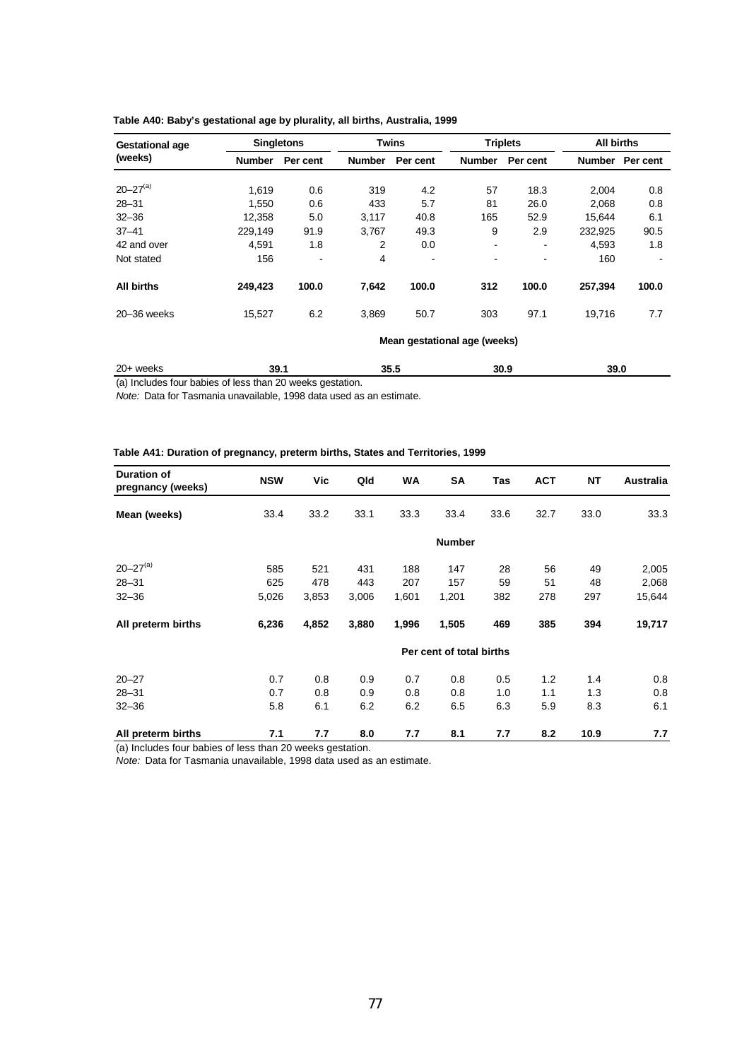**Table A40: Baby's gestational age by plurality, all births, Australia, 1999**

| Gestational age (weeks) | Singletons | | Twins | | Triplets | | All births | |
|---|---|---|---|---|---|---|---|---|
| | Number | Per cent | Number | Per cent | Number | Per cent | Number | Per cent |
| 20–27[(a)] | 1,619 | 0.6 | 319 | 4.2 | 57 | 18.3 | 2,004 | 0.8 |
| 28–31 | 1,550 | 0.6 | 433 | 5.7 | 81 | 26.0 | 2,068 | 0.8 |
| 32–36 | 12,358 | 5.0 | 3,117 | 40.8 | 165 | 52.9 | 15,644 | 6.1 |
| 37–41 | 229,149 | 91.9 | 3,767 | 49.3 | 9 | 2.9 | 232,925 | 90.5 |
| 42 and over | 4,591 | 1.8 | 2 | 0.0 | - | - | 4,593 | 1.8 |
| Not stated | 156 | - | 4 | - | - | - | 160 | - |
| **All births** | **249,423** | **100.0** | **7,642** | **100.0** | **312** | **100.0** | **257,394** | **100.0** |
| 20–36 weeks | 15,527 | 6.2 | 3,869 | 50.7 | 303 | 97.1 | 19,716 | 7.7 |
| | | | | **Mean gestational age (weeks)** | | | | |
| 20+ weeks | **39.1** | | **35.5** | | **30.9** | | **39.0** | |

(a) Includes four babies of less than 20 weeks gestation.

*Note:* Data for Tasmania unavailable, 1998 data used as an estimate.

**Table A41: Duration of pregnancy, preterm births, States and Territories, 1999**

| Duration of pregnancy (weeks) | NSW | Vic | Qld | WA | SA | Tas | ACT | NT | Australia |
|---|---|---|---|---|---|---|---|---|---|
| **Mean (weeks)** | 33.4 | 33.2 | 33.1 | 33.3 | 33.4 | 33.6 | 32.7 | 33.0 | 33.3 |
| | | | | | **Number** | | | | |
| 20–27[(a)] | 585 | 521 | 431 | 188 | 147 | 28 | 56 | 49 | 2,005 |
| 28–31 | 625 | 478 | 443 | 207 | 157 | 59 | 51 | 48 | 2,068 |
| 32–36 | 5,026 | 3,853 | 3,006 | 1,601 | 1,201 | 382 | 278 | 297 | 15,644 |
| **All preterm births** | **6,236** | **4,852** | **3,880** | **1,996** | **1,505** | **469** | **385** | **394** | **19,717** |
| | | | | | **Per cent of total births** | | | | |
| 20–27 | 0.7 | 0.8 | 0.9 | 0.7 | 0.8 | 0.5 | 1.2 | 1.4 | 0.8 |
| 28–31 | 0.7 | 0.8 | 0.9 | 0.8 | 0.8 | 1.0 | 1.1 | 1.3 | 0.8 |
| 32–36 | 5.8 | 6.1 | 6.2 | 6.2 | 6.5 | 6.3 | 5.9 | 8.3 | 6.1 |
| **All preterm births** | **7.1** | **7.7** | **8.0** | **7.7** | **8.1** | **7.7** | **8.2** | **10.9** | **7.7** |

(a) Includes four babies of less than 20 weeks gestation.

*Note:* Data for Tasmania unavailable, 1998 data used as an estimate.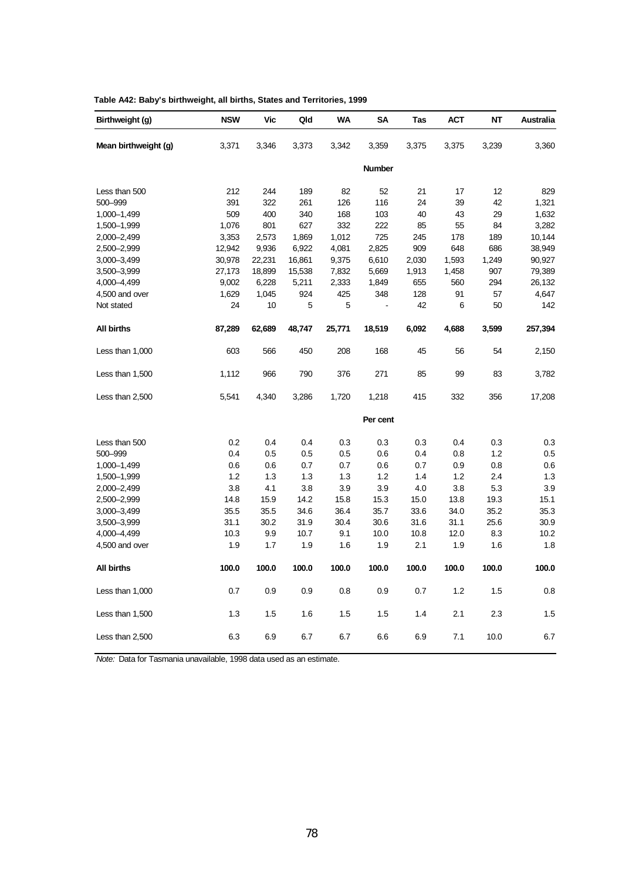**Table A42: Baby's birthweight, all births, States and Territories, 1999**

| Birthweight (g) | NSW | Vic | Qld | WA | SA | Tas | ACT | NT | Australia |
|---|---|---|---|---|---|---|---|---|---|
| **Mean birthweight (g)** | 3,371 | 3,346 | 3,373 | 3,342 | 3,359 | 3,375 | 3,375 | 3,239 | 3,360 |
| | | | | | **Number** | | | | |
| Less than 500 | 212 | 244 | 189 | 82 | 52 | 21 | 17 | 12 | 829 |
| 500–999 | 391 | 322 | 261 | 126 | 116 | 24 | 39 | 42 | 1,321 |
| 1,000–1,499 | 509 | 400 | 340 | 168 | 103 | 40 | 43 | 29 | 1,632 |
| 1,500–1,999 | 1,076 | 801 | 627 | 332 | 222 | 85 | 55 | 84 | 3,282 |
| 2,000–2,499 | 3,353 | 2,573 | 1,869 | 1,012 | 725 | 245 | 178 | 189 | 10,144 |
| 2,500–2,999 | 12,942 | 9,936 | 6,922 | 4,081 | 2,825 | 909 | 648 | 686 | 38,949 |
| 3,000–3,499 | 30,978 | 22,231 | 16,861 | 9,375 | 6,610 | 2,030 | 1,593 | 1,249 | 90,927 |
| 3,500–3,999 | 27,173 | 18,899 | 15,538 | 7,832 | 5,669 | 1,913 | 1,458 | 907 | 79,389 |
| 4,000–4,499 | 9,002 | 6,228 | 5,211 | 2,333 | 1,849 | 655 | 560 | 294 | 26,132 |
| 4,500 and over | 1,629 | 1,045 | 924 | 425 | 348 | 128 | 91 | 57 | 4,647 |
| Not stated | 24 | 10 | 5 | 5 | - | 42 | 6 | 50 | 142 |
| **All births** | **87,289** | **62,689** | **48,747** | **25,771** | **18,519** | **6,092** | **4,688** | **3,599** | **257,394** |
| Less than 1,000 | 603 | 566 | 450 | 208 | 168 | 45 | 56 | 54 | 2,150 |
| Less than 1,500 | 1,112 | 966 | 790 | 376 | 271 | 85 | 99 | 83 | 3,782 |
| Less than 2,500 | 5,541 | 4,340 | 3,286 | 1,720 | 1,218 | 415 | 332 | 356 | 17,208 |
| | | | | | **Per cent** | | | | |
| Less than 500 | 0.2 | 0.4 | 0.4 | 0.3 | 0.3 | 0.3 | 0.4 | 0.3 | 0.3 |
| 500–999 | 0.4 | 0.5 | 0.5 | 0.5 | 0.6 | 0.4 | 0.8 | 1.2 | 0.5 |
| 1,000–1,499 | 0.6 | 0.6 | 0.7 | 0.7 | 0.6 | 0.7 | 0.9 | 0.8 | 0.6 |
| 1,500–1,999 | 1.2 | 1.3 | 1.3 | 1.3 | 1.2 | 1.4 | 1.2 | 2.4 | 1.3 |
| 2,000–2,499 | 3.8 | 4.1 | 3.8 | 3.9 | 3.9 | 4.0 | 3.8 | 5.3 | 3.9 |
| 2,500–2,999 | 14.8 | 15.9 | 14.2 | 15.8 | 15.3 | 15.0 | 13.8 | 19.3 | 15.1 |
| 3,000–3,499 | 35.5 | 35.5 | 34.6 | 36.4 | 35.7 | 33.6 | 34.0 | 35.2 | 35.3 |
| 3,500–3,999 | 31.1 | 30.2 | 31.9 | 30.4 | 30.6 | 31.6 | 31.1 | 25.6 | 30.9 |
| 4,000–4,499 | 10.3 | 9.9 | 10.7 | 9.1 | 10.0 | 10.8 | 12.0 | 8.3 | 10.2 |
| 4,500 and over | 1.9 | 1.7 | 1.9 | 1.6 | 1.9 | 2.1 | 1.9 | 1.6 | 1.8 |
| **All births** | **100.0** | **100.0** | **100.0** | **100.0** | **100.0** | **100.0** | **100.0** | **100.0** | **100.0** |
| Less than 1,000 | 0.7 | 0.9 | 0.9 | 0.8 | 0.9 | 0.7 | 1.2 | 1.5 | 0.8 |
| Less than 1,500 | 1.3 | 1.5 | 1.6 | 1.5 | 1.5 | 1.4 | 2.1 | 2.3 | 1.5 |
| Less than 2,500 | 6.3 | 6.9 | 6.7 | 6.7 | 6.6 | 6.9 | 7.1 | 10.0 | 6.7 |

*Note:* Data for Tasmania unavailable, 1998 data used as an estimate.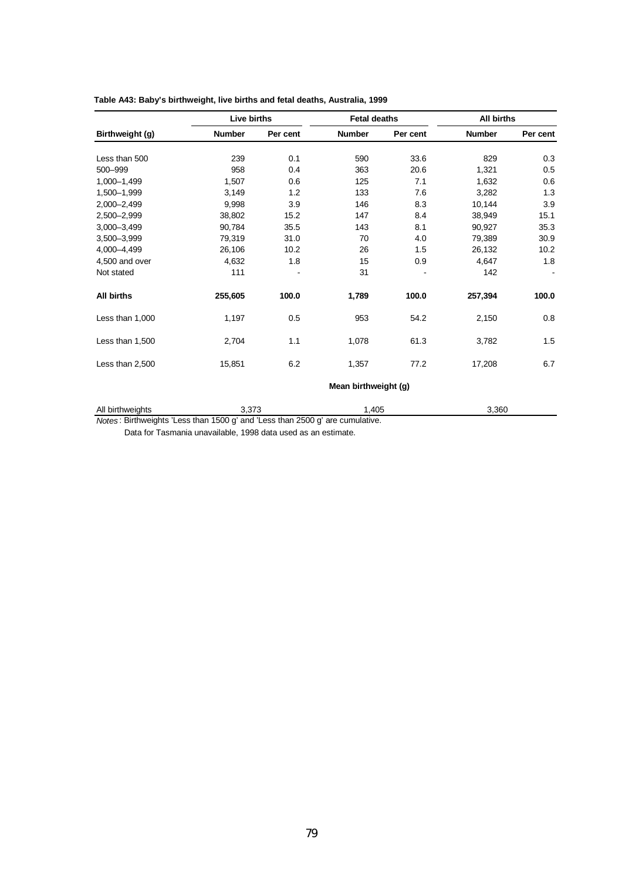**Table A43: Baby's birthweight, live births and fetal deaths, Australia, 1999**

| | Live births | | Fetal deaths | | All births | |
|---|---|---|---|---|---|---|
| **Birthweight (g)** | **Number** | **Per cent** | **Number** | **Per cent** | **Number** | **Per cent** |
| Less than 500 | 239 | 0.1 | 590 | 33.6 | 829 | 0.3 |
| 500–999 | 958 | 0.4 | 363 | 20.6 | 1,321 | 0.5 |
| 1,000–1,499 | 1,507 | 0.6 | 125 | 7.1 | 1,632 | 0.6 |
| 1,500–1,999 | 3,149 | 1.2 | 133 | 7.6 | 3,282 | 1.3 |
| 2,000–2,499 | 9,998 | 3.9 | 146 | 8.3 | 10,144 | 3.9 |
| 2,500–2,999 | 38,802 | 15.2 | 147 | 8.4 | 38,949 | 15.1 |
| 3,000–3,499 | 90,784 | 35.5 | 143 | 8.1 | 90,927 | 35.3 |
| 3,500–3,999 | 79,319 | 31.0 | 70 | 4.0 | 79,389 | 30.9 |
| 4,000–4,499 | 26,106 | 10.2 | 26 | 1.5 | 26,132 | 10.2 |
| 4,500 and over | 4,632 | 1.8 | 15 | 0.9 | 4,647 | 1.8 |
| Not stated | 111 | - | 31 | - | 142 | - |
| **All births** | **255,605** | **100.0** | **1,789** | **100.0** | **257,394** | **100.0** |
| Less than 1,000 | 1,197 | 0.5 | 953 | 54.2 | 2,150 | 0.8 |
| Less than 1,500 | 2,704 | 1.1 | 1,078 | 61.3 | 3,782 | 1.5 |
| Less than 2,500 | 15,851 | 6.2 | 1,357 | 77.2 | 17,208 | 6.7 |
| | | | **Mean birthweight (g)** | | | |
| All birthweights | 3,373 | | 1,405 | | 3,360 | |

*Notes*: Birthweights 'Less than 1500 g' and 'Less than 2500 g' are cumulative.

Data for Tasmania unavailable, 1998 data used as an estimate.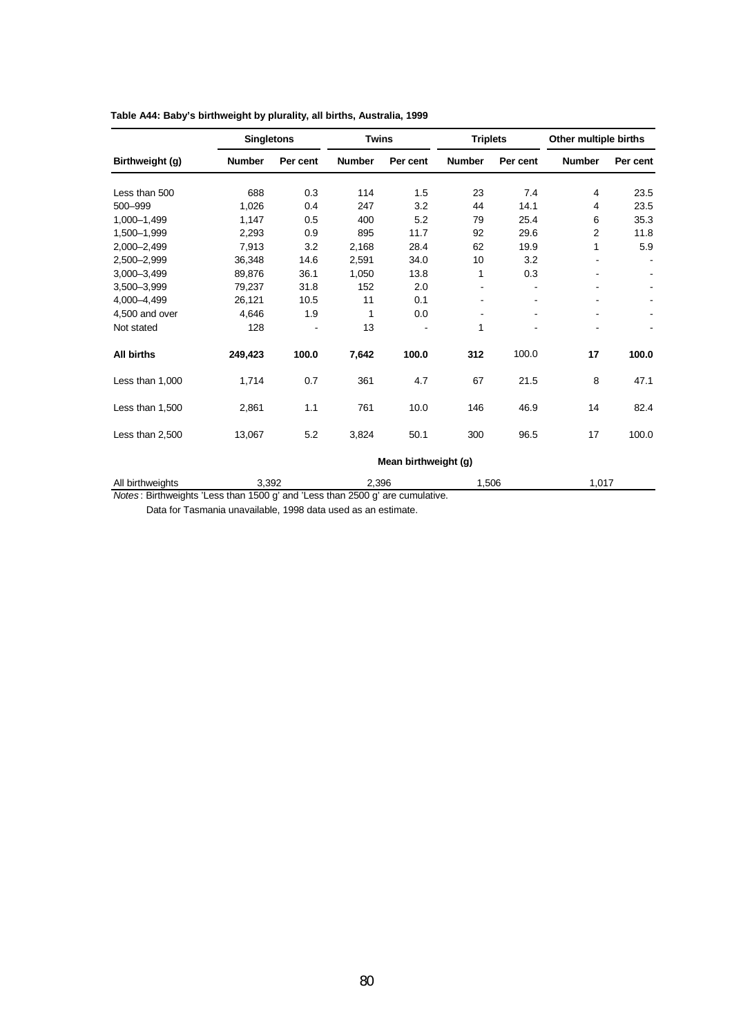**Table A44: Baby's birthweight by plurality, all births, Australia, 1999**

| | Singletons | | Twins | | Triplets | | Other multiple births | |
|---|---|---|---|---|---|---|---|---|
| **Birthweight (g)** | **Number** | **Per cent** | **Number** | **Per cent** | **Number** | **Per cent** | **Number** | **Per cent** |
| Less than 500 | 688 | 0.3 | 114 | 1.5 | 23 | 7.4 | 4 | 23.5 |
| 500–999 | 1,026 | 0.4 | 247 | 3.2 | 44 | 14.1 | 4 | 23.5 |
| 1,000–1,499 | 1,147 | 0.5 | 400 | 5.2 | 79 | 25.4 | 6 | 35.3 |
| 1,500–1,999 | 2,293 | 0.9 | 895 | 11.7 | 92 | 29.6 | 2 | 11.8 |
| 2,000–2,499 | 7,913 | 3.2 | 2,168 | 28.4 | 62 | 19.9 | 1 | 5.9 |
| 2,500–2,999 | 36,348 | 14.6 | 2,591 | 34.0 | 10 | 3.2 | - | - |
| 3,000–3,499 | 89,876 | 36.1 | 1,050 | 13.8 | 1 | 0.3 | - | - |
| 3,500–3,999 | 79,237 | 31.8 | 152 | 2.0 | - | - | - | - |
| 4,000–4,499 | 26,121 | 10.5 | 11 | 0.1 | - | - | - | - |
| 4,500 and over | 4,646 | 1.9 | 1 | 0.0 | - | - | - | - |
| Not stated | 128 | - | 13 | - | 1 | - | - | - |
| **All births** | **249,423** | **100.0** | **7,642** | **100.0** | **312** | 100.0 | **17** | **100.0** |
| Less than 1,000 | 1,714 | 0.7 | 361 | 4.7 | 67 | 21.5 | 8 | 47.1 |
| Less than 1,500 | 2,861 | 1.1 | 761 | 10.0 | 146 | 46.9 | 14 | 82.4 |
| Less than 2,500 | 13,067 | 5.2 | 3,824 | 50.1 | 300 | 96.5 | 17 | 100.0 |
| | **Mean birthweight (g)** | | | | | | | |
| All birthweights | 3,392 | | 2,396 | | 1,506 | | 1,017 | |

*Notes*: Birthweights 'Less than 1500 g' and 'Less than 2500 g' are cumulative.

Data for Tasmania unavailable, 1998 data used as an estimate.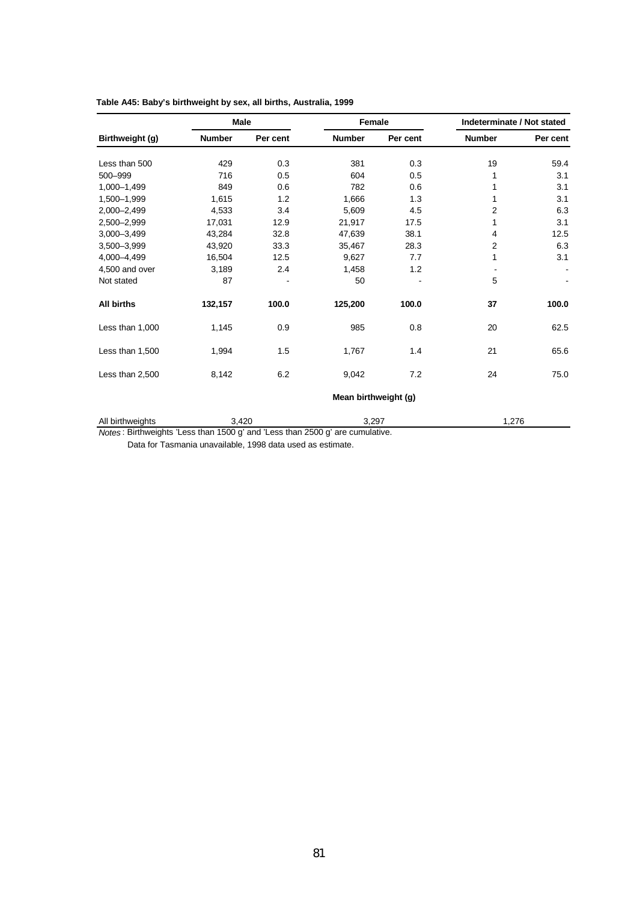**Table A45: Baby's birthweight by sex, all births, Australia, 1999**

| | Male | | Female | | Indeterminate / Not stated | |
|---|---|---|---|---|---|---|
| Birthweight (g) | Number | Per cent | Number | Per cent | Number | Per cent |
| Less than 500 | 429 | 0.3 | 381 | 0.3 | 19 | 59.4 |
| 500–999 | 716 | 0.5 | 604 | 0.5 | 1 | 3.1 |
| 1,000–1,499 | 849 | 0.6 | 782 | 0.6 | 1 | 3.1 |
| 1,500–1,999 | 1,615 | 1.2 | 1,666 | 1.3 | 1 | 3.1 |
| 2,000–2,499 | 4,533 | 3.4 | 5,609 | 4.5 | 2 | 6.3 |
| 2,500–2,999 | 17,031 | 12.9 | 21,917 | 17.5 | 1 | 3.1 |
| 3,000–3,499 | 43,284 | 32.8 | 47,639 | 38.1 | 4 | 12.5 |
| 3,500–3,999 | 43,920 | 33.3 | 35,467 | 28.3 | 2 | 6.3 |
| 4,000–4,499 | 16,504 | 12.5 | 9,627 | 7.7 | 1 | 3.1 |
| 4,500 and over | 3,189 | 2.4 | 1,458 | 1.2 | - | - |
| Not stated | 87 | - | 50 | - | 5 | - |
| **All births** | **132,157** | **100.0** | **125,200** | **100.0** | **37** | **100.0** |
| Less than 1,000 | 1,145 | 0.9 | 985 | 0.8 | 20 | 62.5 |
| Less than 1,500 | 1,994 | 1.5 | 1,767 | 1.4 | 21 | 65.6 |
| Less than 2,500 | 8,142 | 6.2 | 9,042 | 7.2 | 24 | 75.0 |
| | | | **Mean birthweight (g)** | | | |
| All birthweights | 3,420 | | 3,297 | | 1,276 | |

*Notes*: Birthweights 'Less than 1500 g' and 'Less than 2500 g' are cumulative.

Data for Tasmania unavailable, 1998 data used as estimate.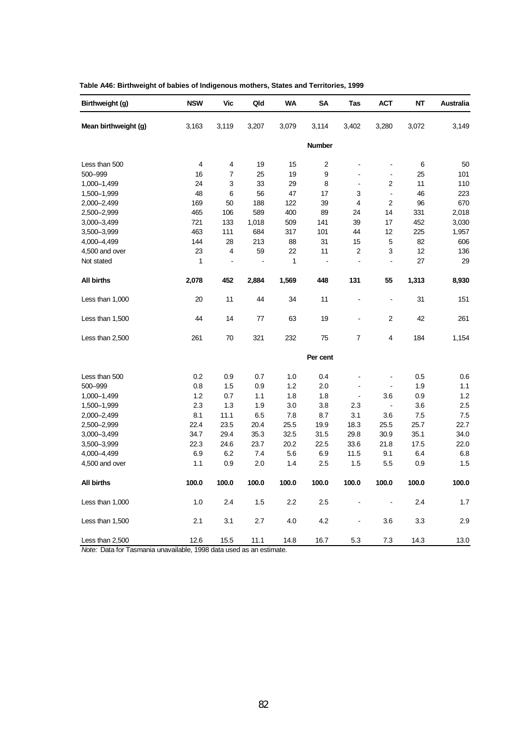**Table A46: Birthweight of babies of Indigenous mothers, States and Territories, 1999**

| Birthweight (g) | NSW | Vic | Qld | WA | SA | Tas | ACT | NT | Australia |
|---|---|---|---|---|---|---|---|---|---|
| **Mean birthweight (g)** | 3,163 | 3,119 | 3,207 | 3,079 | 3,114 | 3,402 | 3,280 | 3,072 | 3,149 |
| | | | | | **Number** | | | | |
| Less than 500 | 4 | 4 | 19 | 15 | 2 | - | - | 6 | 50 |
| 500–999 | 16 | 7 | 25 | 19 | 9 | - | - | 25 | 101 |
| 1,000–1,499 | 24 | 3 | 33 | 29 | 8 | - | 2 | 11 | 110 |
| 1,500–1,999 | 48 | 6 | 56 | 47 | 17 | 3 | - | 46 | 223 |
| 2,000–2,499 | 169 | 50 | 188 | 122 | 39 | 4 | 2 | 96 | 670 |
| 2,500–2,999 | 465 | 106 | 589 | 400 | 89 | 24 | 14 | 331 | 2,018 |
| 3,000–3,499 | 721 | 133 | 1,018 | 509 | 141 | 39 | 17 | 452 | 3,030 |
| 3,500–3,999 | 463 | 111 | 684 | 317 | 101 | 44 | 12 | 225 | 1,957 |
| 4,000–4,499 | 144 | 28 | 213 | 88 | 31 | 15 | 5 | 82 | 606 |
| 4,500 and over | 23 | 4 | 59 | 22 | 11 | 2 | 3 | 12 | 136 |
| Not stated | 1 | - | - | 1 | - | - | - | 27 | 29 |
| **All births** | **2,078** | **452** | **2,884** | **1,569** | **448** | **131** | **55** | **1,313** | **8,930** |
| Less than 1,000 | 20 | 11 | 44 | 34 | 11 | - | - | 31 | 151 |
| Less than 1,500 | 44 | 14 | 77 | 63 | 19 | - | 2 | 42 | 261 |
| Less than 2,500 | 261 | 70 | 321 | 232 | 75 | 7 | 4 | 184 | 1,154 |
| | | | | | **Per cent** | | | | |
| Less than 500 | 0.2 | 0.9 | 0.7 | 1.0 | 0.4 | - | - | 0.5 | 0.6 |
| 500–999 | 0.8 | 1.5 | 0.9 | 1.2 | 2.0 | - | - | 1.9 | 1.1 |
| 1,000–1,499 | 1.2 | 0.7 | 1.1 | 1.8 | 1.8 | - | 3.6 | 0.9 | 1.2 |
| 1,500–1,999 | 2.3 | 1.3 | 1.9 | 3.0 | 3.8 | 2.3 | - | 3.6 | 2.5 |
| 2,000–2,499 | 8.1 | 11.1 | 6.5 | 7.8 | 8.7 | 3.1 | 3.6 | 7.5 | 7.5 |
| 2,500–2,999 | 22.4 | 23.5 | 20.4 | 25.5 | 19.9 | 18.3 | 25.5 | 25.7 | 22.7 |
| 3,000–3,499 | 34.7 | 29.4 | 35.3 | 32.5 | 31.5 | 29.8 | 30.9 | 35.1 | 34.0 |
| 3,500–3,999 | 22.3 | 24.6 | 23.7 | 20.2 | 22.5 | 33.6 | 21.8 | 17.5 | 22.0 |
| 4,000–4,499 | 6.9 | 6.2 | 7.4 | 5.6 | 6.9 | 11.5 | 9.1 | 6.4 | 6.8 |
| 4,500 and over | 1.1 | 0.9 | 2.0 | 1.4 | 2.5 | 1.5 | 5.5 | 0.9 | 1.5 |
| **All births** | **100.0** | **100.0** | **100.0** | **100.0** | **100.0** | **100.0** | **100.0** | **100.0** | **100.0** |
| Less than 1,000 | 1.0 | 2.4 | 1.5 | 2.2 | 2.5 | - | - | 2.4 | 1.7 |
| Less than 1,500 | 2.1 | 3.1 | 2.7 | 4.0 | 4.2 | - | 3.6 | 3.3 | 2.9 |
| Less than 2,500 | 12.6 | 15.5 | 11.1 | 14.8 | 16.7 | 5.3 | 7.3 | 14.3 | 13.0 |

*Note:* Data for Tasmania unavailable, 1998 data used as an estimate.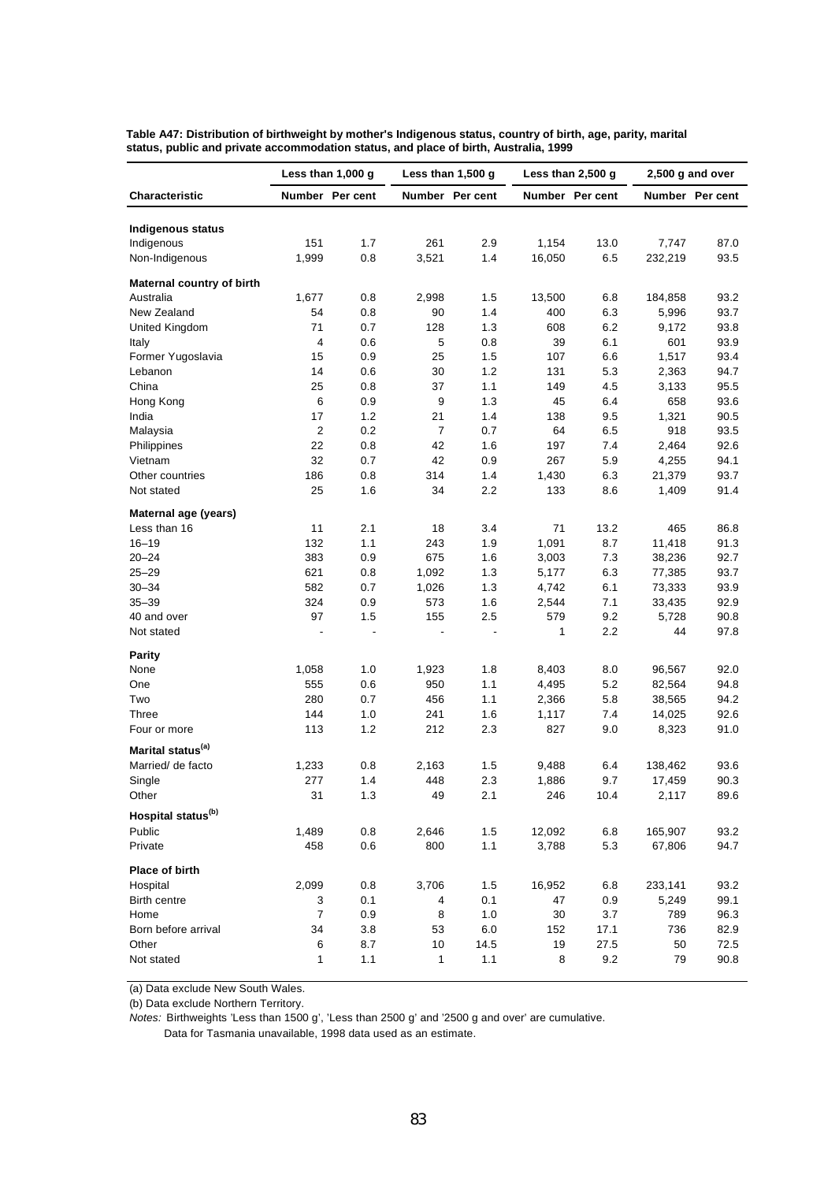**Table A47: Distribution of birthweight by mother's Indigenous status, country of birth, age, parity, marital status, public and private accommodation status, and place of birth, Australia, 1999**

| | Less than 1,000 g | | Less than 1,500 g | | Less than 2,500 g | | 2,500 g and over | |
|---|---|---|---|---|---|---|---|---|
| **Characteristic** | Number | Per cent | Number | Per cent | Number | Per cent | Number | Per cent |
| **Indigenous status** | | | | | | | | |
| Indigenous | 151 | 1.7 | 261 | 2.9 | 1,154 | 13.0 | 7,747 | 87.0 |
| Non-Indigenous | 1,999 | 0.8 | 3,521 | 1.4 | 16,050 | 6.5 | 232,219 | 93.5 |
| **Maternal country of birth** | | | | | | | | |
| Australia | 1,677 | 0.8 | 2,998 | 1.5 | 13,500 | 6.8 | 184,858 | 93.2 |
| New Zealand | 54 | 0.8 | 90 | 1.4 | 400 | 6.3 | 5,996 | 93.7 |
| United Kingdom | 71 | 0.7 | 128 | 1.3 | 608 | 6.2 | 9,172 | 93.8 |
| Italy | 4 | 0.6 | 5 | 0.8 | 39 | 6.1 | 601 | 93.9 |
| Former Yugoslavia | 15 | 0.9 | 25 | 1.5 | 107 | 6.6 | 1,517 | 93.4 |
| Lebanon | 14 | 0.6 | 30 | 1.2 | 131 | 5.3 | 2,363 | 94.7 |
| China | 25 | 0.8 | 37 | 1.1 | 149 | 4.5 | 3,133 | 95.5 |
| Hong Kong | 6 | 0.9 | 9 | 1.3 | 45 | 6.4 | 658 | 93.6 |
| India | 17 | 1.2 | 21 | 1.4 | 138 | 9.5 | 1,321 | 90.5 |
| Malaysia | 2 | 0.2 | 7 | 0.7 | 64 | 6.5 | 918 | 93.5 |
| Philippines | 22 | 0.8 | 42 | 1.6 | 197 | 7.4 | 2,464 | 92.6 |
| Vietnam | 32 | 0.7 | 42 | 0.9 | 267 | 5.9 | 4,255 | 94.1 |
| Other countries | 186 | 0.8 | 314 | 1.4 | 1,430 | 6.3 | 21,379 | 93.7 |
| Not stated | 25 | 1.6 | 34 | 2.2 | 133 | 8.6 | 1,409 | 91.4 |
| **Maternal age (years)** | | | | | | | | |
| Less than 16 | 11 | 2.1 | 18 | 3.4 | 71 | 13.2 | 465 | 86.8 |
| 16–19 | 132 | 1.1 | 243 | 1.9 | 1,091 | 8.7 | 11,418 | 91.3 |
| 20–24 | 383 | 0.9 | 675 | 1.6 | 3,003 | 7.3 | 38,236 | 92.7 |
| 25–29 | 621 | 0.8 | 1,092 | 1.3 | 5,177 | 6.3 | 77,385 | 93.7 |
| 30–34 | 582 | 0.7 | 1,026 | 1.3 | 4,742 | 6.1 | 73,333 | 93.9 |
| 35–39 | 324 | 0.9 | 573 | 1.6 | 2,544 | 7.1 | 33,435 | 92.9 |
| 40 and over | 97 | 1.5 | 155 | 2.5 | 579 | 9.2 | 5,728 | 90.8 |
| Not stated | - | - | - | - | 1 | 2.2 | 44 | 97.8 |
| **Parity** | | | | | | | | |
| None | 1,058 | 1.0 | 1,923 | 1.8 | 8,403 | 8.0 | 96,567 | 92.0 |
| One | 555 | 0.6 | 950 | 1.1 | 4,495 | 5.2 | 82,564 | 94.8 |
| Two | 280 | 0.7 | 456 | 1.1 | 2,366 | 5.8 | 38,565 | 94.2 |
| Three | 144 | 1.0 | 241 | 1.6 | 1,117 | 7.4 | 14,025 | 92.6 |
| Four or more | 113 | 1.2 | 212 | 2.3 | 827 | 9.0 | 8,323 | 91.0 |
| **Marital status[(a)]** | | | | | | | | |
| Married/ de facto | 1,233 | 0.8 | 2,163 | 1.5 | 9,488 | 6.4 | 138,462 | 93.6 |
| Single | 277 | 1.4 | 448 | 2.3 | 1,886 | 9.7 | 17,459 | 90.3 |
| Other | 31 | 1.3 | 49 | 2.1 | 246 | 10.4 | 2,117 | 89.6 |
| **Hospital status[(b)]** | | | | | | | | |
| Public | 1,489 | 0.8 | 2,646 | 1.5 | 12,092 | 6.8 | 165,907 | 93.2 |
| Private | 458 | 0.6 | 800 | 1.1 | 3,788 | 5.3 | 67,806 | 94.7 |
| **Place of birth** | | | | | | | | |
| Hospital | 2,099 | 0.8 | 3,706 | 1.5 | 16,952 | 6.8 | 233,141 | 93.2 |
| Birth centre | 3 | 0.1 | 4 | 0.1 | 47 | 0.9 | 5,249 | 99.1 |
| Home | 7 | 0.9 | 8 | 1.0 | 30 | 3.7 | 789 | 96.3 |
| Born before arrival | 34 | 3.8 | 53 | 6.0 | 152 | 17.1 | 736 | 82.9 |
| Other | 6 | 8.7 | 10 | 14.5 | 19 | 27.5 | 50 | 72.5 |
| Not stated | 1 | 1.1 | 1 | 1.1 | 8 | 9.2 | 79 | 90.8 |

(a) Data exclude New South Wales.

(b) Data exclude Northern Territory.

*Notes:* Birthweights 'Less than 1500 g', 'Less than 2500 g' and '2500 g and over' are cumulative.

Data for Tasmania unavailable, 1998 data used as an estimate.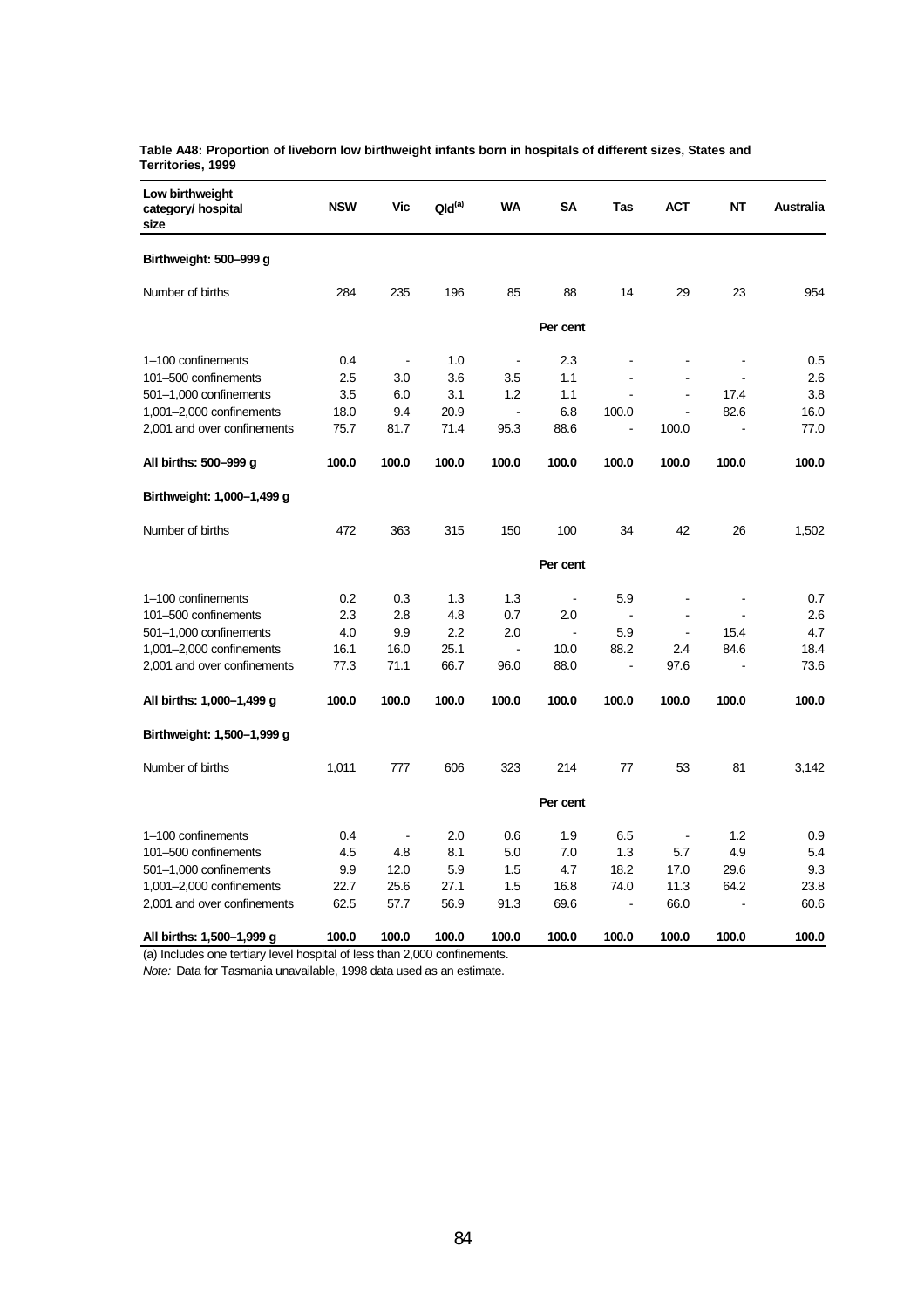**Table A48: Proportion of liveborn low birthweight infants born in hospitals of different sizes, States and Territories, 1999**

| Low birthweight category/ hospital size | NSW | Vic | Qld(a) | WA | SA | Tas | ACT | NT | Australia |
|---|---|---|---|---|---|---|---|---|---|
| **Birthweight: 500–999 g** | | | | | | | | | |
| Number of births | 284 | 235 | 196 | 85 | 88 | 14 | 29 | 23 | 954 |
| | | | | | Per cent | | | | |
| 1–100 confinements | 0.4 | - | 1.0 | - | 2.3 | - | - | - | 0.5 |
| 101–500 confinements | 2.5 | 3.0 | 3.6 | 3.5 | 1.1 | - | - | - | 2.6 |
| 501–1,000 confinements | 3.5 | 6.0 | 3.1 | 1.2 | 1.1 | - | - | 17.4 | 3.8 |
| 1,001–2,000 confinements | 18.0 | 9.4 | 20.9 | - | 6.8 | 100.0 | - | 82.6 | 16.0 |
| 2,001 and over confinements | 75.7 | 81.7 | 71.4 | 95.3 | 88.6 | - | 100.0 | - | 77.0 |
| **All births: 500–999 g** | **100.0** | **100.0** | **100.0** | **100.0** | **100.0** | **100.0** | **100.0** | **100.0** | **100.0** |
| **Birthweight: 1,000–1,499 g** | | | | | | | | | |
| Number of births | 472 | 363 | 315 | 150 | 100 | 34 | 42 | 26 | 1,502 |
| | | | | | Per cent | | | | |
| 1–100 confinements | 0.2 | 0.3 | 1.3 | 1.3 | - | 5.9 | - | - | 0.7 |
| 101–500 confinements | 2.3 | 2.8 | 4.8 | 0.7 | 2.0 | - | - | - | 2.6 |
| 501–1,000 confinements | 4.0 | 9.9 | 2.2 | 2.0 | - | 5.9 | - | 15.4 | 4.7 |
| 1,001–2,000 confinements | 16.1 | 16.0 | 25.1 | - | 10.0 | 88.2 | 2.4 | 84.6 | 18.4 |
| 2,001 and over confinements | 77.3 | 71.1 | 66.7 | 96.0 | 88.0 | - | 97.6 | - | 73.6 |
| **All births: 1,000–1,499 g** | **100.0** | **100.0** | **100.0** | **100.0** | **100.0** | **100.0** | **100.0** | **100.0** | **100.0** |
| **Birthweight: 1,500–1,999 g** | | | | | | | | | |
| Number of births | 1,011 | 777 | 606 | 323 | 214 | 77 | 53 | 81 | 3,142 |
| | | | | | Per cent | | | | |
| 1–100 confinements | 0.4 | - | 2.0 | 0.6 | 1.9 | 6.5 | - | 1.2 | 0.9 |
| 101–500 confinements | 4.5 | 4.8 | 8.1 | 5.0 | 7.0 | 1.3 | 5.7 | 4.9 | 5.4 |
| 501–1,000 confinements | 9.9 | 12.0 | 5.9 | 1.5 | 4.7 | 18.2 | 17.0 | 29.6 | 9.3 |
| 1,001–2,000 confinements | 22.7 | 25.6 | 27.1 | 1.5 | 16.8 | 74.0 | 11.3 | 64.2 | 23.8 |
| 2,001 and over confinements | 62.5 | 57.7 | 56.9 | 91.3 | 69.6 | - | 66.0 | - | 60.6 |
| **All births: 1,500–1,999 g** | **100.0** | **100.0** | **100.0** | **100.0** | **100.0** | **100.0** | **100.0** | **100.0** | **100.0** |

(a) Includes one tertiary level hospital of less than 2,000 confinements.

*Note:* Data for Tasmania unavailable, 1998 data used as an estimate.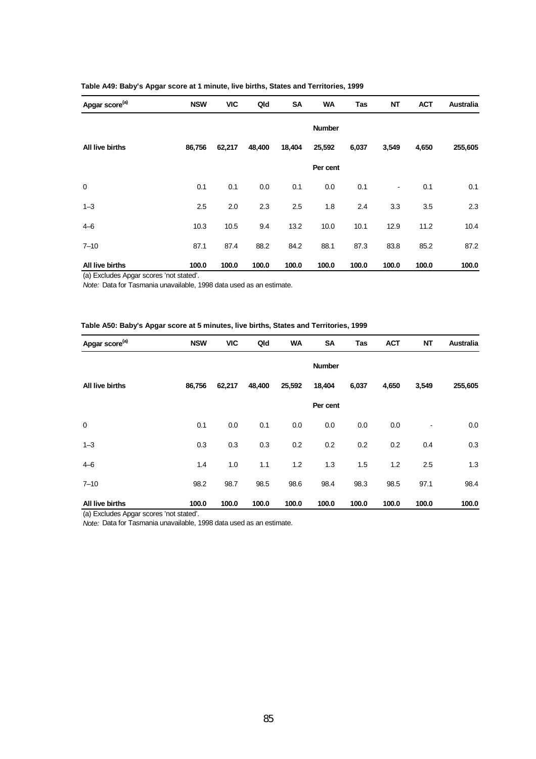**Table A49: Baby's Apgar score at 1 minute, live births, States and Territories, 1999**

| Apgar score[(a)] | NSW | VIC | Qld | SA | WA | Tas | NT | ACT | Australia |
|---|---|---|---|---|---|---|---|---|---|
| | | | | | **Number** | | | | |
| **All live births** | **86,756** | **62,217** | **48,400** | **18,404** | **25,592** | **6,037** | **3,549** | **4,650** | **255,605** |
| | | | | | **Per cent** | | | | |
| 0 | 0.1 | 0.1 | 0.0 | 0.1 | 0.0 | 0.1 | - | 0.1 | 0.1 |
| 1–3 | 2.5 | 2.0 | 2.3 | 2.5 | 1.8 | 2.4 | 3.3 | 3.5 | 2.3 |
| 4–6 | 10.3 | 10.5 | 9.4 | 13.2 | 10.0 | 10.1 | 12.9 | 11.2 | 10.4 |
| 7–10 | 87.1 | 87.4 | 88.2 | 84.2 | 88.1 | 87.3 | 83.8 | 85.2 | 87.2 |
| **All live births** | **100.0** | **100.0** | **100.0** | **100.0** | **100.0** | **100.0** | **100.0** | **100.0** | **100.0** |

(a) Excludes Apgar scores 'not stated'.

*Note:* Data for Tasmania unavailable, 1998 data used as an estimate.

**Table A50: Baby's Apgar score at 5 minutes, live births, States and Territories, 1999**

| Apgar score[(a)] | NSW | VIC | Qld | WA | SA | Tas | ACT | NT | Australia |
|---|---|---|---|---|---|---|---|---|---|
| | | | | | **Number** | | | | |
| **All live births** | **86,756** | **62,217** | **48,400** | **25,592** | **18,404** | **6,037** | **4,650** | **3,549** | **255,605** |
| | | | | | **Per cent** | | | | |
| 0 | 0.1 | 0.0 | 0.1 | 0.0 | 0.0 | 0.0 | 0.0 | - | 0.0 |
| 1–3 | 0.3 | 0.3 | 0.3 | 0.2 | 0.2 | 0.2 | 0.2 | 0.4 | 0.3 |
| 4–6 | 1.4 | 1.0 | 1.1 | 1.2 | 1.3 | 1.5 | 1.2 | 2.5 | 1.3 |
| 7–10 | 98.2 | 98.7 | 98.5 | 98.6 | 98.4 | 98.3 | 98.5 | 97.1 | 98.4 |
| **All live births** | **100.0** | **100.0** | **100.0** | **100.0** | **100.0** | **100.0** | **100.0** | **100.0** | **100.0** |

(a) Excludes Apgar scores 'not stated'.

*Note:* Data for Tasmania unavailable, 1998 data used as an estimate.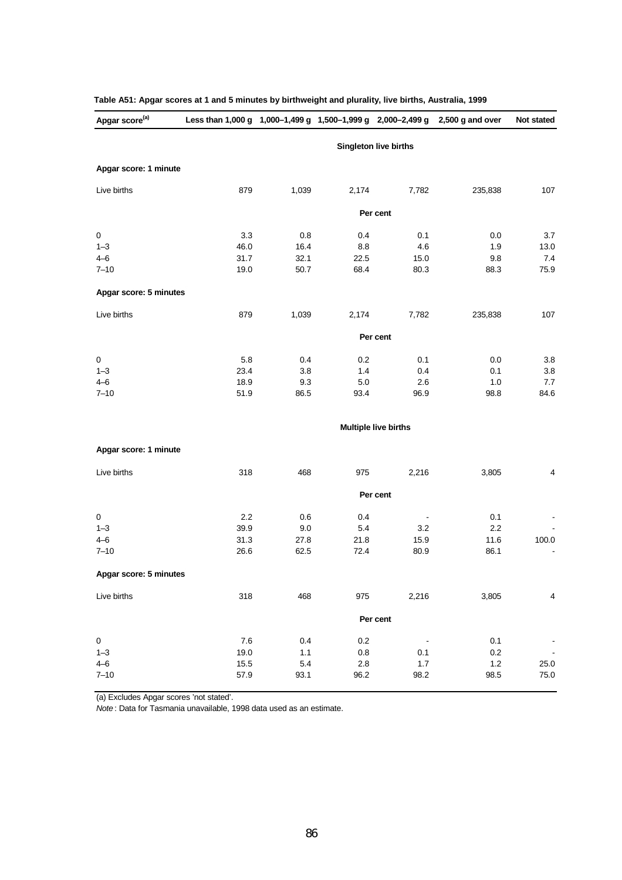**Table A51: Apgar scores at 1 and 5 minutes by birthweight and plurality, live births, Australia, 1999**

| Apgar score[(a)] | Less than 1,000 g | 1,000–1,499 g | 1,500–1,999 g | 2,000–2,499 g | 2,500 g and over | Not stated |
|---|---|---|---|---|---|---|
| | | | **Singleton live births** | | | |
| **Apgar score: 1 minute** | | | | | | |
| Live births | 879 | 1,039 | 2,174 | 7,782 | 235,838 | 107 |
| | | | **Per cent** | | | |
| 0 | 3.3 | 0.8 | 0.4 | 0.1 | 0.0 | 3.7 |
| 1–3 | 46.0 | 16.4 | 8.8 | 4.6 | 1.9 | 13.0 |
| 4–6 | 31.7 | 32.1 | 22.5 | 15.0 | 9.8 | 7.4 |
| 7–10 | 19.0 | 50.7 | 68.4 | 80.3 | 88.3 | 75.9 |
| **Apgar score: 5 minutes** | | | | | | |
| Live births | 879 | 1,039 | 2,174 | 7,782 | 235,838 | 107 |
| | | | **Per cent** | | | |
| 0 | 5.8 | 0.4 | 0.2 | 0.1 | 0.0 | 3.8 |
| 1–3 | 23.4 | 3.8 | 1.4 | 0.4 | 0.1 | 3.8 |
| 4–6 | 18.9 | 9.3 | 5.0 | 2.6 | 1.0 | 7.7 |
| 7–10 | 51.9 | 86.5 | 93.4 | 96.9 | 98.8 | 84.6 |
| | | | **Multiple live births** | | | |
| **Apgar score: 1 minute** | | | | | | |
| Live births | 318 | 468 | 975 | 2,216 | 3,805 | 4 |
| | | | **Per cent** | | | |
| 0 | 2.2 | 0.6 | 0.4 | - | 0.1 | - |
| 1–3 | 39.9 | 9.0 | 5.4 | 3.2 | 2.2 | - |
| 4–6 | 31.3 | 27.8 | 21.8 | 15.9 | 11.6 | 100.0 |
| 7–10 | 26.6 | 62.5 | 72.4 | 80.9 | 86.1 | - |
| **Apgar score: 5 minutes** | | | | | | |
| Live births | 318 | 468 | 975 | 2,216 | 3,805 | 4 |
| | | | **Per cent** | | | |
| 0 | 7.6 | 0.4 | 0.2 | - | 0.1 | - |
| 1–3 | 19.0 | 1.1 | 0.8 | 0.1 | 0.2 | - |
| 4–6 | 15.5 | 5.4 | 2.8 | 1.7 | 1.2 | 25.0 |
| 7–10 | 57.9 | 93.1 | 96.2 | 98.2 | 98.5 | 75.0 |

(a) Excludes Apgar scores 'not stated'.

*Note*: Data for Tasmania unavailable, 1998 data used as an estimate.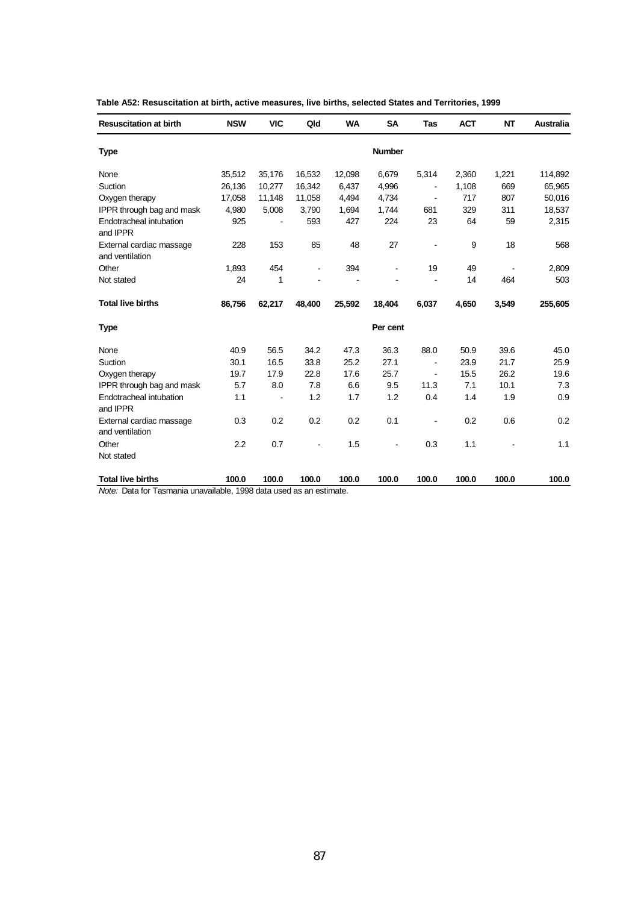**Table A52: Resuscitation at birth, active measures, live births, selected States and Territories, 1999**

| Resuscitation at birth | NSW | VIC | Qld | WA | SA | Tas | ACT | NT | Australia |
|---|---|---|---|---|---|---|---|---|---|
| **Type** | | | | | **Number** | | | | |
| None | 35,512 | 35,176 | 16,532 | 12,098 | 6,679 | 5,314 | 2,360 | 1,221 | 114,892 |
| Suction | 26,136 | 10,277 | 16,342 | 6,437 | 4,996 | - | 1,108 | 669 | 65,965 |
| Oxygen therapy | 17,058 | 11,148 | 11,058 | 4,494 | 4,734 | - | 717 | 807 | 50,016 |
| IPPR through bag and mask | 4,980 | 5,008 | 3,790 | 1,694 | 1,744 | 681 | 329 | 311 | 18,537 |
| Endotracheal intubation and IPPR | 925 | - | 593 | 427 | 224 | 23 | 64 | 59 | 2,315 |
| External cardiac massage and ventilation | 228 | 153 | 85 | 48 | 27 | - | 9 | 18 | 568 |
| Other | 1,893 | 454 | - | 394 | - | 19 | 49 | - | 2,809 |
| Not stated | 24 | 1 | - | - | - | - | 14 | 464 | 503 |
| **Total live births** | **86,756** | **62,217** | **48,400** | **25,592** | **18,404** | **6,037** | **4,650** | **3,549** | **255,605** |
| **Type** | | | | | **Per cent** | | | | |
| None | 40.9 | 56.5 | 34.2 | 47.3 | 36.3 | 88.0 | 50.9 | 39.6 | 45.0 |
| Suction | 30.1 | 16.5 | 33.8 | 25.2 | 27.1 | - | 23.9 | 21.7 | 25.9 |
| Oxygen therapy | 19.7 | 17.9 | 22.8 | 17.6 | 25.7 | - | 15.5 | 26.2 | 19.6 |
| IPPR through bag and mask | 5.7 | 8.0 | 7.8 | 6.6 | 9.5 | 11.3 | 7.1 | 10.1 | 7.3 |
| Endotracheal intubation and IPPR | 1.1 | - | 1.2 | 1.7 | 1.2 | 0.4 | 1.4 | 1.9 | 0.9 |
| External cardiac massage and ventilation | 0.3 | 0.2 | 0.2 | 0.2 | 0.1 | - | 0.2 | 0.6 | 0.2 |
| Other | 2.2 | 0.7 | - | 1.5 | - | 0.3 | 1.1 | - | 1.1 |
| Not stated | | | | | | | | | |
| **Total live births** | **100.0** | **100.0** | **100.0** | **100.0** | **100.0** | **100.0** | **100.0** | **100.0** | **100.0** |

*Note:* Data for Tasmania unavailable, 1998 data used as an estimate.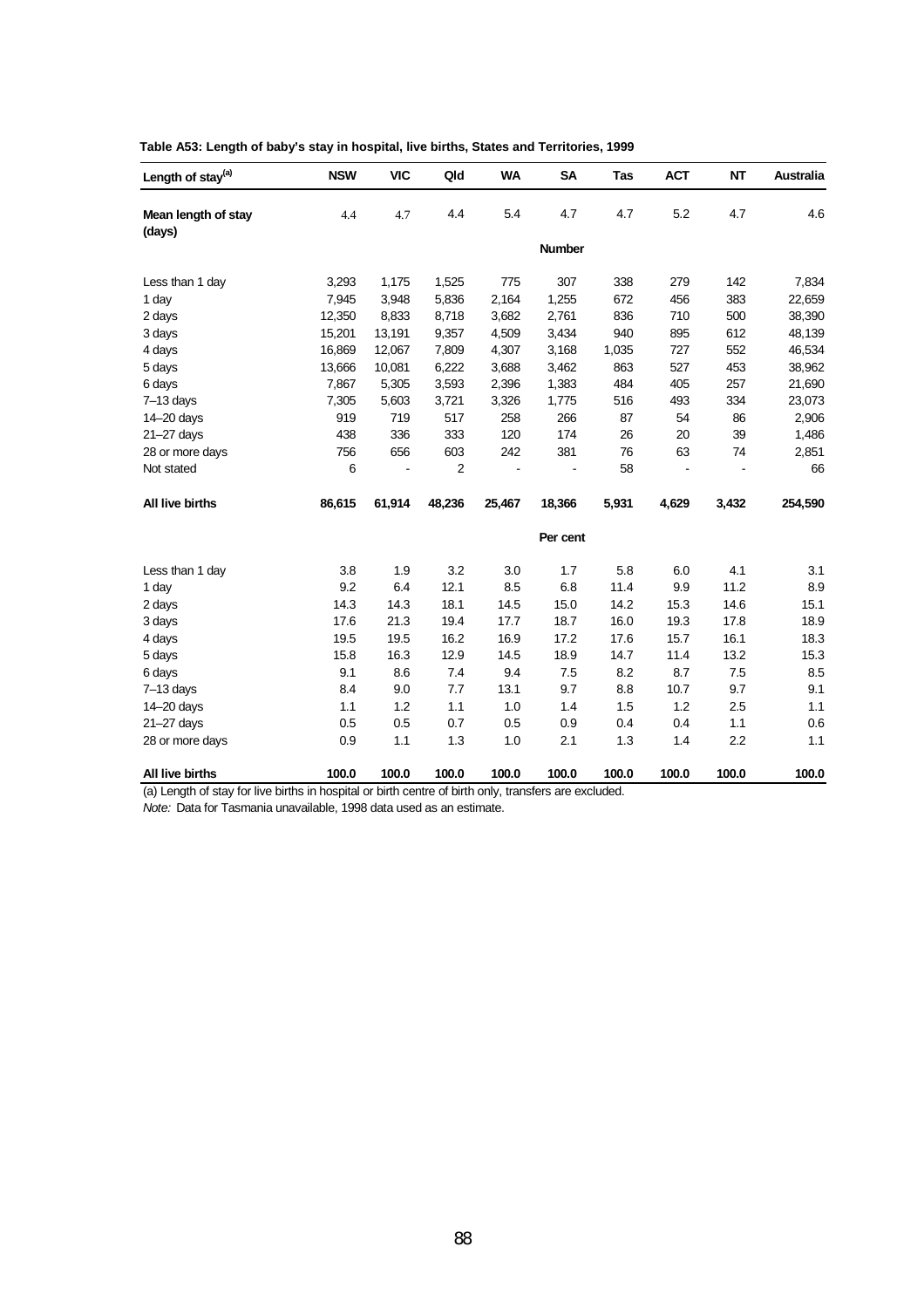**Table A53: Length of baby's stay in hospital, live births, States and Territories, 1999**

| Length of stay[(a)] | NSW | VIC | Qld | WA | SA | Tas | ACT | NT | Australia |
|---|---|---|---|---|---|---|---|---|---|
| **Mean length of stay (days)** | 4.4 | 4.7 | 4.4 | 5.4 | 4.7 | 4.7 | 5.2 | 4.7 | 4.6 |
| | | | | | **Number** | | | | |
| Less than 1 day | 3,293 | 1,175 | 1,525 | 775 | 307 | 338 | 279 | 142 | 7,834 |
| 1 day | 7,945 | 3,948 | 5,836 | 2,164 | 1,255 | 672 | 456 | 383 | 22,659 |
| 2 days | 12,350 | 8,833 | 8,718 | 3,682 | 2,761 | 836 | 710 | 500 | 38,390 |
| 3 days | 15,201 | 13,191 | 9,357 | 4,509 | 3,434 | 940 | 895 | 612 | 48,139 |
| 4 days | 16,869 | 12,067 | 7,809 | 4,307 | 3,168 | 1,035 | 727 | 552 | 46,534 |
| 5 days | 13,666 | 10,081 | 6,222 | 3,688 | 3,462 | 863 | 527 | 453 | 38,962 |
| 6 days | 7,867 | 5,305 | 3,593 | 2,396 | 1,383 | 484 | 405 | 257 | 21,690 |
| 7–13 days | 7,305 | 5,603 | 3,721 | 3,326 | 1,775 | 516 | 493 | 334 | 23,073 |
| 14–20 days | 919 | 719 | 517 | 258 | 266 | 87 | 54 | 86 | 2,906 |
| 21–27 days | 438 | 336 | 333 | 120 | 174 | 26 | 20 | 39 | 1,486 |
| 28 or more days | 756 | 656 | 603 | 242 | 381 | 76 | 63 | 74 | 2,851 |
| Not stated | 6 | - | 2 | - | - | 58 | - | - | 66 |
| **All live births** | **86,615** | **61,914** | **48,236** | **25,467** | **18,366** | **5,931** | **4,629** | **3,432** | **254,590** |
| | | | | | **Per cent** | | | | |
| Less than 1 day | 3.8 | 1.9 | 3.2 | 3.0 | 1.7 | 5.8 | 6.0 | 4.1 | 3.1 |
| 1 day | 9.2 | 6.4 | 12.1 | 8.5 | 6.8 | 11.4 | 9.9 | 11.2 | 8.9 |
| 2 days | 14.3 | 14.3 | 18.1 | 14.5 | 15.0 | 14.2 | 15.3 | 14.6 | 15.1 |
| 3 days | 17.6 | 21.3 | 19.4 | 17.7 | 18.7 | 16.0 | 19.3 | 17.8 | 18.9 |
| 4 days | 19.5 | 19.5 | 16.2 | 16.9 | 17.2 | 17.6 | 15.7 | 16.1 | 18.3 |
| 5 days | 15.8 | 16.3 | 12.9 | 14.5 | 18.9 | 14.7 | 11.4 | 13.2 | 15.3 |
| 6 days | 9.1 | 8.6 | 7.4 | 9.4 | 7.5 | 8.2 | 8.7 | 7.5 | 8.5 |
| 7–13 days | 8.4 | 9.0 | 7.7 | 13.1 | 9.7 | 8.8 | 10.7 | 9.7 | 9.1 |
| 14–20 days | 1.1 | 1.2 | 1.1 | 1.0 | 1.4 | 1.5 | 1.2 | 2.5 | 1.1 |
| 21–27 days | 0.5 | 0.5 | 0.7 | 0.5 | 0.9 | 0.4 | 0.4 | 1.1 | 0.6 |
| 28 or more days | 0.9 | 1.1 | 1.3 | 1.0 | 2.1 | 1.3 | 1.4 | 2.2 | 1.1 |
| **All live births** | **100.0** | **100.0** | **100.0** | **100.0** | **100.0** | **100.0** | **100.0** | **100.0** | **100.0** |

(a) Length of stay for live births in hospital or birth centre of birth only, transfers are excluded.

*Note:* Data for Tasmania unavailable, 1998 data used as an estimate.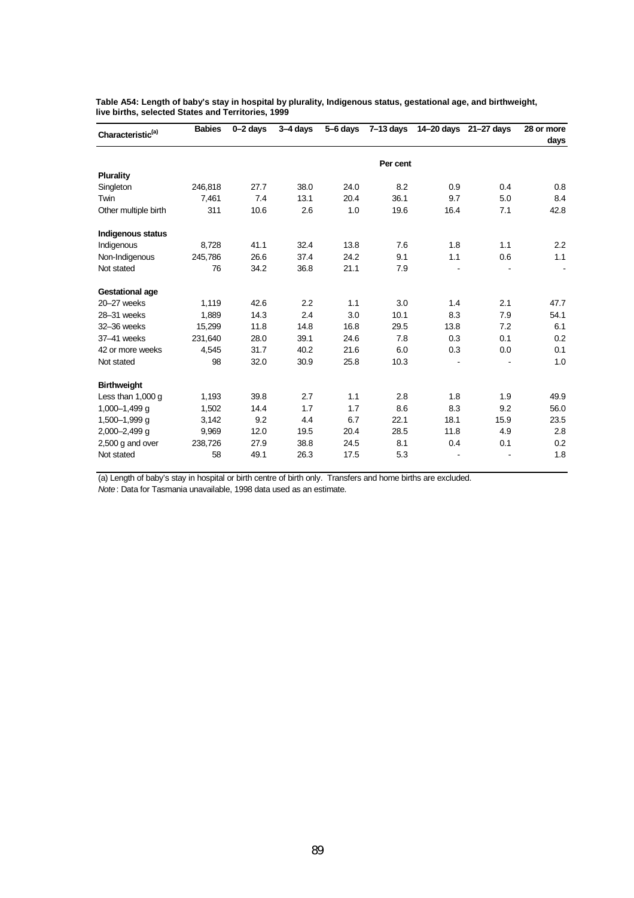**Table A54: Length of baby's stay in hospital by plurality, Indigenous status, gestational age, and birthweight, live births, selected States and Territories, 1999**

| Characteristic[(a)] | Babies | 0–2 days | 3–4 days | 5–6 days | 7–13 days | 14–20 days | 21–27 days | 28 or more days |
|---|---|---|---|---|---|---|---|---|
| | | | | | Per cent | | | |
| **Plurality** | | | | | | | | |
| Singleton | 246,818 | 27.7 | 38.0 | 24.0 | 8.2 | 0.9 | 0.4 | 0.8 |
| Twin | 7,461 | 7.4 | 13.1 | 20.4 | 36.1 | 9.7 | 5.0 | 8.4 |
| Other multiple birth | 311 | 10.6 | 2.6 | 1.0 | 19.6 | 16.4 | 7.1 | 42.8 |
| **Indigenous status** | | | | | | | | |
| Indigenous | 8,728 | 41.1 | 32.4 | 13.8 | 7.6 | 1.8 | 1.1 | 2.2 |
| Non-Indigenous | 245,786 | 26.6 | 37.4 | 24.2 | 9.1 | 1.1 | 0.6 | 1.1 |
| Not stated | 76 | 34.2 | 36.8 | 21.1 | 7.9 | - | - | - |
| **Gestational age** | | | | | | | | |
| 20–27 weeks | 1,119 | 42.6 | 2.2 | 1.1 | 3.0 | 1.4 | 2.1 | 47.7 |
| 28–31 weeks | 1,889 | 14.3 | 2.4 | 3.0 | 10.1 | 8.3 | 7.9 | 54.1 |
| 32–36 weeks | 15,299 | 11.8 | 14.8 | 16.8 | 29.5 | 13.8 | 7.2 | 6.1 |
| 37–41 weeks | 231,640 | 28.0 | 39.1 | 24.6 | 7.8 | 0.3 | 0.1 | 0.2 |
| 42 or more weeks | 4,545 | 31.7 | 40.2 | 21.6 | 6.0 | 0.3 | 0.0 | 0.1 |
| Not stated | 98 | 32.0 | 30.9 | 25.8 | 10.3 | - | - | 1.0 |
| **Birthweight** | | | | | | | | |
| Less than 1,000 g | 1,193 | 39.8 | 2.7 | 1.1 | 2.8 | 1.8 | 1.9 | 49.9 |
| 1,000–1,499 g | 1,502 | 14.4 | 1.7 | 1.7 | 8.6 | 8.3 | 9.2 | 56.0 |
| 1,500–1,999 g | 3,142 | 9.2 | 4.4 | 6.7 | 22.1 | 18.1 | 15.9 | 23.5 |
| 2,000–2,499 g | 9,969 | 12.0 | 19.5 | 20.4 | 28.5 | 11.8 | 4.9 | 2.8 |
| 2,500 g and over | 238,726 | 27.9 | 38.8 | 24.5 | 8.1 | 0.4 | 0.1 | 0.2 |
| Not stated | 58 | 49.1 | 26.3 | 17.5 | 5.3 | - | - | 1.8 |

(a) Length of baby's stay in hospital or birth centre of birth only. Transfers and home births are excluded.

*Note*: Data for Tasmania unavailable, 1998 data used as an estimate.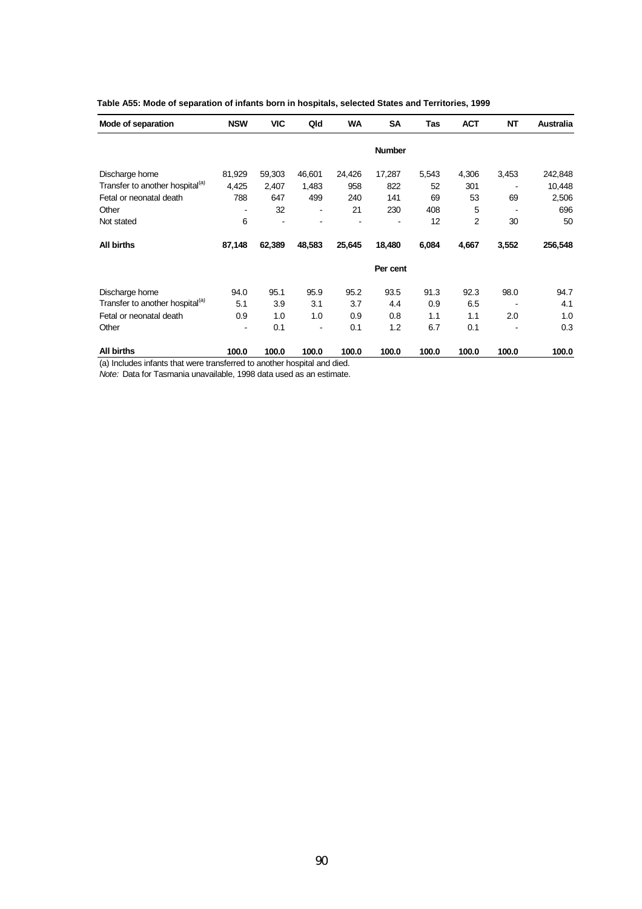**Table A55: Mode of separation of infants born in hospitals, selected States and Territories, 1999**

| Mode of separation | NSW | VIC | Qld | WA | SA | Tas | ACT | NT | Australia |
|---|---|---|---|---|---|---|---|---|---|
| | | | | | **Number** | | | | |
| Discharge home | 81,929 | 59,303 | 46,601 | 24,426 | 17,287 | 5,543 | 4,306 | 3,453 | 242,848 |
| Transfer to another hospital[(a)] | 4,425 | 2,407 | 1,483 | 958 | 822 | 52 | 301 | - | 10,448 |
| Fetal or neonatal death | 788 | 647 | 499 | 240 | 141 | 69 | 53 | 69 | 2,506 |
| Other | - | 32 | - | 21 | 230 | 408 | 5 | - | 696 |
| Not stated | 6 | - | - | - | - | 12 | 2 | 30 | 50 |
| **All births** | **87,148** | **62,389** | **48,583** | **25,645** | **18,480** | **6,084** | **4,667** | **3,552** | **256,548** |
| | | | | | **Per cent** | | | | |
| Discharge home | 94.0 | 95.1 | 95.9 | 95.2 | 93.5 | 91.3 | 92.3 | 98.0 | 94.7 |
| Transfer to another hospital[(a)] | 5.1 | 3.9 | 3.1 | 3.7 | 4.4 | 0.9 | 6.5 | - | 4.1 |
| Fetal or neonatal death | 0.9 | 1.0 | 1.0 | 0.9 | 0.8 | 1.1 | 1.1 | 2.0 | 1.0 |
| Other | - | 0.1 | - | 0.1 | 1.2 | 6.7 | 0.1 | - | 0.3 |
| **All births** | **100.0** | **100.0** | **100.0** | **100.0** | **100.0** | **100.0** | **100.0** | **100.0** | **100.0** |

(a) Includes infants that were transferred to another hospital and died.

*Note:* Data for Tasmania unavailable, 1998 data used as an estimate.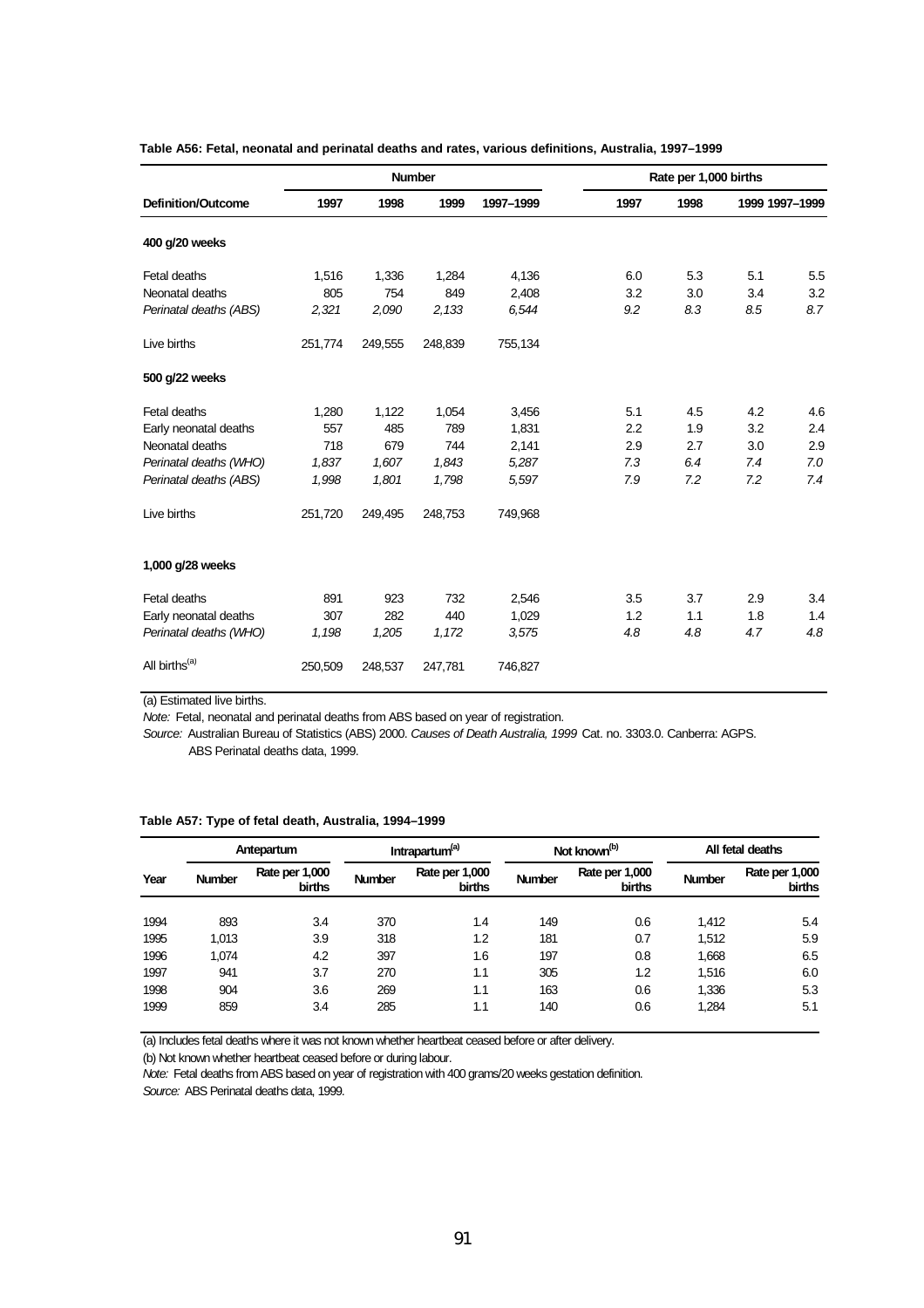**Table A56: Fetal, neonatal and perinatal deaths and rates, various definitions, Australia, 1997–1999**

| | Number | | | | Rate per 1,000 births | | | |
|---|---|---|---|---|---|---|---|---|
| **Definition/Outcome** | **1997** | **1998** | **1999** | **1997–1999** | **1997** | **1998** | **1999** | **1997–1999** |
| **400 g/20 weeks** | | | | | | | | |
| Fetal deaths | 1,516 | 1,336 | 1,284 | 4,136 | 6.0 | 5.3 | 5.1 | 5.5 |
| Neonatal deaths | 805 | 754 | 849 | 2,408 | 3.2 | 3.0 | 3.4 | 3.2 |
| *Perinatal deaths (ABS)* | *2,321* | *2,090* | *2,133* | *6,544* | *9.2* | *8.3* | *8.5* | *8.7* |
| Live births | 251,774 | 249,555 | 248,839 | 755,134 | | | | |
| **500 g/22 weeks** | | | | | | | | |
| Fetal deaths | 1,280 | 1,122 | 1,054 | 3,456 | 5.1 | 4.5 | 4.2 | 4.6 |
| Early neonatal deaths | 557 | 485 | 789 | 1,831 | 2.2 | 1.9 | 3.2 | 2.4 |
| Neonatal deaths | 718 | 679 | 744 | 2,141 | 2.9 | 2.7 | 3.0 | 2.9 |
| *Perinatal deaths (WHO)* | *1,837* | *1,607* | *1,843* | *5,287* | *7.3* | *6.4* | *7.4* | *7.0* |
| *Perinatal deaths (ABS)* | *1,998* | *1,801* | *1,798* | *5,597* | *7.9* | *7.2* | *7.2* | *7.4* |
| Live births | 251,720 | 249,495 | 248,753 | 749,968 | | | | |
| **1,000 g/28 weeks** | | | | | | | | |
| Fetal deaths | 891 | 923 | 732 | 2,546 | 3.5 | 3.7 | 2.9 | 3.4 |
| Early neonatal deaths | 307 | 282 | 440 | 1,029 | 1.2 | 1.1 | 1.8 | 1.4 |
| *Perinatal deaths (WHO)* | *1,198* | *1,205* | *1,172* | *3,575* | *4.8* | *4.8* | *4.7* | *4.8* |
| All births[(a)] | 250,509 | 248,537 | 247,781 | 746,827 | | | | |

(a) Estimated live births.

*Note:* Fetal, neonatal and perinatal deaths from ABS based on year of registration.

*Source:* Australian Bureau of Statistics (ABS) 2000. *Causes of Death Australia, 1999* Cat. no. 3303.0. Canberra: AGPS. ABS Perinatal deaths data, 1999.

**Table A57: Type of fetal death, Australia, 1994–1999**

| | Antepartum | | Intrapartum[(a)] | | Not known[(b)] | | All fetal deaths | |
|---|---|---|---|---|---|---|---|---|
| **Year** | **Number** | **Rate per 1,000 births** | **Number** | **Rate per 1,000 births** | **Number** | **Rate per 1,000 births** | **Number** | **Rate per 1,000 births** |
| 1994 | 893 | 3.4 | 370 | 1.4 | 149 | 0.6 | 1,412 | 5.4 |
| 1995 | 1,013 | 3.9 | 318 | 1.2 | 181 | 0.7 | 1,512 | 5.9 |
| 1996 | 1,074 | 4.2 | 397 | 1.6 | 197 | 0.8 | 1,668 | 6.5 |
| 1997 | 941 | 3.7 | 270 | 1.1 | 305 | 1.2 | 1,516 | 6.0 |
| 1998 | 904 | 3.6 | 269 | 1.1 | 163 | 0.6 | 1,336 | 5.3 |
| 1999 | 859 | 3.4 | 285 | 1.1 | 140 | 0.6 | 1,284 | 5.1 |

(a) Includes fetal deaths where it was not known whether heartbeat ceased before or after delivery.

(b) Not known whether heartbeat ceased before or during labour.

*Note:* Fetal deaths from ABS based on year of registration with 400 grams/20 weeks gestation definition.

*Source:* ABS Perinatal deaths data, 1999.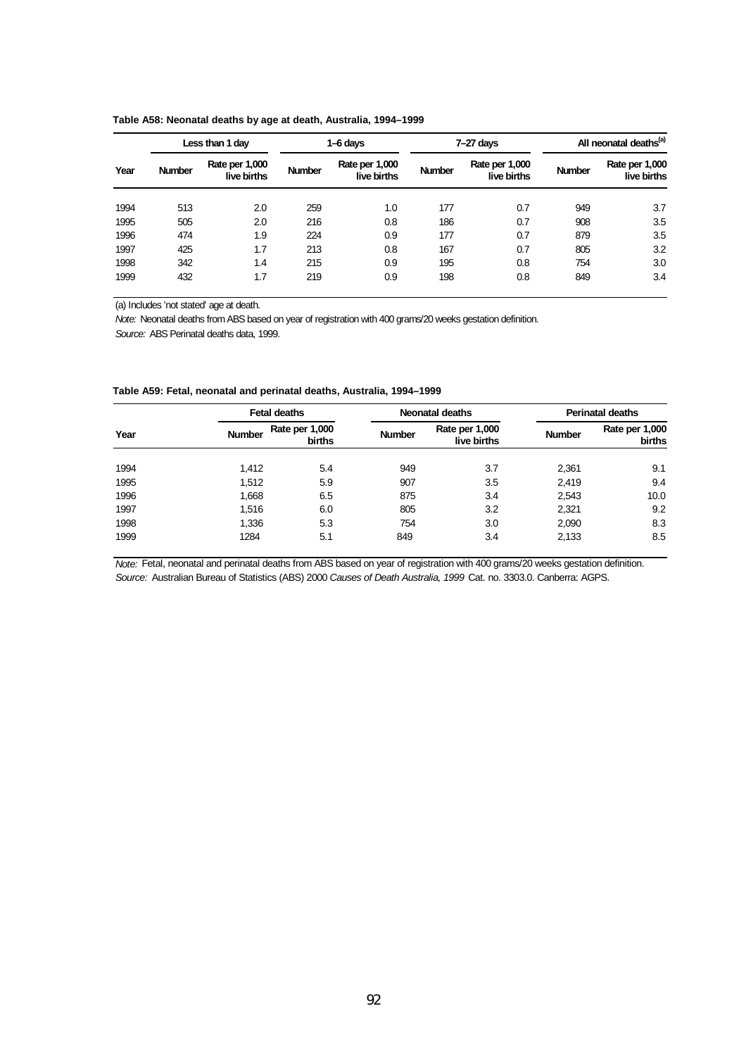**Table A58: Neonatal deaths by age at death, Australia, 1994–1999**

| Year | Less than 1 day | | 1–6 days | | 7–27 days | | All neonatal deaths[(a)] | |
|---|---|---|---|---|---|---|---|---|
| | Number | Rate per 1,000 live births | Number | Rate per 1,000 live births | Number | Rate per 1,000 live births | Number | Rate per 1,000 live births |
| 1994 | 513 | 2.0 | 259 | 1.0 | 177 | 0.7 | 949 | 3.7 |
| 1995 | 505 | 2.0 | 216 | 0.8 | 186 | 0.7 | 908 | 3.5 |
| 1996 | 474 | 1.9 | 224 | 0.9 | 177 | 0.7 | 879 | 3.5 |
| 1997 | 425 | 1.7 | 213 | 0.8 | 167 | 0.7 | 805 | 3.2 |
| 1998 | 342 | 1.4 | 215 | 0.9 | 195 | 0.8 | 754 | 3.0 |
| 1999 | 432 | 1.7 | 219 | 0.9 | 198 | 0.8 | 849 | 3.4 |

(a) Includes 'not stated' age at death.

*Note:* Neonatal deaths from ABS based on year of registration with 400 grams/20 weeks gestation definition.

*Source:* ABS Perinatal deaths data, 1999.

**Table A59: Fetal, neonatal and perinatal deaths, Australia, 1994–1999**

| Year | Fetal deaths | | Neonatal deaths | | Perinatal deaths | |
|---|---|---|---|---|---|---|
| | Number | Rate per 1,000 births | Number | Rate per 1,000 live births | Number | Rate per 1,000 births |
| 1994 | 1,412 | 5.4 | 949 | 3.7 | 2,361 | 9.1 |
| 1995 | 1,512 | 5.9 | 907 | 3.5 | 2,419 | 9.4 |
| 1996 | 1,668 | 6.5 | 875 | 3.4 | 2,543 | 10.0 |
| 1997 | 1,516 | 6.0 | 805 | 3.2 | 2,321 | 9.2 |
| 1998 | 1,336 | 5.3 | 754 | 3.0 | 2,090 | 8.3 |
| 1999 | 1284 | 5.1 | 849 | 3.4 | 2,133 | 8.5 |

*Note:* Fetal, neonatal and perinatal deaths from ABS based on year of registration with 400 grams/20 weeks gestation definition.

*Source:* Australian Bureau of Statistics (ABS) 2000 *Causes of Death Australia, 1999* Cat. no. 3303.0. Canberra: AGPS.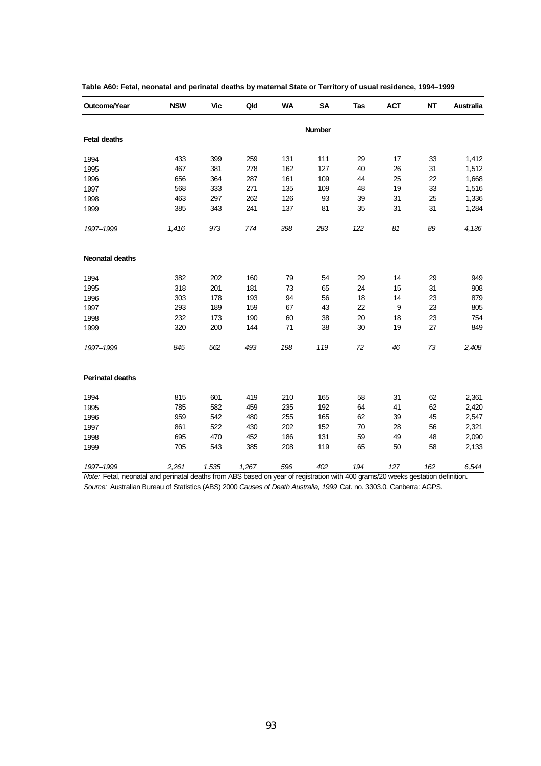**Table A60: Fetal, neonatal and perinatal deaths by maternal State or Territory of usual residence, 1994–1999**

| Outcome/Year | NSW | Vic | Qld | WA | SA | Tas | ACT | NT | Australia |
|---|---|---|---|---|---|---|---|---|---|
| | | | | | **Number** | | | | |
| **Fetal deaths** | | | | | | | | | |
| 1994 | 433 | 399 | 259 | 131 | 111 | 29 | 17 | 33 | 1,412 |
| 1995 | 467 | 381 | 278 | 162 | 127 | 40 | 26 | 31 | 1,512 |
| 1996 | 656 | 364 | 287 | 161 | 109 | 44 | 25 | 22 | 1,668 |
| 1997 | 568 | 333 | 271 | 135 | 109 | 48 | 19 | 33 | 1,516 |
| 1998 | 463 | 297 | 262 | 126 | 93 | 39 | 31 | 25 | 1,336 |
| 1999 | 385 | 343 | 241 | 137 | 81 | 35 | 31 | 31 | 1,284 |
| *1997–1999* | *1,416* | *973* | *774* | *398* | *283* | *122* | *81* | *89* | *4,136* |
| **Neonatal deaths** | | | | | | | | | |
| 1994 | 382 | 202 | 160 | 79 | 54 | 29 | 14 | 29 | 949 |
| 1995 | 318 | 201 | 181 | 73 | 65 | 24 | 15 | 31 | 908 |
| 1996 | 303 | 178 | 193 | 94 | 56 | 18 | 14 | 23 | 879 |
| 1997 | 293 | 189 | 159 | 67 | 43 | 22 | 9 | 23 | 805 |
| 1998 | 232 | 173 | 190 | 60 | 38 | 20 | 18 | 23 | 754 |
| 1999 | 320 | 200 | 144 | 71 | 38 | 30 | 19 | 27 | 849 |
| *1997–1999* | *845* | *562* | *493* | *198* | *119* | *72* | *46* | *73* | *2,408* |
| **Perinatal deaths** | | | | | | | | | |
| 1994 | 815 | 601 | 419 | 210 | 165 | 58 | 31 | 62 | 2,361 |
| 1995 | 785 | 582 | 459 | 235 | 192 | 64 | 41 | 62 | 2,420 |
| 1996 | 959 | 542 | 480 | 255 | 165 | 62 | 39 | 45 | 2,547 |
| 1997 | 861 | 522 | 430 | 202 | 152 | 70 | 28 | 56 | 2,321 |
| 1998 | 695 | 470 | 452 | 186 | 131 | 59 | 49 | 48 | 2,090 |
| 1999 | 705 | 543 | 385 | 208 | 119 | 65 | 50 | 58 | 2,133 |
| *1997–1999* | *2,261* | *1,535* | *1,267* | *596* | *402* | *194* | *127* | *162* | *6,544* |

*Note:* Fetal, neonatal and perinatal deaths from ABS based on year of registration with 400 grams/20 weeks gestation definition.

*Source:* Australian Bureau of Statistics (ABS) 2000 *Causes of Death Australia, 1999* Cat. no. 3303.0. Canberra: AGPS.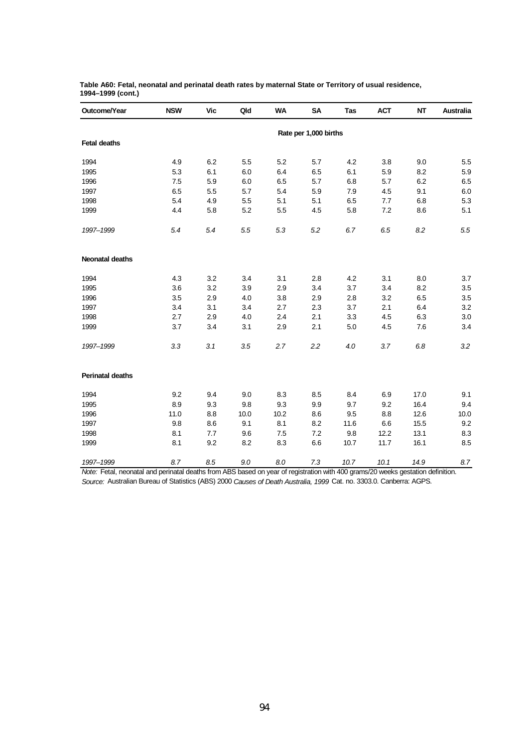**Table A60: Fetal, neonatal and perinatal death rates by maternal State or Territory of usual residence, 1994–1999 (cont.)**

| Outcome/Year | NSW | Vic | Qld | WA | SA | Tas | ACT | NT | Australia |
|---|---|---|---|---|---|---|---|---|---|
| | | | | | Rate per 1,000 births | | | | |
| **Fetal deaths** | | | | | | | | | |
| 1994 | 4.9 | 6.2 | 5.5 | 5.2 | 5.7 | 4.2 | 3.8 | 9.0 | 5.5 |
| 1995 | 5.3 | 6.1 | 6.0 | 6.4 | 6.5 | 6.1 | 5.9 | 8.2 | 5.9 |
| 1996 | 7.5 | 5.9 | 6.0 | 6.5 | 5.7 | 6.8 | 5.7 | 6.2 | 6.5 |
| 1997 | 6.5 | 5.5 | 5.7 | 5.4 | 5.9 | 7.9 | 4.5 | 9.1 | 6.0 |
| 1998 | 5.4 | 4.9 | 5.5 | 5.1 | 5.1 | 6.5 | 7.7 | 6.8 | 5.3 |
| 1999 | 4.4 | 5.8 | 5.2 | 5.5 | 4.5 | 5.8 | 7.2 | 8.6 | 5.1 |
| *1997–1999* | *5.4* | *5.4* | *5.5* | *5.3* | *5.2* | *6.7* | *6.5* | *8.2* | *5.5* |
| **Neonatal deaths** | | | | | | | | | |
| 1994 | 4.3 | 3.2 | 3.4 | 3.1 | 2.8 | 4.2 | 3.1 | 8.0 | 3.7 |
| 1995 | 3.6 | 3.2 | 3.9 | 2.9 | 3.4 | 3.7 | 3.4 | 8.2 | 3.5 |
| 1996 | 3.5 | 2.9 | 4.0 | 3.8 | 2.9 | 2.8 | 3.2 | 6.5 | 3.5 |
| 1997 | 3.4 | 3.1 | 3.4 | 2.7 | 2.3 | 3.7 | 2.1 | 6.4 | 3.2 |
| 1998 | 2.7 | 2.9 | 4.0 | 2.4 | 2.1 | 3.3 | 4.5 | 6.3 | 3.0 |
| 1999 | 3.7 | 3.4 | 3.1 | 2.9 | 2.1 | 5.0 | 4.5 | 7.6 | 3.4 |
| *1997–1999* | *3.3* | *3.1* | *3.5* | *2.7* | *2.2* | *4.0* | *3.7* | *6.8* | *3.2* |
| **Perinatal deaths** | | | | | | | | | |
| 1994 | 9.2 | 9.4 | 9.0 | 8.3 | 8.5 | 8.4 | 6.9 | 17.0 | 9.1 |
| 1995 | 8.9 | 9.3 | 9.8 | 9.3 | 9.9 | 9.7 | 9.2 | 16.4 | 9.4 |
| 1996 | 11.0 | 8.8 | 10.0 | 10.2 | 8.6 | 9.5 | 8.8 | 12.6 | 10.0 |
| 1997 | 9.8 | 8.6 | 9.1 | 8.1 | 8.2 | 11.6 | 6.6 | 15.5 | 9.2 |
| 1998 | 8.1 | 7.7 | 9.6 | 7.5 | 7.2 | 9.8 | 12.2 | 13.1 | 8.3 |
| 1999 | 8.1 | 9.2 | 8.2 | 8.3 | 6.6 | 10.7 | 11.7 | 16.1 | 8.5 |
| *1997–1999* | *8.7* | *8.5* | *9.0* | *8.0* | *7.3* | *10.7* | *10.1* | *14.9* | *8.7* |

*Note:* Fetal, neonatal and perinatal deaths from ABS based on year of registration with 400 grams/20 weeks gestation definition.

*Source:* Australian Bureau of Statistics (ABS) 2000 *Causes of Death Australia, 1999* Cat. no. 3303.0. Canberra: AGPS.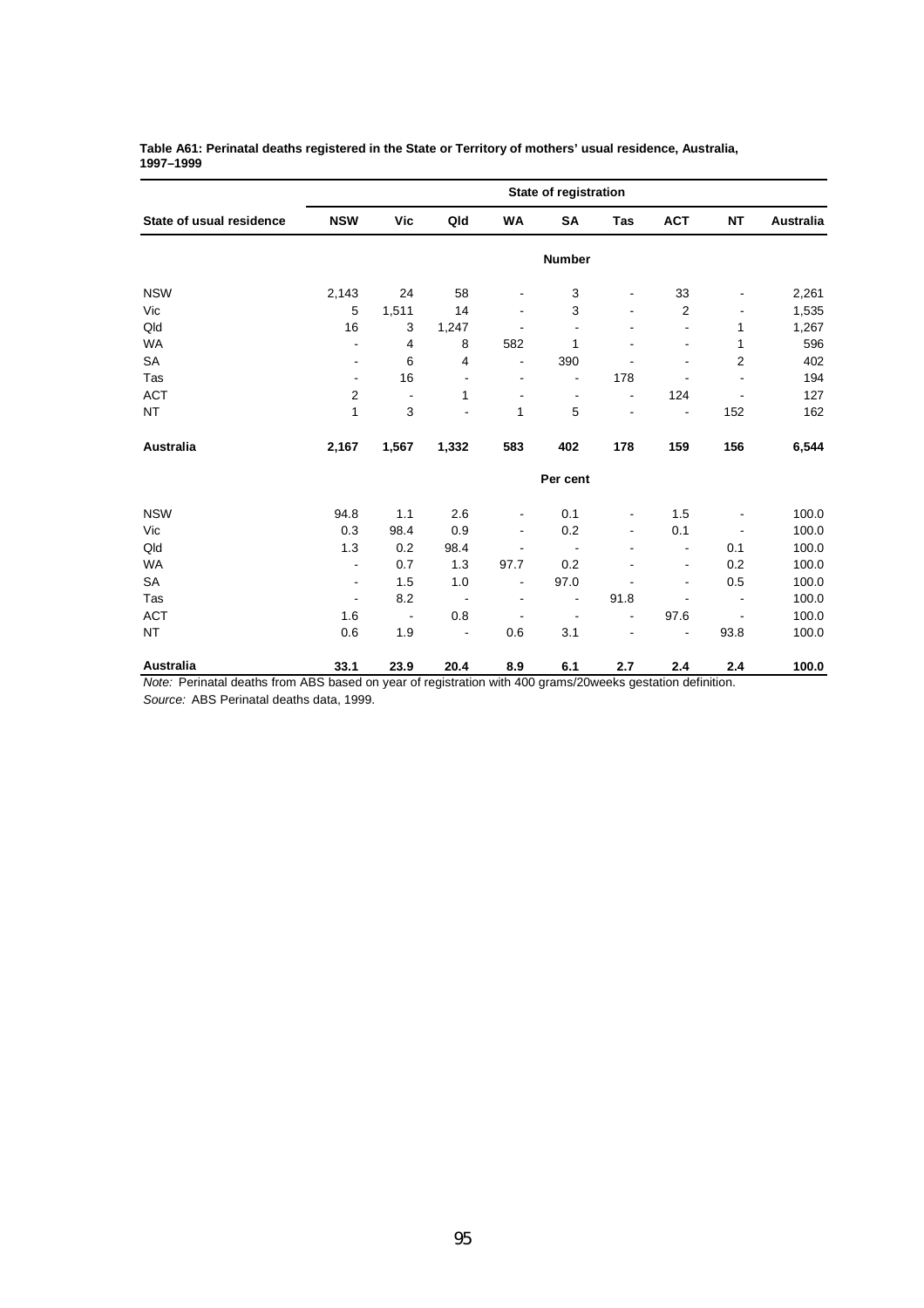**Table A61: Perinatal deaths registered in the State or Territory of mothers' usual residence, Australia, 1997–1999**

| | State of registration | | | | | | | | |
|---|---|---|---|---|---|---|---|---|---|
| **State of usual residence** | **NSW** | **Vic** | **Qld** | **WA** | **SA** | **Tas** | **ACT** | **NT** | **Australia** |
| | | | | | **Number** | | | | |
| NSW | 2,143 | 24 | 58 | - | 3 | - | 33 | - | 2,261 |
| Vic | 5 | 1,511 | 14 | - | 3 | - | 2 | - | 1,535 |
| Qld | 16 | 3 | 1,247 | - | - | - | - | 1 | 1,267 |
| WA | - | 4 | 8 | 582 | 1 | - | - | 1 | 596 |
| SA | - | 6 | 4 | - | 390 | - | - | 2 | 402 |
| Tas | - | 16 | - | - | - | 178 | - | - | 194 |
| ACT | 2 | - | 1 | - | - | - | 124 | - | 127 |
| NT | 1 | 3 | - | 1 | 5 | - | - | 152 | 162 |
| **Australia** | **2,167** | **1,567** | **1,332** | **583** | **402** | **178** | **159** | **156** | **6,544** |
| | | | | | **Per cent** | | | | |
| NSW | 94.8 | 1.1 | 2.6 | - | 0.1 | - | 1.5 | - | 100.0 |
| Vic | 0.3 | 98.4 | 0.9 | - | 0.2 | - | 0.1 | - | 100.0 |
| Qld | 1.3 | 0.2 | 98.4 | - | - | - | - | 0.1 | 100.0 |
| WA | - | 0.7 | 1.3 | 97.7 | 0.2 | - | - | 0.2 | 100.0 |
| SA | - | 1.5 | 1.0 | - | 97.0 | - | - | 0.5 | 100.0 |
| Tas | - | 8.2 | - | - | - | 91.8 | - | - | 100.0 |
| ACT | 1.6 | - | 0.8 | - | - | - | 97.6 | - | 100.0 |
| NT | 0.6 | 1.9 | - | 0.6 | 3.1 | - | - | 93.8 | 100.0 |
| **Australia** | **33.1** | **23.9** | **20.4** | **8.9** | **6.1** | **2.7** | **2.4** | **2.4** | **100.0** |

*Note:* Perinatal deaths from ABS based on year of registration with 400 grams/20weeks gestation definition.

*Source:* ABS Perinatal deaths data, 1999.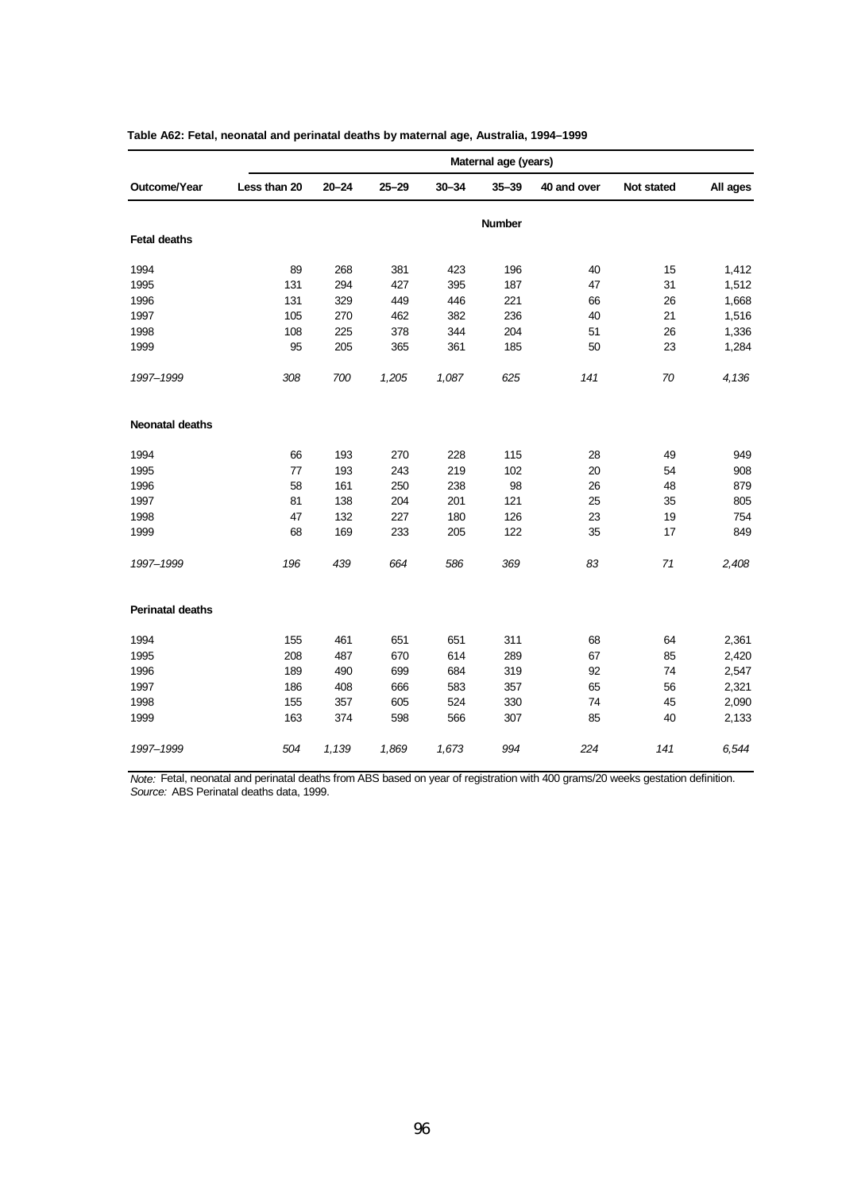**Table A62: Fetal, neonatal and perinatal deaths by maternal age, Australia, 1994–1999**

| | Maternal age (years) | | | | | | | |
|---|---|---|---|---|---|---|---|---|
| **Outcome/Year** | **Less than 20** | **20–24** | **25–29** | **30–34** | **35–39** | **40 and over** | **Not stated** | **All ages** |
| | | | | | **Number** | | | |
| **Fetal deaths** | | | | | | | | |
| 1994 | 89 | 268 | 381 | 423 | 196 | 40 | 15 | 1,412 |
| 1995 | 131 | 294 | 427 | 395 | 187 | 47 | 31 | 1,512 |
| 1996 | 131 | 329 | 449 | 446 | 221 | 66 | 26 | 1,668 |
| 1997 | 105 | 270 | 462 | 382 | 236 | 40 | 21 | 1,516 |
| 1998 | 108 | 225 | 378 | 344 | 204 | 51 | 26 | 1,336 |
| 1999 | 95 | 205 | 365 | 361 | 185 | 50 | 23 | 1,284 |
| *1997–1999* | *308* | *700* | *1,205* | *1,087* | *625* | *141* | *70* | *4,136* |
| **Neonatal deaths** | | | | | | | | |
| 1994 | 66 | 193 | 270 | 228 | 115 | 28 | 49 | 949 |
| 1995 | 77 | 193 | 243 | 219 | 102 | 20 | 54 | 908 |
| 1996 | 58 | 161 | 250 | 238 | 98 | 26 | 48 | 879 |
| 1997 | 81 | 138 | 204 | 201 | 121 | 25 | 35 | 805 |
| 1998 | 47 | 132 | 227 | 180 | 126 | 23 | 19 | 754 |
| 1999 | 68 | 169 | 233 | 205 | 122 | 35 | 17 | 849 |
| *1997–1999* | *196* | *439* | *664* | *586* | *369* | *83* | *71* | *2,408* |
| **Perinatal deaths** | | | | | | | | |
| 1994 | 155 | 461 | 651 | 651 | 311 | 68 | 64 | 2,361 |
| 1995 | 208 | 487 | 670 | 614 | 289 | 67 | 85 | 2,420 |
| 1996 | 189 | 490 | 699 | 684 | 319 | 92 | 74 | 2,547 |
| 1997 | 186 | 408 | 666 | 583 | 357 | 65 | 56 | 2,321 |
| 1998 | 155 | 357 | 605 | 524 | 330 | 74 | 45 | 2,090 |
| 1999 | 163 | 374 | 598 | 566 | 307 | 85 | 40 | 2,133 |
| *1997–1999* | *504* | *1,139* | *1,869* | *1,673* | *994* | *224* | *141* | *6,544* |

*Note:* Fetal, neonatal and perinatal deaths from ABS based on year of registration with 400 grams/20 weeks gestation definition.
*Source:* ABS Perinatal deaths data, 1999.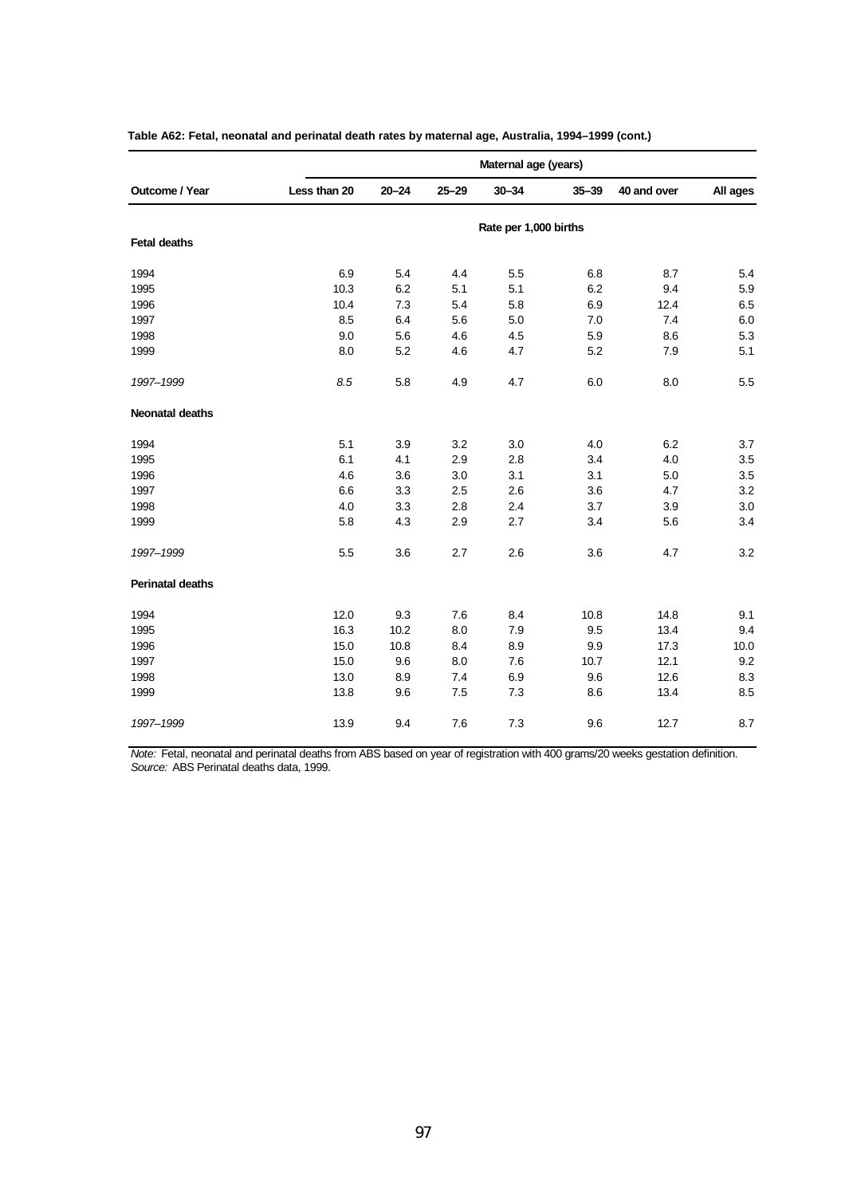**Table A62: Fetal, neonatal and perinatal death rates by maternal age, Australia, 1994–1999 (cont.)**

| | Maternal age (years) | | | | | | |
|---|---|---|---|---|---|---|---|
| **Outcome / Year** | **Less than 20** | **20–24** | **25–29** | **30–34** | **35–39** | **40 and over** | **All ages** |
| | | | | Rate per 1,000 births | | | |
| **Fetal deaths** | | | | | | | |
| 1994 | 6.9 | 5.4 | 4.4 | 5.5 | 6.8 | 8.7 | 5.4 |
| 1995 | 10.3 | 6.2 | 5.1 | 5.1 | 6.2 | 9.4 | 5.9 |
| 1996 | 10.4 | 7.3 | 5.4 | 5.8 | 6.9 | 12.4 | 6.5 |
| 1997 | 8.5 | 6.4 | 5.6 | 5.0 | 7.0 | 7.4 | 6.0 |
| 1998 | 9.0 | 5.6 | 4.6 | 4.5 | 5.9 | 8.6 | 5.3 |
| 1999 | 8.0 | 5.2 | 4.6 | 4.7 | 5.2 | 7.9 | 5.1 |
| *1997–1999* | *8.5* | 5.8 | 4.9 | 4.7 | 6.0 | 8.0 | 5.5 |
| **Neonatal deaths** | | | | | | | |
| 1994 | 5.1 | 3.9 | 3.2 | 3.0 | 4.0 | 6.2 | 3.7 |
| 1995 | 6.1 | 4.1 | 2.9 | 2.8 | 3.4 | 4.0 | 3.5 |
| 1996 | 4.6 | 3.6 | 3.0 | 3.1 | 3.1 | 5.0 | 3.5 |
| 1997 | 6.6 | 3.3 | 2.5 | 2.6 | 3.6 | 4.7 | 3.2 |
| 1998 | 4.0 | 3.3 | 2.8 | 2.4 | 3.7 | 3.9 | 3.0 |
| 1999 | 5.8 | 4.3 | 2.9 | 2.7 | 3.4 | 5.6 | 3.4 |
| *1997–1999* | 5.5 | 3.6 | 2.7 | 2.6 | 3.6 | 4.7 | 3.2 |
| **Perinatal deaths** | | | | | | | |
| 1994 | 12.0 | 9.3 | 7.6 | 8.4 | 10.8 | 14.8 | 9.1 |
| 1995 | 16.3 | 10.2 | 8.0 | 7.9 | 9.5 | 13.4 | 9.4 |
| 1996 | 15.0 | 10.8 | 8.4 | 8.9 | 9.9 | 17.3 | 10.0 |
| 1997 | 15.0 | 9.6 | 8.0 | 7.6 | 10.7 | 12.1 | 9.2 |
| 1998 | 13.0 | 8.9 | 7.4 | 6.9 | 9.6 | 12.6 | 8.3 |
| 1999 | 13.8 | 9.6 | 7.5 | 7.3 | 8.6 | 13.4 | 8.5 |
| *1997–1999* | 13.9 | 9.4 | 7.6 | 7.3 | 9.6 | 12.7 | 8.7 |

*Note:* Fetal, neonatal and perinatal deaths from ABS based on year of registration with 400 grams/20 weeks gestation definition.
*Source:* ABS Perinatal deaths data, 1999.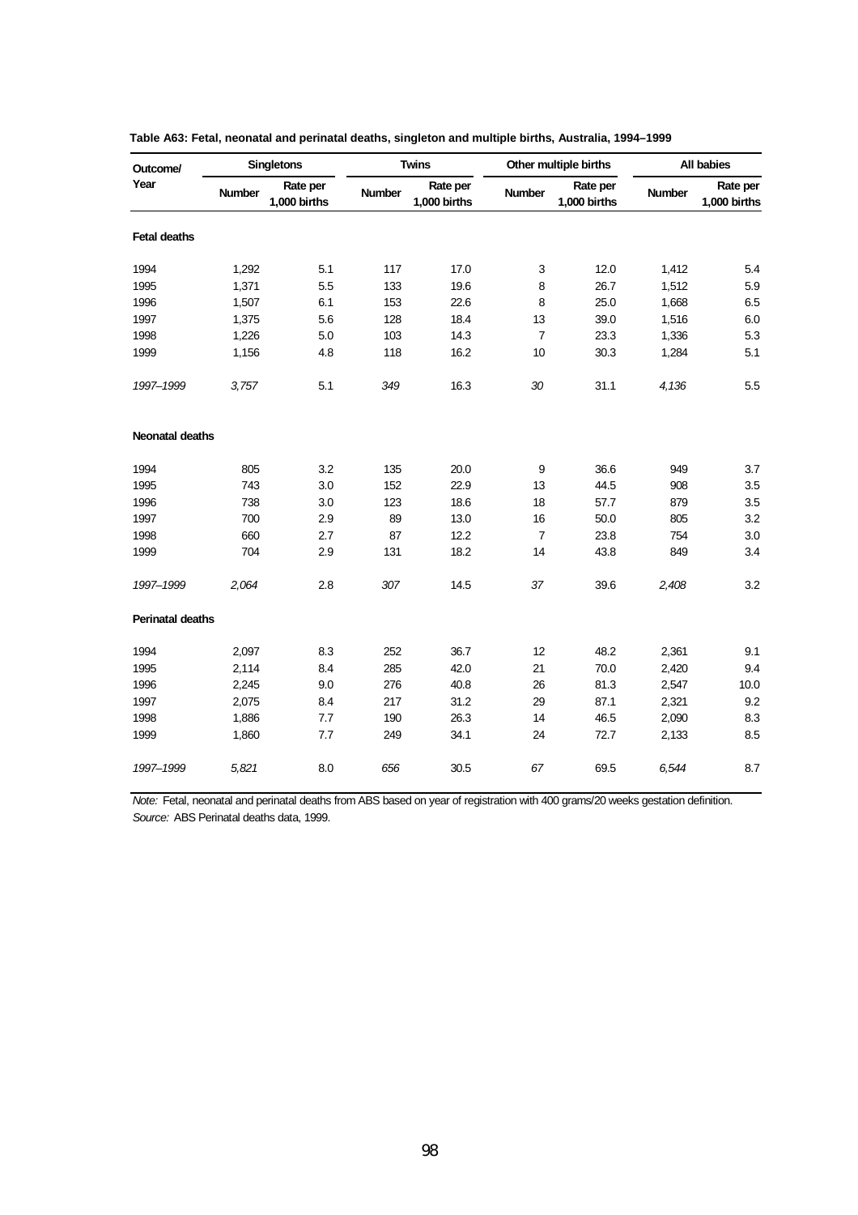**Table A63: Fetal, neonatal and perinatal deaths, singleton and multiple births, Australia, 1994–1999**

| Outcome/ Year | Singletons | | Twins | | Other multiple births | | All babies | |
|---|---|---|---|---|---|---|---|---|
| | Number | Rate per 1,000 births | Number | Rate per 1,000 births | Number | Rate per 1,000 births | Number | Rate per 1,000 births |
| **Fetal deaths** | | | | | | | | |
| 1994 | 1,292 | 5.1 | 117 | 17.0 | 3 | 12.0 | 1,412 | 5.4 |
| 1995 | 1,371 | 5.5 | 133 | 19.6 | 8 | 26.7 | 1,512 | 5.9 |
| 1996 | 1,507 | 6.1 | 153 | 22.6 | 8 | 25.0 | 1,668 | 6.5 |
| 1997 | 1,375 | 5.6 | 128 | 18.4 | 13 | 39.0 | 1,516 | 6.0 |
| 1998 | 1,226 | 5.0 | 103 | 14.3 | 7 | 23.3 | 1,336 | 5.3 |
| 1999 | 1,156 | 4.8 | 118 | 16.2 | 10 | 30.3 | 1,284 | 5.1 |
| *1997–1999* | *3,757* | 5.1 | *349* | 16.3 | *30* | 31.1 | *4,136* | 5.5 |
| **Neonatal deaths** | | | | | | | | |
| 1994 | 805 | 3.2 | 135 | 20.0 | 9 | 36.6 | 949 | 3.7 |
| 1995 | 743 | 3.0 | 152 | 22.9 | 13 | 44.5 | 908 | 3.5 |
| 1996 | 738 | 3.0 | 123 | 18.6 | 18 | 57.7 | 879 | 3.5 |
| 1997 | 700 | 2.9 | 89 | 13.0 | 16 | 50.0 | 805 | 3.2 |
| 1998 | 660 | 2.7 | 87 | 12.2 | 7 | 23.8 | 754 | 3.0 |
| 1999 | 704 | 2.9 | 131 | 18.2 | 14 | 43.8 | 849 | 3.4 |
| *1997–1999* | *2,064* | 2.8 | *307* | 14.5 | *37* | 39.6 | *2,408* | 3.2 |
| **Perinatal deaths** | | | | | | | | |
| 1994 | 2,097 | 8.3 | 252 | 36.7 | 12 | 48.2 | 2,361 | 9.1 |
| 1995 | 2,114 | 8.4 | 285 | 42.0 | 21 | 70.0 | 2,420 | 9.4 |
| 1996 | 2,245 | 9.0 | 276 | 40.8 | 26 | 81.3 | 2,547 | 10.0 |
| 1997 | 2,075 | 8.4 | 217 | 31.2 | 29 | 87.1 | 2,321 | 9.2 |
| 1998 | 1,886 | 7.7 | 190 | 26.3 | 14 | 46.5 | 2,090 | 8.3 |
| 1999 | 1,860 | 7.7 | 249 | 34.1 | 24 | 72.7 | 2,133 | 8.5 |
| *1997–1999* | *5,821* | 8.0 | *656* | 30.5 | *67* | 69.5 | *6,544* | 8.7 |

*Note:* Fetal, neonatal and perinatal deaths from ABS based on year of registration with 400 grams/20 weeks gestation definition.
*Source:* ABS Perinatal deaths data, 1999.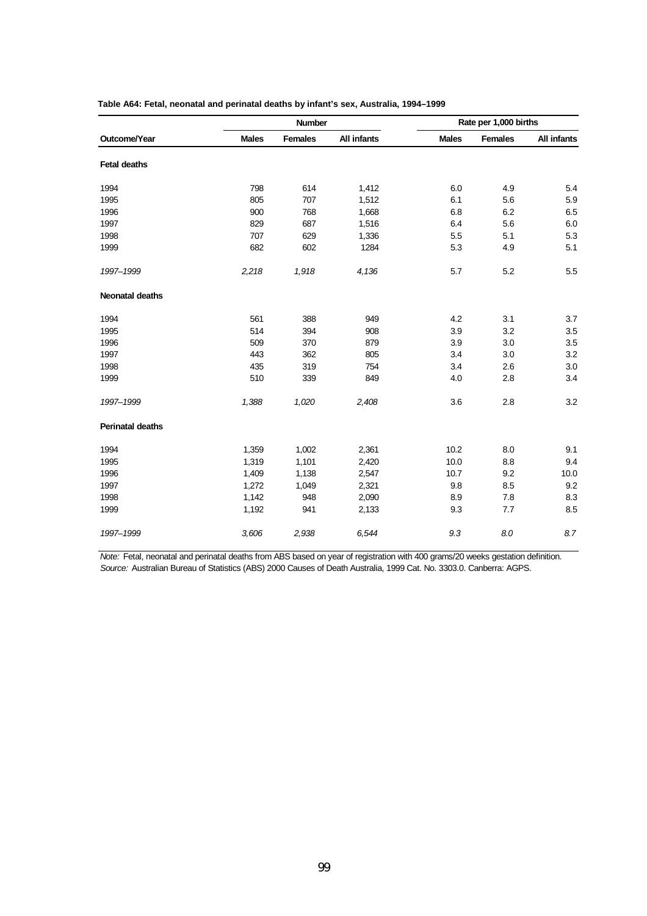**Table A64: Fetal, neonatal and perinatal deaths by infant's sex, Australia, 1994–1999**

| | Number | | | Rate per 1,000 births | | |
|---|---|---|---|---|---|---|
| **Outcome/Year** | **Males** | **Females** | **All infants** | **Males** | **Females** | **All infants** |
| **Fetal deaths** | | | | | | |
| 1994 | 798 | 614 | 1,412 | 6.0 | 4.9 | 5.4 |
| 1995 | 805 | 707 | 1,512 | 6.1 | 5.6 | 5.9 |
| 1996 | 900 | 768 | 1,668 | 6.8 | 6.2 | 6.5 |
| 1997 | 829 | 687 | 1,516 | 6.4 | 5.6 | 6.0 |
| 1998 | 707 | 629 | 1,336 | 5.5 | 5.1 | 5.3 |
| 1999 | 682 | 602 | 1284 | 5.3 | 4.9 | 5.1 |
| *1997–1999* | *2,218* | *1,918* | *4,136* | 5.7 | 5.2 | 5.5 |
| **Neonatal deaths** | | | | | | |
| 1994 | 561 | 388 | 949 | 4.2 | 3.1 | 3.7 |
| 1995 | 514 | 394 | 908 | 3.9 | 3.2 | 3.5 |
| 1996 | 509 | 370 | 879 | 3.9 | 3.0 | 3.5 |
| 1997 | 443 | 362 | 805 | 3.4 | 3.0 | 3.2 |
| 1998 | 435 | 319 | 754 | 3.4 | 2.6 | 3.0 |
| 1999 | 510 | 339 | 849 | 4.0 | 2.8 | 3.4 |
| *1997–1999* | *1,388* | *1,020* | *2,408* | 3.6 | 2.8 | 3.2 |
| **Perinatal deaths** | | | | | | |
| 1994 | 1,359 | 1,002 | 2,361 | 10.2 | 8.0 | 9.1 |
| 1995 | 1,319 | 1,101 | 2,420 | 10.0 | 8.8 | 9.4 |
| 1996 | 1,409 | 1,138 | 2,547 | 10.7 | 9.2 | 10.0 |
| 1997 | 1,272 | 1,049 | 2,321 | 9.8 | 8.5 | 9.2 |
| 1998 | 1,142 | 948 | 2,090 | 8.9 | 7.8 | 8.3 |
| 1999 | 1,192 | 941 | 2,133 | 9.3 | 7.7 | 8.5 |
| *1997–1999* | *3,606* | *2,938* | *6,544* | *9.3* | *8.0* | *8.7* |

*Note:* Fetal, neonatal and perinatal deaths from ABS based on year of registration with 400 grams/20 weeks gestation definition.
*Source:* Australian Bureau of Statistics (ABS) 2000 Causes of Death Australia, 1999 Cat. No. 3303.0. Canberra: AGPS.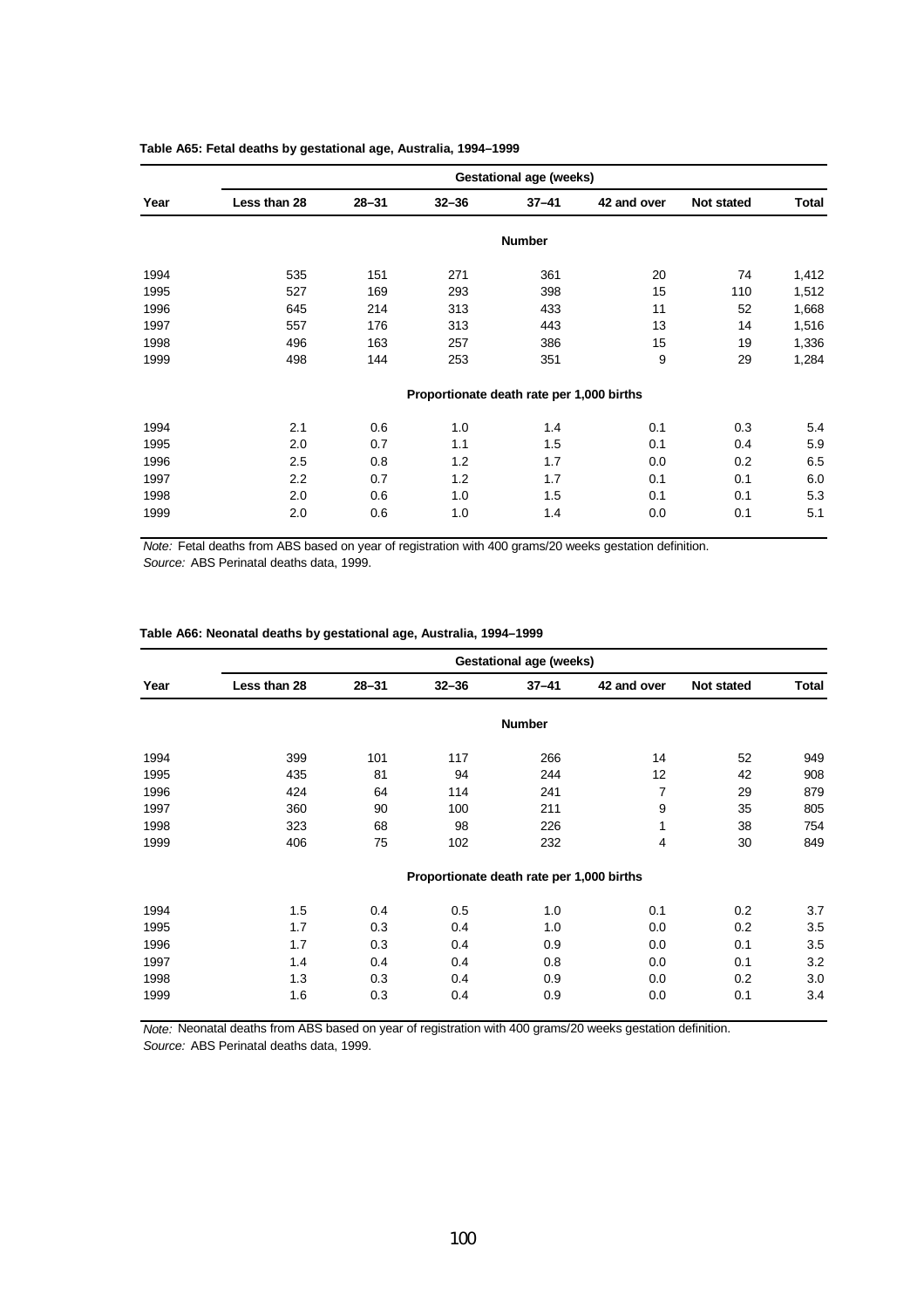**Table A65: Fetal deaths by gestational age, Australia, 1994–1999**

| Year | Gestational age (weeks) | | | | | | |
|---|---|---|---|---|---|---|---|
| | Less than 28 | 28–31 | 32–36 | 37–41 | 42 and over | Not stated | Total |
| | | | | Number | | | |
| 1994 | 535 | 151 | 271 | 361 | 20 | 74 | 1,412 |
| 1995 | 527 | 169 | 293 | 398 | 15 | 110 | 1,512 |
| 1996 | 645 | 214 | 313 | 433 | 11 | 52 | 1,668 |
| 1997 | 557 | 176 | 313 | 443 | 13 | 14 | 1,516 |
| 1998 | 496 | 163 | 257 | 386 | 15 | 19 | 1,336 |
| 1999 | 498 | 144 | 253 | 351 | 9 | 29 | 1,284 |
| | | | | Proportionate death rate per 1,000 births | | | |
| 1994 | 2.1 | 0.6 | 1.0 | 1.4 | 0.1 | 0.3 | 5.4 |
| 1995 | 2.0 | 0.7 | 1.1 | 1.5 | 0.1 | 0.4 | 5.9 |
| 1996 | 2.5 | 0.8 | 1.2 | 1.7 | 0.0 | 0.2 | 6.5 |
| 1997 | 2.2 | 0.7 | 1.2 | 1.7 | 0.1 | 0.1 | 6.0 |
| 1998 | 2.0 | 0.6 | 1.0 | 1.5 | 0.1 | 0.1 | 5.3 |
| 1999 | 2.0 | 0.6 | 1.0 | 1.4 | 0.0 | 0.1 | 5.1 |

*Note:* Fetal deaths from ABS based on year of registration with 400 grams/20 weeks gestation definition.
*Source:* ABS Perinatal deaths data, 1999.

**Table A66: Neonatal deaths by gestational age, Australia, 1994–1999**

| Year | Gestational age (weeks) | | | | | | |
|---|---|---|---|---|---|---|---|
| | Less than 28 | 28–31 | 32–36 | 37–41 | 42 and over | Not stated | Total |
| | | | | Number | | | |
| 1994 | 399 | 101 | 117 | 266 | 14 | 52 | 949 |
| 1995 | 435 | 81 | 94 | 244 | 12 | 42 | 908 |
| 1996 | 424 | 64 | 114 | 241 | 7 | 29 | 879 |
| 1997 | 360 | 90 | 100 | 211 | 9 | 35 | 805 |
| 1998 | 323 | 68 | 98 | 226 | 1 | 38 | 754 |
| 1999 | 406 | 75 | 102 | 232 | 4 | 30 | 849 |
| | | | | Proportionate death rate per 1,000 births | | | |
| 1994 | 1.5 | 0.4 | 0.5 | 1.0 | 0.1 | 0.2 | 3.7 |
| 1995 | 1.7 | 0.3 | 0.4 | 1.0 | 0.0 | 0.2 | 3.5 |
| 1996 | 1.7 | 0.3 | 0.4 | 0.9 | 0.0 | 0.1 | 3.5 |
| 1997 | 1.4 | 0.4 | 0.4 | 0.8 | 0.0 | 0.1 | 3.2 |
| 1998 | 1.3 | 0.3 | 0.4 | 0.9 | 0.0 | 0.2 | 3.0 |
| 1999 | 1.6 | 0.3 | 0.4 | 0.9 | 0.0 | 0.1 | 3.4 |

*Note:* Neonatal deaths from ABS based on year of registration with 400 grams/20 weeks gestation definition.
*Source:* ABS Perinatal deaths data, 1999.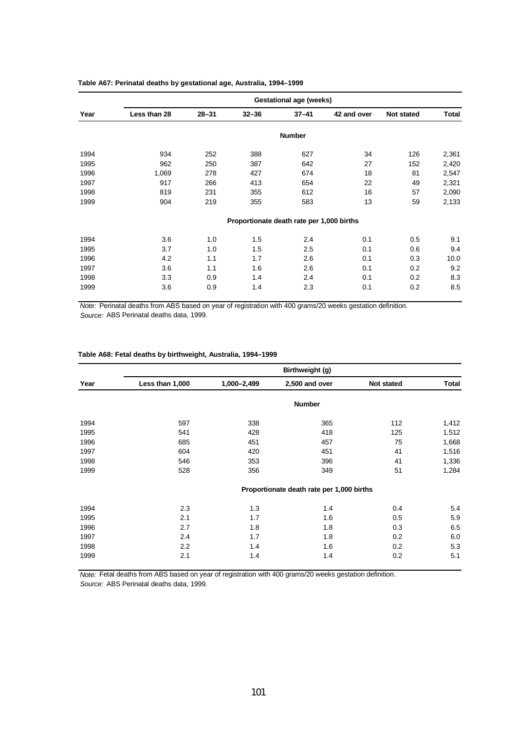**Table A67: Perinatal deaths by gestational age, Australia, 1994–1999**

| Year | Gestational age (weeks) | | | | | | |
|---|---|---|---|---|---|---|---|
| | Less than 28 | 28–31 | 32–36 | 37–41 | 42 and over | Not stated | Total |
| | **Number** | | | | | | |
| 1994 | 934 | 252 | 388 | 627 | 34 | 126 | 2,361 |
| 1995 | 962 | 250 | 387 | 642 | 27 | 152 | 2,420 |
| 1996 | 1,069 | 278 | 427 | 674 | 18 | 81 | 2,547 |
| 1997 | 917 | 266 | 413 | 654 | 22 | 49 | 2,321 |
| 1998 | 819 | 231 | 355 | 612 | 16 | 57 | 2,090 |
| 1999 | 904 | 219 | 355 | 583 | 13 | 59 | 2,133 |
| | **Proportionate death rate per 1,000 births** | | | | | | |
| 1994 | 3.6 | 1.0 | 1.5 | 2.4 | 0.1 | 0.5 | 9.1 |
| 1995 | 3.7 | 1.0 | 1.5 | 2.5 | 0.1 | 0.6 | 9.4 |
| 1996 | 4.2 | 1.1 | 1.7 | 2.6 | 0.1 | 0.3 | 10.0 |
| 1997 | 3.6 | 1.1 | 1.6 | 2.6 | 0.1 | 0.2 | 9.2 |
| 1998 | 3.3 | 0.9 | 1.4 | 2.4 | 0.1 | 0.2 | 8.3 |
| 1999 | 3.6 | 0.9 | 1.4 | 2.3 | 0.1 | 0.2 | 8.5 |

*Note:* Perinatal deaths from ABS based on year of registration with 400 grams/20 weeks gestation definition.
*Source:* ABS Perinatal deaths data, 1999.

**Table A68: Fetal deaths by birthweight, Australia, 1994–1999**

| Year | Birthweight (g) | | | | |
|---|---|---|---|---|---|
| | Less than 1,000 | 1,000–2,499 | 2,500 and over | Not stated | Total |
| | **Number** | | | | |
| 1994 | 597 | 338 | 365 | 112 | 1,412 |
| 1995 | 541 | 428 | 418 | 125 | 1,512 |
| 1996 | 685 | 451 | 457 | 75 | 1,668 |
| 1997 | 604 | 420 | 451 | 41 | 1,516 |
| 1998 | 546 | 353 | 396 | 41 | 1,336 |
| 1999 | 528 | 356 | 349 | 51 | 1,284 |
| | **Proportionate death rate per 1,000 births** | | | | |
| 1994 | 2.3 | 1.3 | 1.4 | 0.4 | 5.4 |
| 1995 | 2.1 | 1.7 | 1.6 | 0.5 | 5.9 |
| 1996 | 2.7 | 1.8 | 1.8 | 0.3 | 6.5 |
| 1997 | 2.4 | 1.7 | 1.8 | 0.2 | 6.0 |
| 1998 | 2.2 | 1.4 | 1.6 | 0.2 | 5.3 |
| 1999 | 2.1 | 1.4 | 1.4 | 0.2 | 5.1 |

*Note:* Fetal deaths from ABS based on year of registration with 400 grams/20 weeks gestation definition.
*Source:* ABS Perinatal deaths data, 1999.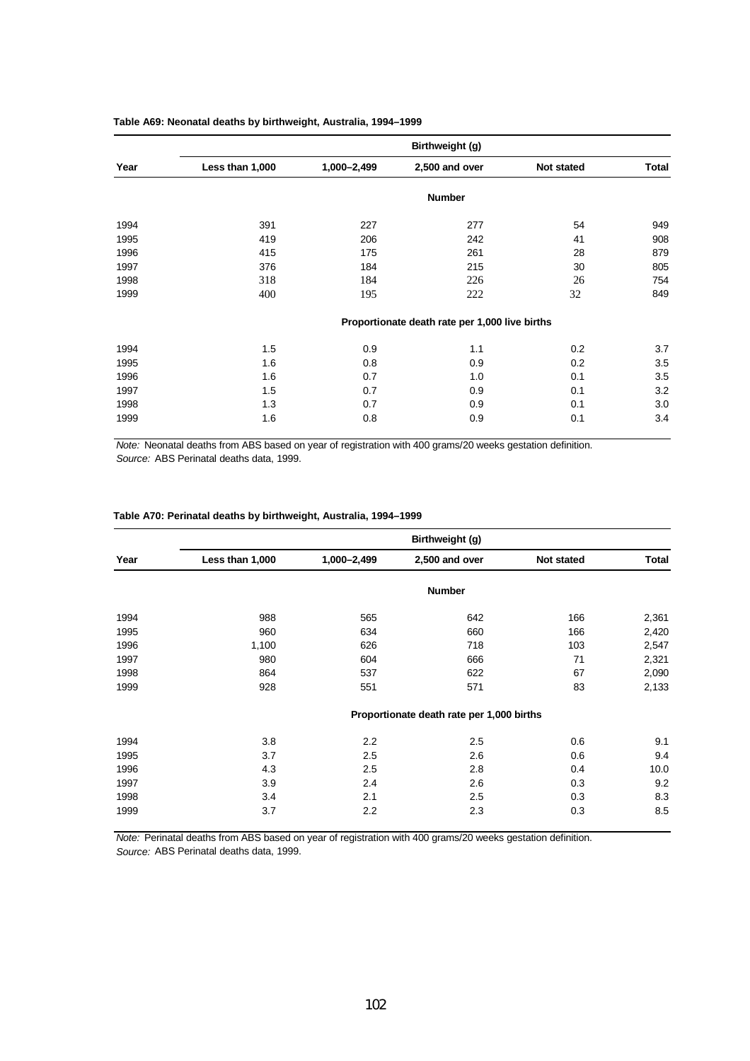**Table A69: Neonatal deaths by birthweight, Australia, 1994–1999**

| Year | Birthweight (g) | | | | |
|---|---|---|---|---|---|
| | Less than 1,000 | 1,000–2,499 | 2,500 and over | Not stated | Total |
| | | | **Number** | | |
| 1994 | 391 | 227 | 277 | 54 | 949 |
| 1995 | 419 | 206 | 242 | 41 | 908 |
| 1996 | 415 | 175 | 261 | 28 | 879 |
| 1997 | 376 | 184 | 215 | 30 | 805 |
| 1998 | 318 | 184 | 226 | 26 | 754 |
| 1999 | 400 | 195 | 222 | 32 | 849 |
| | | | **Proportionate death rate per 1,000 live births** | | |
| 1994 | 1.5 | 0.9 | 1.1 | 0.2 | 3.7 |
| 1995 | 1.6 | 0.8 | 0.9 | 0.2 | 3.5 |
| 1996 | 1.6 | 0.7 | 1.0 | 0.1 | 3.5 |
| 1997 | 1.5 | 0.7 | 0.9 | 0.1 | 3.2 |
| 1998 | 1.3 | 0.7 | 0.9 | 0.1 | 3.0 |
| 1999 | 1.6 | 0.8 | 0.9 | 0.1 | 3.4 |

*Note:* Neonatal deaths from ABS based on year of registration with 400 grams/20 weeks gestation definition.
*Source:* ABS Perinatal deaths data, 1999.

**Table A70: Perinatal deaths by birthweight, Australia, 1994–1999**

| Year | Birthweight (g) | | | | |
|---|---|---|---|---|---|
| | Less than 1,000 | 1,000–2,499 | 2,500 and over | Not stated | Total |
| | | | **Number** | | |
| 1994 | 988 | 565 | 642 | 166 | 2,361 |
| 1995 | 960 | 634 | 660 | 166 | 2,420 |
| 1996 | 1,100 | 626 | 718 | 103 | 2,547 |
| 1997 | 980 | 604 | 666 | 71 | 2,321 |
| 1998 | 864 | 537 | 622 | 67 | 2,090 |
| 1999 | 928 | 551 | 571 | 83 | 2,133 |
| | | | **Proportionate death rate per 1,000 births** | | |
| 1994 | 3.8 | 2.2 | 2.5 | 0.6 | 9.1 |
| 1995 | 3.7 | 2.5 | 2.6 | 0.6 | 9.4 |
| 1996 | 4.3 | 2.5 | 2.8 | 0.4 | 10.0 |
| 1997 | 3.9 | 2.4 | 2.6 | 0.3 | 9.2 |
| 1998 | 3.4 | 2.1 | 2.5 | 0.3 | 8.3 |
| 1999 | 3.7 | 2.2 | 2.3 | 0.3 | 8.5 |

*Note:* Perinatal deaths from ABS based on year of registration with 400 grams/20 weeks gestation definition.
*Source:* ABS Perinatal deaths data, 1999.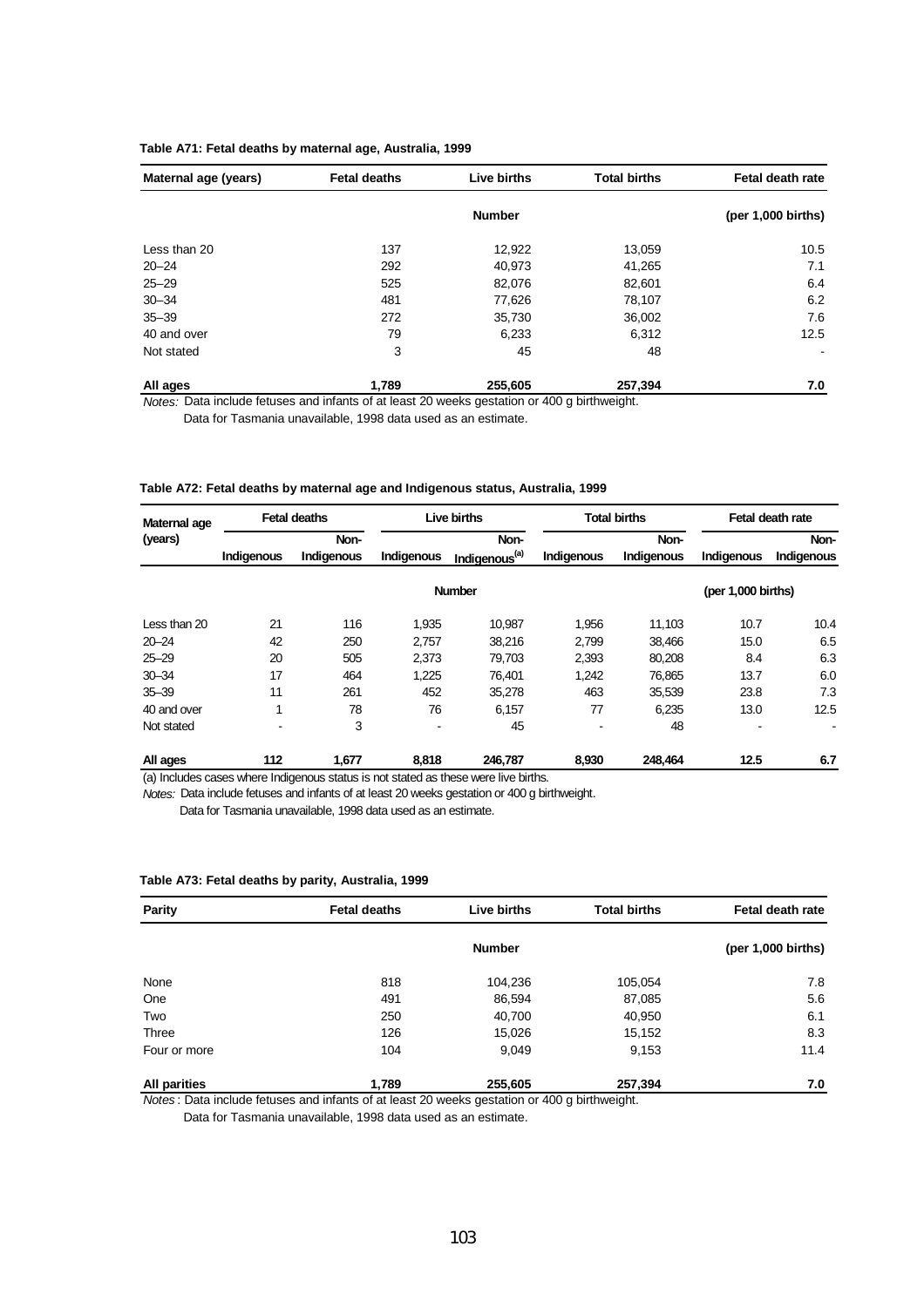**Table A71: Fetal deaths by maternal age, Australia, 1999**

| Maternal age (years) | Fetal deaths | Live births | Total births | Fetal death rate |
|---|---|---|---|---|
| | | Number | | (per 1,000 births) |
| Less than 20 | 137 | 12,922 | 13,059 | 10.5 |
| 20–24 | 292 | 40,973 | 41,265 | 7.1 |
| 25–29 | 525 | 82,076 | 82,601 | 6.4 |
| 30–34 | 481 | 77,626 | 78,107 | 6.2 |
| 35–39 | 272 | 35,730 | 36,002 | 7.6 |
| 40 and over | 79 | 6,233 | 6,312 | 12.5 |
| Not stated | 3 | 45 | 48 | - |
| **All ages** | **1,789** | **255,605** | **257,394** | **7.0** |

*Notes:* Data include fetuses and infants of at least 20 weeks gestation or 400 g birthweight.
Data for Tasmania unavailable, 1998 data used as an estimate.

**Table A72: Fetal deaths by maternal age and Indigenous status, Australia, 1999**

| Maternal age (years) | Fetal deaths | | Live births | | Total births | | Fetal death rate | |
|---|---|---|---|---|---|---|---|---|
| | Indigenous | Non-Indigenous | Indigenous | Non-Indigenous[(a)] | Indigenous | Non-Indigenous | Indigenous | Non-Indigenous |
| | | | Number | | | | (per 1,000 births) | |
| Less than 20 | 21 | 116 | 1,935 | 10,987 | 1,956 | 11,103 | 10.7 | 10.4 |
| 20–24 | 42 | 250 | 2,757 | 38,216 | 2,799 | 38,466 | 15.0 | 6.5 |
| 25–29 | 20 | 505 | 2,373 | 79,703 | 2,393 | 80,208 | 8.4 | 6.3 |
| 30–34 | 17 | 464 | 1,225 | 76,401 | 1,242 | 76,865 | 13.7 | 6.0 |
| 35–39 | 11 | 261 | 452 | 35,278 | 463 | 35,539 | 23.8 | 7.3 |
| 40 and over | 1 | 78 | 76 | 6,157 | 77 | 6,235 | 13.0 | 12.5 |
| Not stated | - | 3 | - | 45 | - | 48 | - | - |
| **All ages** | **112** | **1,677** | **8,818** | **246,787** | **8,930** | **248,464** | **12.5** | **6.7** |

(a) Includes cases where Indigenous status is not stated as these were live births.

*Notes:* Data include fetuses and infants of at least 20 weeks gestation or 400 g birthweight.
Data for Tasmania unavailable, 1998 data used as an estimate.

**Table A73: Fetal deaths by parity, Australia, 1999**

| Parity | Fetal deaths | Live births | Total births | Fetal death rate |
|---|---|---|---|---|
| | | Number | | (per 1,000 births) |
| None | 818 | 104,236 | 105,054 | 7.8 |
| One | 491 | 86,594 | 87,085 | 5.6 |
| Two | 250 | 40,700 | 40,950 | 6.1 |
| Three | 126 | 15,026 | 15,152 | 8.3 |
| Four or more | 104 | 9,049 | 9,153 | 11.4 |
| **All parities** | **1,789** | **255,605** | **257,394** | **7.0** |

*Notes*: Data include fetuses and infants of at least 20 weeks gestation or 400 g birthweight.
Data for Tasmania unavailable, 1998 data used as an estimate.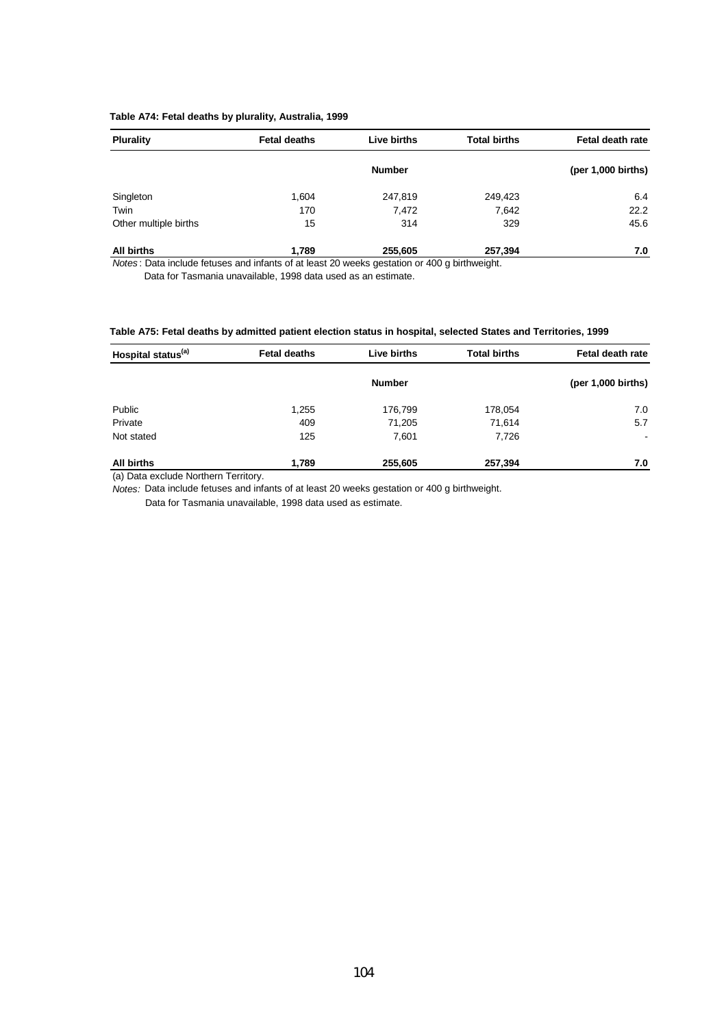**Table A74: Fetal deaths by plurality, Australia, 1999**

| Plurality | Fetal deaths | Live births | Total births | Fetal death rate |
|---|---|---|---|---|
| | | Number | | (per 1,000 births) |
| Singleton | 1,604 | 247,819 | 249,423 | 6.4 |
| Twin | 170 | 7,472 | 7,642 | 22.2 |
| Other multiple births | 15 | 314 | 329 | 45.6 |
| **All births** | **1,789** | **255,605** | **257,394** | **7.0** |

*Notes*: Data include fetuses and infants of at least 20 weeks gestation or 400 g birthweight.
Data for Tasmania unavailable, 1998 data used as an estimate.

**Table A75: Fetal deaths by admitted patient election status in hospital, selected States and Territories, 1999**

| Hospital status[(a)] | Fetal deaths | Live births | Total births | Fetal death rate |
|---|---|---|---|---|
| | | Number | | (per 1,000 births) |
| Public | 1,255 | 176,799 | 178,054 | 7.0 |
| Private | 409 | 71,205 | 71,614 | 5.7 |
| Not stated | 125 | 7,601 | 7,726 | - |
| **All births** | **1,789** | **255,605** | **257,394** | **7.0** |

(a) Data exclude Northern Territory.

*Notes:* Data include fetuses and infants of at least 20 weeks gestation or 400 g birthweight.
Data for Tasmania unavailable, 1998 data used as estimate.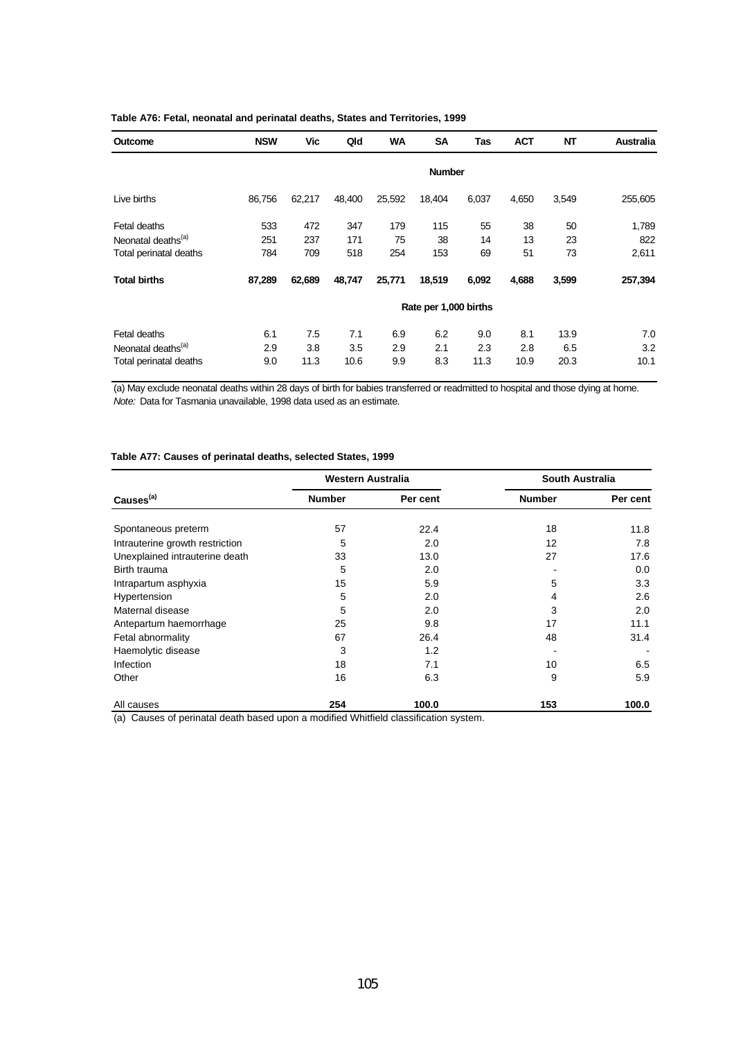**Table A76: Fetal, neonatal and perinatal deaths, States and Territories, 1999**

| Outcome | NSW | Vic | Qld | WA | SA | Tas | ACT | NT | Australia |
|---|---|---|---|---|---|---|---|---|---|
| | | | | | Number | | | | |
| Live births | 86,756 | 62,217 | 48,400 | 25,592 | 18,404 | 6,037 | 4,650 | 3,549 | 255,605 |
| Fetal deaths | 533 | 472 | 347 | 179 | 115 | 55 | 38 | 50 | 1,789 |
| Neonatal deaths[(a)] | 251 | 237 | 171 | 75 | 38 | 14 | 13 | 23 | 822 |
| Total perinatal deaths | 784 | 709 | 518 | 254 | 153 | 69 | 51 | 73 | 2,611 |
| **Total births** | **87,289** | **62,689** | **48,747** | **25,771** | **18,519** | **6,092** | **4,688** | **3,599** | **257,394** |
| | | | | | Rate per 1,000 births | | | | |
| Fetal deaths | 6.1 | 7.5 | 7.1 | 6.9 | 6.2 | 9.0 | 8.1 | 13.9 | 7.0 |
| Neonatal deaths[(a)] | 2.9 | 3.8 | 3.5 | 2.9 | 2.1 | 2.3 | 2.8 | 6.5 | 3.2 |
| Total perinatal deaths | 9.0 | 11.3 | 10.6 | 9.9 | 8.3 | 11.3 | 10.9 | 20.3 | 10.1 |

(a) May exclude neonatal deaths within 28 days of birth for babies transferred or readmitted to hospital and those dying at home.
*Note:* Data for Tasmania unavailable, 1998 data used as an estimate.

**Table A77: Causes of perinatal deaths, selected States, 1999**

| Causes[(a)] | Western Australia | | South Australia | |
|---|---|---|---|---|
| | Number | Per cent | Number | Per cent |
| Spontaneous preterm | 57 | 22.4 | 18 | 11.8 |
| Intrauterine growth restriction | 5 | 2.0 | 12 | 7.8 |
| Unexplained intrauterine death | 33 | 13.0 | 27 | 17.6 |
| Birth trauma | 5 | 2.0 | - | 0.0 |
| Intrapartum asphyxia | 15 | 5.9 | 5 | 3.3 |
| Hypertension | 5 | 2.0 | 4 | 2.6 |
| Maternal disease | 5 | 2.0 | 3 | 2.0 |
| Antepartum haemorrhage | 25 | 9.8 | 17 | 11.1 |
| Fetal abnormality | 67 | 26.4 | 48 | 31.4 |
| Haemolytic disease | 3 | 1.2 | - | - |
| Infection | 18 | 7.1 | 10 | 6.5 |
| Other | 16 | 6.3 | 9 | 5.9 |
| All causes | **254** | **100.0** | **153** | **100.0** |

(a) Causes of perinatal death based upon a modified Whitfield classification system.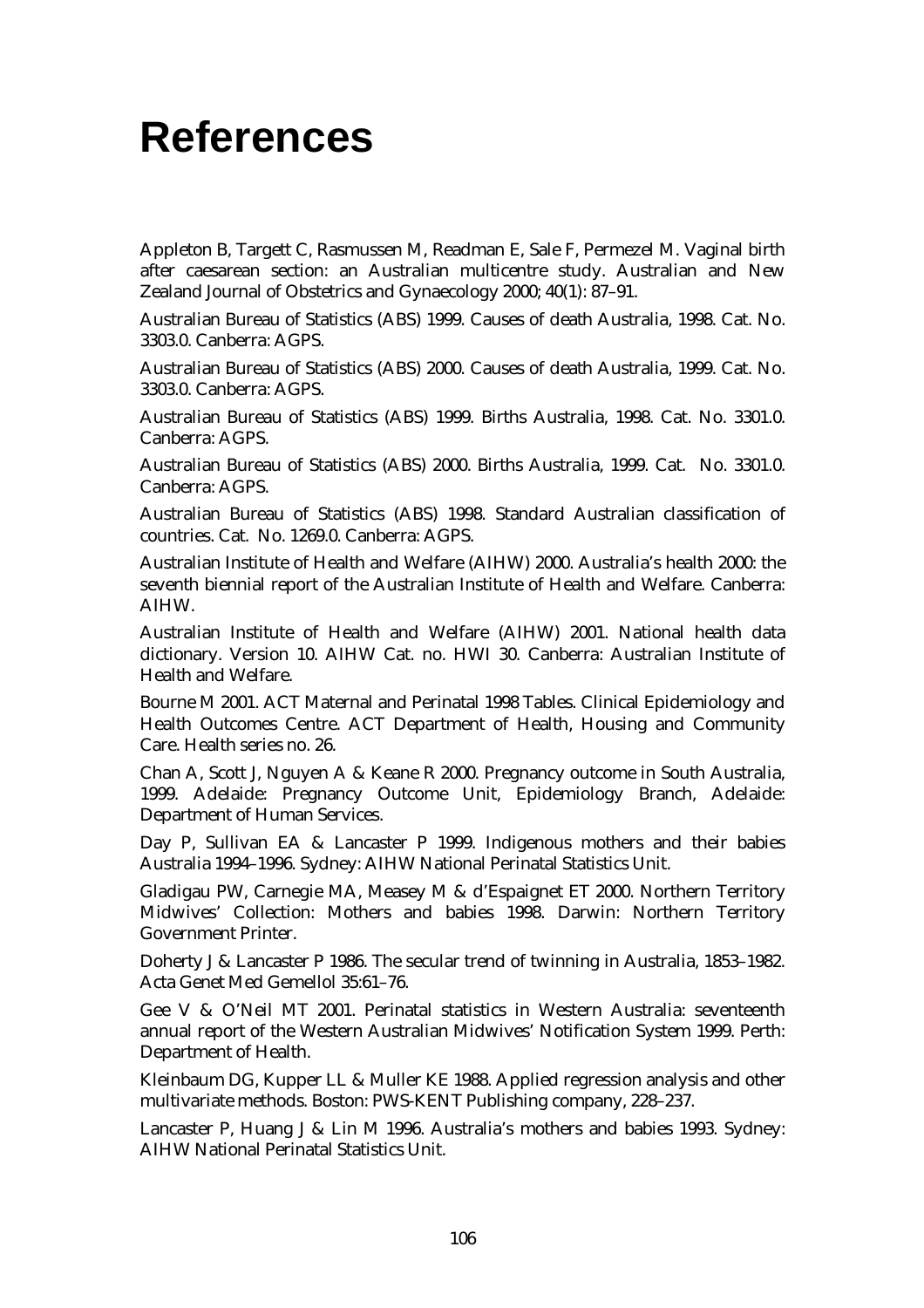# References

Appleton B, Targett C, Rasmussen M, Readman E, Sale F, Permezel M. Vaginal birth after caesarean section: an Australian multicentre study. Australian and New Zealand Journal of Obstetrics and Gynaecology 2000; 40(1): 87–91.

Australian Bureau of Statistics (ABS) 1999. Causes of death Australia, 1998. Cat. No. 3303.0. Canberra: AGPS.

Australian Bureau of Statistics (ABS) 2000. Causes of death Australia, 1999. Cat. No. 3303.0. Canberra: AGPS.

Australian Bureau of Statistics (ABS) 1999. Births Australia, 1998. Cat. No. 3301.0. Canberra: AGPS.

Australian Bureau of Statistics (ABS) 2000. Births Australia, 1999. Cat. No. 3301.0. Canberra: AGPS.

Australian Bureau of Statistics (ABS) 1998. Standard Australian classification of countries. Cat. No. 1269.0. Canberra: AGPS.

Australian Institute of Health and Welfare (AIHW) 2000. Australia's health 2000: the seventh biennial report of the Australian Institute of Health and Welfare. Canberra: AIHW.

Australian Institute of Health and Welfare (AIHW) 2001. National health data dictionary. Version 10. AIHW Cat. no. HWI 30. Canberra: Australian Institute of Health and Welfare.

Bourne M 2001. ACT Maternal and Perinatal 1998 Tables. Clinical Epidemiology and Health Outcomes Centre. ACT Department of Health, Housing and Community Care. Health series no. 26.

Chan A, Scott J, Nguyen A & Keane R 2000. Pregnancy outcome in South Australia, 1999. Adelaide: Pregnancy Outcome Unit, Epidemiology Branch, Adelaide: Department of Human Services.

Day P, Sullivan EA & Lancaster P 1999. Indigenous mothers and their babies Australia 1994–1996. Sydney: AIHW National Perinatal Statistics Unit.

Gladigau PW, Carnegie MA, Measey M & d'Espaignet ET 2000. Northern Territory Midwives' Collection: Mothers and babies 1998. Darwin: Northern Territory Government Printer.

Doherty J & Lancaster P 1986. The secular trend of twinning in Australia, 1853–1982. Acta Genet Med Gemellol 35:61–76.

Gee V & O'Neil MT 2001. Perinatal statistics in Western Australia: seventeenth annual report of the Western Australian Midwives' Notification System 1999. Perth: Department of Health.

Kleinbaum DG, Kupper LL & Muller KE 1988. Applied regression analysis and other multivariate methods. Boston: PWS-KENT Publishing company, 228–237.

Lancaster P, Huang J & Lin M 1996. Australia's mothers and babies 1993. Sydney: AIHW National Perinatal Statistics Unit.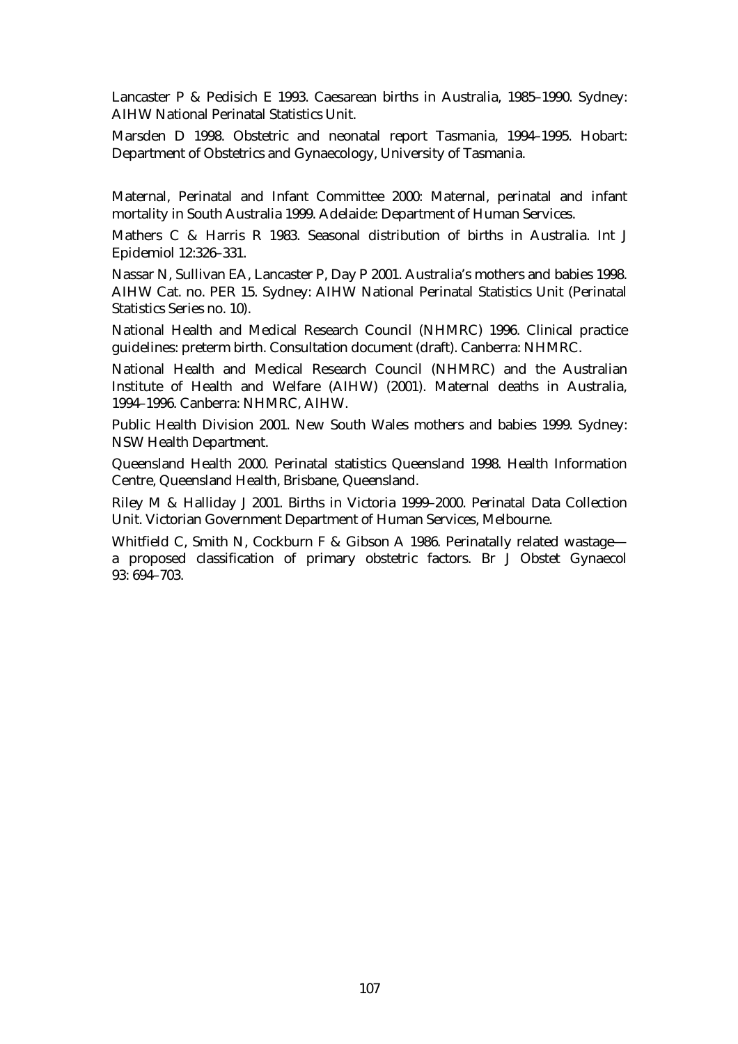Lancaster P & Pedisich E 1993. Caesarean births in Australia, 1985–1990. Sydney: AIHW National Perinatal Statistics Unit.

Marsden D 1998. Obstetric and neonatal report Tasmania, 1994–1995. Hobart: Department of Obstetrics and Gynaecology, University of Tasmania.

Maternal, Perinatal and Infant Committee 2000: Maternal, perinatal and infant mortality in South Australia 1999. Adelaide: Department of Human Services.

Mathers C & Harris R 1983. Seasonal distribution of births in Australia. Int J Epidemiol 12:326–331.

Nassar N, Sullivan EA, Lancaster P, Day P 2001. Australia's mothers and babies 1998. AIHW Cat. no. PER 15. Sydney: AIHW National Perinatal Statistics Unit (Perinatal Statistics Series no. 10).

National Health and Medical Research Council (NHMRC) 1996. Clinical practice guidelines: preterm birth. Consultation document (draft). Canberra: NHMRC.

National Health and Medical Research Council (NHMRC) and the Australian Institute of Health and Welfare (AIHW) (2001). Maternal deaths in Australia, 1994–1996. Canberra: NHMRC, AIHW.

Public Health Division 2001. New South Wales mothers and babies 1999. Sydney: NSW Health Department.

Queensland Health 2000. Perinatal statistics Queensland 1998. Health Information Centre, Queensland Health, Brisbane, Queensland.

Riley M & Halliday J 2001. Births in Victoria 1999–2000. Perinatal Data Collection Unit. Victorian Government Department of Human Services, Melbourne.

Whitfield C, Smith N, Cockburn F & Gibson A 1986. Perinatally related wastage—a proposed classification of primary obstetric factors. Br J Obstet Gynaecol 93: 694–703.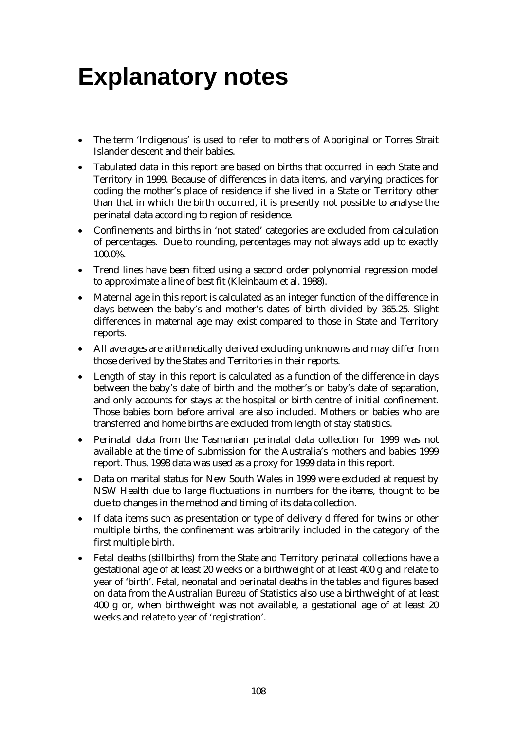# Explanatory notes

- The term 'Indigenous' is used to refer to mothers of Aboriginal or Torres Strait Islander descent and their babies.
- Tabulated data in this report are based on births that occurred in each State and Territory in 1999. Because of differences in data items, and varying practices for coding the mother's place of residence if she lived in a State or Territory other than that in which the birth occurred, it is presently not possible to analyse the perinatal data according to region of residence.
- Confinements and births in 'not stated' categories are excluded from calculation of percentages. Due to rounding, percentages may not always add up to exactly 100.0%.
- Trend lines have been fitted using a second order polynomial regression model to approximate a line of best fit (Kleinbaum et al. 1988).
- Maternal age in this report is calculated as an integer function of the difference in days between the baby's and mother's dates of birth divided by 365.25. Slight differences in maternal age may exist compared to those in State and Territory reports.
- All averages are arithmetically derived excluding unknowns and may differ from those derived by the States and Territories in their reports.
- Length of stay in this report is calculated as a function of the difference in days between the baby's date of birth and the mother's or baby's date of separation, and only accounts for stays at the hospital or birth centre of initial confinement. Those babies born before arrival are also included. Mothers or babies who are transferred and home births are excluded from length of stay statistics.
- Perinatal data from the Tasmanian perinatal data collection for 1999 was not available at the time of submission for the Australia's mothers and babies 1999 report. Thus, 1998 data was used as a proxy for 1999 data in this report.
- Data on marital status for New South Wales in 1999 were excluded at request by NSW Health due to large fluctuations in numbers for the items, thought to be due to changes in the method and timing of its data collection.
- If data items such as presentation or type of delivery differed for twins or other multiple births, the confinement was arbitrarily included in the category of the first multiple birth.
- Fetal deaths (stillbirths) from the State and Territory perinatal collections have a gestational age of at least 20 weeks or a birthweight of at least 400 g and relate to year of 'birth'. Fetal, neonatal and perinatal deaths in the tables and figures based on data from the Australian Bureau of Statistics also use a birthweight of at least 400 g or, when birthweight was not available, a gestational age of at least 20 weeks and relate to year of 'registration'.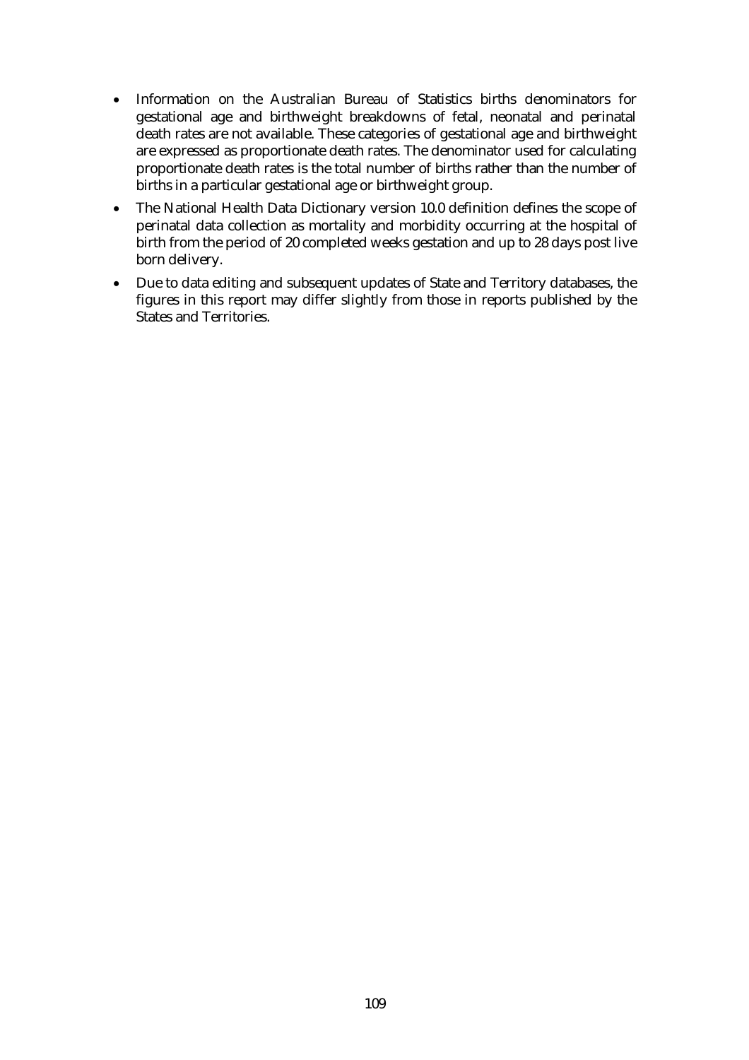- Information on the Australian Bureau of Statistics births denominators for gestational age and birthweight breakdowns of fetal, neonatal and perinatal death rates are not available. These categories of gestational age and birthweight are expressed as proportionate death rates. The denominator used for calculating proportionate death rates is the total number of births rather than the number of births in a particular gestational age or birthweight group.
- The National Health Data Dictionary version 10.0 definition defines the scope of perinatal data collection as mortality and morbidity occurring at the hospital of birth from the period of 20 completed weeks gestation and up to 28 days post live born delivery.
- Due to data editing and subsequent updates of State and Territory databases, the figures in this report may differ slightly from those in reports published by the States and Territories.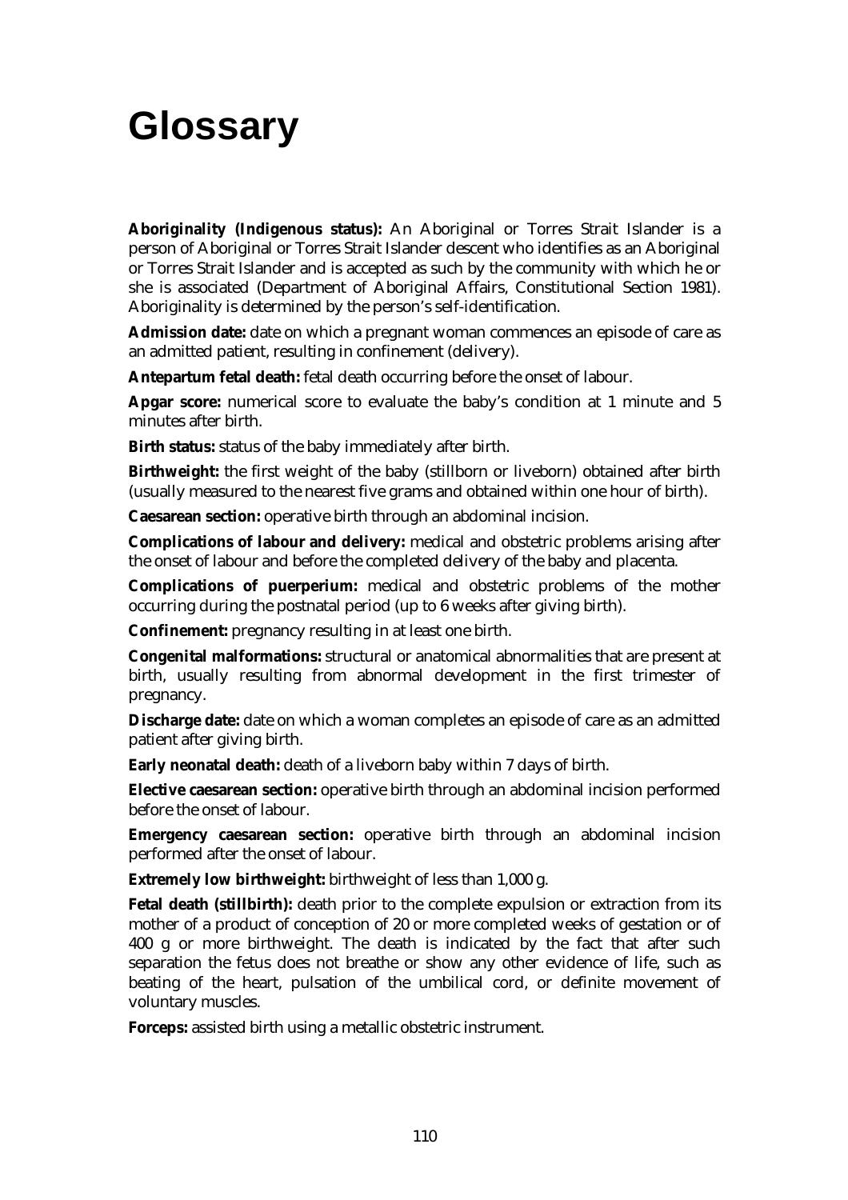# Glossary

**Aboriginality (Indigenous status):** An Aboriginal or Torres Strait Islander is a person of Aboriginal or Torres Strait Islander descent who identifies as an Aboriginal or Torres Strait Islander and is accepted as such by the community with which he or she is associated (Department of Aboriginal Affairs, Constitutional Section 1981). Aboriginality is determined by the person's self-identification.

**Admission date:** date on which a pregnant woman commences an episode of care as an admitted patient, resulting in confinement (delivery).

**Antepartum fetal death:** fetal death occurring before the onset of labour.

**Apgar score:** numerical score to evaluate the baby's condition at 1 minute and 5 minutes after birth.

**Birth status:** status of the baby immediately after birth.

**Birthweight:** the first weight of the baby (stillborn or liveborn) obtained after birth (usually measured to the nearest five grams and obtained within one hour of birth).

**Caesarean section:** operative birth through an abdominal incision.

**Complications of labour and delivery:** medical and obstetric problems arising after the onset of labour and before the completed delivery of the baby and placenta.

**Complications of puerperium:** medical and obstetric problems of the mother occurring during the postnatal period (up to 6 weeks after giving birth).

**Confinement:** pregnancy resulting in at least one birth.

**Congenital malformations:** structural or anatomical abnormalities that are present at birth, usually resulting from abnormal development in the first trimester of pregnancy.

**Discharge date:** date on which a woman completes an episode of care as an admitted patient after giving birth.

**Early neonatal death:** death of a liveborn baby within 7 days of birth.

**Elective caesarean section:** operative birth through an abdominal incision performed before the onset of labour.

**Emergency caesarean section:** operative birth through an abdominal incision performed after the onset of labour.

**Extremely low birthweight:** birthweight of less than 1,000 g.

**Fetal death (stillbirth):** death prior to the complete expulsion or extraction from its mother of a product of conception of 20 or more completed weeks of gestation or of 400 g or more birthweight. The death is indicated by the fact that after such separation the fetus does not breathe or show any other evidence of life, such as beating of the heart, pulsation of the umbilical cord, or definite movement of voluntary muscles.

**Forceps:** assisted birth using a metallic obstetric instrument.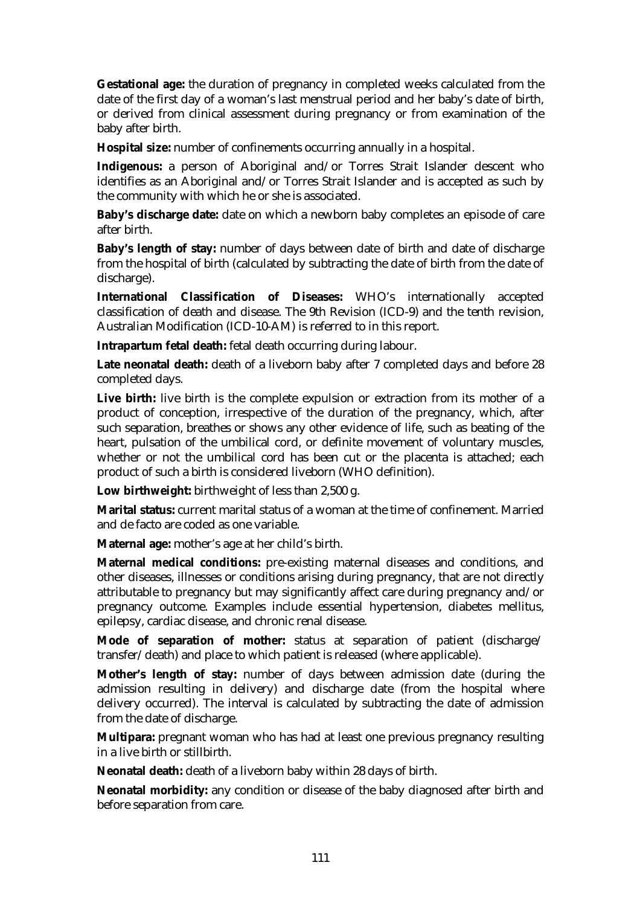**Gestational age:** the duration of pregnancy in completed weeks calculated from the date of the first day of a woman's last menstrual period and her baby's date of birth, or derived from clinical assessment during pregnancy or from examination of the baby after birth.

**Hospital size:** number of confinements occurring annually in a hospital.

**Indigenous:** a person of Aboriginal and/or Torres Strait Islander descent who identifies as an Aboriginal and/or Torres Strait Islander and is accepted as such by the community with which he or she is associated.

**Baby's discharge date:** date on which a newborn baby completes an episode of care after birth.

**Baby's length of stay:** number of days between date of birth and date of discharge from the hospital of birth (calculated by subtracting the date of birth from the date of discharge).

**International Classification of Diseases:** WHO's internationally accepted classification of death and disease. The 9th Revision (ICD-9) and the tenth revision, Australian Modification (ICD-10-AM) is referred to in this report.

**Intrapartum fetal death:** fetal death occurring during labour.

**Late neonatal death:** death of a liveborn baby after 7 completed days and before 28 completed days.

**Live birth:** live birth is the complete expulsion or extraction from its mother of a product of conception, irrespective of the duration of the pregnancy, which, after such separation, breathes or shows any other evidence of life, such as beating of the heart, pulsation of the umbilical cord, or definite movement of voluntary muscles, whether or not the umbilical cord has been cut or the placenta is attached; each product of such a birth is considered liveborn (WHO definition).

**Low birthweight:** birthweight of less than 2,500 g.

**Marital status:** current marital status of a woman at the time of confinement. Married and de facto are coded as one variable.

**Maternal age:** mother's age at her child's birth.

**Maternal medical conditions:** pre-existing maternal diseases and conditions, and other diseases, illnesses or conditions arising during pregnancy, that are not directly attributable to pregnancy but may significantly affect care during pregnancy and/or pregnancy outcome. Examples include essential hypertension, diabetes mellitus, epilepsy, cardiac disease, and chronic renal disease.

**Mode of separation of mother:** status at separation of patient (discharge/ transfer/death) and place to which patient is released (where applicable).

**Mother's length of stay:** number of days between admission date (during the admission resulting in delivery) and discharge date (from the hospital where delivery occurred). The interval is calculated by subtracting the date of admission from the date of discharge.

**Multipara:** pregnant woman who has had at least one previous pregnancy resulting in a live birth or stillbirth.

**Neonatal death:** death of a liveborn baby within 28 days of birth.

**Neonatal morbidity:** any condition or disease of the baby diagnosed after birth and before separation from care.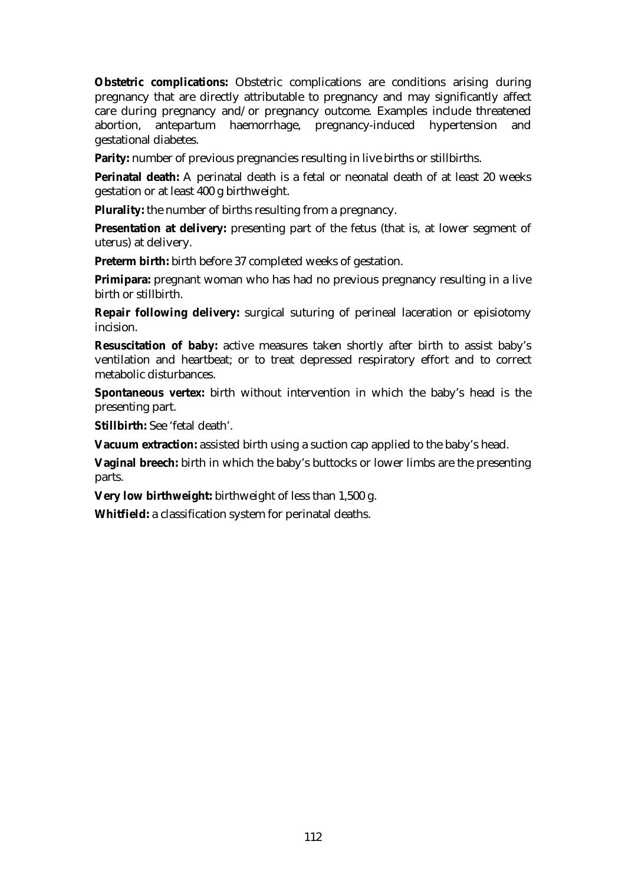**Obstetric complications:** Obstetric complications are conditions arising during pregnancy that are directly attributable to pregnancy and may significantly affect care during pregnancy and/or pregnancy outcome. Examples include threatened abortion, antepartum haemorrhage, pregnancy-induced hypertension and gestational diabetes.

**Parity:** number of previous pregnancies resulting in live births or stillbirths.

**Perinatal death:** A perinatal death is a fetal or neonatal death of at least 20 weeks gestation or at least 400 g birthweight.

**Plurality:** the number of births resulting from a pregnancy.

**Presentation at delivery:** presenting part of the fetus (that is, at lower segment of uterus) at delivery.

**Preterm birth:** birth before 37 completed weeks of gestation.

**Primipara:** pregnant woman who has had no previous pregnancy resulting in a live birth or stillbirth.

**Repair following delivery:** surgical suturing of perineal laceration or episiotomy incision.

**Resuscitation of baby:** active measures taken shortly after birth to assist baby's ventilation and heartbeat; or to treat depressed respiratory effort and to correct metabolic disturbances.

**Spontaneous vertex:** birth without intervention in which the baby's head is the presenting part.

**Stillbirth:** See 'fetal death'.

**Vacuum extraction:** assisted birth using a suction cap applied to the baby's head.

**Vaginal breech:** birth in which the baby's buttocks or lower limbs are the presenting parts.

**Very low birthweight:** birthweight of less than 1,500 g.

**Whitfield:** a classification system for perinatal deaths.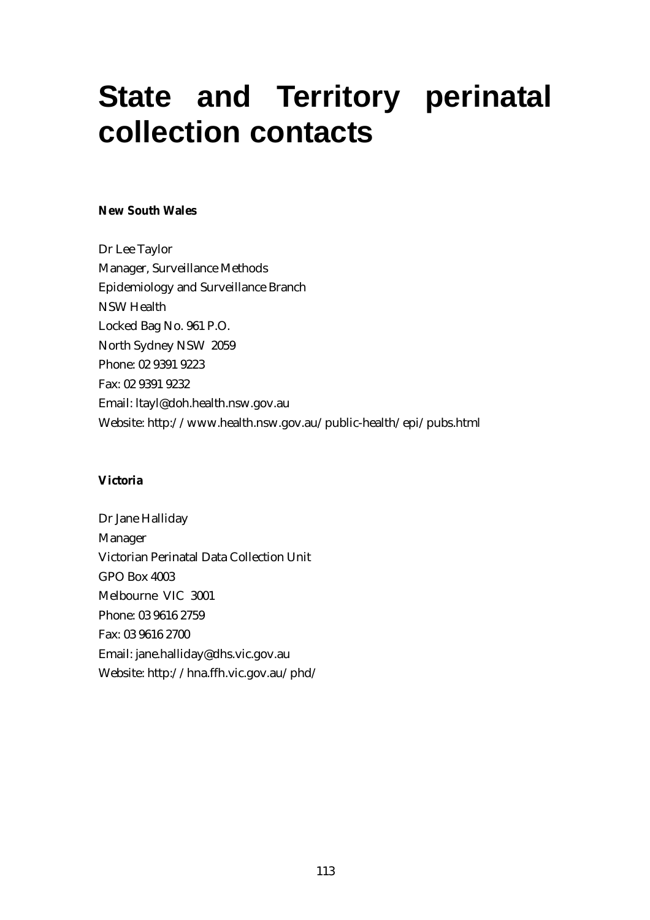# State and Territory perinatal collection contacts

**New South Wales**

Dr Lee Taylor
Manager, Surveillance Methods
Epidemiology and Surveillance Branch
NSW Health
Locked Bag No. 961 P.O.
North Sydney NSW 2059
Phone: 02 9391 9223
Fax: 02 9391 9232
Email: ltayl@doh.health.nsw.gov.au
Website: http://www.health.nsw.gov.au/public-health/epi/pubs.html

**Victoria**

Dr Jane Halliday
Manager
Victorian Perinatal Data Collection Unit
GPO Box 4003
Melbourne VIC 3001
Phone: 03 9616 2759
Fax: 03 9616 2700
Email: jane.halliday@dhs.vic.gov.au
Website: http://hna.ffh.vic.gov.au/phd/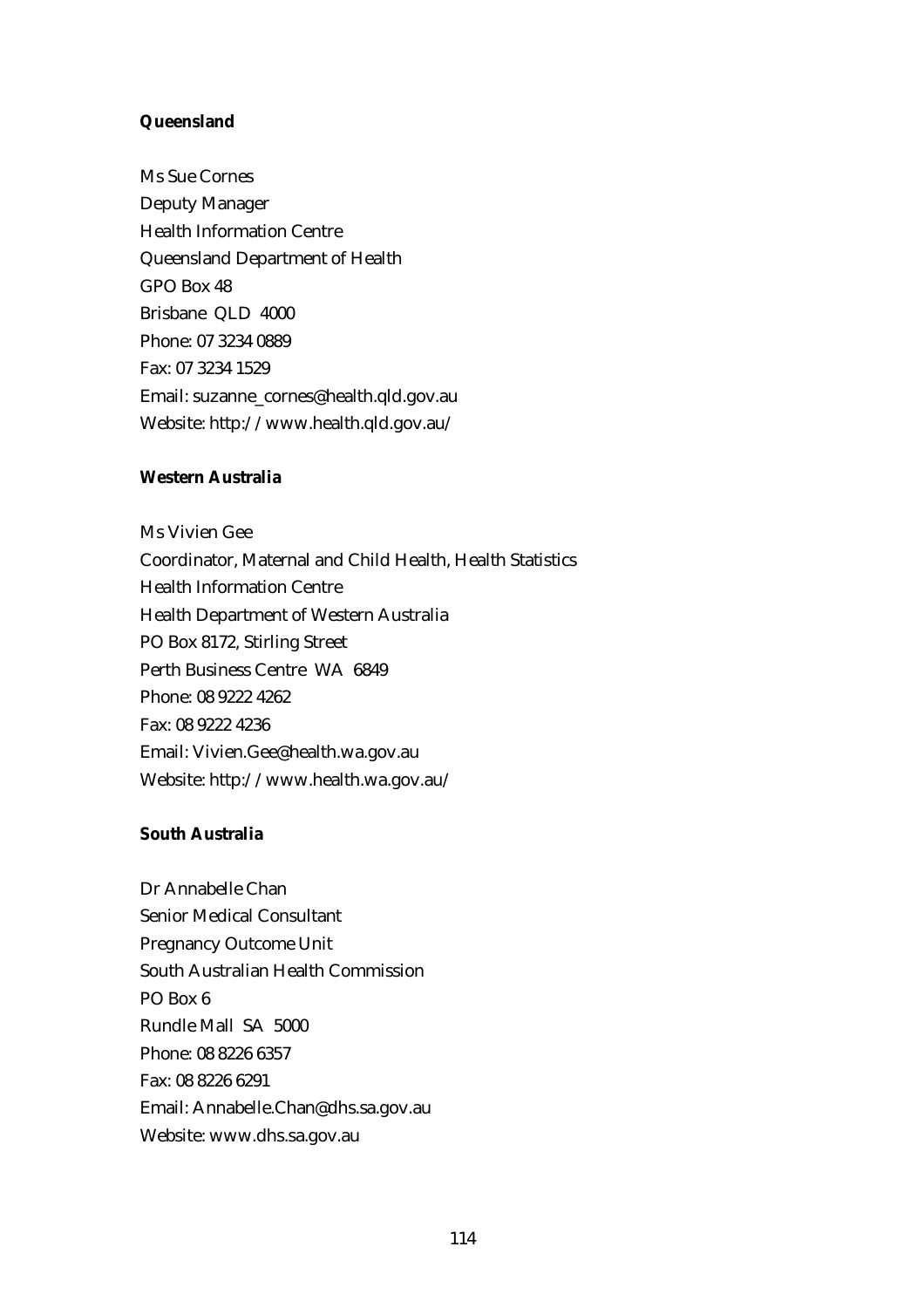**Queensland**

Ms Sue Cornes
Deputy Manager
Health Information Centre
Queensland Department of Health
GPO Box 48
Brisbane QLD 4000
Phone: 07 3234 0889
Fax: 07 3234 1529
Email: suzanne_cornes@health.qld.gov.au
Website: http://www.health.qld.gov.au/

**Western Australia**

Ms Vivien Gee
Coordinator, Maternal and Child Health, Health Statistics
Health Information Centre
Health Department of Western Australia
PO Box 8172, Stirling Street
Perth Business Centre WA 6849
Phone: 08 9222 4262
Fax: 08 9222 4236
Email: Vivien.Gee@health.wa.gov.au
Website: http://www.health.wa.gov.au/

**South Australia**

Dr Annabelle Chan
Senior Medical Consultant
Pregnancy Outcome Unit
South Australian Health Commission
PO Box 6
Rundle Mall SA 5000
Phone: 08 8226 6357
Fax: 08 8226 6291
Email: Annabelle.Chan@dhs.sa.gov.au
Website: www.dhs.sa.gov.au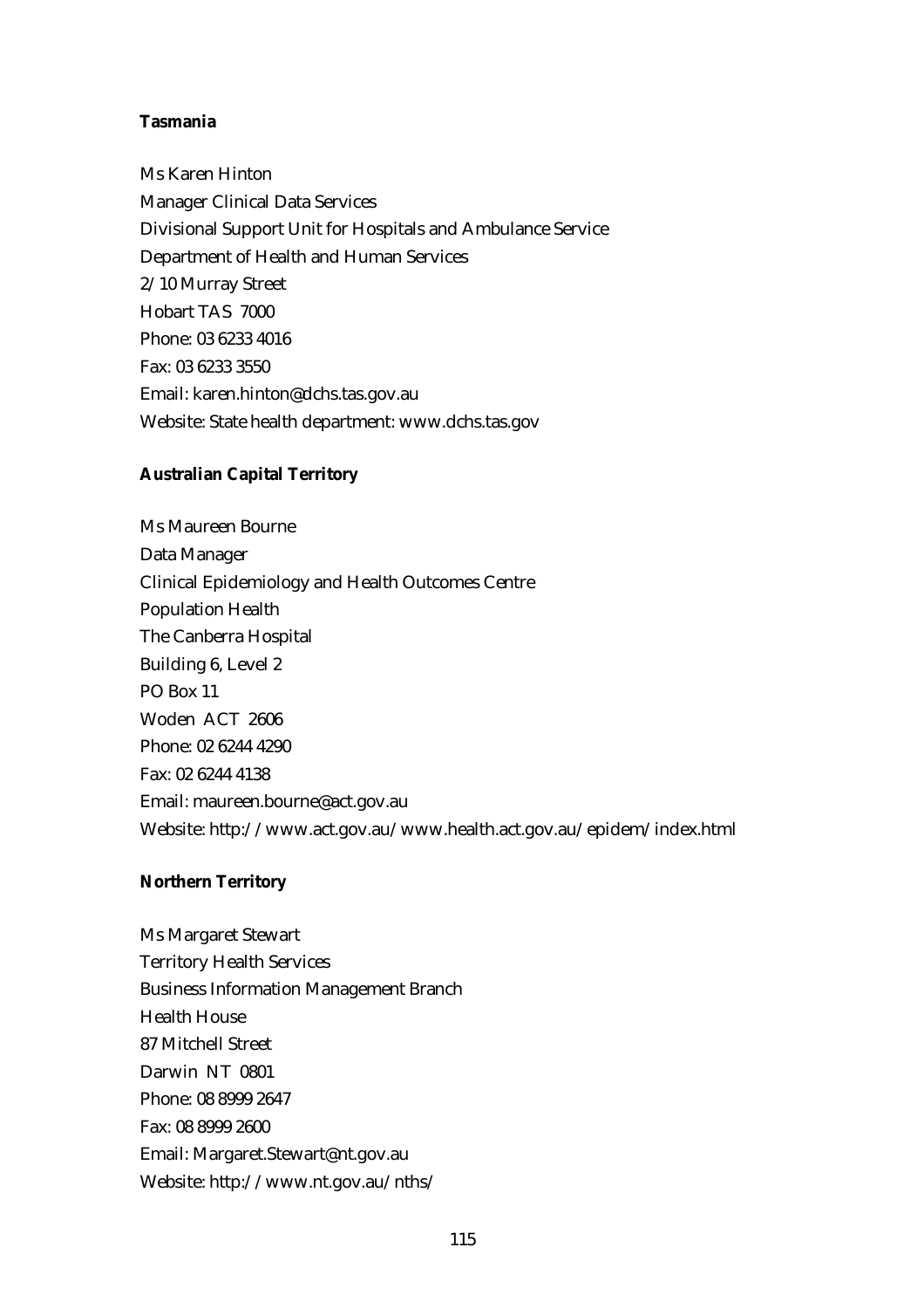**Tasmania**

Ms Karen Hinton
Manager Clinical Data Services
Divisional Support Unit for Hospitals and Ambulance Service
Department of Health and Human Services
2/10 Murray Street
Hobart TAS 7000
Phone: 03 6233 4016
Fax: 03 6233 3550
Email: karen.hinton@dchs.tas.gov.au
Website: State health department: www.dchs.tas.gov

**Australian Capital Territory**

Ms Maureen Bourne
Data Manager
Clinical Epidemiology and Health Outcomes Centre
Population Health
The Canberra Hospital
Building 6, Level 2
PO Box 11
Woden ACT 2606
Phone: 02 6244 4290
Fax: 02 6244 4138
Email: maureen.bourne@act.gov.au
Website: http://www.act.gov.au/www.health.act.gov.au/epidem/index.html

**Northern Territory**

Ms Margaret Stewart
Territory Health Services
Business Information Management Branch
Health House
87 Mitchell Street
Darwin NT 0801
Phone: 08 8999 2647
Fax: 08 8999 2600
Email: Margaret.Stewart@nt.gov.au
Website: http://www.nt.gov.au/nths/